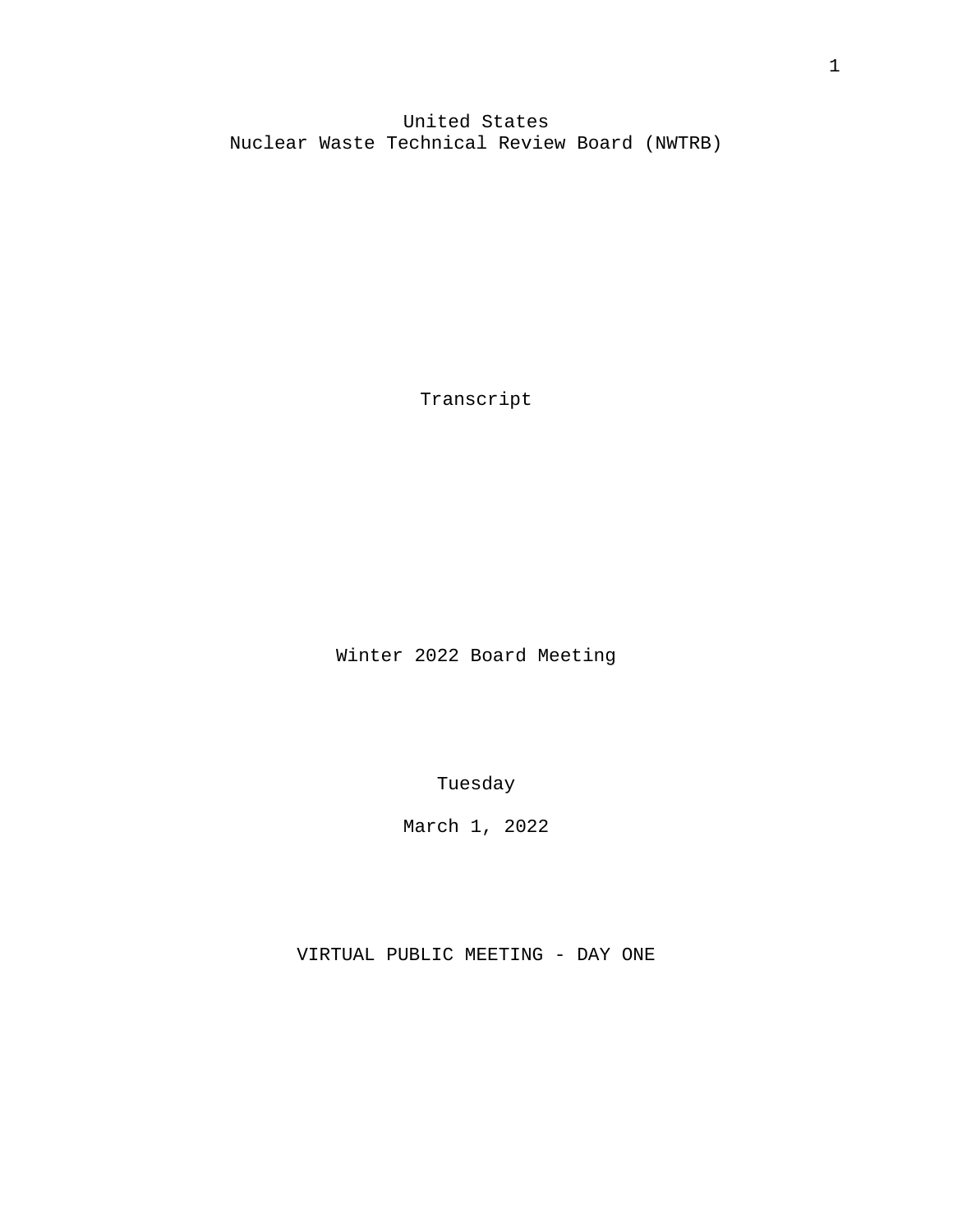# United States
# Nuclear Waste Technical Review Board (NWTRB)

Transcript

Winter 2022 Board Meeting

Tuesday

March 1, 2022

VIRTUAL PUBLIC MEETING - DAY ONE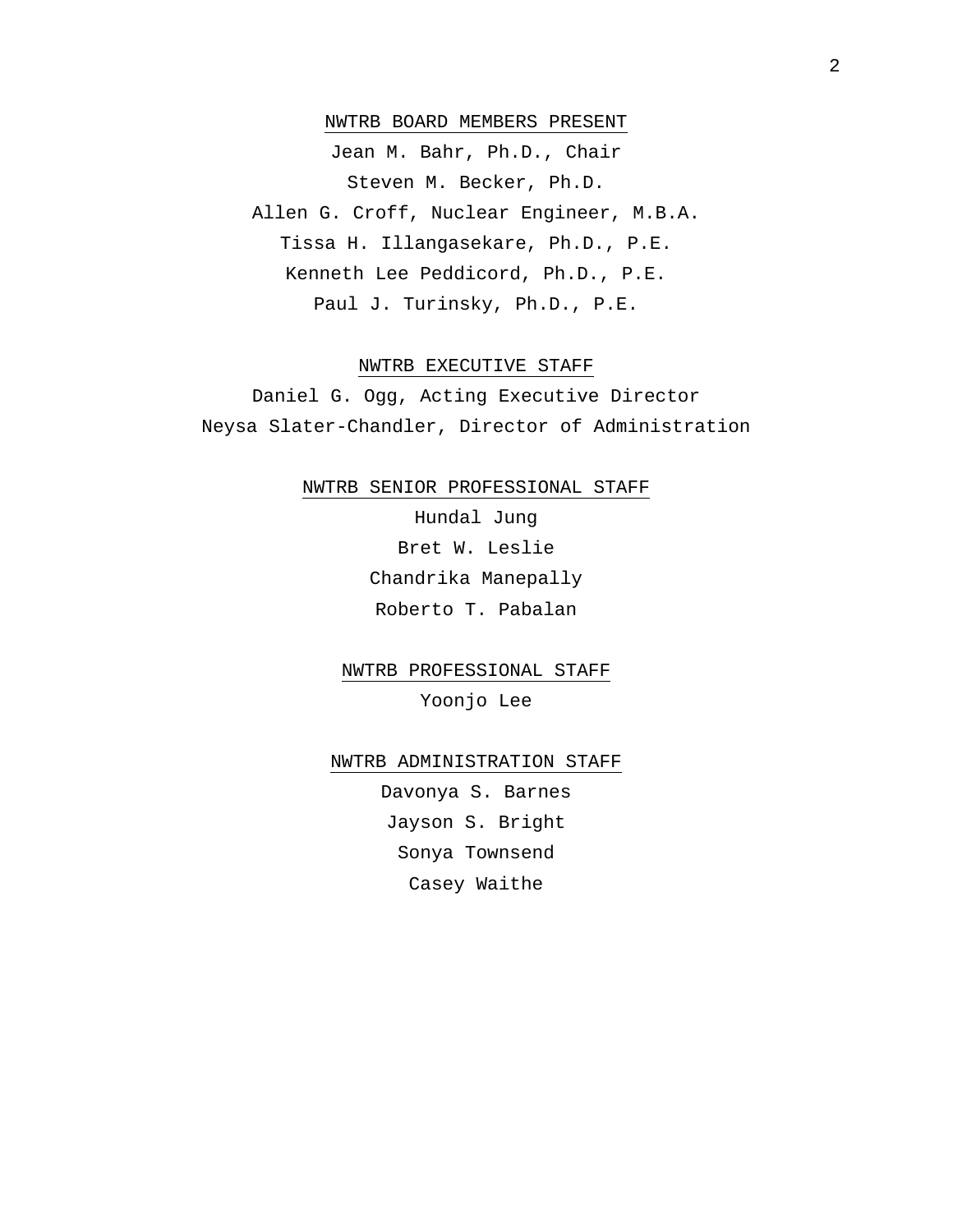## NWTRB BOARD MEMBERS PRESENT

Jean M. Bahr, Ph.D., Chair

Steven M. Becker, Ph.D.

Allen G. Croff, Nuclear Engineer, M.B.A.

Tissa H. Illangasekare, Ph.D., P.E.

Kenneth Lee Peddicord, Ph.D., P.E.

Paul J. Turinsky, Ph.D., P.E.

## NWTRB EXECUTIVE STAFF

Daniel G. Ogg, Acting Executive Director

Neysa Slater-Chandler, Director of Administration

## NWTRB SENIOR PROFESSIONAL STAFF

Hundal Jung

Bret W. Leslie

Chandrika Manepally

Roberto T. Pabalan

## NWTRB PROFESSIONAL STAFF

Yoonjo Lee

## NWTRB ADMINISTRATION STAFF

Davonya S. Barnes

Jayson S. Bright

Sonya Townsend

Casey Waithe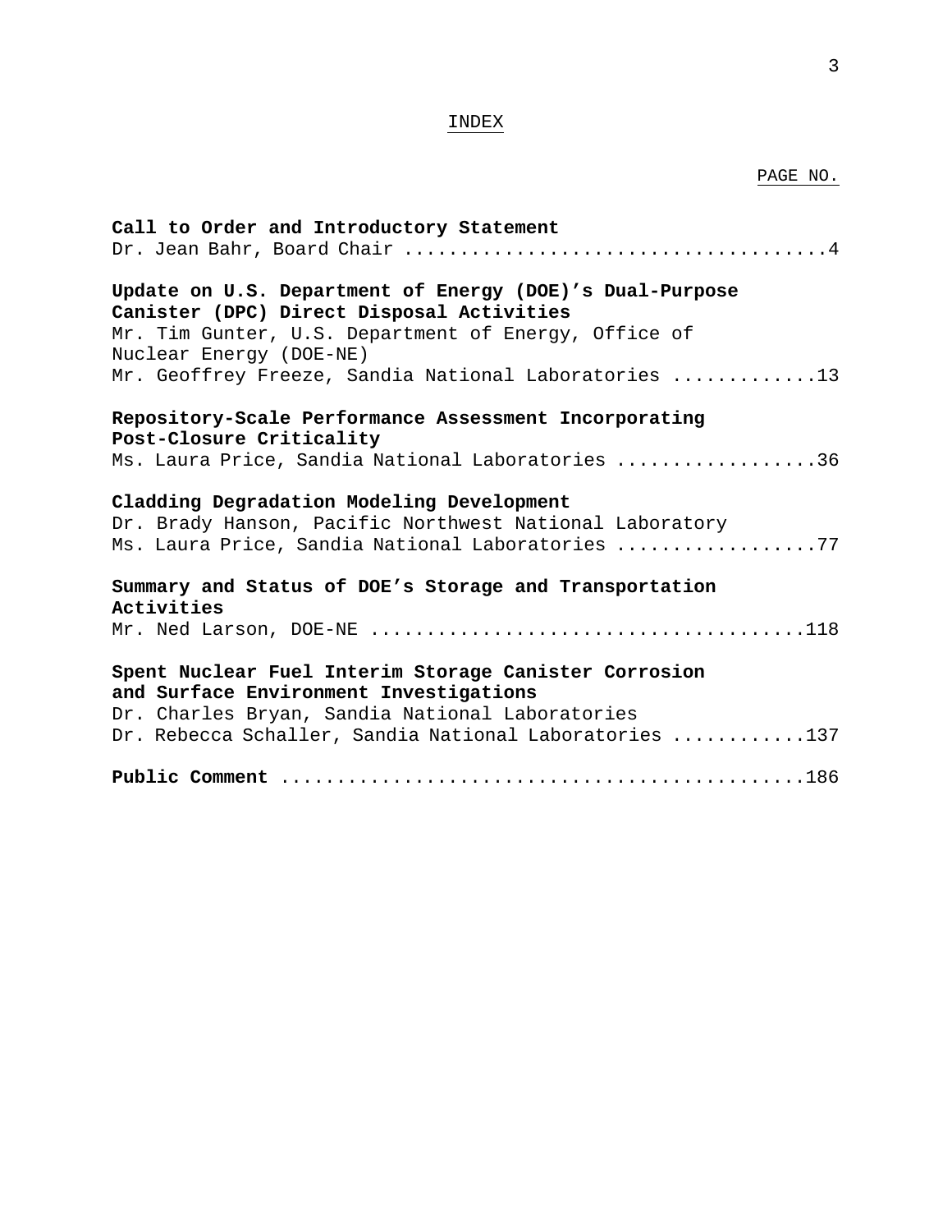# INDEX

PAGE NO.

**Call to Order and Introductory Statement**
Dr. Jean Bahr, Board Chair ....................................4

**Update on U.S. Department of Energy (DOE)'s Dual-Purpose Canister (DPC) Direct Disposal Activities**
Mr. Tim Gunter, U.S. Department of Energy, Office of Nuclear Energy (DOE-NE)
Mr. Geoffrey Freeze, Sandia National Laboratories ............13

**Repository-Scale Performance Assessment Incorporating Post-Closure Criticality**
Ms. Laura Price, Sandia National Laboratories .................36

**Cladding Degradation Modeling Development**
Dr. Brady Hanson, Pacific Northwest National Laboratory
Ms. Laura Price, Sandia National Laboratories .................77

**Summary and Status of DOE's Storage and Transportation Activities**
Mr. Ned Larson, DOE-NE .....................................118

**Spent Nuclear Fuel Interim Storage Canister Corrosion and Surface Environment Investigations**
Dr. Charles Bryan, Sandia National Laboratories
Dr. Rebecca Schaller, Sandia National Laboratories ...........137

**Public Comment** ............................................186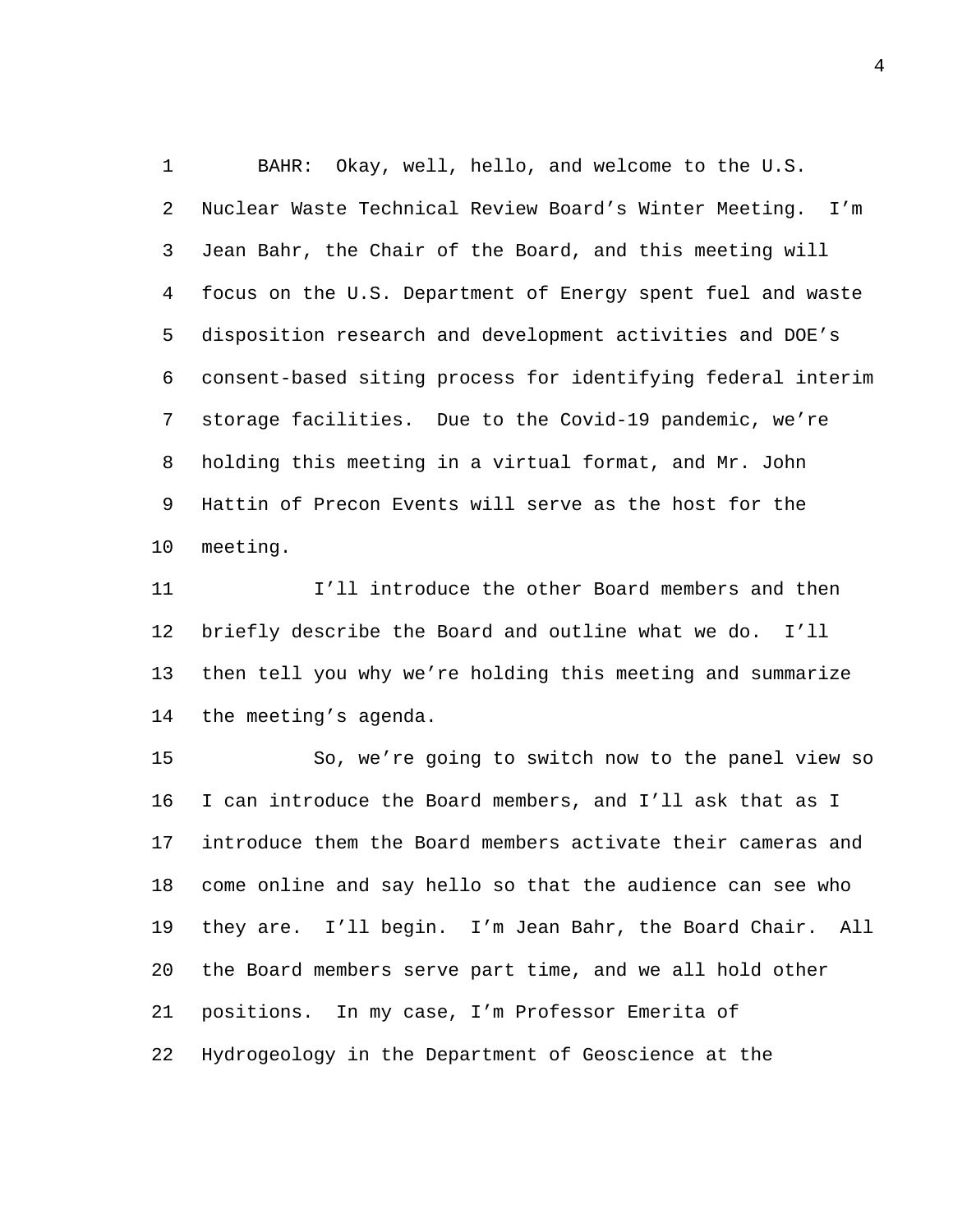BAHR: Okay, well, hello, and welcome to the U.S. Nuclear Waste Technical Review Board's Winter Meeting. I'm Jean Bahr, the Chair of the Board, and this meeting will focus on the U.S. Department of Energy spent fuel and waste disposition research and development activities and DOE's consent-based siting process for identifying federal interim storage facilities. Due to the Covid-19 pandemic, we're holding this meeting in a virtual format, and Mr. John Hattin of Precon Events will serve as the host for the meeting.

I'll introduce the other Board members and then briefly describe the Board and outline what we do. I'll then tell you why we're holding this meeting and summarize the meeting's agenda.

So, we're going to switch now to the panel view so I can introduce the Board members, and I'll ask that as I introduce them the Board members activate their cameras and come online and say hello so that the audience can see who they are. I'll begin. I'm Jean Bahr, the Board Chair. All the Board members serve part time, and we all hold other positions. In my case, I'm Professor Emerita of Hydrogeology in the Department of Geoscience at the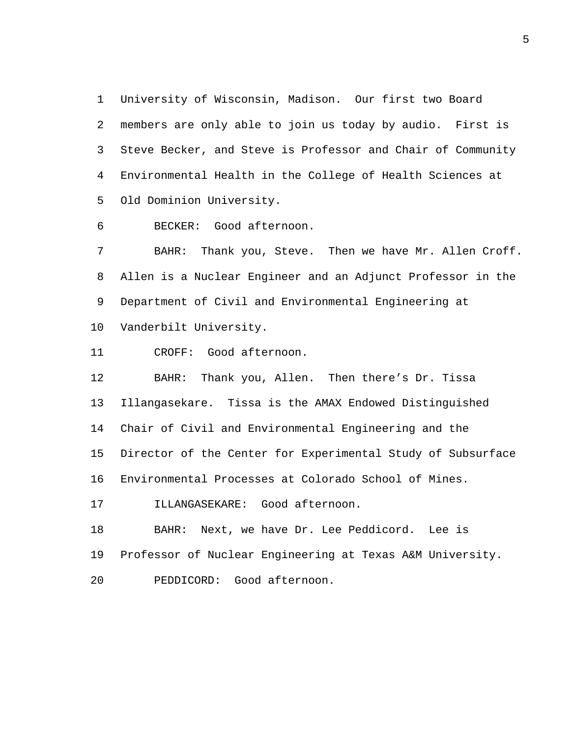University of Wisconsin, Madison. Our first two Board members are only able to join us today by audio. First is Steve Becker, and Steve is Professor and Chair of Community Environmental Health in the College of Health Sciences at Old Dominion University.

BECKER: Good afternoon.

BAHR: Thank you, Steve. Then we have Mr. Allen Croff. Allen is a Nuclear Engineer and an Adjunct Professor in the Department of Civil and Environmental Engineering at Vanderbilt University.

CROFF: Good afternoon.

BAHR: Thank you, Allen. Then there's Dr. Tissa Illangasekare. Tissa is the AMAX Endowed Distinguished Chair of Civil and Environmental Engineering and the Director of the Center for Experimental Study of Subsurface Environmental Processes at Colorado School of Mines.

ILLANGASEKARE: Good afternoon.

BAHR: Next, we have Dr. Lee Peddicord. Lee is Professor of Nuclear Engineering at Texas A&M University.

PEDDICORD: Good afternoon.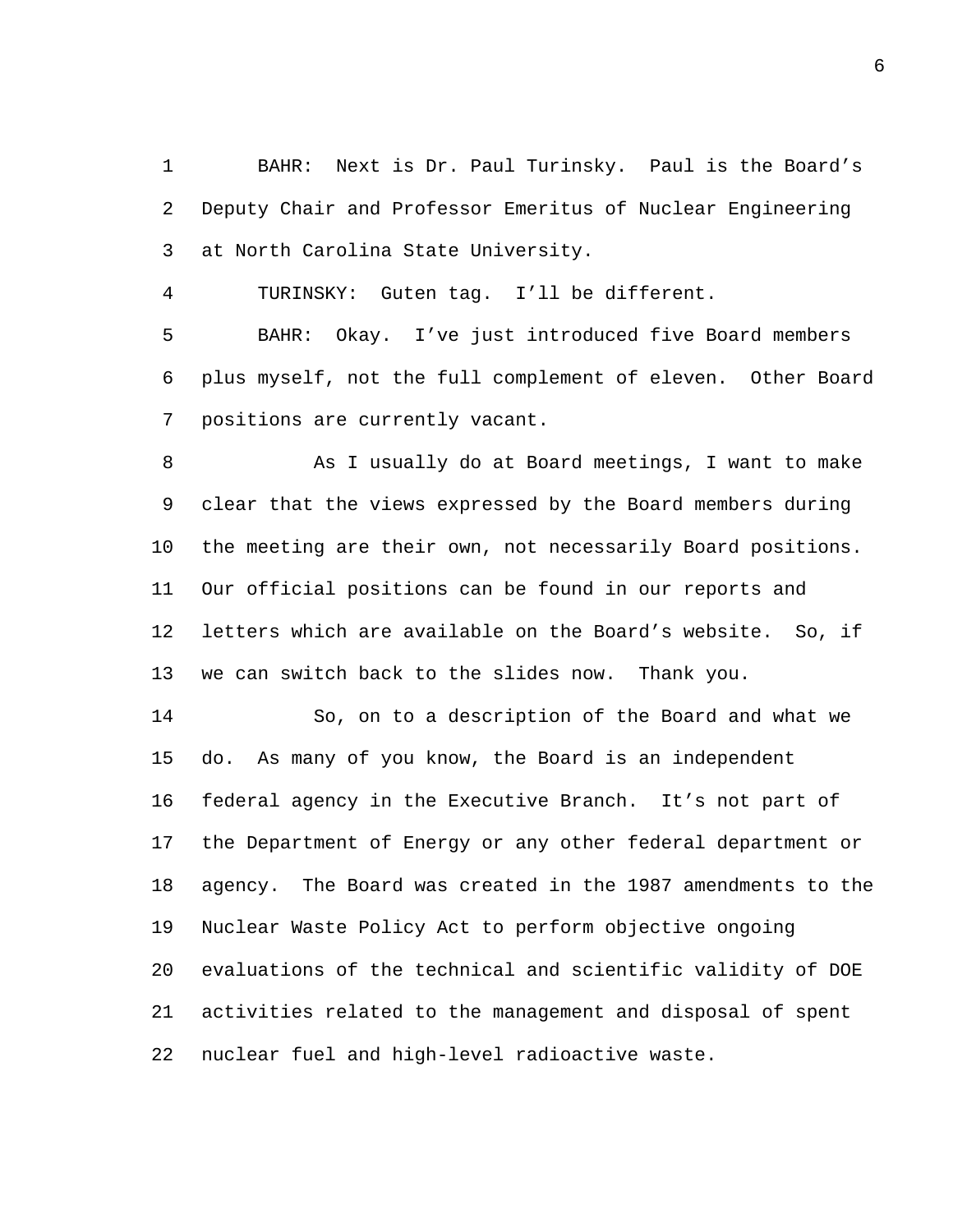BAHR: Next is Dr. Paul Turinsky. Paul is the Board's Deputy Chair and Professor Emeritus of Nuclear Engineering at North Carolina State University.

TURINSKY: Guten tag. I'll be different.

BAHR: Okay. I've just introduced five Board members plus myself, not the full complement of eleven. Other Board positions are currently vacant.

As I usually do at Board meetings, I want to make clear that the views expressed by the Board members during the meeting are their own, not necessarily Board positions. Our official positions can be found in our reports and letters which are available on the Board's website. So, if we can switch back to the slides now. Thank you.

So, on to a description of the Board and what we do. As many of you know, the Board is an independent federal agency in the Executive Branch. It's not part of the Department of Energy or any other federal department or agency. The Board was created in the 1987 amendments to the Nuclear Waste Policy Act to perform objective ongoing evaluations of the technical and scientific validity of DOE activities related to the management and disposal of spent nuclear fuel and high-level radioactive waste.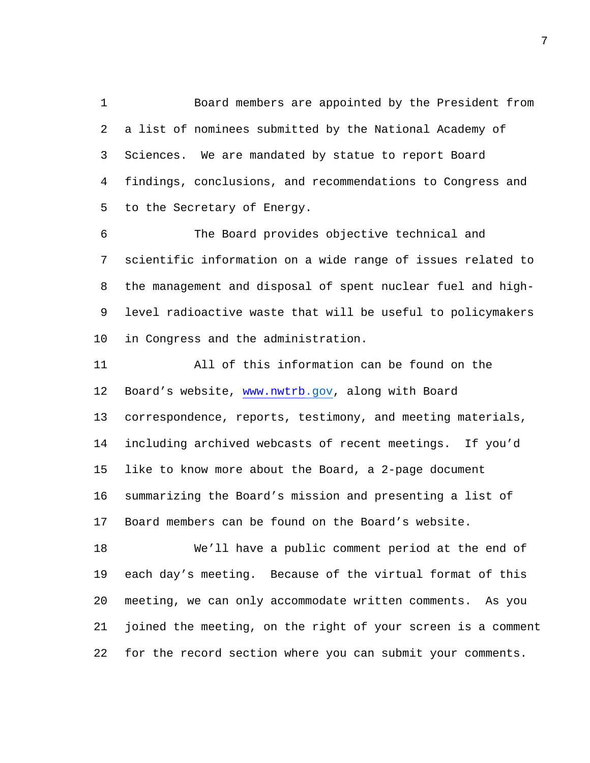Board members are appointed by the President from a list of nominees submitted by the National Academy of Sciences. We are mandated by statue to report Board findings, conclusions, and recommendations to Congress and to the Secretary of Energy.

The Board provides objective technical and scientific information on a wide range of issues related to the management and disposal of spent nuclear fuel and high-level radioactive waste that will be useful to policymakers in Congress and the administration.

All of this information can be found on the Board's website, www.nwtrb.gov, along with Board correspondence, reports, testimony, and meeting materials, including archived webcasts of recent meetings. If you'd like to know more about the Board, a 2-page document summarizing the Board's mission and presenting a list of Board members can be found on the Board's website.

We'll have a public comment period at the end of each day's meeting. Because of the virtual format of this meeting, we can only accommodate written comments. As you joined the meeting, on the right of your screen is a comment for the record section where you can submit your comments.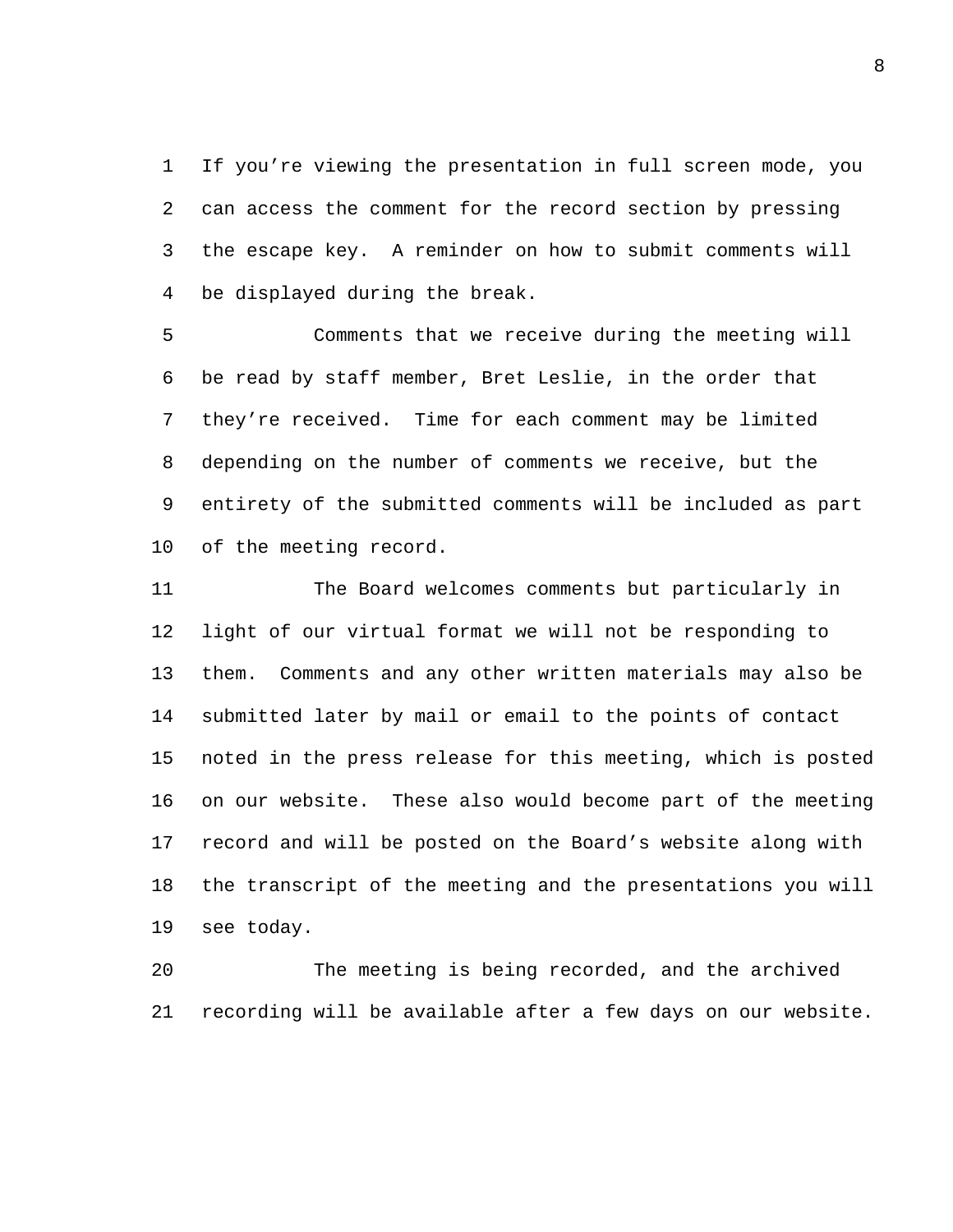If you're viewing the presentation in full screen mode, you can access the comment for the record section by pressing the escape key. A reminder on how to submit comments will be displayed during the break.

Comments that we receive during the meeting will be read by staff member, Bret Leslie, in the order that they're received. Time for each comment may be limited depending on the number of comments we receive, but the entirety of the submitted comments will be included as part of the meeting record.

The Board welcomes comments but particularly in light of our virtual format we will not be responding to them. Comments and any other written materials may also be submitted later by mail or email to the points of contact noted in the press release for this meeting, which is posted on our website. These also would become part of the meeting record and will be posted on the Board's website along with the transcript of the meeting and the presentations you will see today.

The meeting is being recorded, and the archived recording will be available after a few days on our website.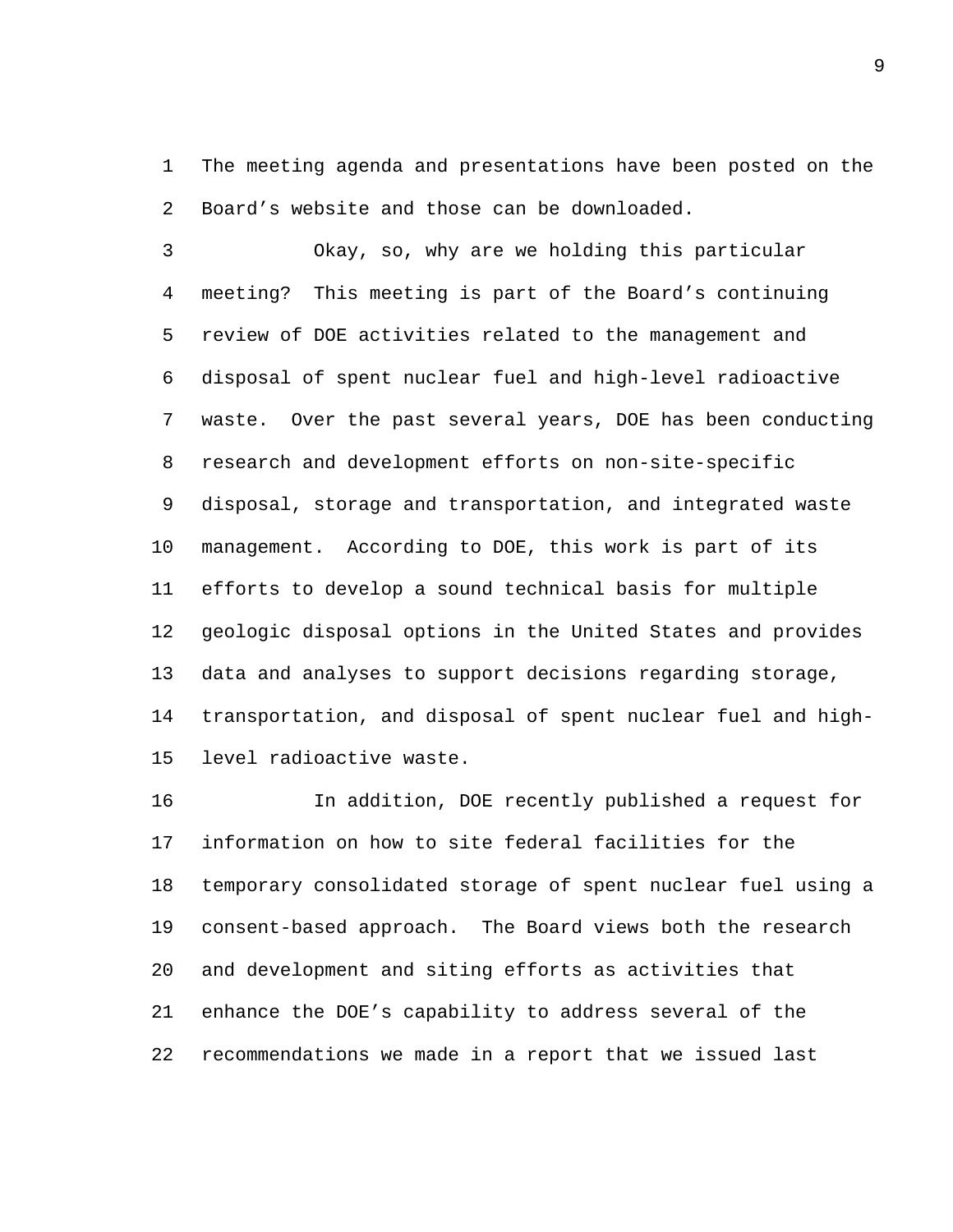The meeting agenda and presentations have been posted on the Board's website and those can be downloaded.

Okay, so, why are we holding this particular meeting? This meeting is part of the Board's continuing review of DOE activities related to the management and disposal of spent nuclear fuel and high-level radioactive waste. Over the past several years, DOE has been conducting research and development efforts on non-site-specific disposal, storage and transportation, and integrated waste management. According to DOE, this work is part of its efforts to develop a sound technical basis for multiple geologic disposal options in the United States and provides data and analyses to support decisions regarding storage, transportation, and disposal of spent nuclear fuel and high-level radioactive waste.

In addition, DOE recently published a request for information on how to site federal facilities for the temporary consolidated storage of spent nuclear fuel using a consent-based approach. The Board views both the research and development and siting efforts as activities that enhance the DOE's capability to address several of the recommendations we made in a report that we issued last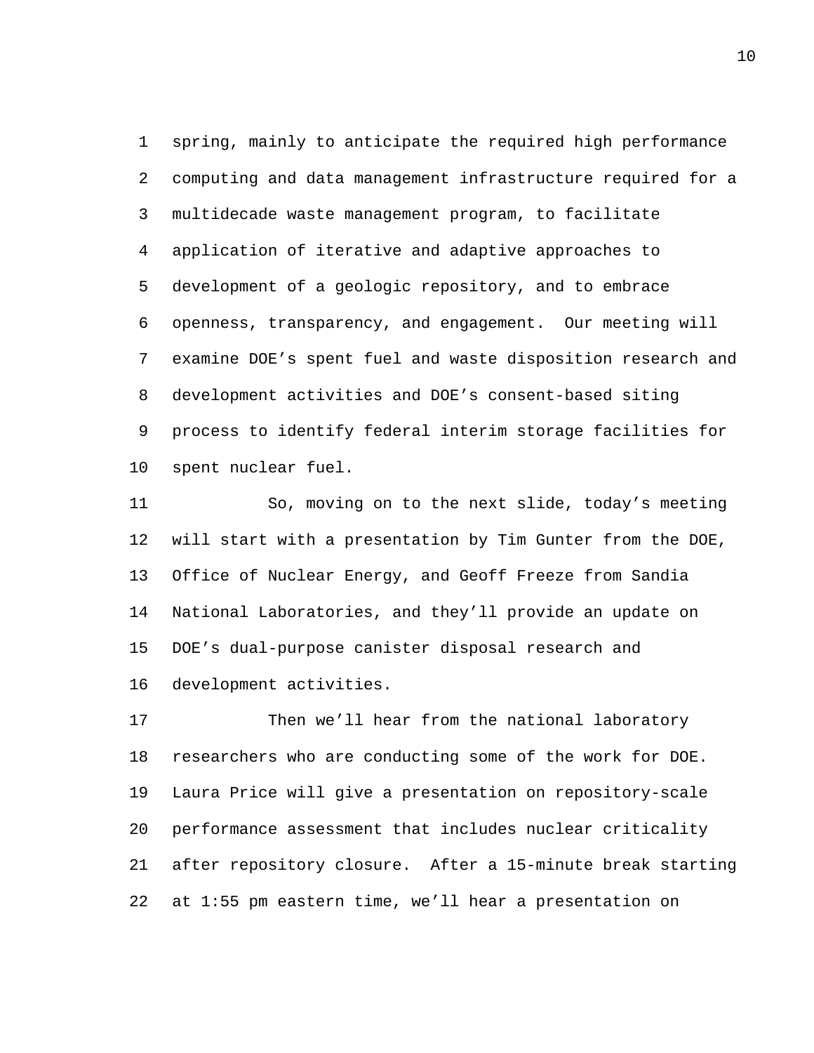spring, mainly to anticipate the required high performance computing and data management infrastructure required for a multidecade waste management program, to facilitate application of iterative and adaptive approaches to development of a geologic repository, and to embrace openness, transparency, and engagement. Our meeting will examine DOE's spent fuel and waste disposition research and development activities and DOE's consent-based siting process to identify federal interim storage facilities for spent nuclear fuel.

So, moving on to the next slide, today's meeting will start with a presentation by Tim Gunter from the DOE, Office of Nuclear Energy, and Geoff Freeze from Sandia National Laboratories, and they'll provide an update on DOE's dual-purpose canister disposal research and development activities.

Then we'll hear from the national laboratory researchers who are conducting some of the work for DOE. Laura Price will give a presentation on repository-scale performance assessment that includes nuclear criticality after repository closure. After a 15-minute break starting at 1:55 pm eastern time, we'll hear a presentation on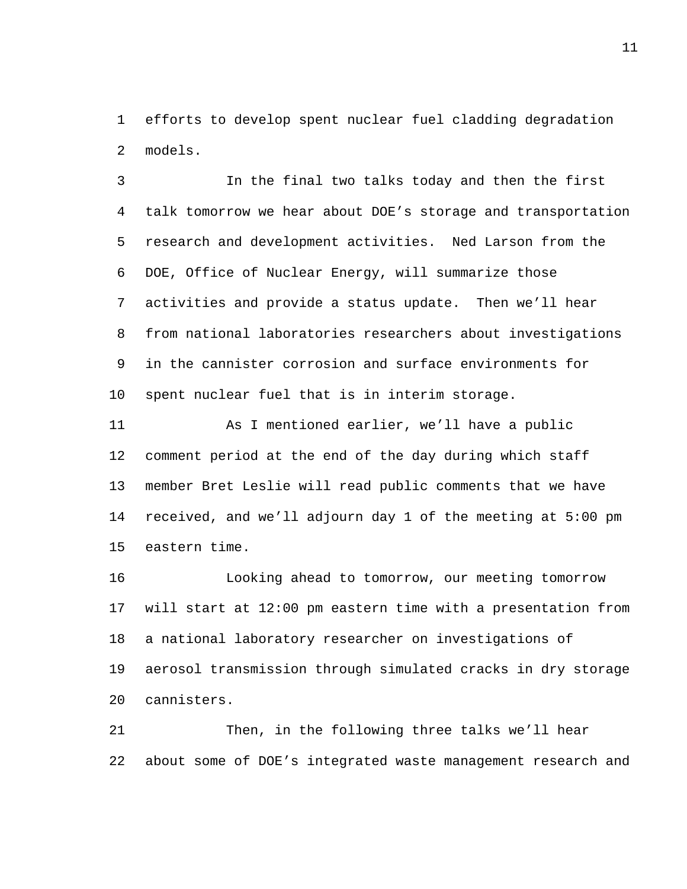efforts to develop spent nuclear fuel cladding degradation models.

In the final two talks today and then the first talk tomorrow we hear about DOE's storage and transportation research and development activities. Ned Larson from the DOE, Office of Nuclear Energy, will summarize those activities and provide a status update. Then we'll hear from national laboratories researchers about investigations in the cannister corrosion and surface environments for spent nuclear fuel that is in interim storage.

As I mentioned earlier, we'll have a public comment period at the end of the day during which staff member Bret Leslie will read public comments that we have received, and we'll adjourn day 1 of the meeting at 5:00 pm eastern time.

Looking ahead to tomorrow, our meeting tomorrow will start at 12:00 pm eastern time with a presentation from a national laboratory researcher on investigations of aerosol transmission through simulated cracks in dry storage cannisters.

Then, in the following three talks we'll hear about some of DOE's integrated waste management research and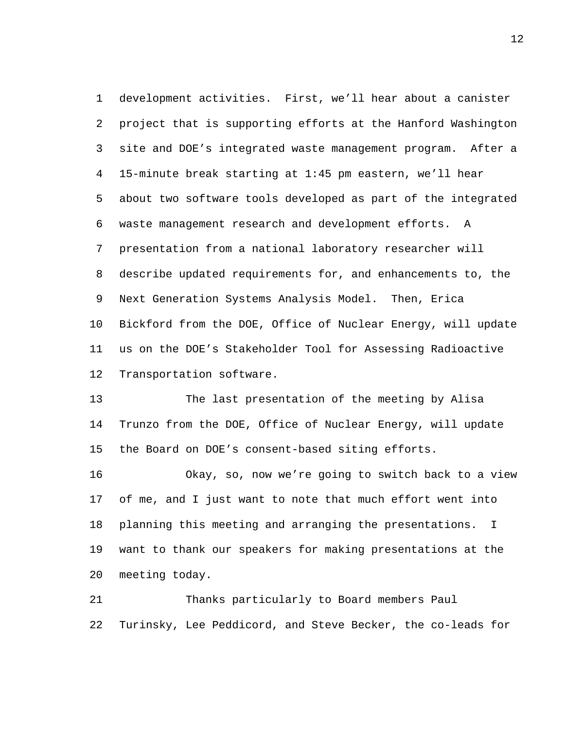development activities. First, we'll hear about a canister project that is supporting efforts at the Hanford Washington site and DOE's integrated waste management program. After a 15-minute break starting at 1:45 pm eastern, we'll hear about two software tools developed as part of the integrated waste management research and development efforts. A presentation from a national laboratory researcher will describe updated requirements for, and enhancements to, the Next Generation Systems Analysis Model. Then, Erica Bickford from the DOE, Office of Nuclear Energy, will update us on the DOE's Stakeholder Tool for Assessing Radioactive Transportation software.

The last presentation of the meeting by Alisa Trunzo from the DOE, Office of Nuclear Energy, will update the Board on DOE's consent-based siting efforts.

Okay, so, now we're going to switch back to a view of me, and I just want to note that much effort went into planning this meeting and arranging the presentations. I want to thank our speakers for making presentations at the meeting today.

Thanks particularly to Board members Paul Turinsky, Lee Peddicord, and Steve Becker, the co-leads for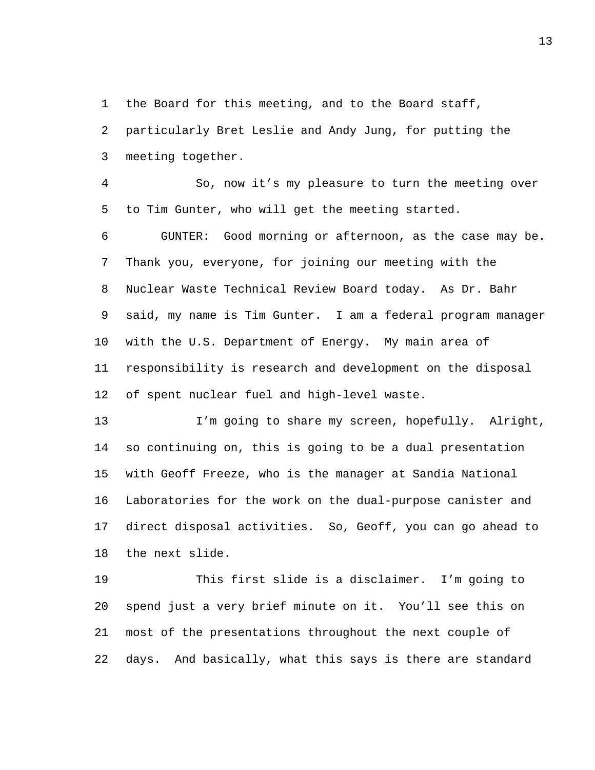the Board for this meeting, and to the Board staff, particularly Bret Leslie and Andy Jung, for putting the meeting together.

So, now it's my pleasure to turn the meeting over to Tim Gunter, who will get the meeting started.

GUNTER: Good morning or afternoon, as the case may be. Thank you, everyone, for joining our meeting with the Nuclear Waste Technical Review Board today. As Dr. Bahr said, my name is Tim Gunter. I am a federal program manager with the U.S. Department of Energy. My main area of responsibility is research and development on the disposal of spent nuclear fuel and high-level waste.

I'm going to share my screen, hopefully. Alright, so continuing on, this is going to be a dual presentation with Geoff Freeze, who is the manager at Sandia National Laboratories for the work on the dual-purpose canister and direct disposal activities. So, Geoff, you can go ahead to the next slide.

This first slide is a disclaimer. I'm going to spend just a very brief minute on it. You'll see this on most of the presentations throughout the next couple of days. And basically, what this says is there are standard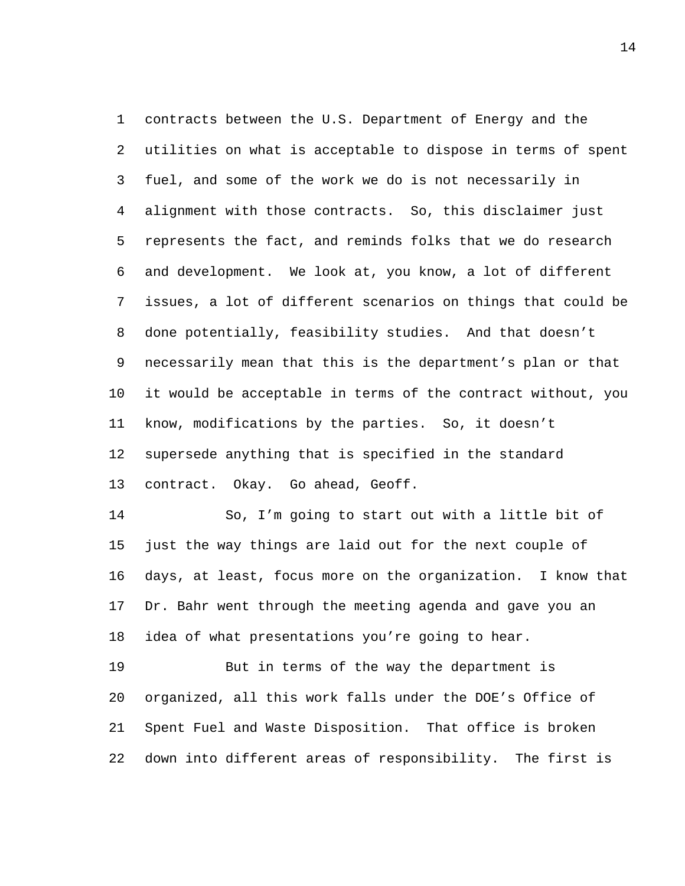contracts between the U.S. Department of Energy and the utilities on what is acceptable to dispose in terms of spent fuel, and some of the work we do is not necessarily in alignment with those contracts. So, this disclaimer just represents the fact, and reminds folks that we do research and development. We look at, you know, a lot of different issues, a lot of different scenarios on things that could be done potentially, feasibility studies. And that doesn't necessarily mean that this is the department's plan or that it would be acceptable in terms of the contract without, you know, modifications by the parties. So, it doesn't supersede anything that is specified in the standard contract. Okay. Go ahead, Geoff.

So, I'm going to start out with a little bit of just the way things are laid out for the next couple of days, at least, focus more on the organization. I know that Dr. Bahr went through the meeting agenda and gave you an idea of what presentations you're going to hear.

But in terms of the way the department is organized, all this work falls under the DOE's Office of Spent Fuel and Waste Disposition. That office is broken down into different areas of responsibility. The first is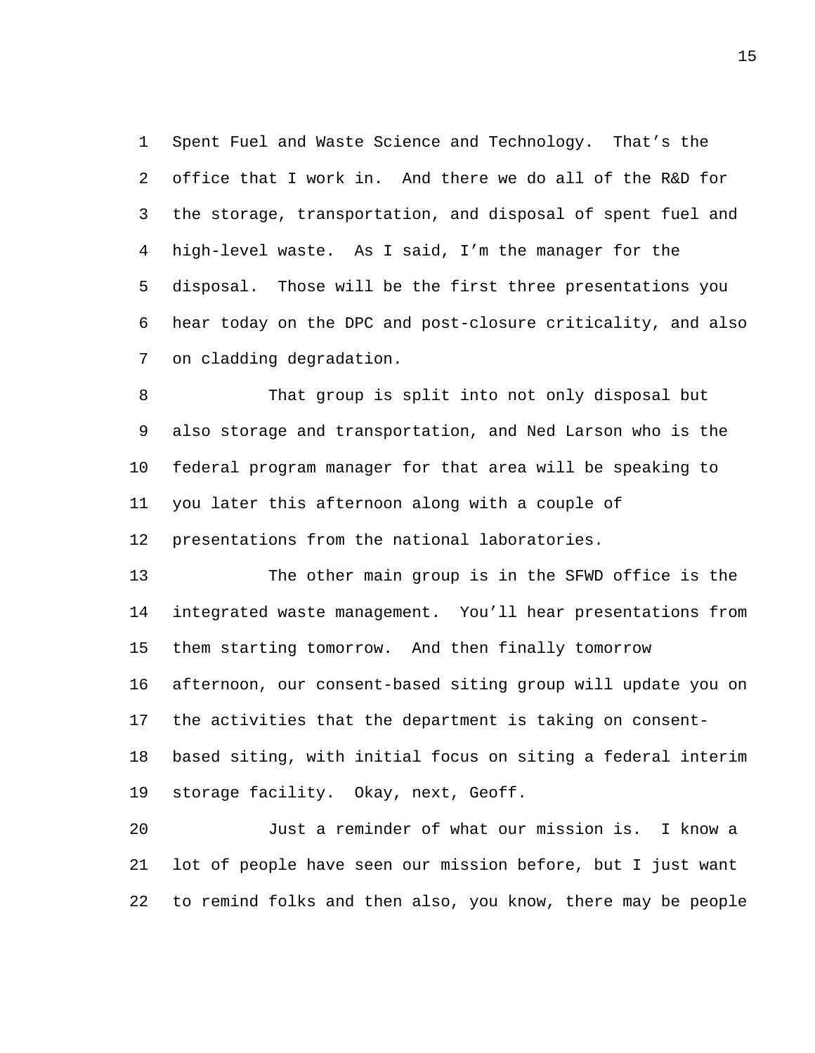Spent Fuel and Waste Science and Technology. That's the office that I work in. And there we do all of the R&D for the storage, transportation, and disposal of spent fuel and high-level waste. As I said, I'm the manager for the disposal. Those will be the first three presentations you hear today on the DPC and post-closure criticality, and also on cladding degradation.

That group is split into not only disposal but also storage and transportation, and Ned Larson who is the federal program manager for that area will be speaking to you later this afternoon along with a couple of presentations from the national laboratories.

The other main group is in the SFWD office is the integrated waste management. You'll hear presentations from them starting tomorrow. And then finally tomorrow afternoon, our consent-based siting group will update you on the activities that the department is taking on consent-based siting, with initial focus on siting a federal interim storage facility. Okay, next, Geoff.

Just a reminder of what our mission is. I know a lot of people have seen our mission before, but I just want to remind folks and then also, you know, there may be people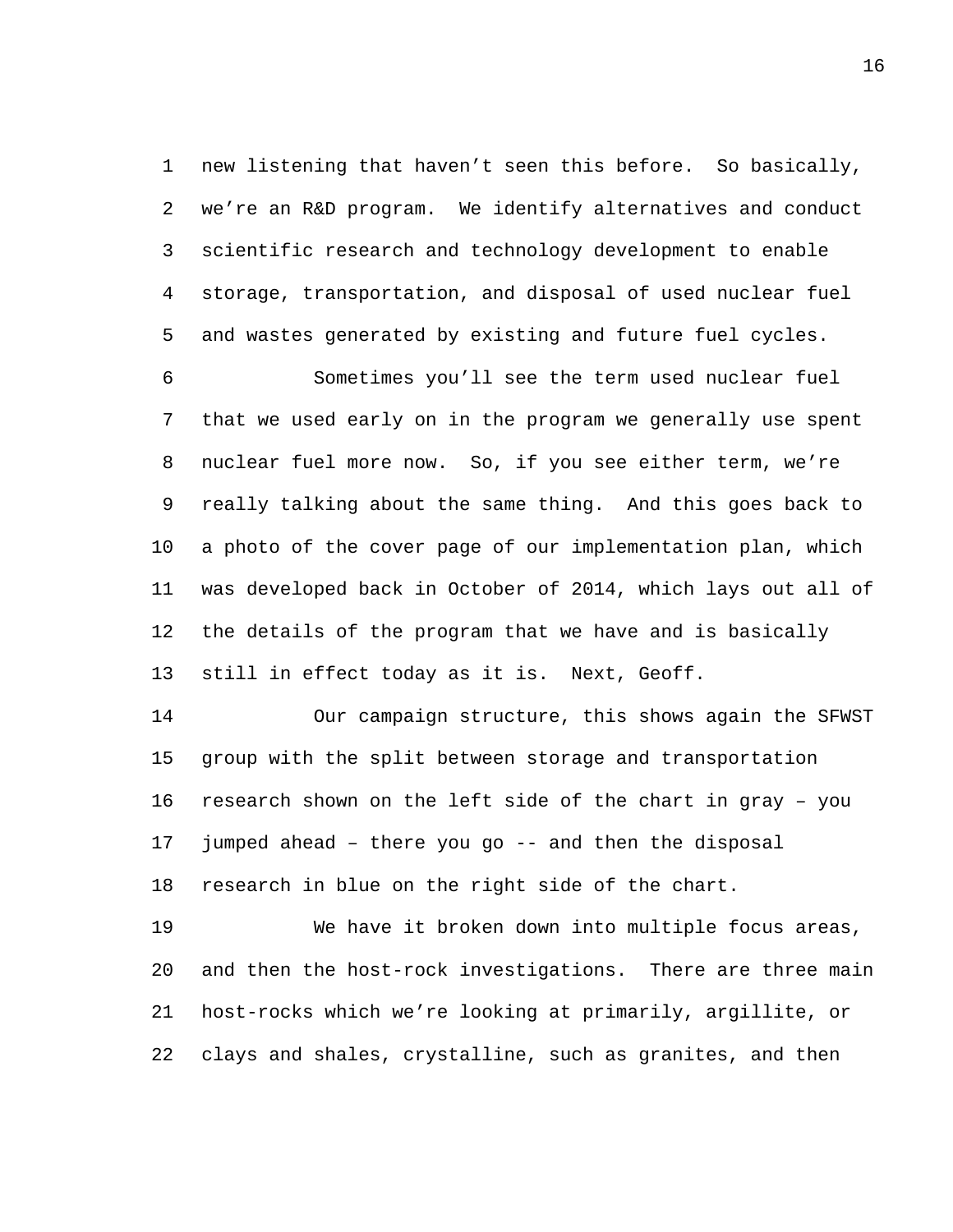new listening that haven't seen this before. So basically, we're an R&D program. We identify alternatives and conduct scientific research and technology development to enable storage, transportation, and disposal of used nuclear fuel and wastes generated by existing and future fuel cycles.

Sometimes you'll see the term used nuclear fuel that we used early on in the program we generally use spent nuclear fuel more now. So, if you see either term, we're really talking about the same thing. And this goes back to a photo of the cover page of our implementation plan, which was developed back in October of 2014, which lays out all of the details of the program that we have and is basically still in effect today as it is. Next, Geoff.

Our campaign structure, this shows again the SFWST group with the split between storage and transportation research shown on the left side of the chart in gray – you jumped ahead – there you go -- and then the disposal research in blue on the right side of the chart.

We have it broken down into multiple focus areas, and then the host-rock investigations. There are three main host-rocks which we're looking at primarily, argillite, or clays and shales, crystalline, such as granites, and then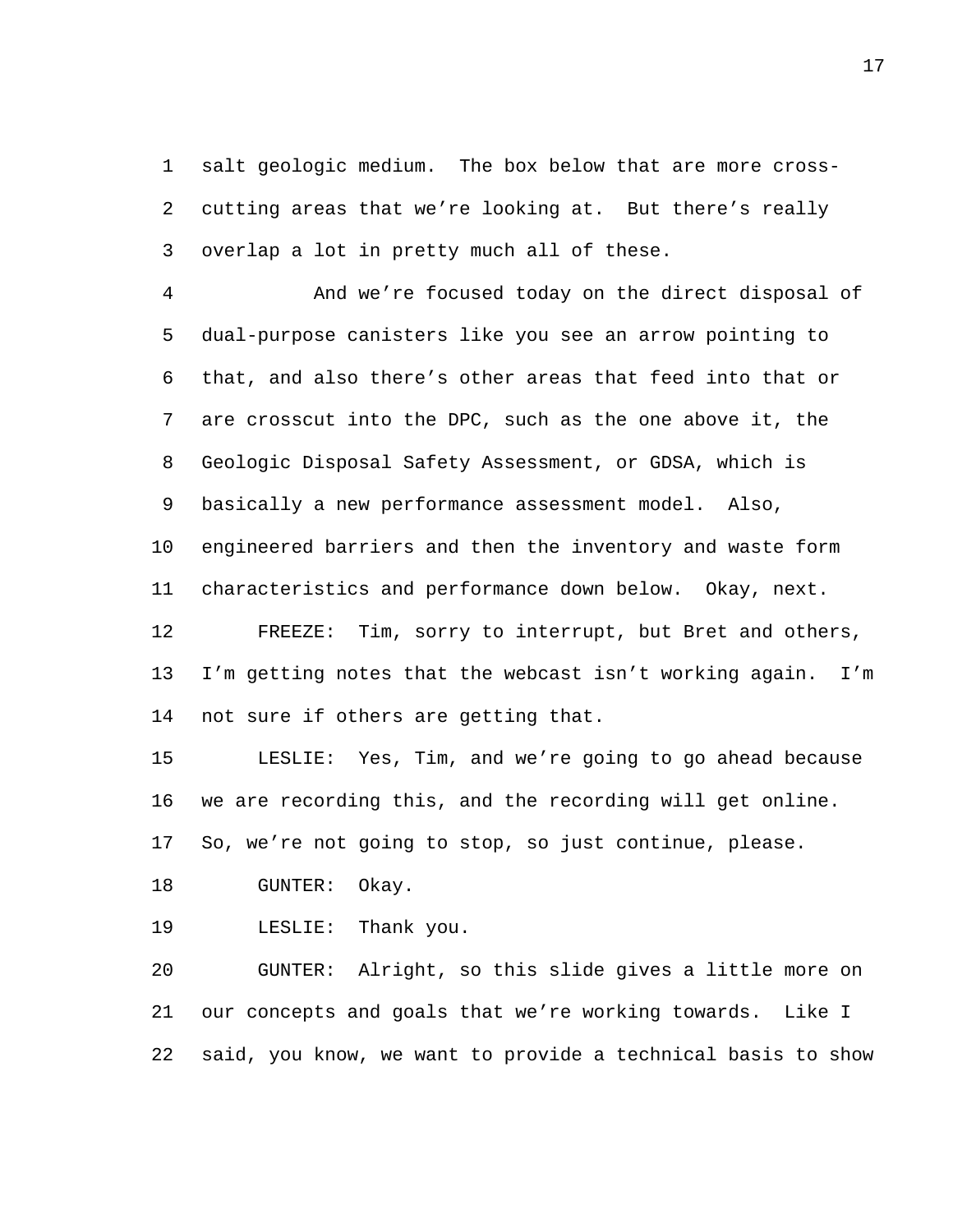salt geologic medium. The box below that are more cross-cutting areas that we're looking at. But there's really overlap a lot in pretty much all of these.

And we're focused today on the direct disposal of dual-purpose canisters like you see an arrow pointing to that, and also there's other areas that feed into that or are crosscut into the DPC, such as the one above it, the Geologic Disposal Safety Assessment, or GDSA, which is basically a new performance assessment model. Also, engineered barriers and then the inventory and waste form characteristics and performance down below. Okay, next.

FREEZE: Tim, sorry to interrupt, but Bret and others, I'm getting notes that the webcast isn't working again. I'm not sure if others are getting that.

LESLIE: Yes, Tim, and we're going to go ahead because we are recording this, and the recording will get online. So, we're not going to stop, so just continue, please.

GUNTER: Okay.

LESLIE: Thank you.

GUNTER: Alright, so this slide gives a little more on our concepts and goals that we're working towards. Like I said, you know, we want to provide a technical basis to show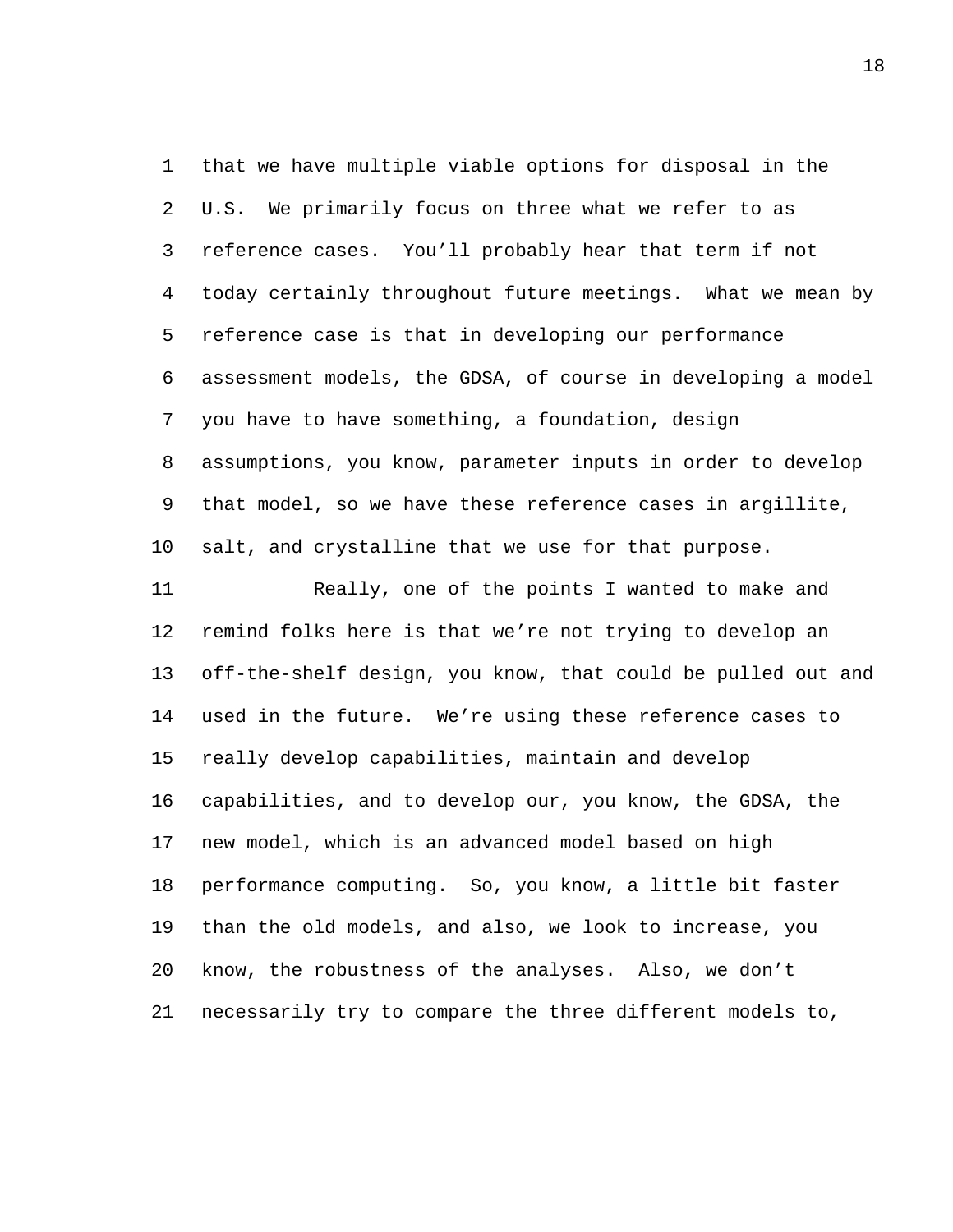that we have multiple viable options for disposal in the U.S. We primarily focus on three what we refer to as reference cases. You'll probably hear that term if not today certainly throughout future meetings. What we mean by reference case is that in developing our performance assessment models, the GDSA, of course in developing a model you have to have something, a foundation, design assumptions, you know, parameter inputs in order to develop that model, so we have these reference cases in argillite, salt, and crystalline that we use for that purpose.

Really, one of the points I wanted to make and remind folks here is that we're not trying to develop an off-the-shelf design, you know, that could be pulled out and used in the future. We're using these reference cases to really develop capabilities, maintain and develop capabilities, and to develop our, you know, the GDSA, the new model, which is an advanced model based on high performance computing. So, you know, a little bit faster than the old models, and also, we look to increase, you know, the robustness of the analyses. Also, we don't necessarily try to compare the three different models to,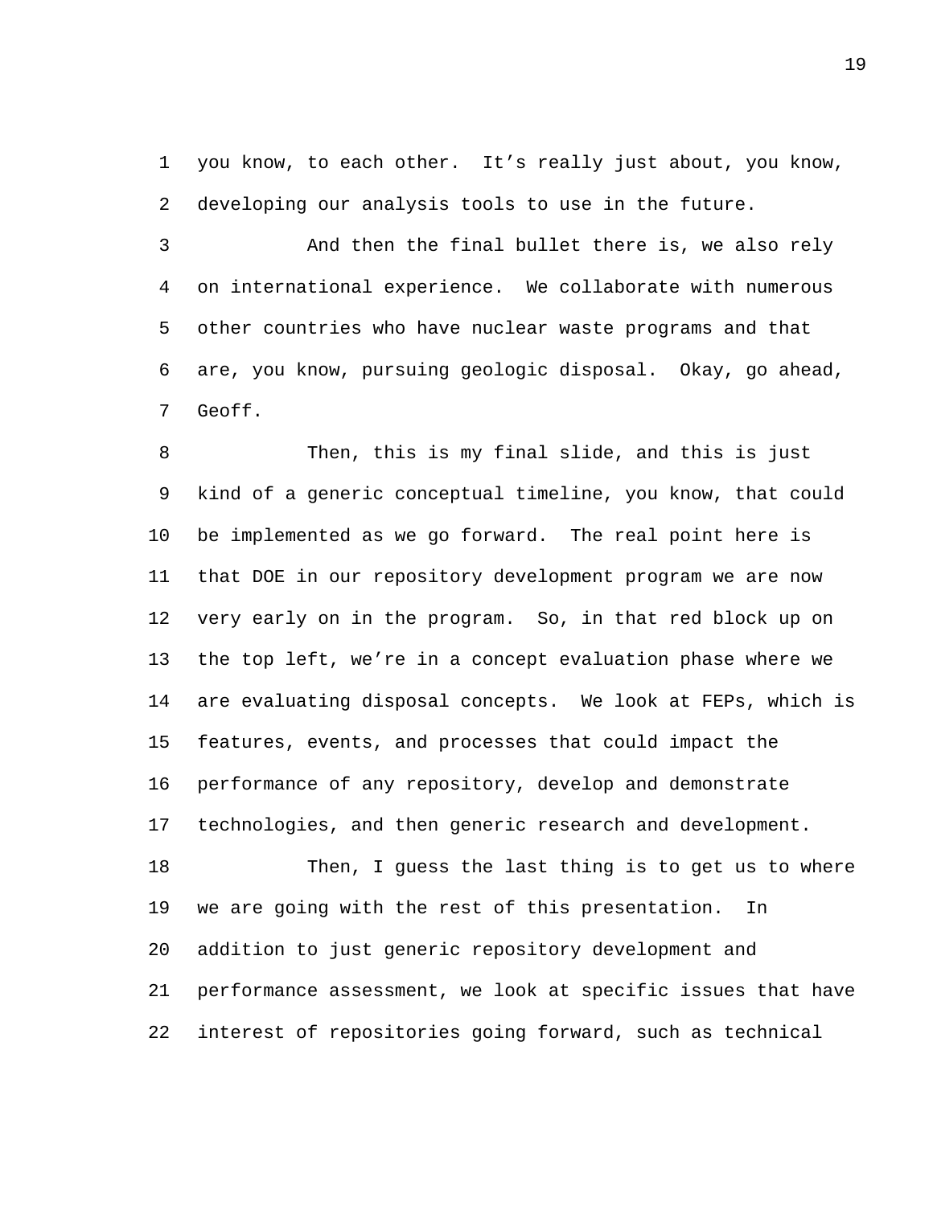you know, to each other. It's really just about, you know, developing our analysis tools to use in the future.

And then the final bullet there is, we also rely on international experience. We collaborate with numerous other countries who have nuclear waste programs and that are, you know, pursuing geologic disposal. Okay, go ahead, Geoff.

Then, this is my final slide, and this is just kind of a generic conceptual timeline, you know, that could be implemented as we go forward. The real point here is that DOE in our repository development program we are now very early on in the program. So, in that red block up on the top left, we're in a concept evaluation phase where we are evaluating disposal concepts. We look at FEPs, which is features, events, and processes that could impact the performance of any repository, develop and demonstrate technologies, and then generic research and development.

Then, I guess the last thing is to get us to where we are going with the rest of this presentation. In addition to just generic repository development and performance assessment, we look at specific issues that have interest of repositories going forward, such as technical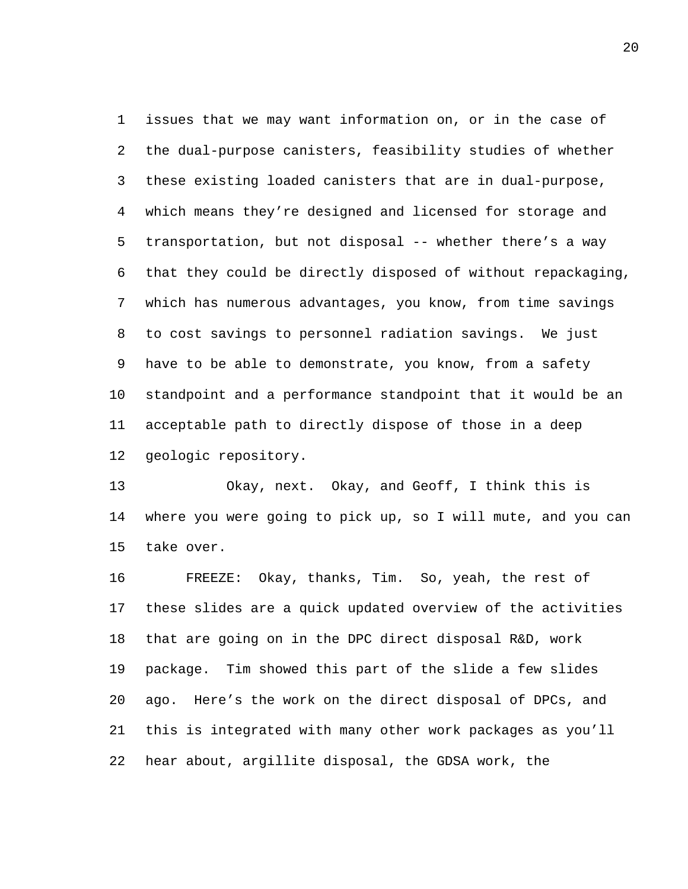issues that we may want information on, or in the case of the dual-purpose canisters, feasibility studies of whether these existing loaded canisters that are in dual-purpose, which means they're designed and licensed for storage and transportation, but not disposal -- whether there's a way that they could be directly disposed of without repackaging, which has numerous advantages, you know, from time savings to cost savings to personnel radiation savings. We just have to be able to demonstrate, you know, from a safety standpoint and a performance standpoint that it would be an acceptable path to directly dispose of those in a deep geologic repository.

Okay, next. Okay, and Geoff, I think this is where you were going to pick up, so I will mute, and you can take over.

FREEZE: Okay, thanks, Tim. So, yeah, the rest of these slides are a quick updated overview of the activities that are going on in the DPC direct disposal R&D, work package. Tim showed this part of the slide a few slides ago. Here's the work on the direct disposal of DPCs, and this is integrated with many other work packages as you'll hear about, argillite disposal, the GDSA work, the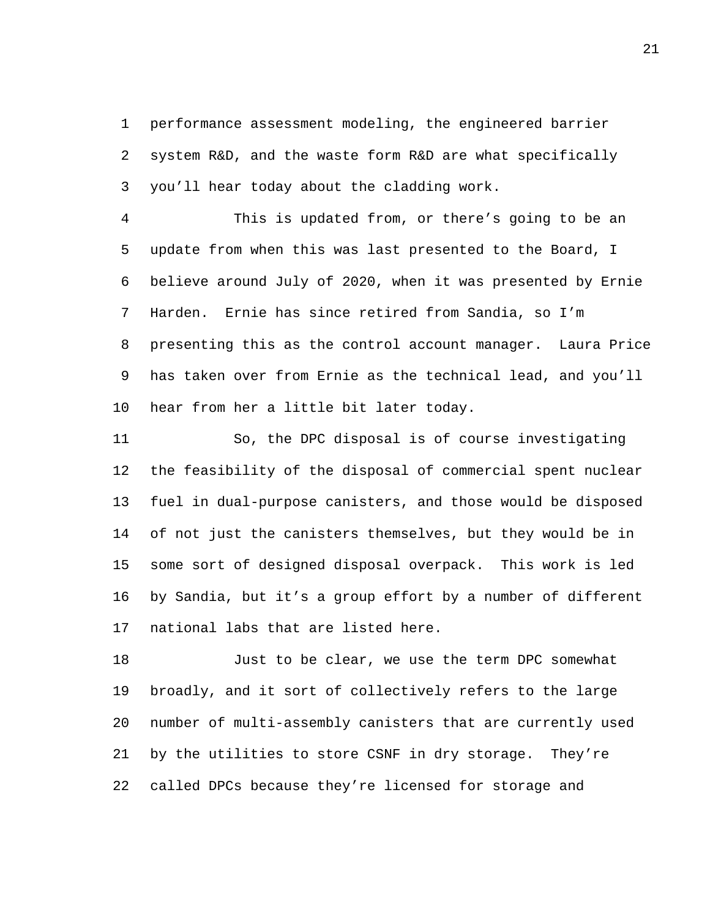performance assessment modeling, the engineered barrier system R&D, and the waste form R&D are what specifically you'll hear today about the cladding work.

This is updated from, or there's going to be an update from when this was last presented to the Board, I believe around July of 2020, when it was presented by Ernie Harden. Ernie has since retired from Sandia, so I'm presenting this as the control account manager. Laura Price has taken over from Ernie as the technical lead, and you'll hear from her a little bit later today.

So, the DPC disposal is of course investigating the feasibility of the disposal of commercial spent nuclear fuel in dual-purpose canisters, and those would be disposed of not just the canisters themselves, but they would be in some sort of designed disposal overpack. This work is led by Sandia, but it's a group effort by a number of different national labs that are listed here.

Just to be clear, we use the term DPC somewhat broadly, and it sort of collectively refers to the large number of multi-assembly canisters that are currently used by the utilities to store CSNF in dry storage. They're called DPCs because they're licensed for storage and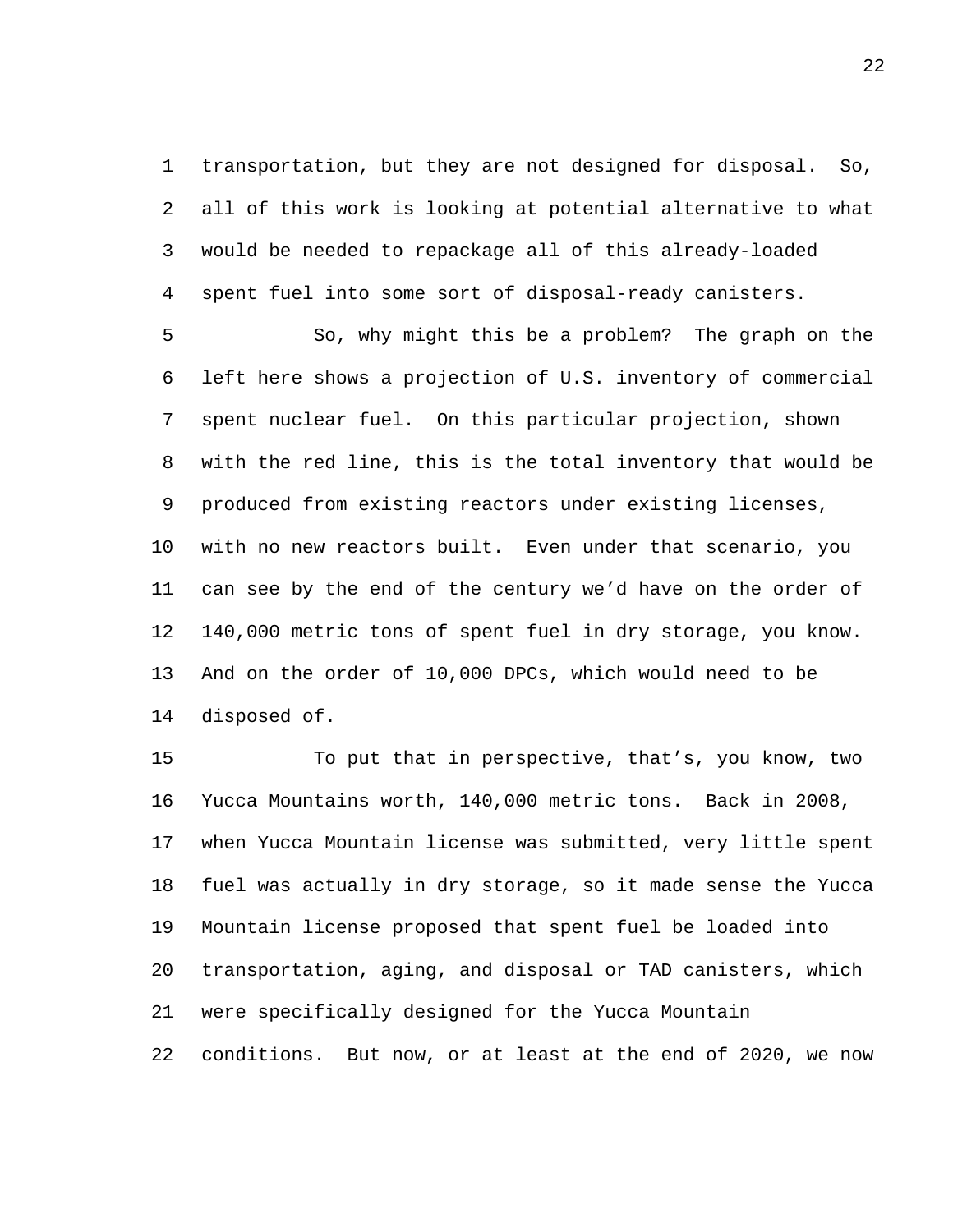transportation, but they are not designed for disposal. So, all of this work is looking at potential alternative to what would be needed to repackage all of this already-loaded spent fuel into some sort of disposal-ready canisters.

So, why might this be a problem? The graph on the left here shows a projection of U.S. inventory of commercial spent nuclear fuel. On this particular projection, shown with the red line, this is the total inventory that would be produced from existing reactors under existing licenses, with no new reactors built. Even under that scenario, you can see by the end of the century we'd have on the order of 140,000 metric tons of spent fuel in dry storage, you know. And on the order of 10,000 DPCs, which would need to be disposed of.

To put that in perspective, that's, you know, two Yucca Mountains worth, 140,000 metric tons. Back in 2008, when Yucca Mountain license was submitted, very little spent fuel was actually in dry storage, so it made sense the Yucca Mountain license proposed that spent fuel be loaded into transportation, aging, and disposal or TAD canisters, which were specifically designed for the Yucca Mountain conditions. But now, or at least at the end of 2020, we now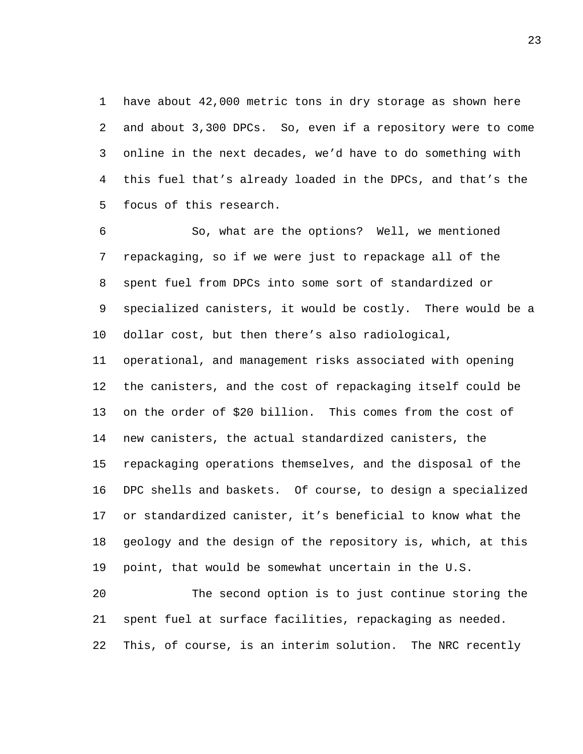have about 42,000 metric tons in dry storage as shown here and about 3,300 DPCs. So, even if a repository were to come online in the next decades, we'd have to do something with this fuel that's already loaded in the DPCs, and that's the focus of this research.

So, what are the options? Well, we mentioned repackaging, so if we were just to repackage all of the spent fuel from DPCs into some sort of standardized or specialized canisters, it would be costly. There would be a dollar cost, but then there's also radiological, operational, and management risks associated with opening the canisters, and the cost of repackaging itself could be on the order of $20 billion. This comes from the cost of new canisters, the actual standardized canisters, the repackaging operations themselves, and the disposal of the DPC shells and baskets. Of course, to design a specialized or standardized canister, it's beneficial to know what the geology and the design of the repository is, which, at this point, that would be somewhat uncertain in the U.S.

The second option is to just continue storing the spent fuel at surface facilities, repackaging as needed. This, of course, is an interim solution. The NRC recently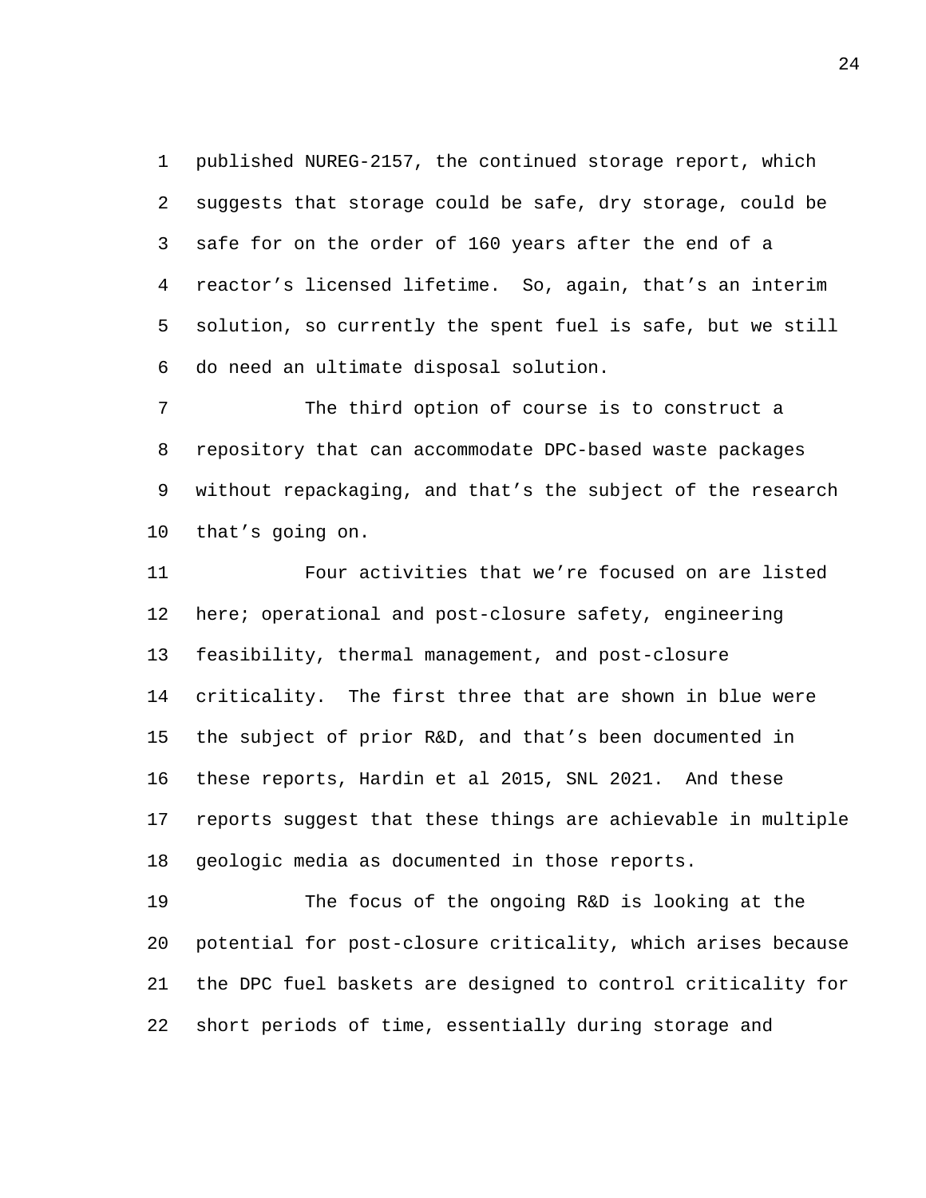published NUREG-2157, the continued storage report, which suggests that storage could be safe, dry storage, could be safe for on the order of 160 years after the end of a reactor's licensed lifetime. So, again, that's an interim solution, so currently the spent fuel is safe, but we still do need an ultimate disposal solution.

The third option of course is to construct a repository that can accommodate DPC-based waste packages without repackaging, and that's the subject of the research that's going on.

Four activities that we're focused on are listed here; operational and post-closure safety, engineering feasibility, thermal management, and post-closure criticality. The first three that are shown in blue were the subject of prior R&D, and that's been documented in these reports, Hardin et al 2015, SNL 2021. And these reports suggest that these things are achievable in multiple geologic media as documented in those reports.

The focus of the ongoing R&D is looking at the potential for post-closure criticality, which arises because the DPC fuel baskets are designed to control criticality for short periods of time, essentially during storage and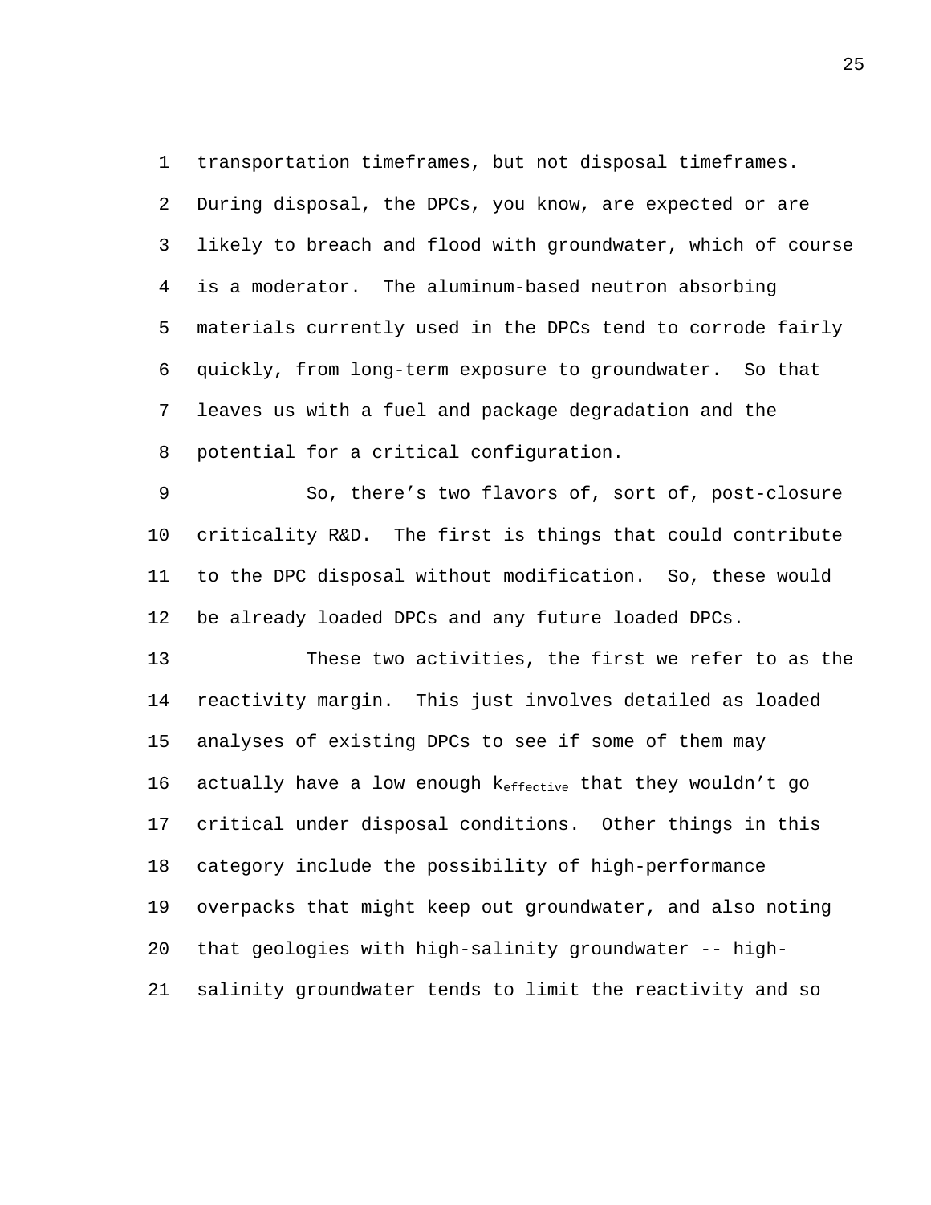transportation timeframes, but not disposal timeframes. During disposal, the DPCs, you know, are expected or are likely to breach and flood with groundwater, which of course is a moderator. The aluminum-based neutron absorbing materials currently used in the DPCs tend to corrode fairly quickly, from long-term exposure to groundwater. So that leaves us with a fuel and package degradation and the potential for a critical configuration.

So, there's two flavors of, sort of, post-closure criticality R&D. The first is things that could contribute to the DPC disposal without modification. So, these would be already loaded DPCs and any future loaded DPCs.

These two activities, the first we refer to as the reactivity margin. This just involves detailed as loaded analyses of existing DPCs to see if some of them may actually have a low enough $k_{effective}$ that they wouldn't go critical under disposal conditions. Other things in this category include the possibility of high-performance overpacks that might keep out groundwater, and also noting that geologies with high-salinity groundwater -- high-salinity groundwater tends to limit the reactivity and so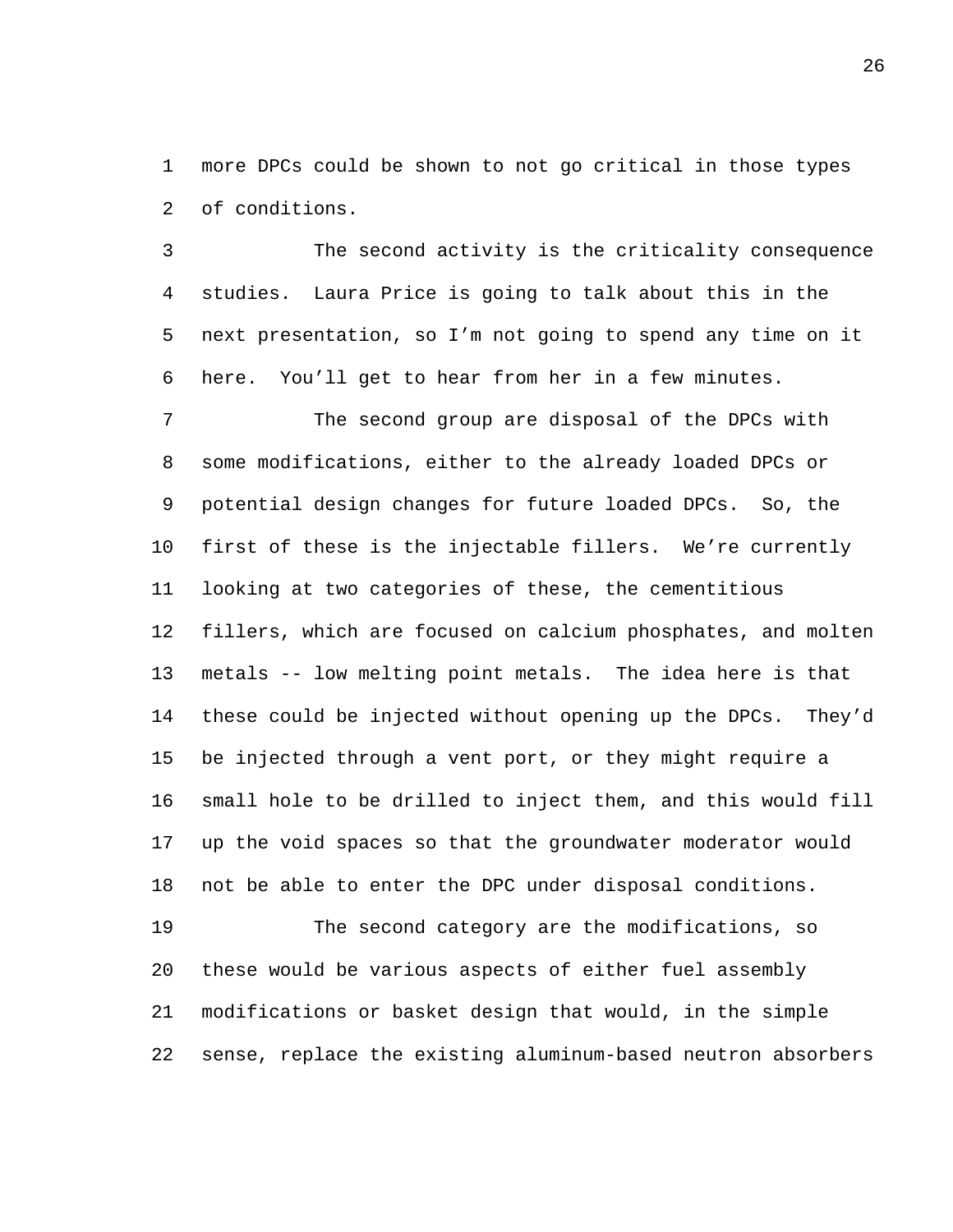more DPCs could be shown to not go critical in those types of conditions.

The second activity is the criticality consequence studies. Laura Price is going to talk about this in the next presentation, so I'm not going to spend any time on it here. You'll get to hear from her in a few minutes.

The second group are disposal of the DPCs with some modifications, either to the already loaded DPCs or potential design changes for future loaded DPCs. So, the first of these is the injectable fillers. We're currently looking at two categories of these, the cementitious fillers, which are focused on calcium phosphates, and molten metals -- low melting point metals. The idea here is that these could be injected without opening up the DPCs. They'd be injected through a vent port, or they might require a small hole to be drilled to inject them, and this would fill up the void spaces so that the groundwater moderator would not be able to enter the DPC under disposal conditions.

The second category are the modifications, so these would be various aspects of either fuel assembly modifications or basket design that would, in the simple sense, replace the existing aluminum-based neutron absorbers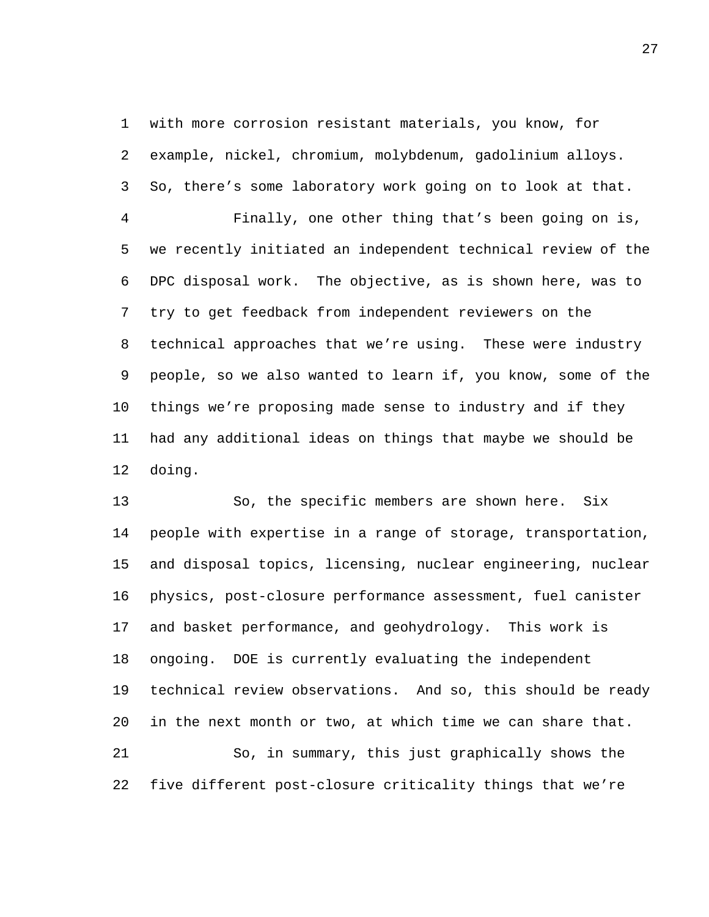with more corrosion resistant materials, you know, for example, nickel, chromium, molybdenum, gadolinium alloys. So, there's some laboratory work going on to look at that.

Finally, one other thing that's been going on is, we recently initiated an independent technical review of the DPC disposal work. The objective, as is shown here, was to try to get feedback from independent reviewers on the technical approaches that we're using. These were industry people, so we also wanted to learn if, you know, some of the things we're proposing made sense to industry and if they had any additional ideas on things that maybe we should be doing.

So, the specific members are shown here. Six people with expertise in a range of storage, transportation, and disposal topics, licensing, nuclear engineering, nuclear physics, post-closure performance assessment, fuel canister and basket performance, and geohydrology. This work is ongoing. DOE is currently evaluating the independent technical review observations. And so, this should be ready in the next month or two, at which time we can share that.

So, in summary, this just graphically shows the five different post-closure criticality things that we're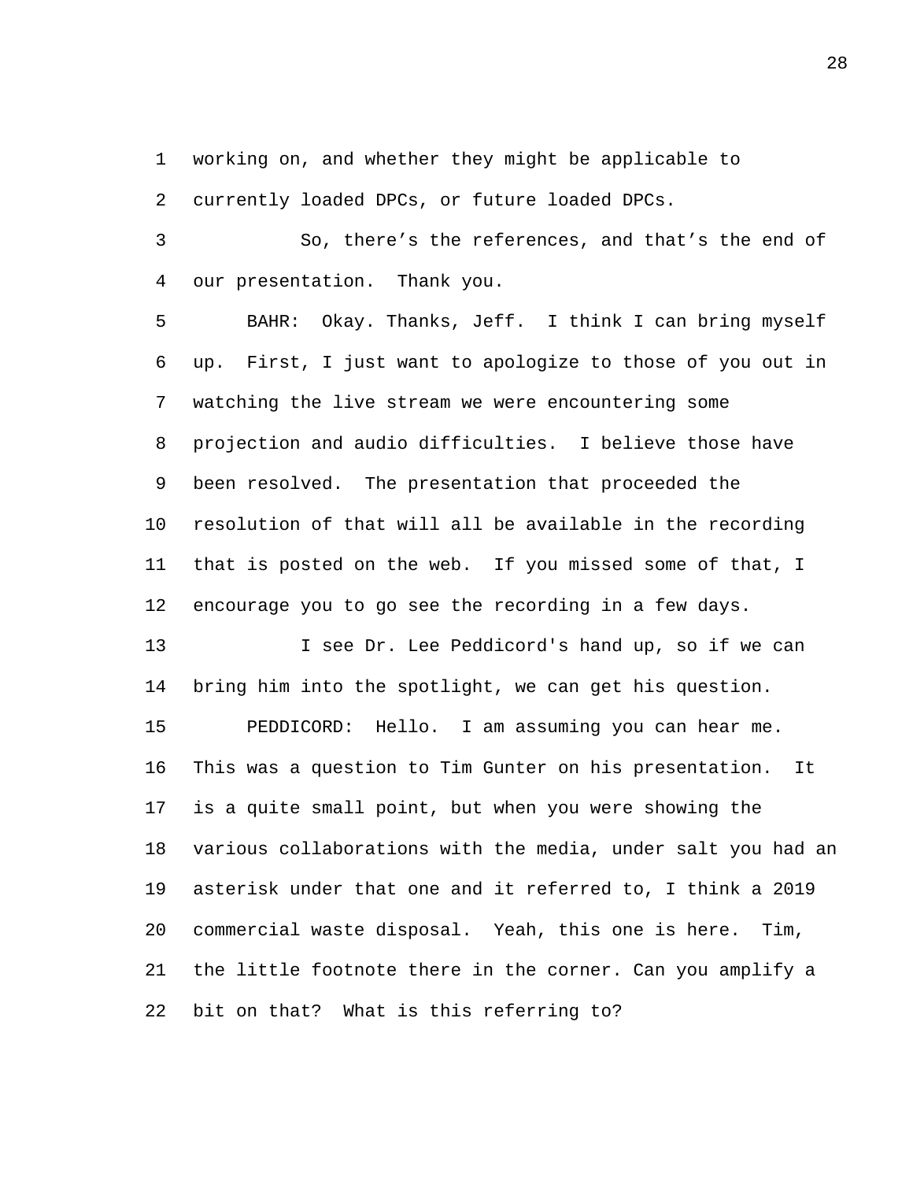working on, and whether they might be applicable to currently loaded DPCs, or future loaded DPCs.

So, there's the references, and that's the end of our presentation. Thank you.

BAHR: Okay. Thanks, Jeff. I think I can bring myself up. First, I just want to apologize to those of you out in watching the live stream we were encountering some projection and audio difficulties. I believe those have been resolved. The presentation that proceeded the resolution of that will all be available in the recording that is posted on the web. If you missed some of that, I encourage you to go see the recording in a few days.

I see Dr. Lee Peddicord's hand up, so if we can bring him into the spotlight, we can get his question.

PEDDICORD: Hello. I am assuming you can hear me. This was a question to Tim Gunter on his presentation. It is a quite small point, but when you were showing the various collaborations with the media, under salt you had an asterisk under that one and it referred to, I think a 2019 commercial waste disposal. Yeah, this one is here. Tim, the little footnote there in the corner. Can you amplify a bit on that? What is this referring to?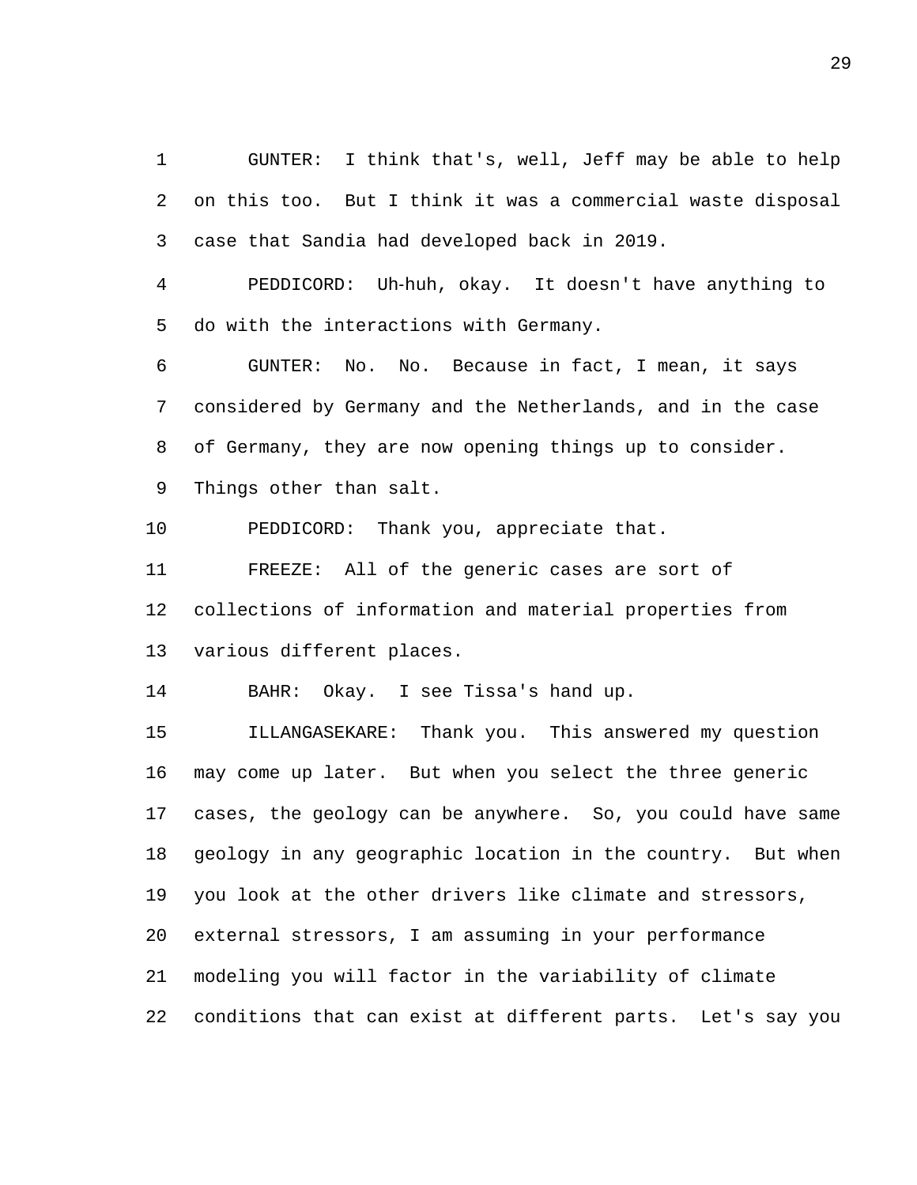GUNTER: I think that's, well, Jeff may be able to help on this too. But I think it was a commercial waste disposal case that Sandia had developed back in 2019.

PEDDICORD: Uh-huh, okay. It doesn't have anything to do with the interactions with Germany.

GUNTER: No. No. Because in fact, I mean, it says considered by Germany and the Netherlands, and in the case of Germany, they are now opening things up to consider. Things other than salt.

PEDDICORD: Thank you, appreciate that.

FREEZE: All of the generic cases are sort of collections of information and material properties from various different places.

BAHR: Okay. I see Tissa's hand up.

ILLANGASEKARE: Thank you. This answered my question may come up later. But when you select the three generic cases, the geology can be anywhere. So, you could have same geology in any geographic location in the country. But when you look at the other drivers like climate and stressors, external stressors, I am assuming in your performance modeling you will factor in the variability of climate conditions that can exist at different parts. Let's say you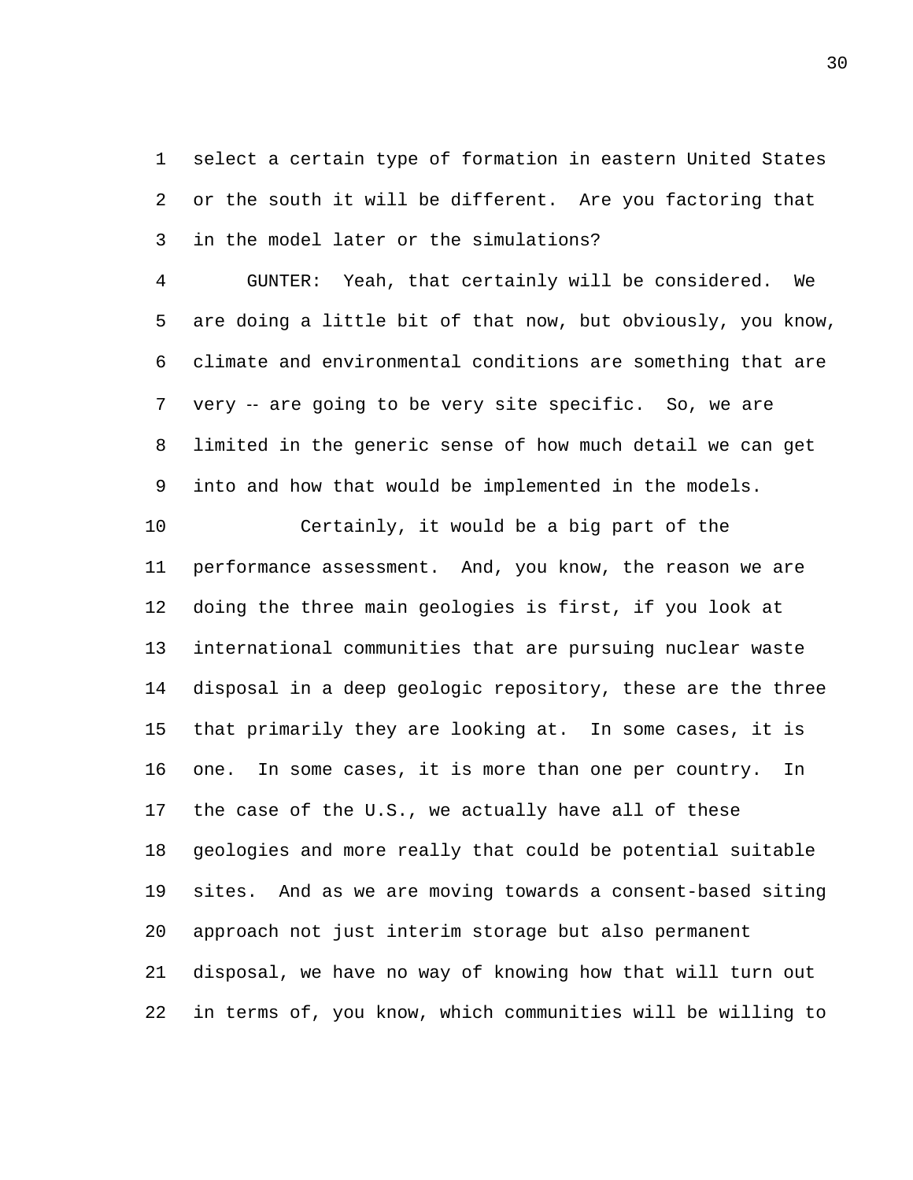select a certain type of formation in eastern United States or the south it will be different. Are you factoring that in the model later or the simulations?

GUNTER: Yeah, that certainly will be considered. We are doing a little bit of that now, but obviously, you know, climate and environmental conditions are something that are very -- are going to be very site specific. So, we are limited in the generic sense of how much detail we can get into and how that would be implemented in the models.

Certainly, it would be a big part of the performance assessment. And, you know, the reason we are doing the three main geologies is first, if you look at international communities that are pursuing nuclear waste disposal in a deep geologic repository, these are the three that primarily they are looking at. In some cases, it is one. In some cases, it is more than one per country. In the case of the U.S., we actually have all of these geologies and more really that could be potential suitable sites. And as we are moving towards a consent-based siting approach not just interim storage but also permanent disposal, we have no way of knowing how that will turn out in terms of, you know, which communities will be willing to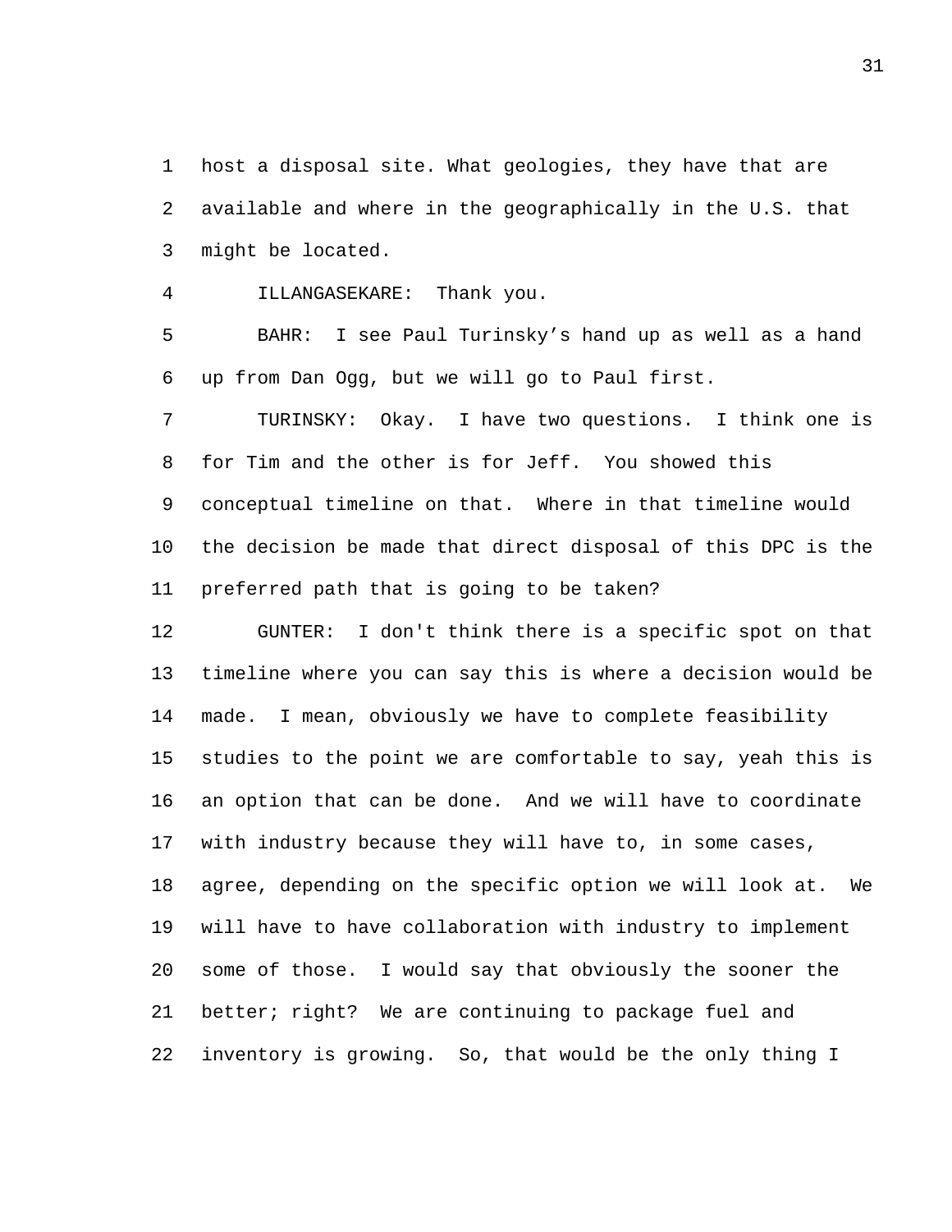host a disposal site. What geologies, they have that are available and where in the geographically in the U.S. that might be located.

ILLANGASEKARE: Thank you.

BAHR: I see Paul Turinsky’s hand up as well as a hand up from Dan Ogg, but we will go to Paul first.

TURINSKY: Okay. I have two questions. I think one is for Tim and the other is for Jeff. You showed this conceptual timeline on that. Where in that timeline would the decision be made that direct disposal of this DPC is the preferred path that is going to be taken?

GUNTER: I don't think there is a specific spot on that timeline where you can say this is where a decision would be made. I mean, obviously we have to complete feasibility studies to the point we are comfortable to say, yeah this is an option that can be done. And we will have to coordinate with industry because they will have to, in some cases, agree, depending on the specific option we will look at. We will have to have collaboration with industry to implement some of those. I would say that obviously the sooner the better; right? We are continuing to package fuel and inventory is growing. So, that would be the only thing I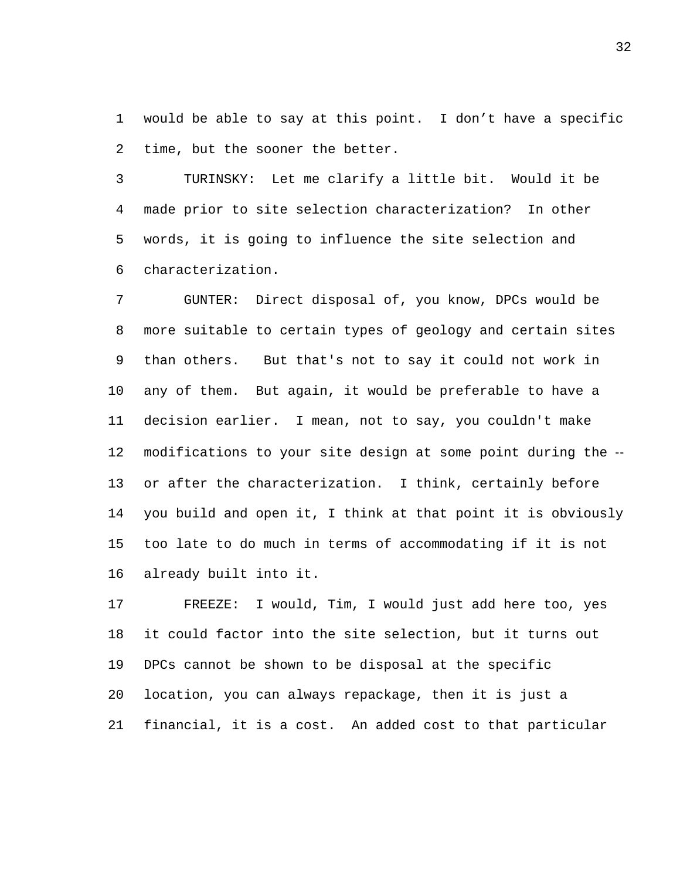would be able to say at this point. I don't have a specific time, but the sooner the better.

TURINSKY: Let me clarify a little bit. Would it be made prior to site selection characterization? In other words, it is going to influence the site selection and characterization.

GUNTER: Direct disposal of, you know, DPCs would be more suitable to certain types of geology and certain sites than others. But that's not to say it could not work in any of them. But again, it would be preferable to have a decision earlier. I mean, not to say, you couldn't make modifications to your site design at some point during the -- or after the characterization. I think, certainly before you build and open it, I think at that point it is obviously too late to do much in terms of accommodating if it is not already built into it.

FREEZE: I would, Tim, I would just add here too, yes it could factor into the site selection, but it turns out DPCs cannot be shown to be disposal at the specific location, you can always repackage, then it is just a financial, it is a cost. An added cost to that particular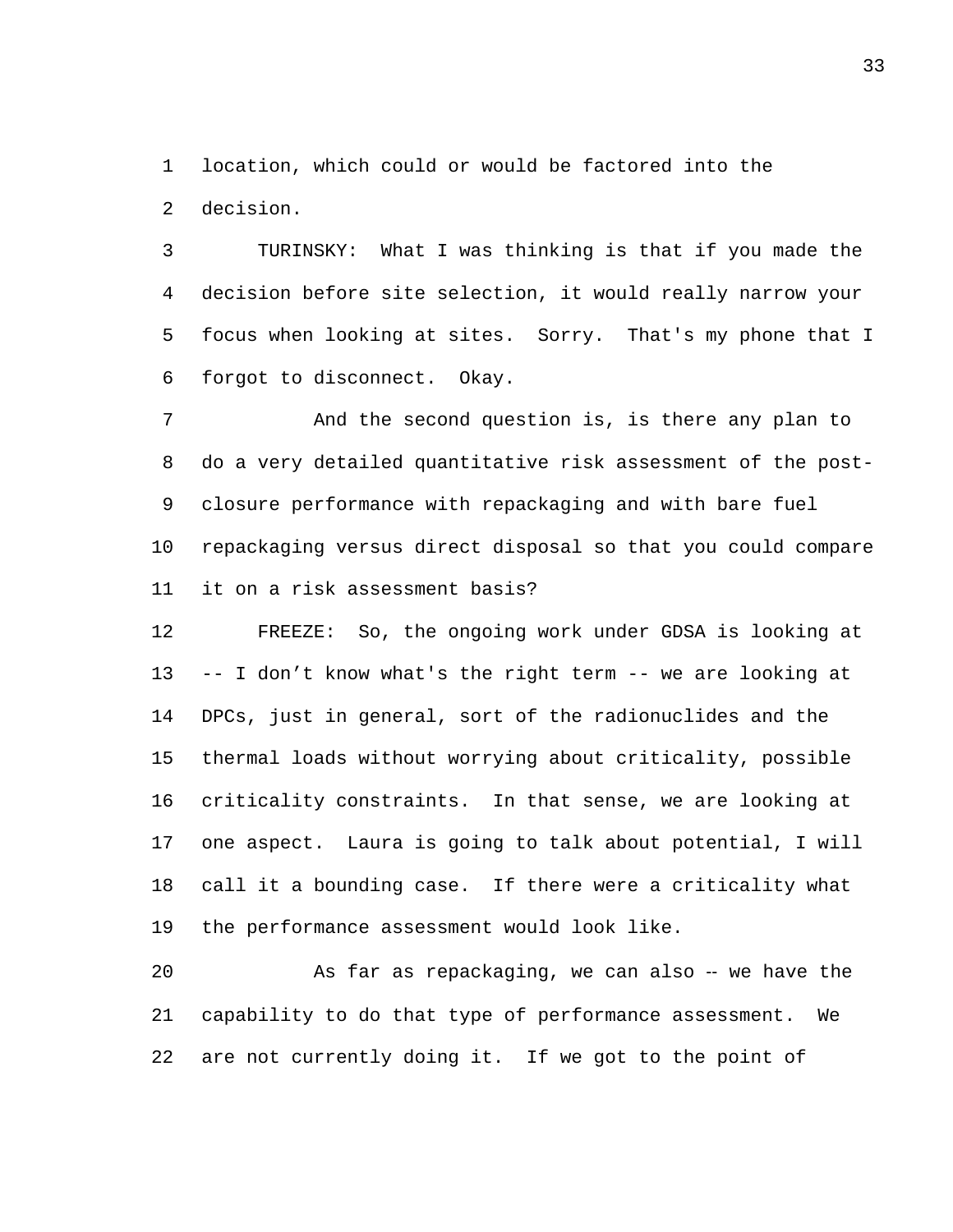location, which could or would be factored into the decision.

TURINSKY: What I was thinking is that if you made the decision before site selection, it would really narrow your focus when looking at sites. Sorry. That's my phone that I forgot to disconnect. Okay.

And the second question is, is there any plan to do a very detailed quantitative risk assessment of the post-closure performance with repackaging and with bare fuel repackaging versus direct disposal so that you could compare it on a risk assessment basis?

FREEZE: So, the ongoing work under GDSA is looking at -- I don't know what's the right term -- we are looking at DPCs, just in general, sort of the radionuclides and the thermal loads without worrying about criticality, possible criticality constraints. In that sense, we are looking at one aspect. Laura is going to talk about potential, I will call it a bounding case. If there were a criticality what the performance assessment would look like.

As far as repackaging, we can also -- we have the capability to do that type of performance assessment. We are not currently doing it. If we got to the point of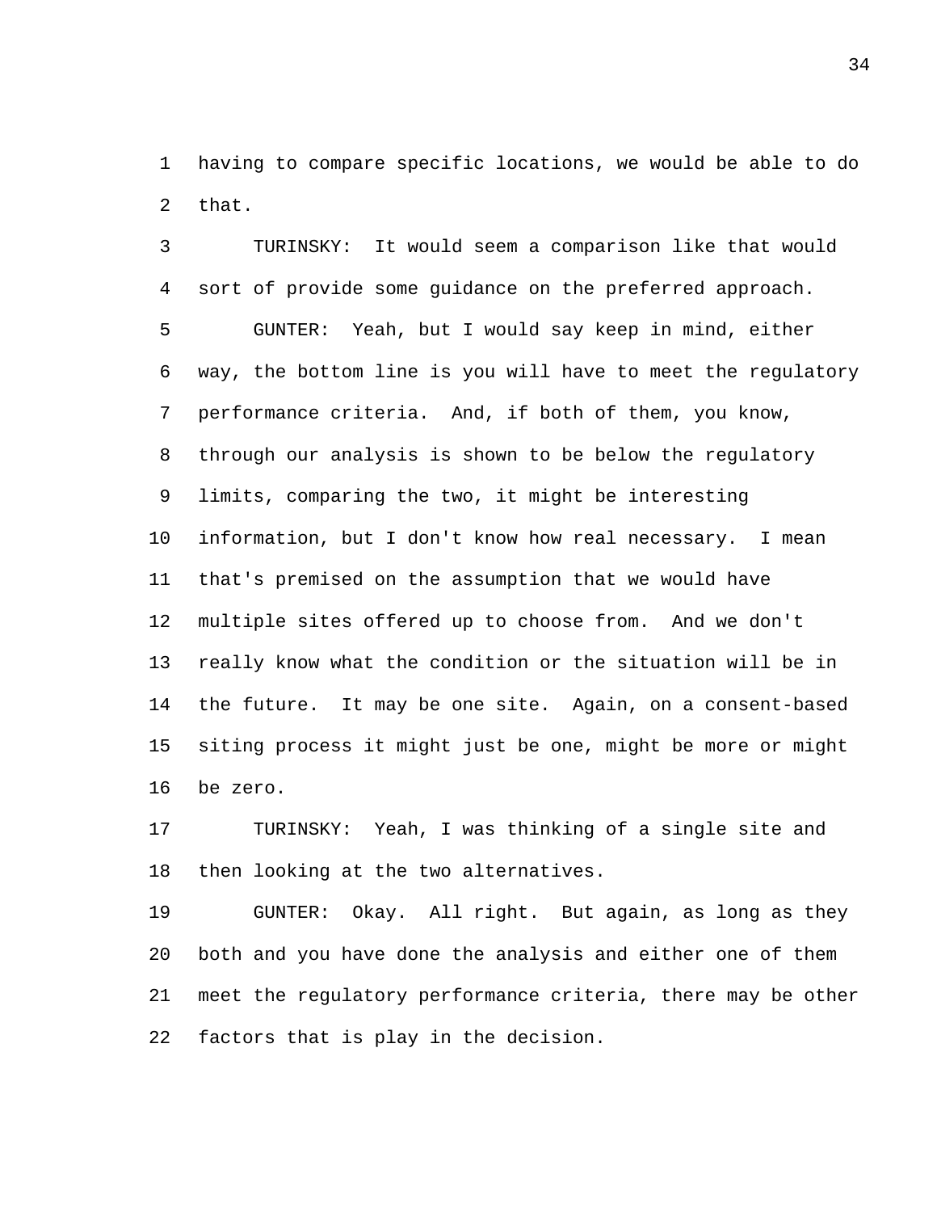having to compare specific locations, we would be able to do that.

TURINSKY: It would seem a comparison like that would sort of provide some guidance on the preferred approach.

GUNTER: Yeah, but I would say keep in mind, either way, the bottom line is you will have to meet the regulatory performance criteria. And, if both of them, you know, through our analysis is shown to be below the regulatory limits, comparing the two, it might be interesting information, but I don't know how real necessary. I mean that's premised on the assumption that we would have multiple sites offered up to choose from. And we don't really know what the condition or the situation will be in the future. It may be one site. Again, on a consent-based siting process it might just be one, might be more or might be zero.

TURINSKY: Yeah, I was thinking of a single site and then looking at the two alternatives.

GUNTER: Okay. All right. But again, as long as they both and you have done the analysis and either one of them meet the regulatory performance criteria, there may be other factors that is play in the decision.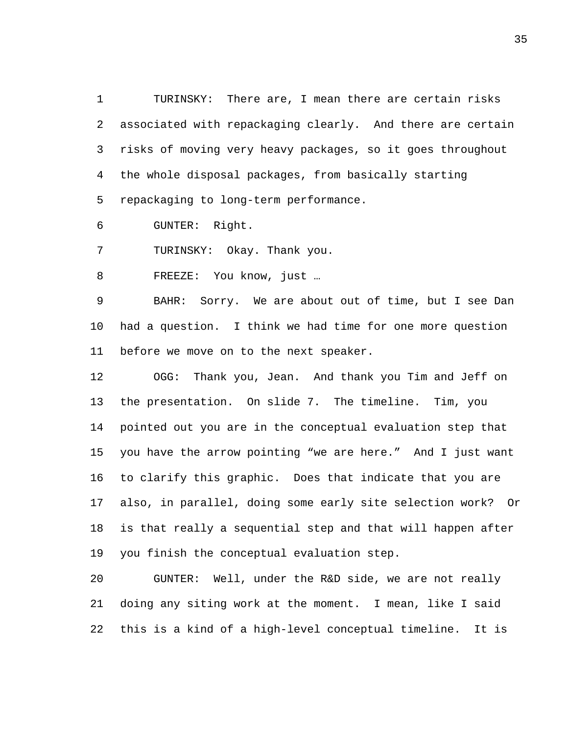TURINSKY: There are, I mean there are certain risks associated with repackaging clearly. And there are certain risks of moving very heavy packages, so it goes throughout the whole disposal packages, from basically starting repackaging to long-term performance.

GUNTER: Right.

TURINSKY: Okay. Thank you.

FREEZE: You know, just …

BAHR: Sorry. We are about out of time, but I see Dan had a question. I think we had time for one more question before we move on to the next speaker.

OGG: Thank you, Jean. And thank you Tim and Jeff on the presentation. On slide 7. The timeline. Tim, you pointed out you are in the conceptual evaluation step that you have the arrow pointing "we are here." And I just want to clarify this graphic. Does that indicate that you are also, in parallel, doing some early site selection work? Or is that really a sequential step and that will happen after you finish the conceptual evaluation step.

GUNTER: Well, under the R&D side, we are not really doing any siting work at the moment. I mean, like I said this is a kind of a high-level conceptual timeline. It is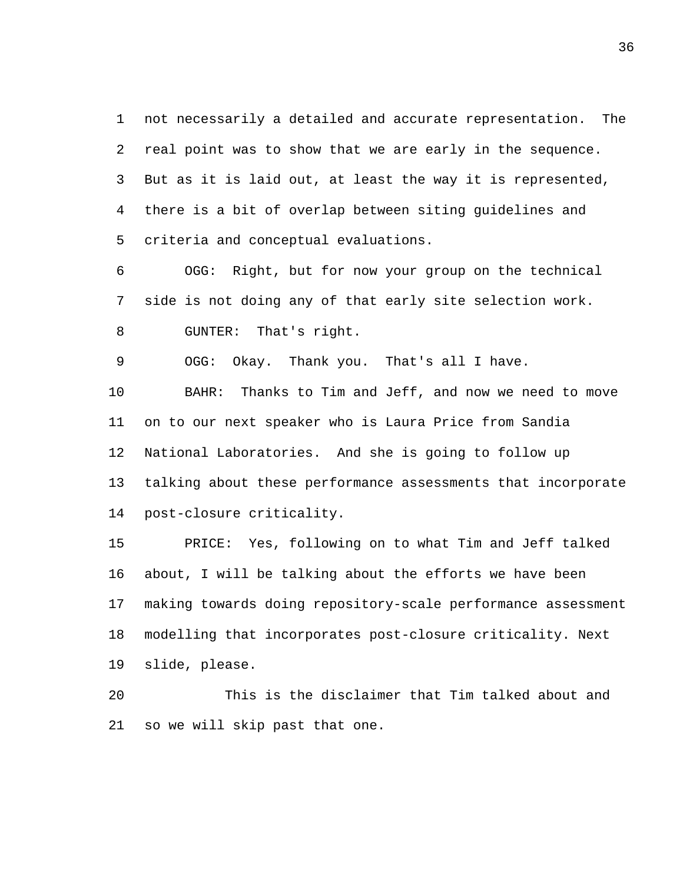not necessarily a detailed and accurate representation. The real point was to show that we are early in the sequence. But as it is laid out, at least the way it is represented, there is a bit of overlap between siting guidelines and criteria and conceptual evaluations.

OGG: Right, but for now your group on the technical side is not doing any of that early site selection work.

GUNTER: That's right.

OGG: Okay. Thank you. That's all I have.

BAHR: Thanks to Tim and Jeff, and now we need to move on to our next speaker who is Laura Price from Sandia National Laboratories. And she is going to follow up talking about these performance assessments that incorporate post-closure criticality.

PRICE: Yes, following on to what Tim and Jeff talked about, I will be talking about the efforts we have been making towards doing repository-scale performance assessment modelling that incorporates post-closure criticality. Next slide, please.

This is the disclaimer that Tim talked about and so we will skip past that one.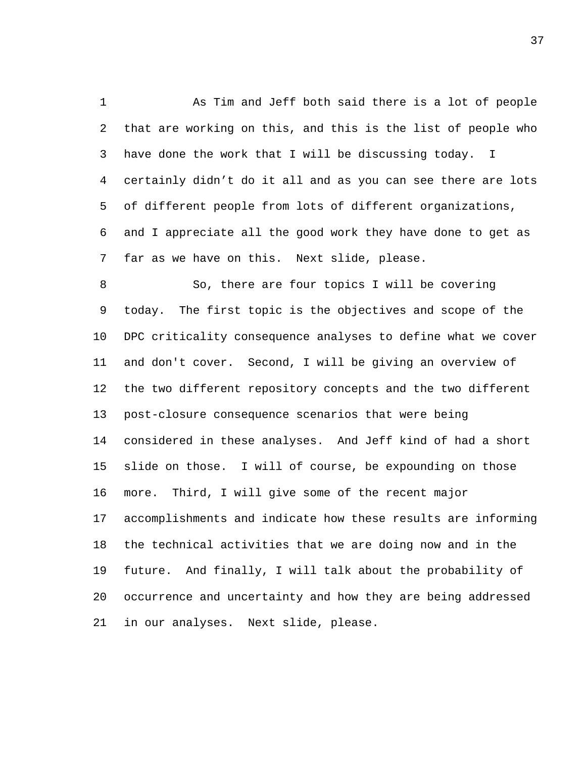As Tim and Jeff both said there is a lot of people that are working on this, and this is the list of people who have done the work that I will be discussing today. I certainly didn't do it all and as you can see there are lots of different people from lots of different organizations, and I appreciate all the good work they have done to get as far as we have on this. Next slide, please.

So, there are four topics I will be covering today. The first topic is the objectives and scope of the DPC criticality consequence analyses to define what we cover and don't cover. Second, I will be giving an overview of the two different repository concepts and the two different post-closure consequence scenarios that were being considered in these analyses. And Jeff kind of had a short slide on those. I will of course, be expounding on those more. Third, I will give some of the recent major accomplishments and indicate how these results are informing the technical activities that we are doing now and in the future. And finally, I will talk about the probability of occurrence and uncertainty and how they are being addressed in our analyses. Next slide, please.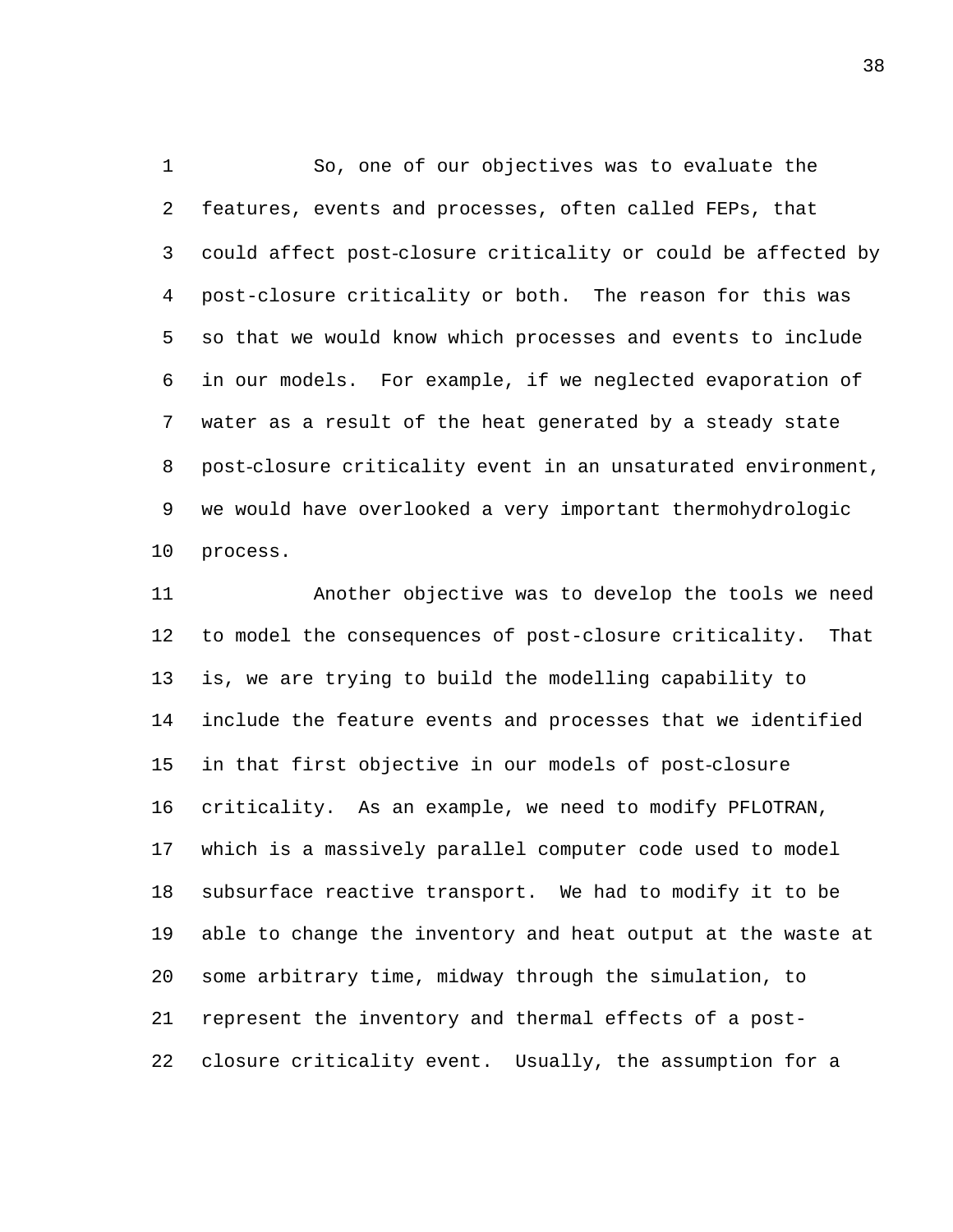So, one of our objectives was to evaluate the features, events and processes, often called FEPs, that could affect post-closure criticality or could be affected by post-closure criticality or both. The reason for this was so that we would know which processes and events to include in our models. For example, if we neglected evaporation of water as a result of the heat generated by a steady state post-closure criticality event in an unsaturated environment, we would have overlooked a very important thermohydrologic process.

Another objective was to develop the tools we need to model the consequences of post-closure criticality. That is, we are trying to build the modelling capability to include the feature events and processes that we identified in that first objective in our models of post-closure criticality. As an example, we need to modify PFLOTRAN, which is a massively parallel computer code used to model subsurface reactive transport. We had to modify it to be able to change the inventory and heat output at the waste at some arbitrary time, midway through the simulation, to represent the inventory and thermal effects of a post-closure criticality event. Usually, the assumption for a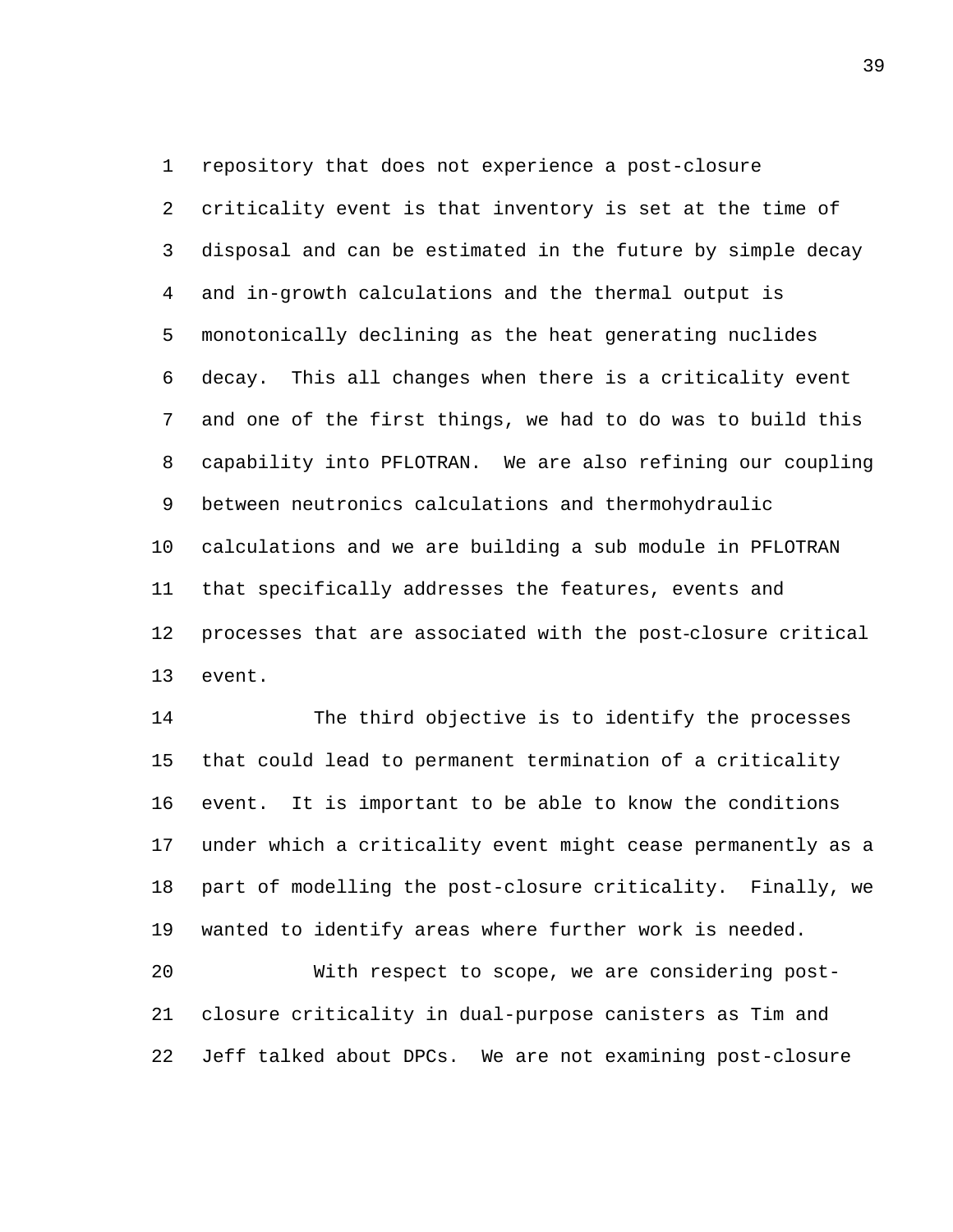repository that does not experience a post-closure criticality event is that inventory is set at the time of disposal and can be estimated in the future by simple decay and in-growth calculations and the thermal output is monotonically declining as the heat generating nuclides decay. This all changes when there is a criticality event and one of the first things, we had to do was to build this capability into PFLOTRAN. We are also refining our coupling between neutronics calculations and thermohydraulic calculations and we are building a sub module in PFLOTRAN that specifically addresses the features, events and processes that are associated with the post-closure critical event.

The third objective is to identify the processes that could lead to permanent termination of a criticality event. It is important to be able to know the conditions under which a criticality event might cease permanently as a part of modelling the post-closure criticality. Finally, we wanted to identify areas where further work is needed.

With respect to scope, we are considering post-closure criticality in dual-purpose canisters as Tim and Jeff talked about DPCs. We are not examining post-closure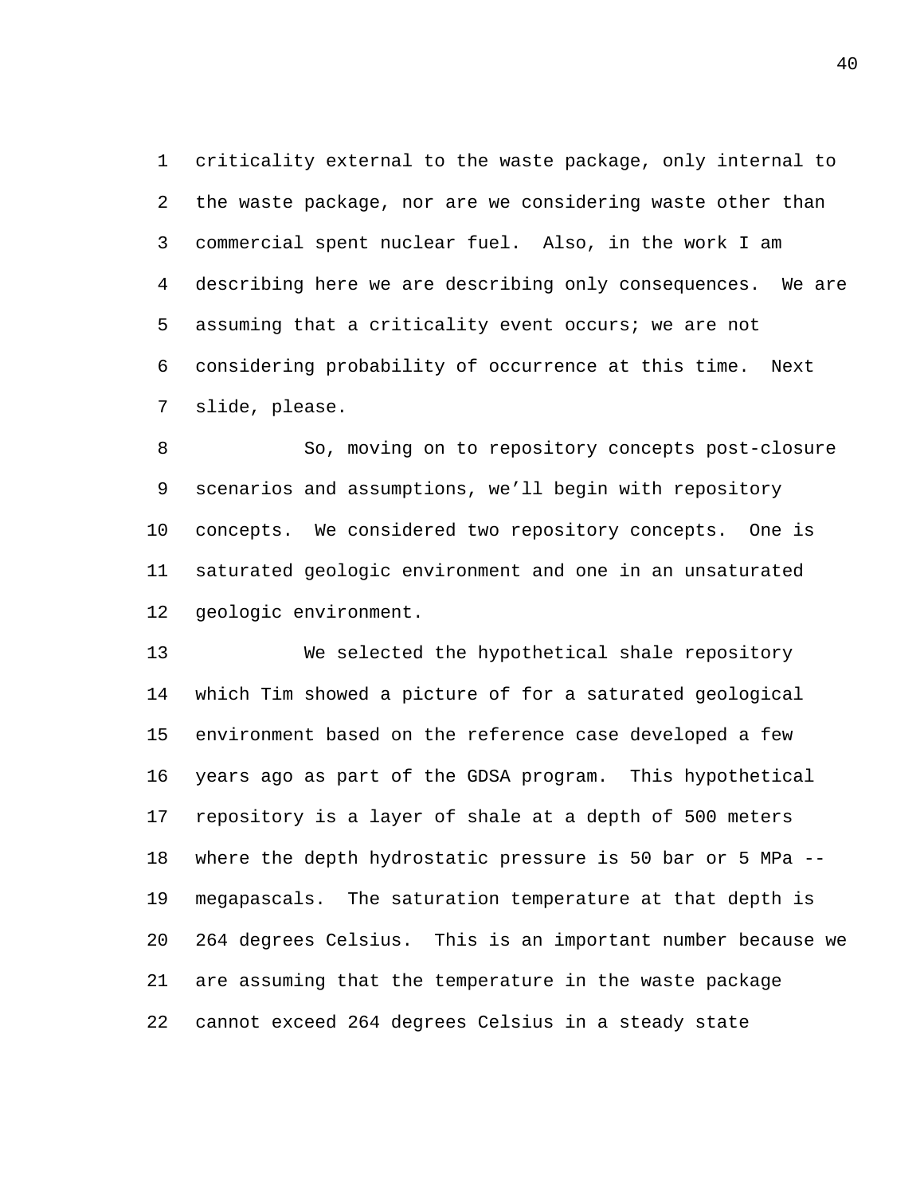criticality external to the waste package, only internal to the waste package, nor are we considering waste other than commercial spent nuclear fuel. Also, in the work I am describing here we are describing only consequences. We are assuming that a criticality event occurs; we are not considering probability of occurrence at this time. Next slide, please.

So, moving on to repository concepts post-closure scenarios and assumptions, we'll begin with repository concepts. We considered two repository concepts. One is saturated geologic environment and one in an unsaturated geologic environment.

We selected the hypothetical shale repository which Tim showed a picture of for a saturated geological environment based on the reference case developed a few years ago as part of the GDSA program. This hypothetical repository is a layer of shale at a depth of 500 meters where the depth hydrostatic pressure is 50 bar or 5 MPa -- megapascals. The saturation temperature at that depth is 264 degrees Celsius. This is an important number because we are assuming that the temperature in the waste package cannot exceed 264 degrees Celsius in a steady state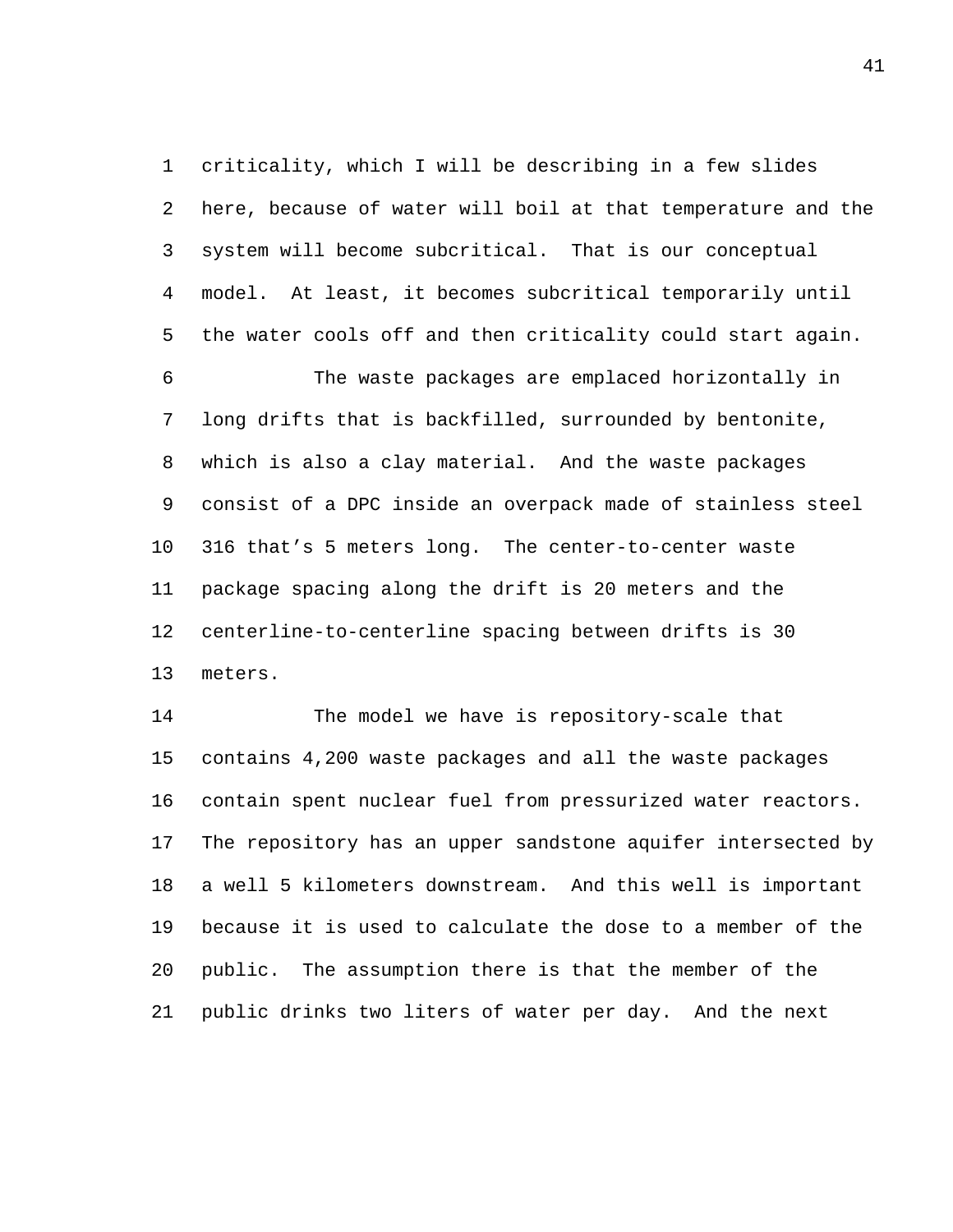criticality, which I will be describing in a few slides here, because of water will boil at that temperature and the system will become subcritical. That is our conceptual model. At least, it becomes subcritical temporarily until the water cools off and then criticality could start again.

The waste packages are emplaced horizontally in long drifts that is backfilled, surrounded by bentonite, which is also a clay material. And the waste packages consist of a DPC inside an overpack made of stainless steel 316 that's 5 meters long. The center-to-center waste package spacing along the drift is 20 meters and the centerline-to-centerline spacing between drifts is 30 meters.

The model we have is repository-scale that contains 4,200 waste packages and all the waste packages contain spent nuclear fuel from pressurized water reactors. The repository has an upper sandstone aquifer intersected by a well 5 kilometers downstream. And this well is important because it is used to calculate the dose to a member of the public. The assumption there is that the member of the public drinks two liters of water per day. And the next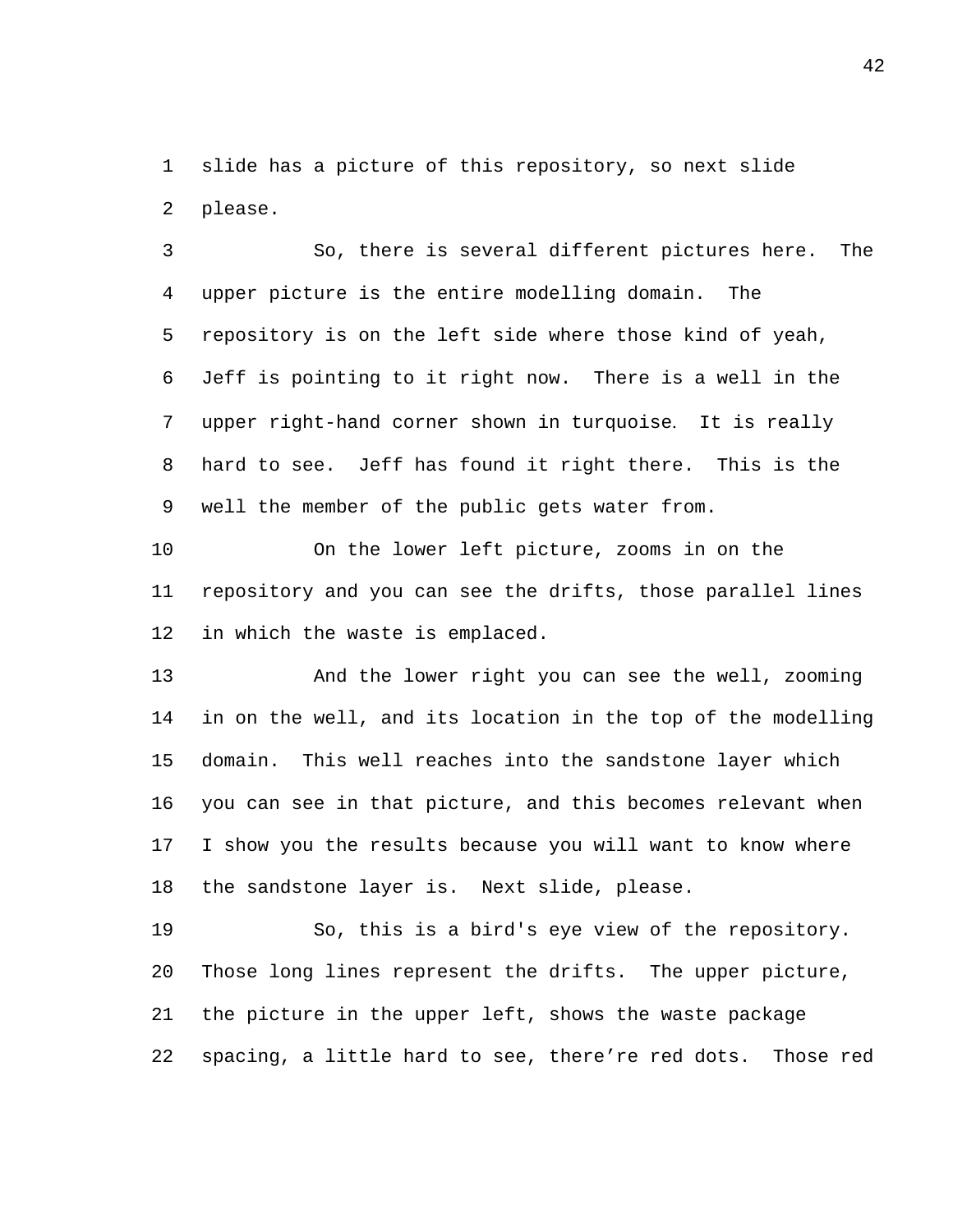slide has a picture of this repository, so next slide please.

So, there is several different pictures here. The upper picture is the entire modelling domain. The repository is on the left side where those kind of yeah, Jeff is pointing to it right now. There is a well in the upper right-hand corner shown in turquoise. It is really hard to see. Jeff has found it right there. This is the well the member of the public gets water from.

On the lower left picture, zooms in on the repository and you can see the drifts, those parallel lines in which the waste is emplaced.

And the lower right you can see the well, zooming in on the well, and its location in the top of the modelling domain. This well reaches into the sandstone layer which you can see in that picture, and this becomes relevant when I show you the results because you will want to know where the sandstone layer is. Next slide, please.

So, this is a bird's eye view of the repository. Those long lines represent the drifts. The upper picture, the picture in the upper left, shows the waste package spacing, a little hard to see, there're red dots. Those red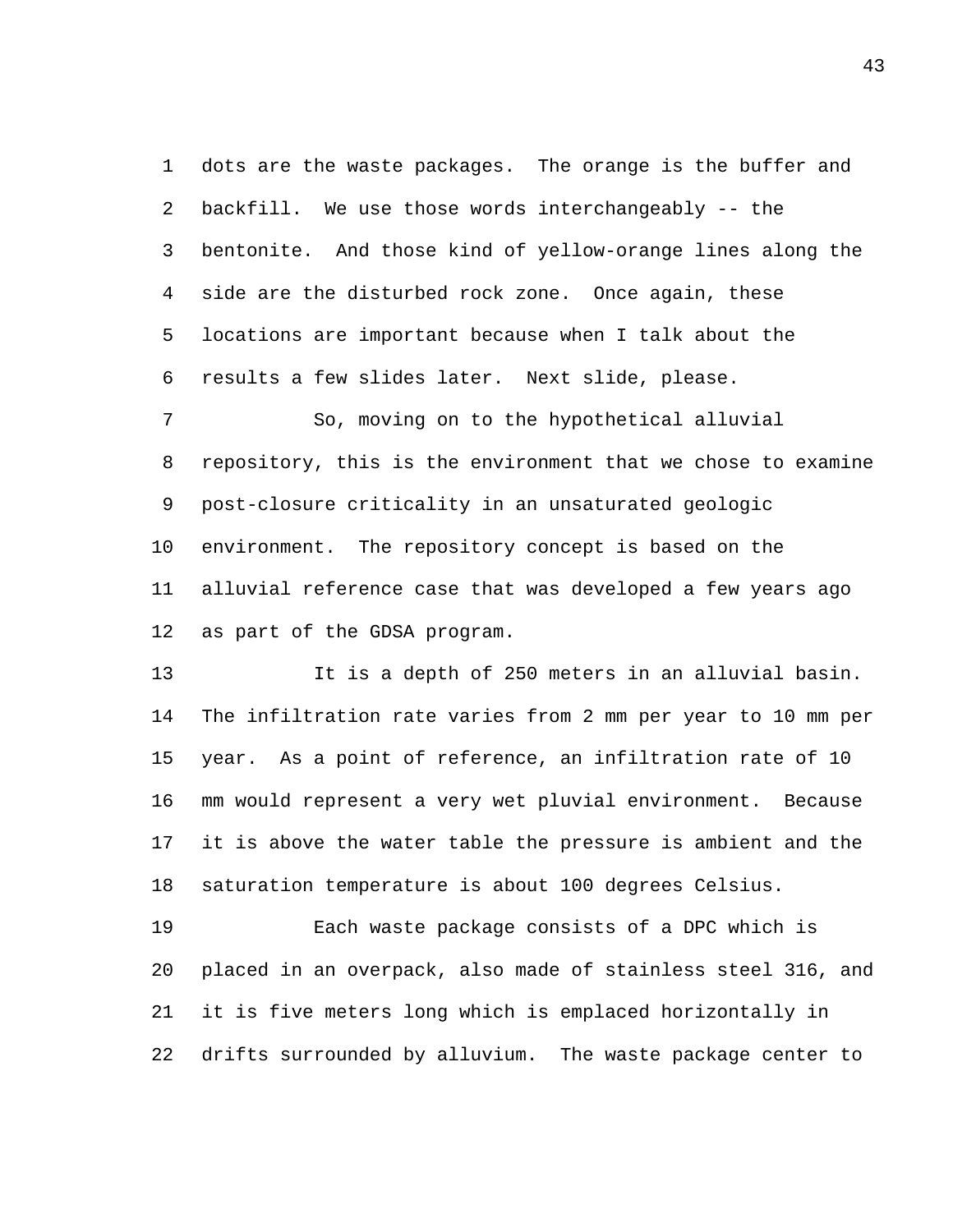dots are the waste packages. The orange is the buffer and backfill. We use those words interchangeably -- the bentonite. And those kind of yellow-orange lines along the side are the disturbed rock zone. Once again, these locations are important because when I talk about the results a few slides later. Next slide, please.

So, moving on to the hypothetical alluvial repository, this is the environment that we chose to examine post-closure criticality in an unsaturated geologic environment. The repository concept is based on the alluvial reference case that was developed a few years ago as part of the GDSA program.

It is a depth of 250 meters in an alluvial basin. The infiltration rate varies from 2 mm per year to 10 mm per year. As a point of reference, an infiltration rate of 10 mm would represent a very wet pluvial environment. Because it is above the water table the pressure is ambient and the saturation temperature is about 100 degrees Celsius.

Each waste package consists of a DPC which is placed in an overpack, also made of stainless steel 316, and it is five meters long which is emplaced horizontally in drifts surrounded by alluvium. The waste package center to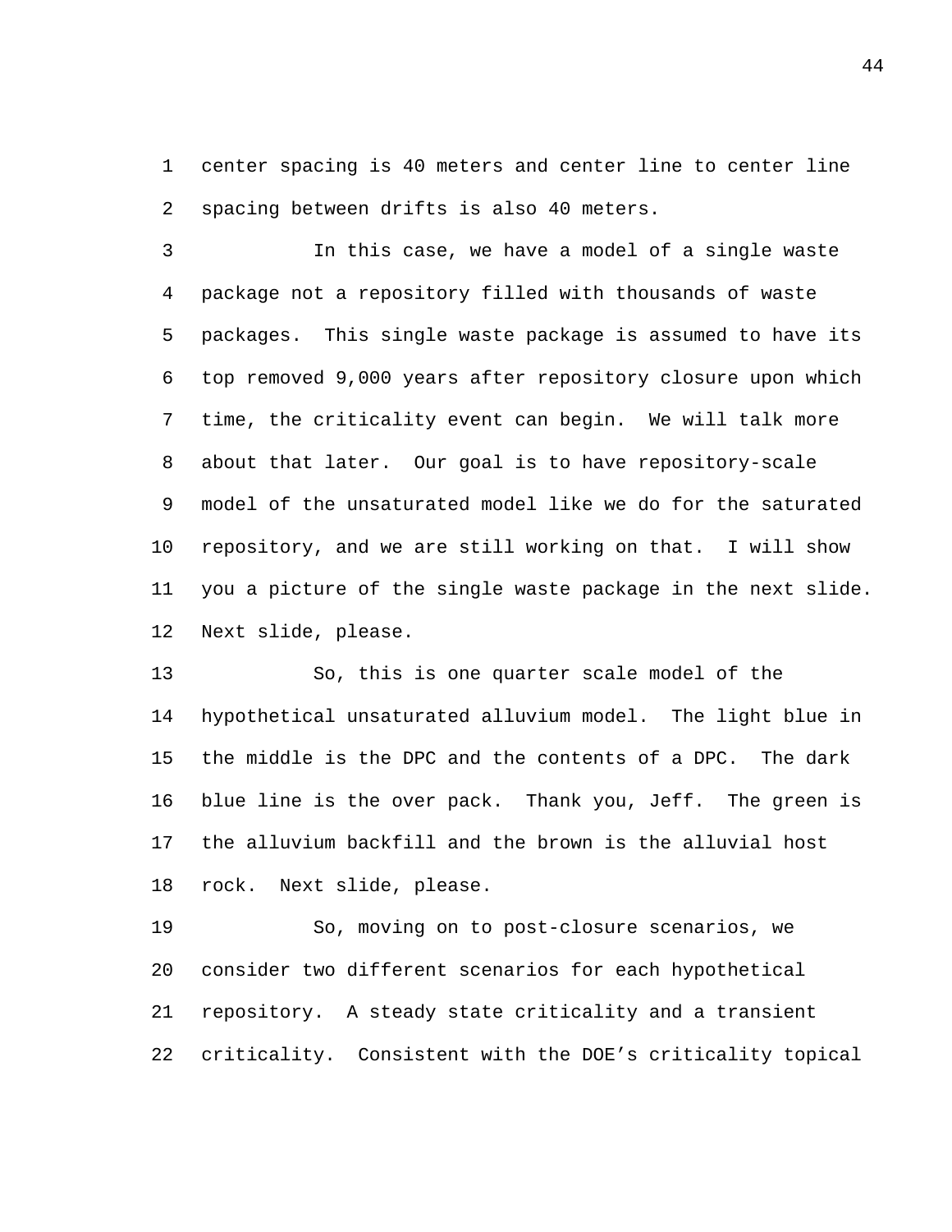center spacing is 40 meters and center line to center line spacing between drifts is also 40 meters.

In this case, we have a model of a single waste package not a repository filled with thousands of waste packages. This single waste package is assumed to have its top removed 9,000 years after repository closure upon which time, the criticality event can begin. We will talk more about that later. Our goal is to have repository-scale model of the unsaturated model like we do for the saturated repository, and we are still working on that. I will show you a picture of the single waste package in the next slide. Next slide, please.

So, this is one quarter scale model of the hypothetical unsaturated alluvium model. The light blue in the middle is the DPC and the contents of a DPC. The dark blue line is the over pack. Thank you, Jeff. The green is the alluvium backfill and the brown is the alluvial host rock. Next slide, please.

So, moving on to post-closure scenarios, we consider two different scenarios for each hypothetical repository. A steady state criticality and a transient criticality. Consistent with the DOE's criticality topical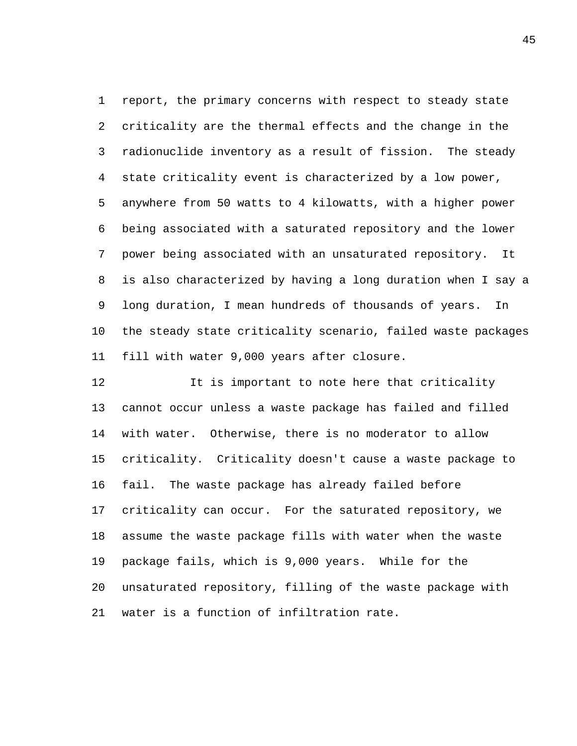report, the primary concerns with respect to steady state criticality are the thermal effects and the change in the radionuclide inventory as a result of fission. The steady state criticality event is characterized by a low power, anywhere from 50 watts to 4 kilowatts, with a higher power being associated with a saturated repository and the lower power being associated with an unsaturated repository. It is also characterized by having a long duration when I say a long duration, I mean hundreds of thousands of years. In the steady state criticality scenario, failed waste packages fill with water 9,000 years after closure.

It is important to note here that criticality cannot occur unless a waste package has failed and filled with water. Otherwise, there is no moderator to allow criticality. Criticality doesn't cause a waste package to fail. The waste package has already failed before criticality can occur. For the saturated repository, we assume the waste package fills with water when the waste package fails, which is 9,000 years. While for the unsaturated repository, filling of the waste package with water is a function of infiltration rate.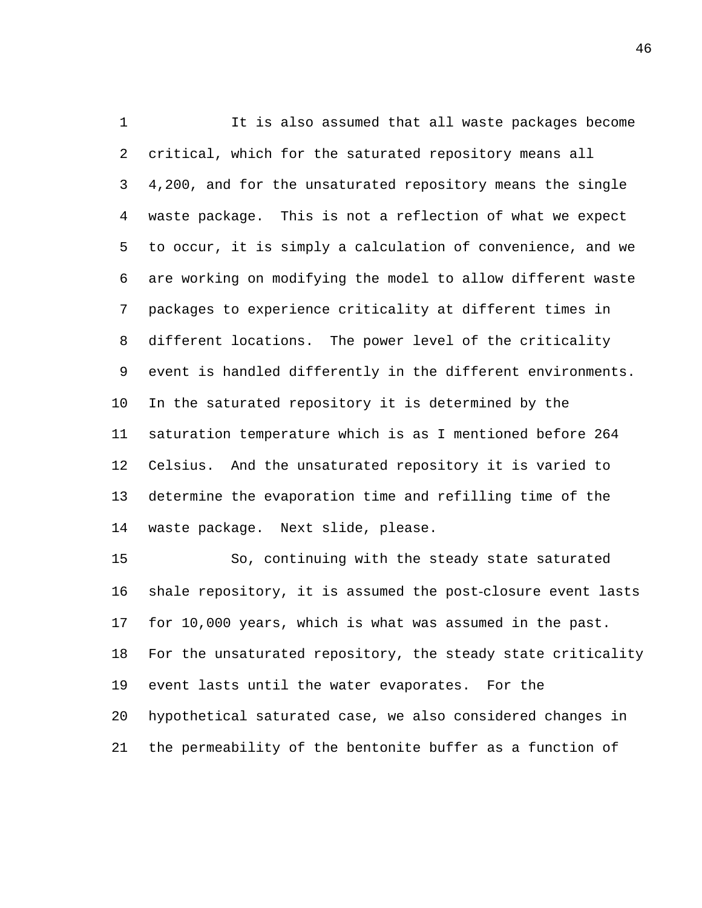It is also assumed that all waste packages become critical, which for the saturated repository means all 4,200, and for the unsaturated repository means the single waste package. This is not a reflection of what we expect to occur, it is simply a calculation of convenience, and we are working on modifying the model to allow different waste packages to experience criticality at different times in different locations. The power level of the criticality event is handled differently in the different environments. In the saturated repository it is determined by the saturation temperature which is as I mentioned before 264 Celsius. And the unsaturated repository it is varied to determine the evaporation time and refilling time of the waste package. Next slide, please.

So, continuing with the steady state saturated shale repository, it is assumed the post-closure event lasts for 10,000 years, which is what was assumed in the past. For the unsaturated repository, the steady state criticality event lasts until the water evaporates. For the hypothetical saturated case, we also considered changes in the permeability of the bentonite buffer as a function of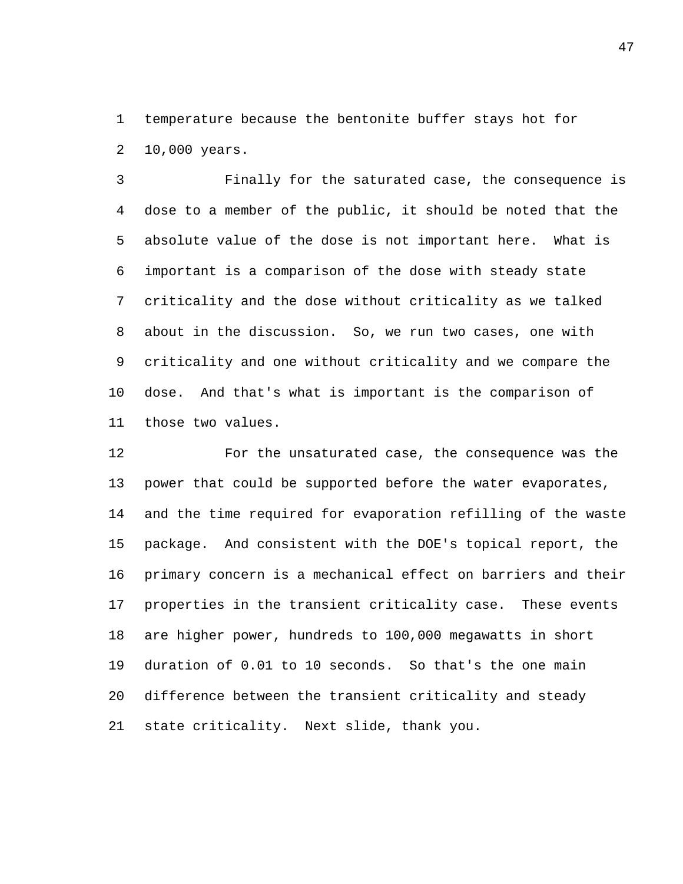temperature because the bentonite buffer stays hot for 10,000 years.

Finally for the saturated case, the consequence is dose to a member of the public, it should be noted that the absolute value of the dose is not important here. What is important is a comparison of the dose with steady state criticality and the dose without criticality as we talked about in the discussion. So, we run two cases, one with criticality and one without criticality and we compare the dose. And that's what is important is the comparison of those two values.

For the unsaturated case, the consequence was the power that could be supported before the water evaporates, and the time required for evaporation refilling of the waste package. And consistent with the DOE's topical report, the primary concern is a mechanical effect on barriers and their properties in the transient criticality case. These events are higher power, hundreds to 100,000 megawatts in short duration of 0.01 to 10 seconds. So that's the one main difference between the transient criticality and steady state criticality. Next slide, thank you.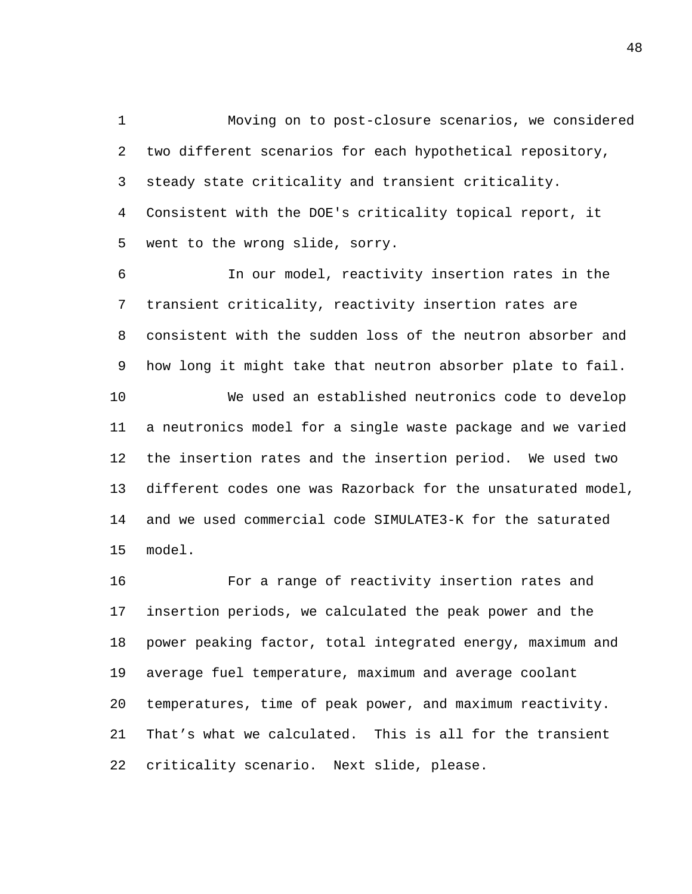Moving on to post-closure scenarios, we considered two different scenarios for each hypothetical repository, steady state criticality and transient criticality. Consistent with the DOE's criticality topical report, it went to the wrong slide, sorry.

In our model, reactivity insertion rates in the transient criticality, reactivity insertion rates are consistent with the sudden loss of the neutron absorber and how long it might take that neutron absorber plate to fail.

We used an established neutronics code to develop a neutronics model for a single waste package and we varied the insertion rates and the insertion period. We used two different codes one was Razorback for the unsaturated model, and we used commercial code SIMULATE3-K for the saturated model.

For a range of reactivity insertion rates and insertion periods, we calculated the peak power and the power peaking factor, total integrated energy, maximum and average fuel temperature, maximum and average coolant temperatures, time of peak power, and maximum reactivity. That's what we calculated. This is all for the transient criticality scenario. Next slide, please.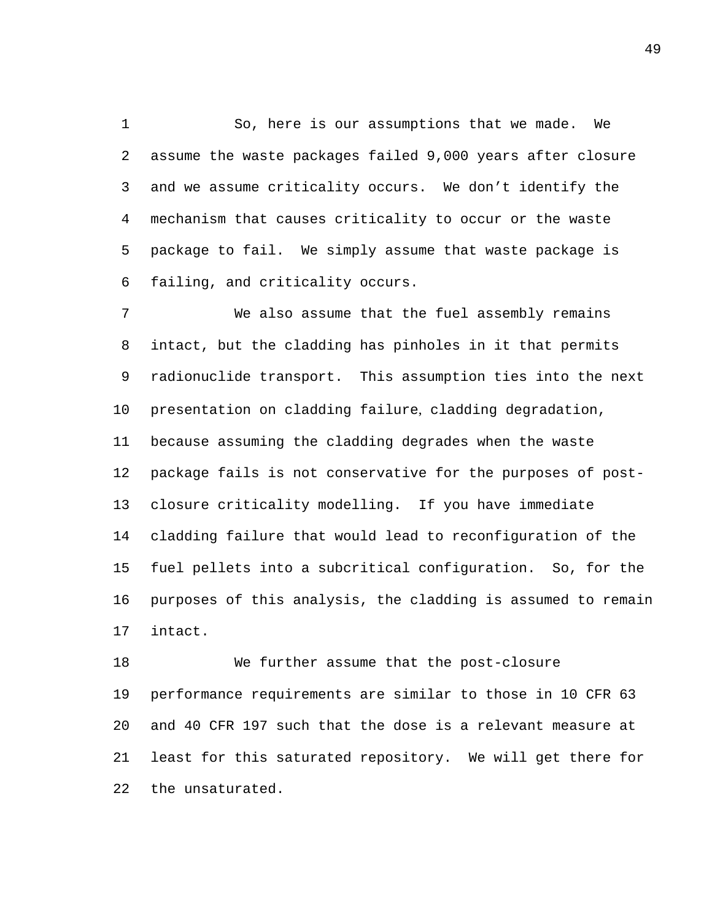So, here is our assumptions that we made. We assume the waste packages failed 9,000 years after closure and we assume criticality occurs. We don't identify the mechanism that causes criticality to occur or the waste package to fail. We simply assume that waste package is failing, and criticality occurs.

We also assume that the fuel assembly remains intact, but the cladding has pinholes in it that permits radionuclide transport. This assumption ties into the next presentation on cladding failure, cladding degradation, because assuming the cladding degrades when the waste package fails is not conservative for the purposes of post-closure criticality modelling. If you have immediate cladding failure that would lead to reconfiguration of the fuel pellets into a subcritical configuration. So, for the purposes of this analysis, the cladding is assumed to remain intact.

We further assume that the post-closure performance requirements are similar to those in 10 CFR 63 and 40 CFR 197 such that the dose is a relevant measure at least for this saturated repository. We will get there for the unsaturated.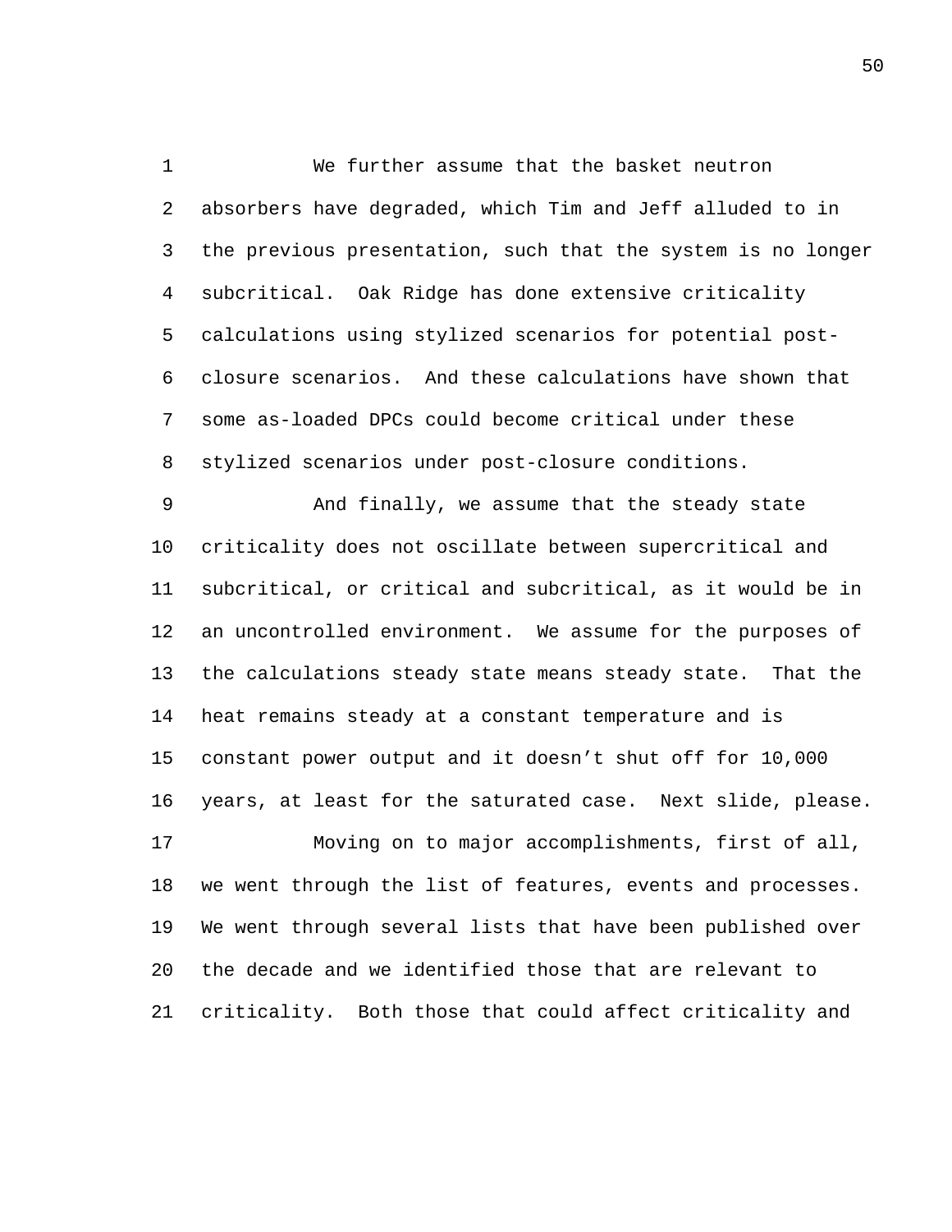We further assume that the basket neutron absorbers have degraded, which Tim and Jeff alluded to in the previous presentation, such that the system is no longer subcritical. Oak Ridge has done extensive criticality calculations using stylized scenarios for potential post-closure scenarios. And these calculations have shown that some as-loaded DPCs could become critical under these stylized scenarios under post-closure conditions.

And finally, we assume that the steady state criticality does not oscillate between supercritical and subcritical, or critical and subcritical, as it would be in an uncontrolled environment. We assume for the purposes of the calculations steady state means steady state. That the heat remains steady at a constant temperature and is constant power output and it doesn't shut off for 10,000 years, at least for the saturated case. Next slide, please.

Moving on to major accomplishments, first of all, we went through the list of features, events and processes. We went through several lists that have been published over the decade and we identified those that are relevant to criticality. Both those that could affect criticality and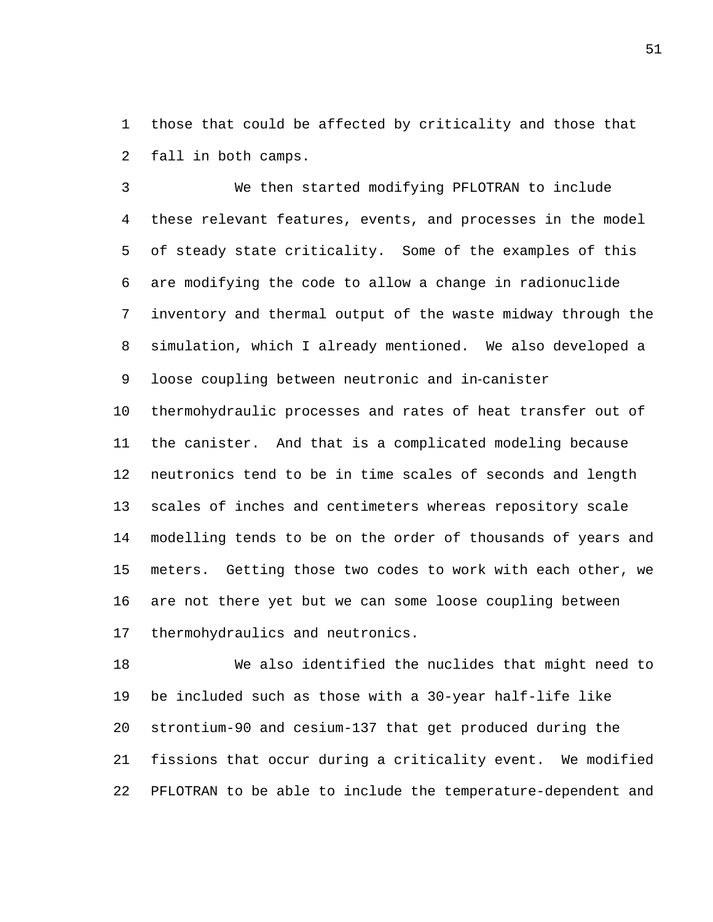those that could be affected by criticality and those that fall in both camps.

We then started modifying PFLOTRAN to include these relevant features, events, and processes in the model of steady state criticality. Some of the examples of this are modifying the code to allow a change in radionuclide inventory and thermal output of the waste midway through the simulation, which I already mentioned. We also developed a loose coupling between neutronic and in-canister thermohydraulic processes and rates of heat transfer out of the canister. And that is a complicated modeling because neutronics tend to be in time scales of seconds and length scales of inches and centimeters whereas repository scale modelling tends to be on the order of thousands of years and meters. Getting those two codes to work with each other, we are not there yet but we can some loose coupling between thermohydraulics and neutronics.

We also identified the nuclides that might need to be included such as those with a 30-year half-life like strontium-90 and cesium-137 that get produced during the fissions that occur during a criticality event. We modified PFLOTRAN to be able to include the temperature-dependent and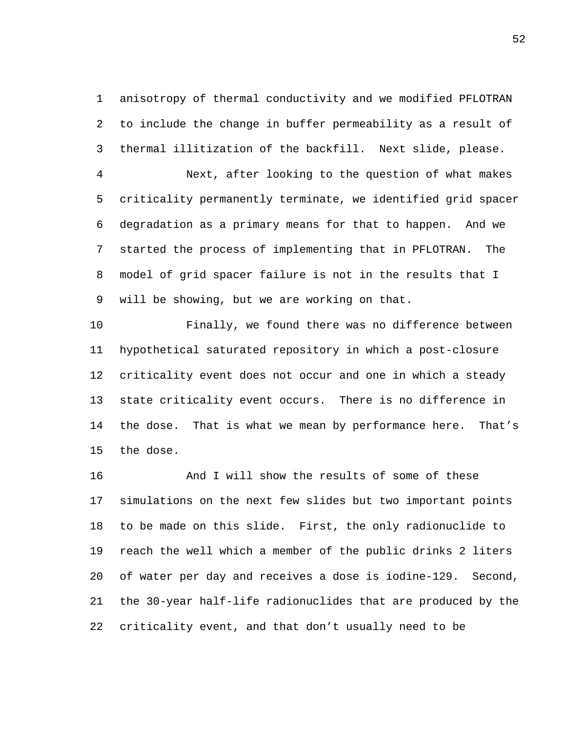anisotropy of thermal conductivity and we modified PFLOTRAN to include the change in buffer permeability as a result of thermal illitization of the backfill. Next slide, please.

Next, after looking to the question of what makes criticality permanently terminate, we identified grid spacer degradation as a primary means for that to happen. And we started the process of implementing that in PFLOTRAN. The model of grid spacer failure is not in the results that I will be showing, but we are working on that.

Finally, we found there was no difference between hypothetical saturated repository in which a post-closure criticality event does not occur and one in which a steady state criticality event occurs. There is no difference in the dose. That is what we mean by performance here. That's the dose.

And I will show the results of some of these simulations on the next few slides but two important points to be made on this slide. First, the only radionuclide to reach the well which a member of the public drinks 2 liters of water per day and receives a dose is iodine-129. Second, the 30-year half-life radionuclides that are produced by the criticality event, and that don't usually need to be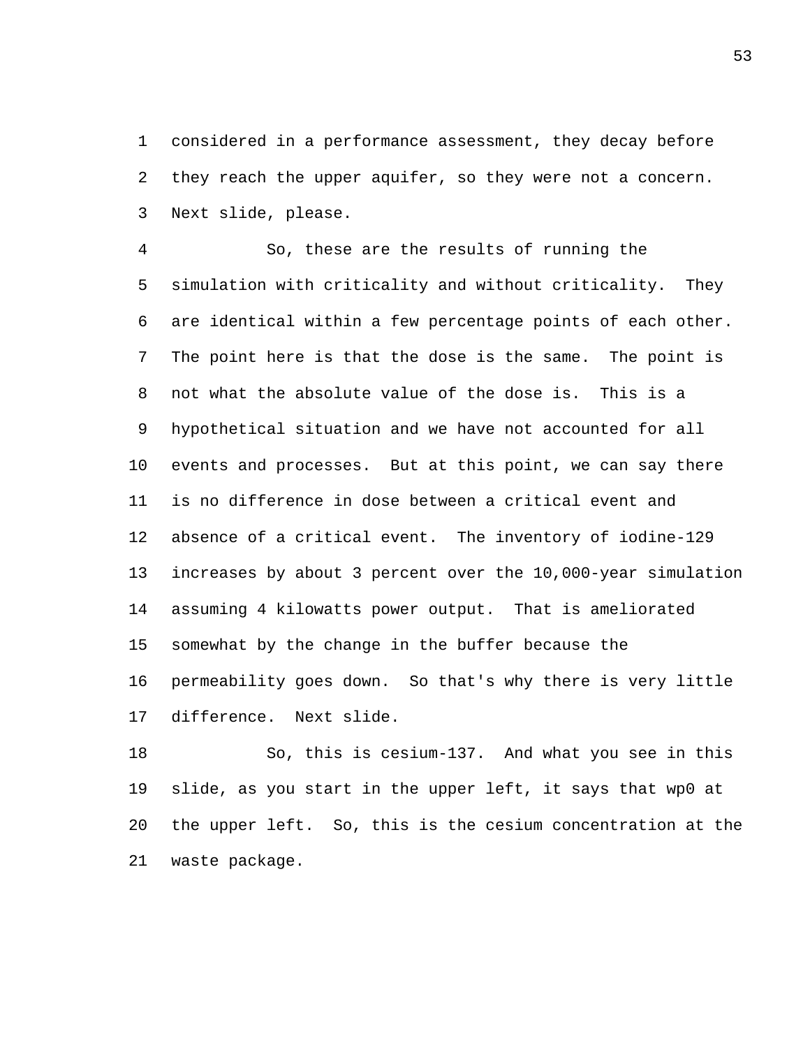considered in a performance assessment, they decay before they reach the upper aquifer, so they were not a concern. Next slide, please.

So, these are the results of running the simulation with criticality and without criticality. They are identical within a few percentage points of each other. The point here is that the dose is the same. The point is not what the absolute value of the dose is. This is a hypothetical situation and we have not accounted for all events and processes. But at this point, we can say there is no difference in dose between a critical event and absence of a critical event. The inventory of iodine-129 increases by about 3 percent over the 10,000-year simulation assuming 4 kilowatts power output. That is ameliorated somewhat by the change in the buffer because the permeability goes down. So that's why there is very little difference. Next slide.

So, this is cesium-137. And what you see in this slide, as you start in the upper left, it says that wp0 at the upper left. So, this is the cesium concentration at the waste package.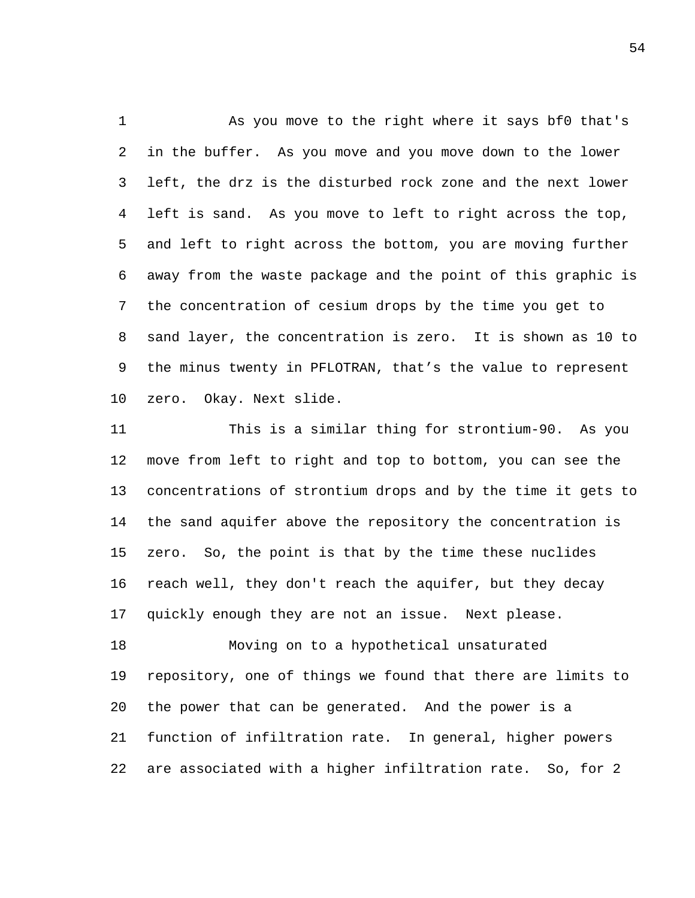As you move to the right where it says bf0 that's in the buffer. As you move and you move down to the lower left, the drz is the disturbed rock zone and the next lower left is sand. As you move to left to right across the top, and left to right across the bottom, you are moving further away from the waste package and the point of this graphic is the concentration of cesium drops by the time you get to sand layer, the concentration is zero. It is shown as 10 to the minus twenty in PFLOTRAN, that's the value to represent zero. Okay. Next slide.

This is a similar thing for strontium-90. As you move from left to right and top to bottom, you can see the concentrations of strontium drops and by the time it gets to the sand aquifer above the repository the concentration is zero. So, the point is that by the time these nuclides reach well, they don't reach the aquifer, but they decay quickly enough they are not an issue. Next please.

Moving on to a hypothetical unsaturated repository, one of things we found that there are limits to the power that can be generated. And the power is a function of infiltration rate. In general, higher powers are associated with a higher infiltration rate. So, for 2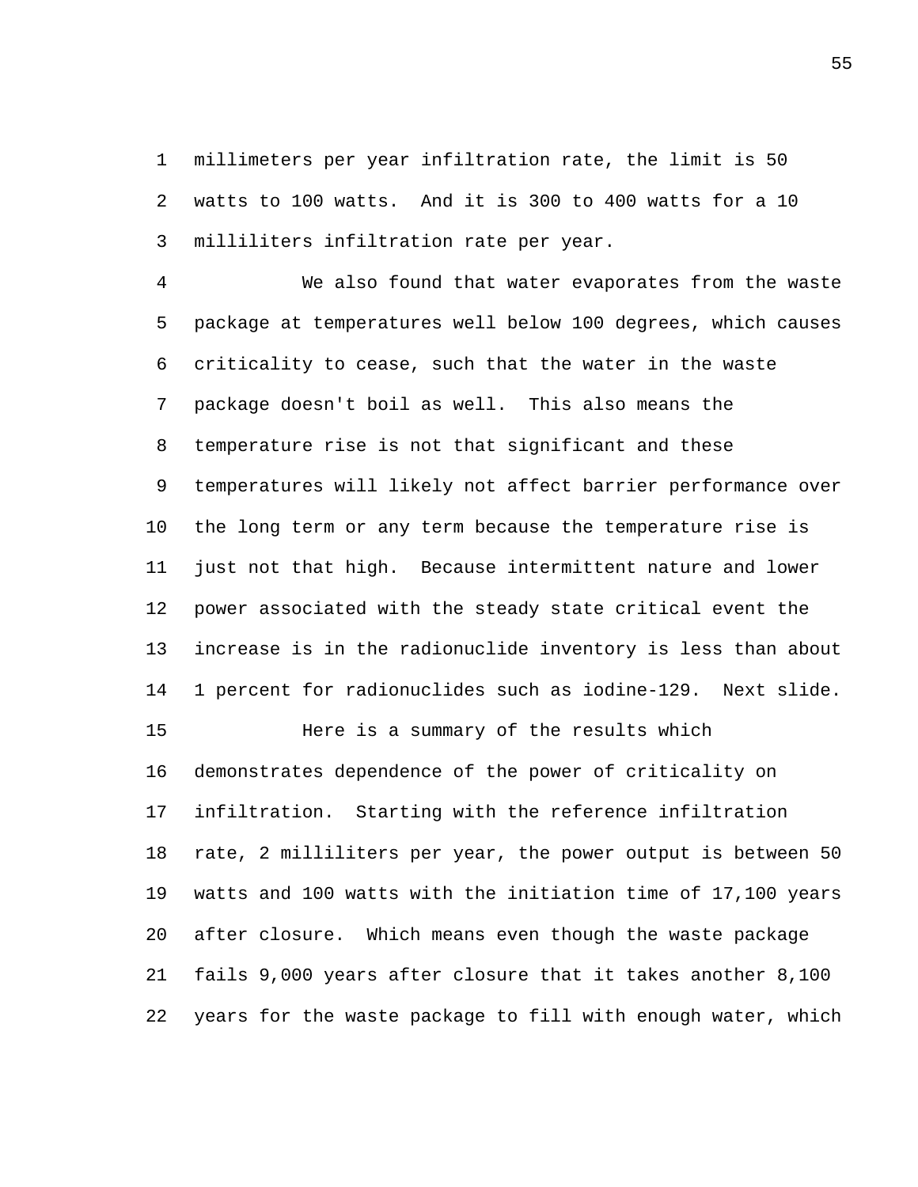millimeters per year infiltration rate, the limit is 50 watts to 100 watts. And it is 300 to 400 watts for a 10 milliliters infiltration rate per year.

We also found that water evaporates from the waste package at temperatures well below 100 degrees, which causes criticality to cease, such that the water in the waste package doesn't boil as well. This also means the temperature rise is not that significant and these temperatures will likely not affect barrier performance over the long term or any term because the temperature rise is just not that high. Because intermittent nature and lower power associated with the steady state critical event the increase is in the radionuclide inventory is less than about 1 percent for radionuclides such as iodine-129. Next slide.

Here is a summary of the results which demonstrates dependence of the power of criticality on infiltration. Starting with the reference infiltration rate, 2 milliliters per year, the power output is between 50 watts and 100 watts with the initiation time of 17,100 years after closure. Which means even though the waste package fails 9,000 years after closure that it takes another 8,100 years for the waste package to fill with enough water, which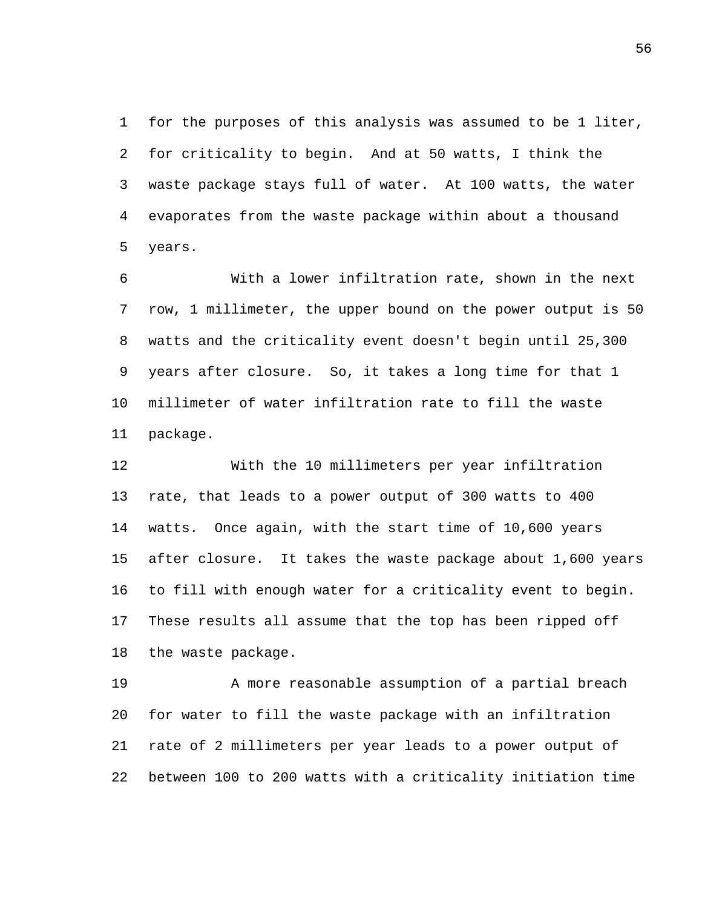for the purposes of this analysis was assumed to be 1 liter, for criticality to begin. And at 50 watts, I think the waste package stays full of water. At 100 watts, the water evaporates from the waste package within about a thousand years.

With a lower infiltration rate, shown in the next row, 1 millimeter, the upper bound on the power output is 50 watts and the criticality event doesn't begin until 25,300 years after closure. So, it takes a long time for that 1 millimeter of water infiltration rate to fill the waste package.

With the 10 millimeters per year infiltration rate, that leads to a power output of 300 watts to 400 watts. Once again, with the start time of 10,600 years after closure. It takes the waste package about 1,600 years to fill with enough water for a criticality event to begin. These results all assume that the top has been ripped off the waste package.

A more reasonable assumption of a partial breach for water to fill the waste package with an infiltration rate of 2 millimeters per year leads to a power output of between 100 to 200 watts with a criticality initiation time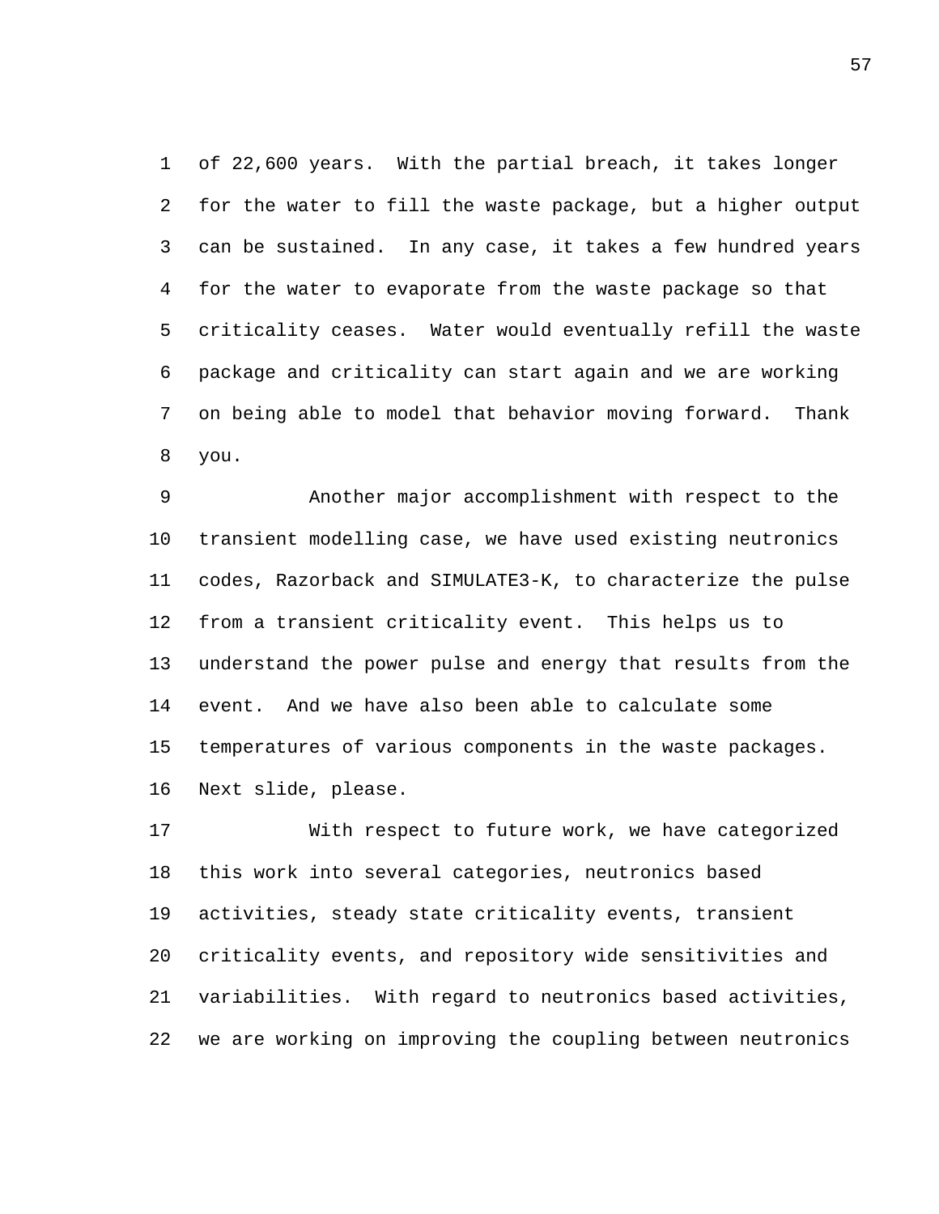of 22,600 years. With the partial breach, it takes longer for the water to fill the waste package, but a higher output can be sustained. In any case, it takes a few hundred years for the water to evaporate from the waste package so that criticality ceases. Water would eventually refill the waste package and criticality can start again and we are working on being able to model that behavior moving forward. Thank you.

Another major accomplishment with respect to the transient modelling case, we have used existing neutronics codes, Razorback and SIMULATE3-K, to characterize the pulse from a transient criticality event. This helps us to understand the power pulse and energy that results from the event. And we have also been able to calculate some temperatures of various components in the waste packages. Next slide, please.

With respect to future work, we have categorized this work into several categories, neutronics based activities, steady state criticality events, transient criticality events, and repository wide sensitivities and variabilities. With regard to neutronics based activities, we are working on improving the coupling between neutronics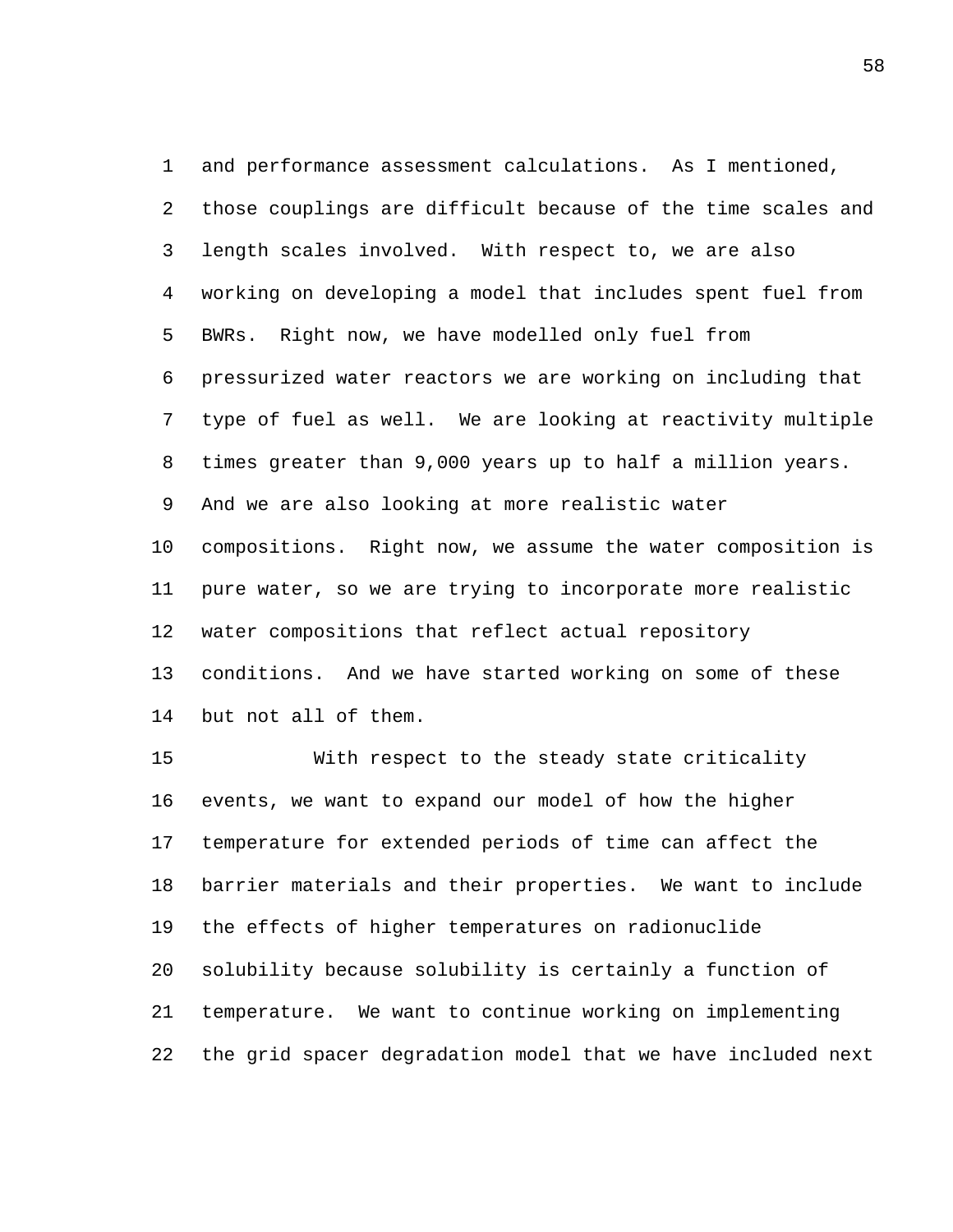and performance assessment calculations. As I mentioned, those couplings are difficult because of the time scales and length scales involved. With respect to, we are also working on developing a model that includes spent fuel from BWRs. Right now, we have modelled only fuel from pressurized water reactors we are working on including that type of fuel as well. We are looking at reactivity multiple times greater than 9,000 years up to half a million years. And we are also looking at more realistic water compositions. Right now, we assume the water composition is pure water, so we are trying to incorporate more realistic water compositions that reflect actual repository conditions. And we have started working on some of these but not all of them.

With respect to the steady state criticality events, we want to expand our model of how the higher temperature for extended periods of time can affect the barrier materials and their properties. We want to include the effects of higher temperatures on radionuclide solubility because solubility is certainly a function of temperature. We want to continue working on implementing the grid spacer degradation model that we have included next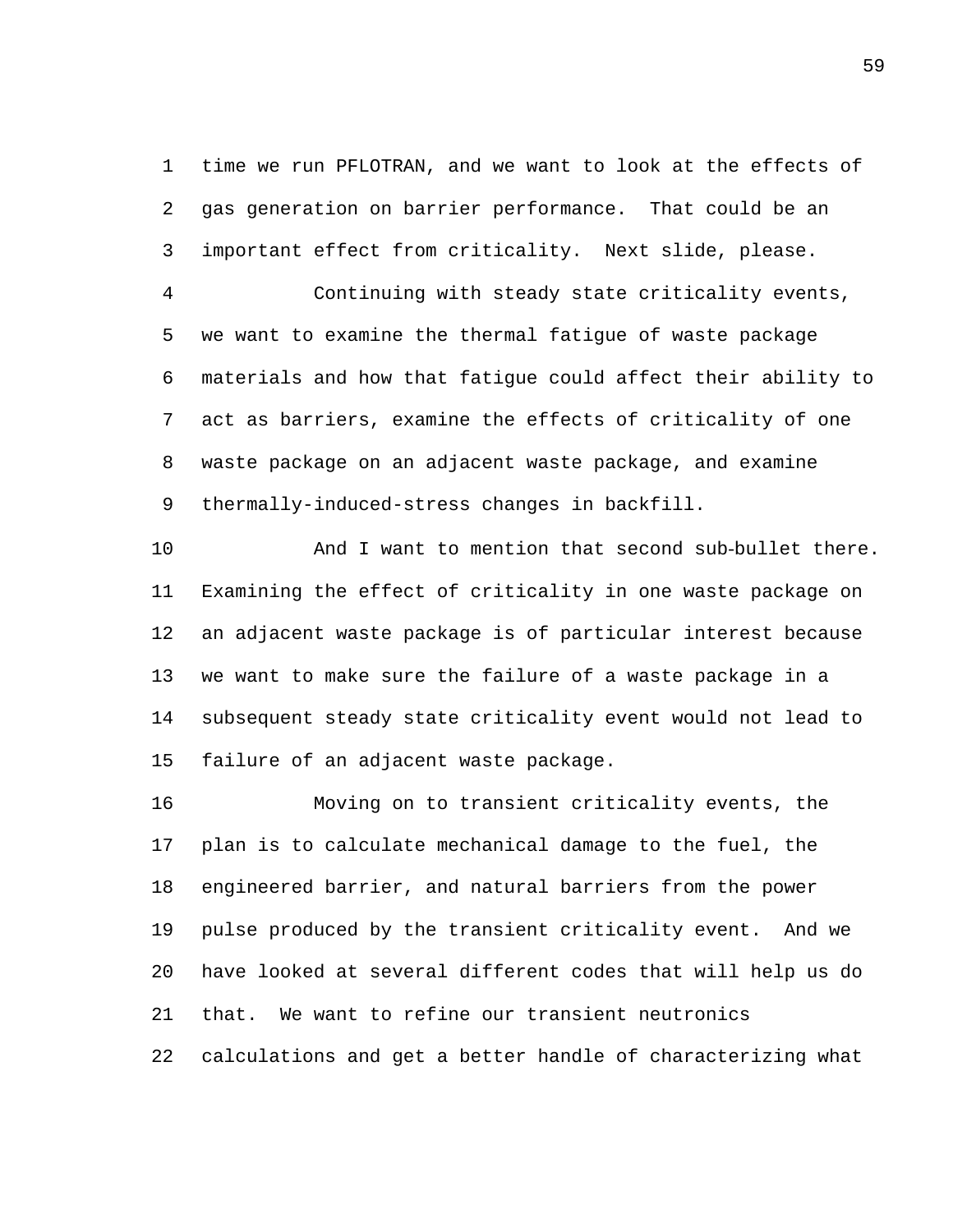time we run PFLOTRAN, and we want to look at the effects of gas generation on barrier performance. That could be an important effect from criticality. Next slide, please.

Continuing with steady state criticality events, we want to examine the thermal fatigue of waste package materials and how that fatigue could affect their ability to act as barriers, examine the effects of criticality of one waste package on an adjacent waste package, and examine thermally-induced-stress changes in backfill.

And I want to mention that second sub-bullet there. Examining the effect of criticality in one waste package on an adjacent waste package is of particular interest because we want to make sure the failure of a waste package in a subsequent steady state criticality event would not lead to failure of an adjacent waste package.

Moving on to transient criticality events, the plan is to calculate mechanical damage to the fuel, the engineered barrier, and natural barriers from the power pulse produced by the transient criticality event. And we have looked at several different codes that will help us do that. We want to refine our transient neutronics calculations and get a better handle of characterizing what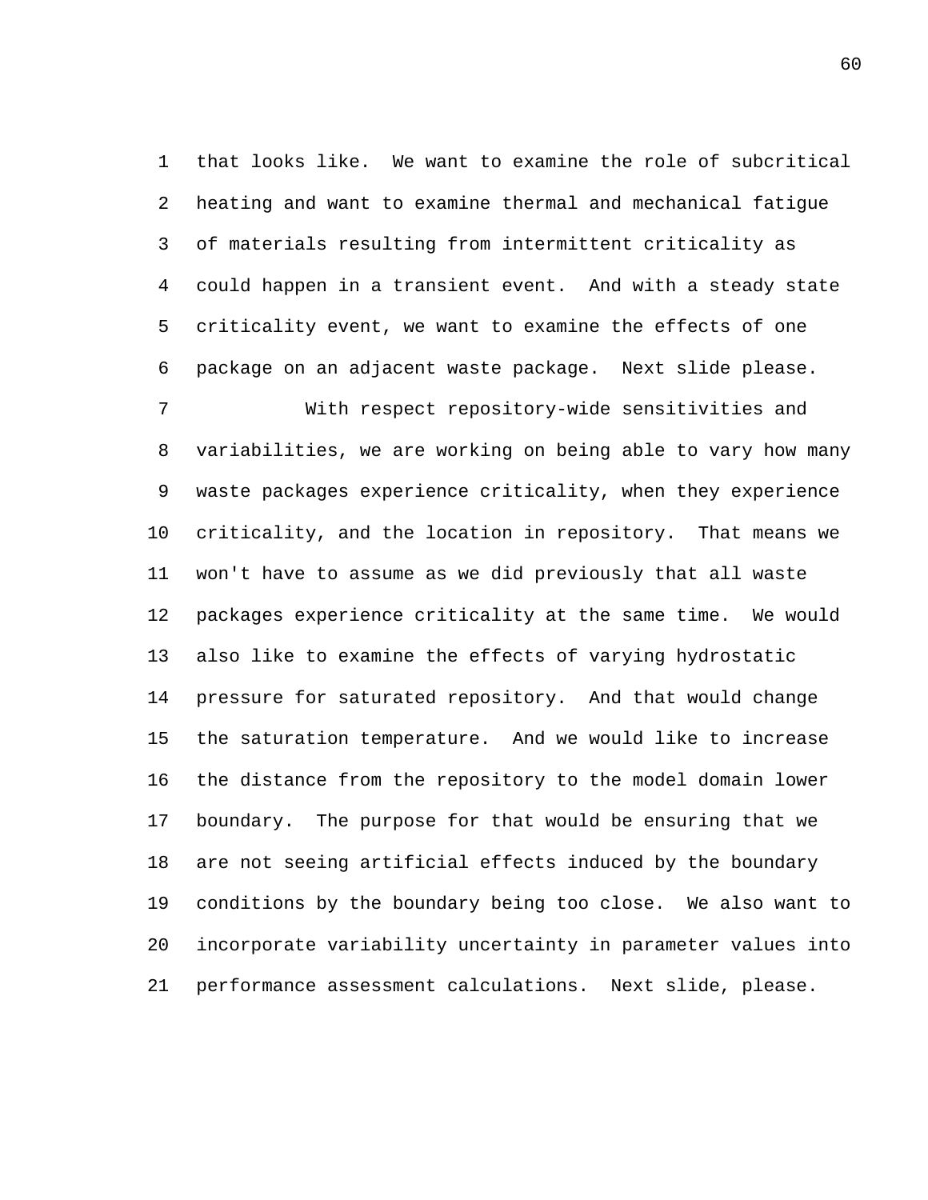that looks like. We want to examine the role of subcritical heating and want to examine thermal and mechanical fatigue of materials resulting from intermittent criticality as could happen in a transient event. And with a steady state criticality event, we want to examine the effects of one package on an adjacent waste package. Next slide please.

With respect repository-wide sensitivities and variabilities, we are working on being able to vary how many waste packages experience criticality, when they experience criticality, and the location in repository. That means we won't have to assume as we did previously that all waste packages experience criticality at the same time. We would also like to examine the effects of varying hydrostatic pressure for saturated repository. And that would change the saturation temperature. And we would like to increase the distance from the repository to the model domain lower boundary. The purpose for that would be ensuring that we are not seeing artificial effects induced by the boundary conditions by the boundary being too close. We also want to incorporate variability uncertainty in parameter values into performance assessment calculations. Next slide, please.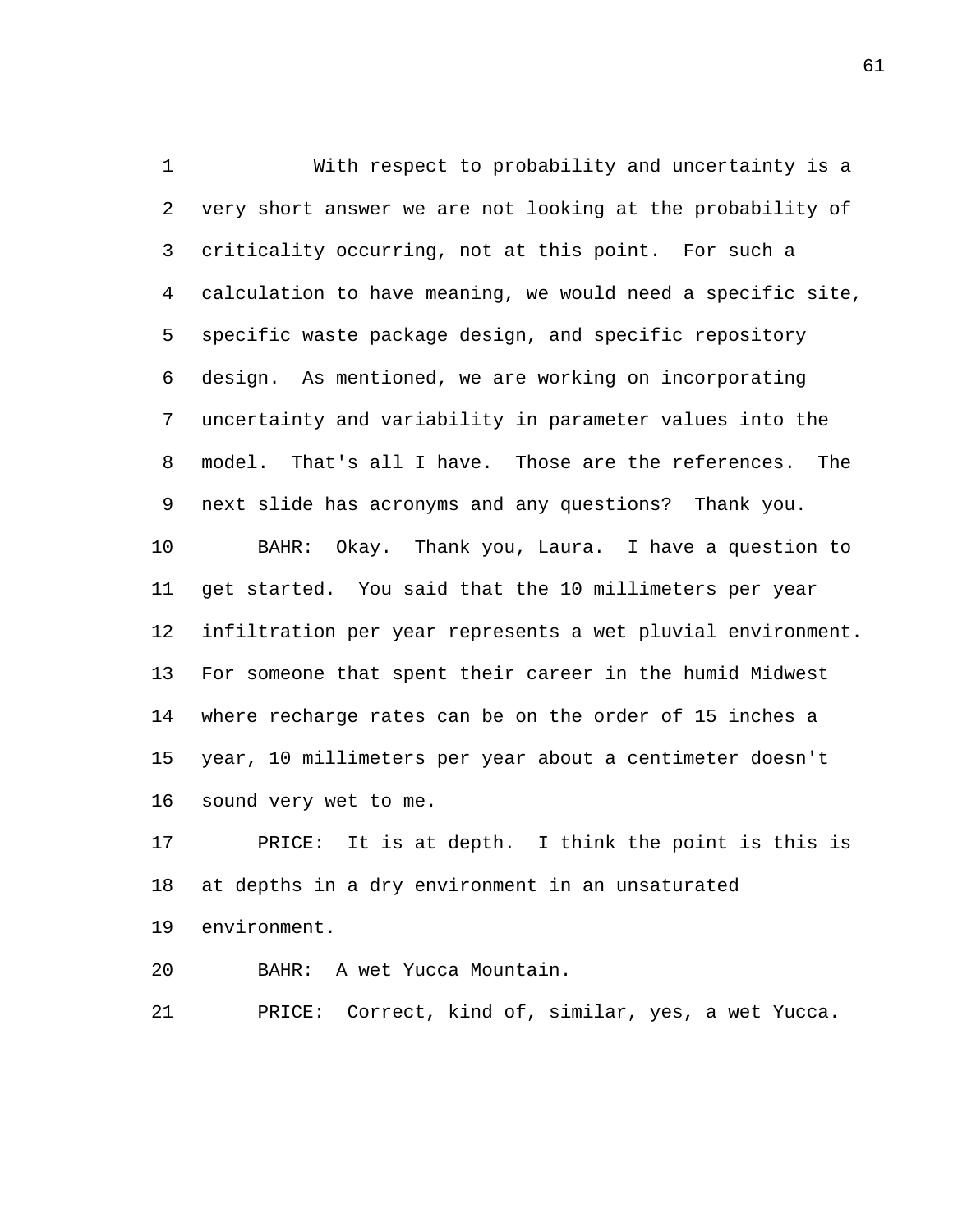With respect to probability and uncertainty is a very short answer we are not looking at the probability of criticality occurring, not at this point. For such a calculation to have meaning, we would need a specific site, specific waste package design, and specific repository design. As mentioned, we are working on incorporating uncertainty and variability in parameter values into the model. That's all I have. Those are the references. The next slide has acronyms and any questions? Thank you.

BAHR: Okay. Thank you, Laura. I have a question to get started. You said that the 10 millimeters per year infiltration per year represents a wet pluvial environment. For someone that spent their career in the humid Midwest where recharge rates can be on the order of 15 inches a year, 10 millimeters per year about a centimeter doesn't sound very wet to me.

PRICE: It is at depth. I think the point is this is at depths in a dry environment in an unsaturated environment.

BAHR: A wet Yucca Mountain.

PRICE: Correct, kind of, similar, yes, a wet Yucca.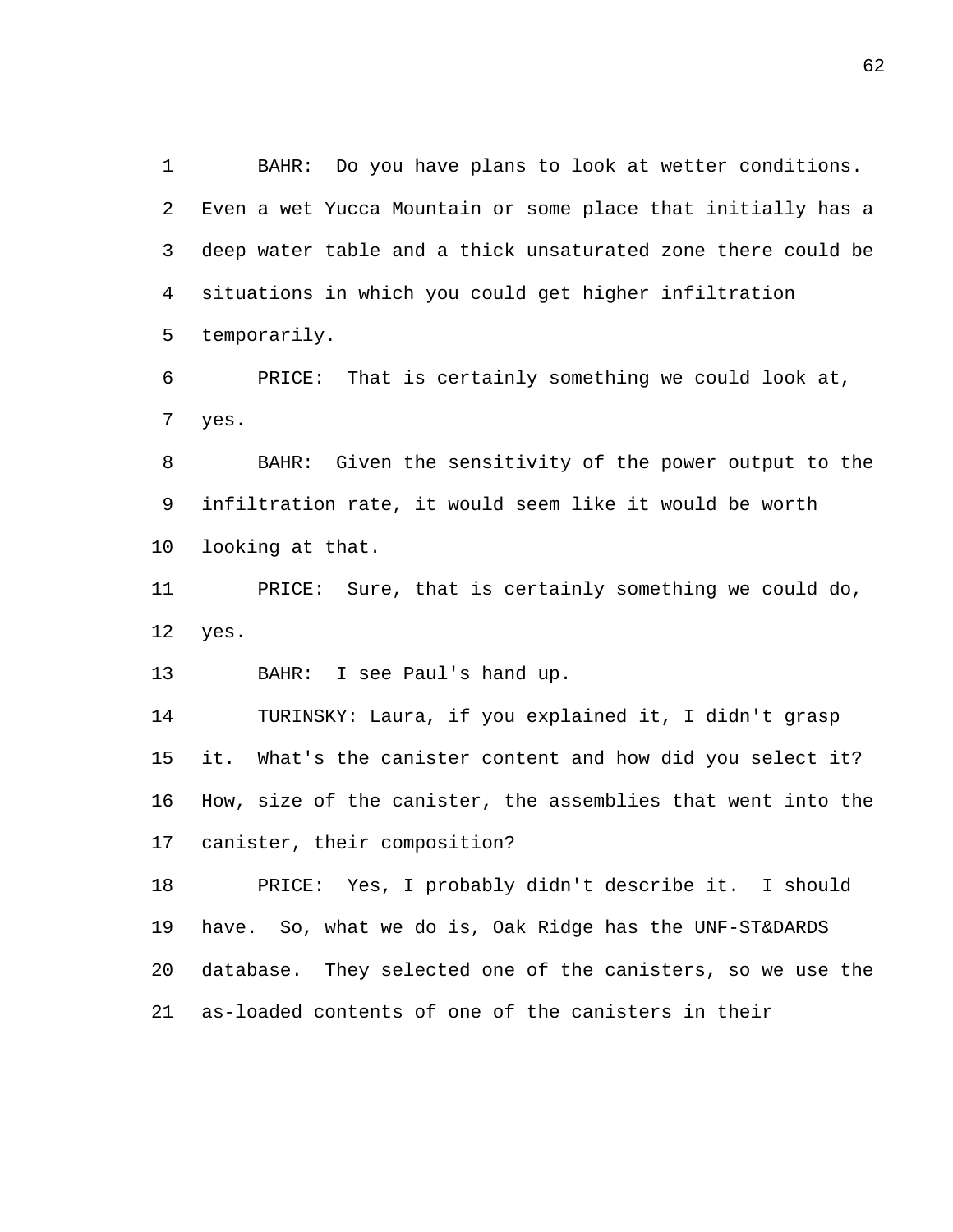BAHR: Do you have plans to look at wetter conditions. Even a wet Yucca Mountain or some place that initially has a deep water table and a thick unsaturated zone there could be situations in which you could get higher infiltration temporarily.

PRICE: That is certainly something we could look at, yes.

BAHR: Given the sensitivity of the power output to the infiltration rate, it would seem like it would be worth looking at that.

PRICE: Sure, that is certainly something we could do, yes.

BAHR: I see Paul's hand up.

TURINSKY: Laura, if you explained it, I didn't grasp it. What's the canister content and how did you select it? How, size of the canister, the assemblies that went into the canister, their composition?

PRICE: Yes, I probably didn't describe it. I should have. So, what we do is, Oak Ridge has the UNF-ST&DARDS database. They selected one of the canisters, so we use the as-loaded contents of one of the canisters in their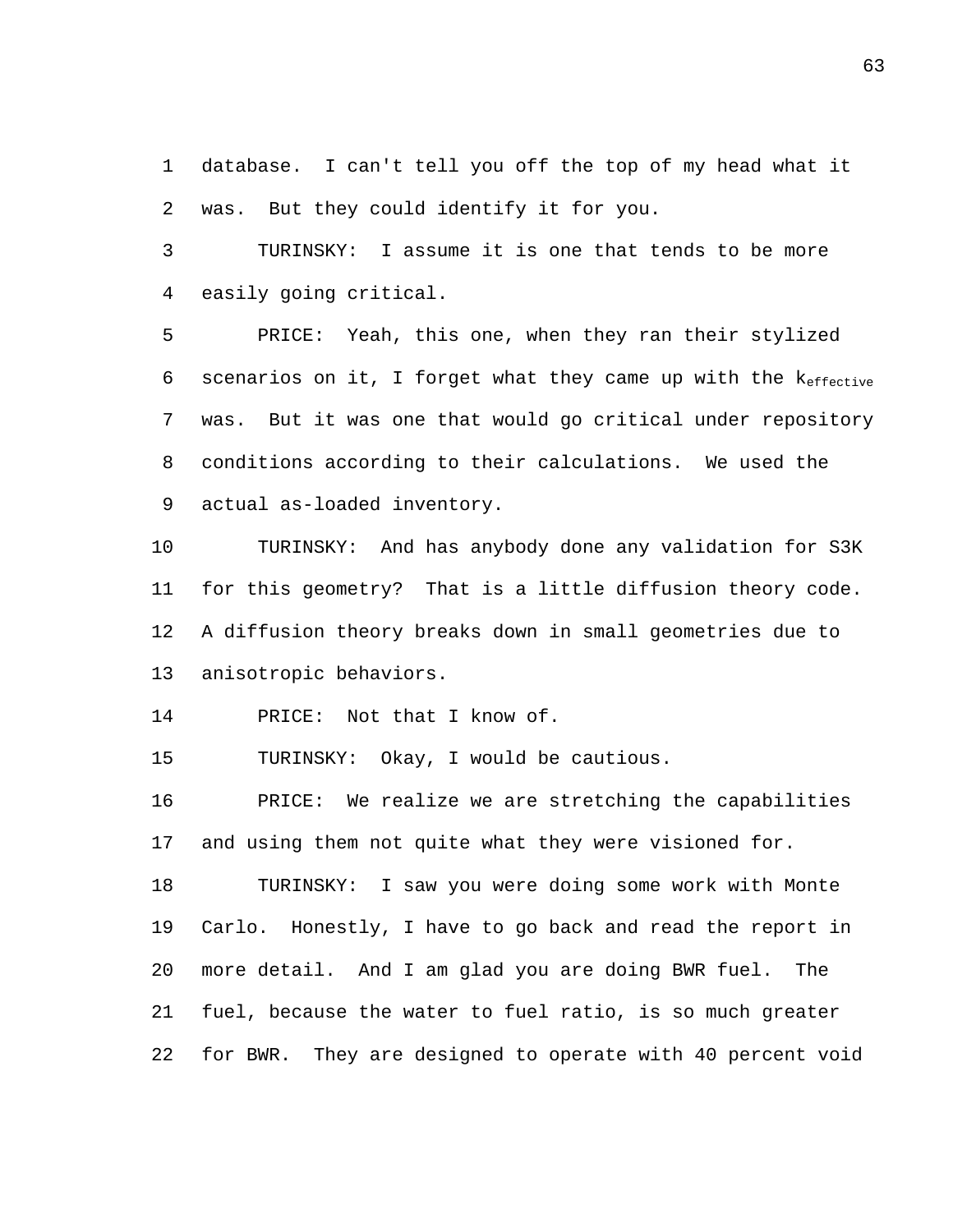database. I can't tell you off the top of my head what it was. But they could identify it for you.

TURINSKY: I assume it is one that tends to be more easily going critical.

PRICE: Yeah, this one, when they ran their stylized scenarios on it, I forget what they came up with the $k_{effective}$ was. But it was one that would go critical under repository conditions according to their calculations. We used the actual as-loaded inventory.

TURINSKY: And has anybody done any validation for S3K for this geometry? That is a little diffusion theory code. A diffusion theory breaks down in small geometries due to anisotropic behaviors.

PRICE: Not that I know of.

TURINSKY: Okay, I would be cautious.

PRICE: We realize we are stretching the capabilities and using them not quite what they were visioned for.

TURINSKY: I saw you were doing some work with Monte Carlo. Honestly, I have to go back and read the report in more detail. And I am glad you are doing BWR fuel. The fuel, because the water to fuel ratio, is so much greater for BWR. They are designed to operate with 40 percent void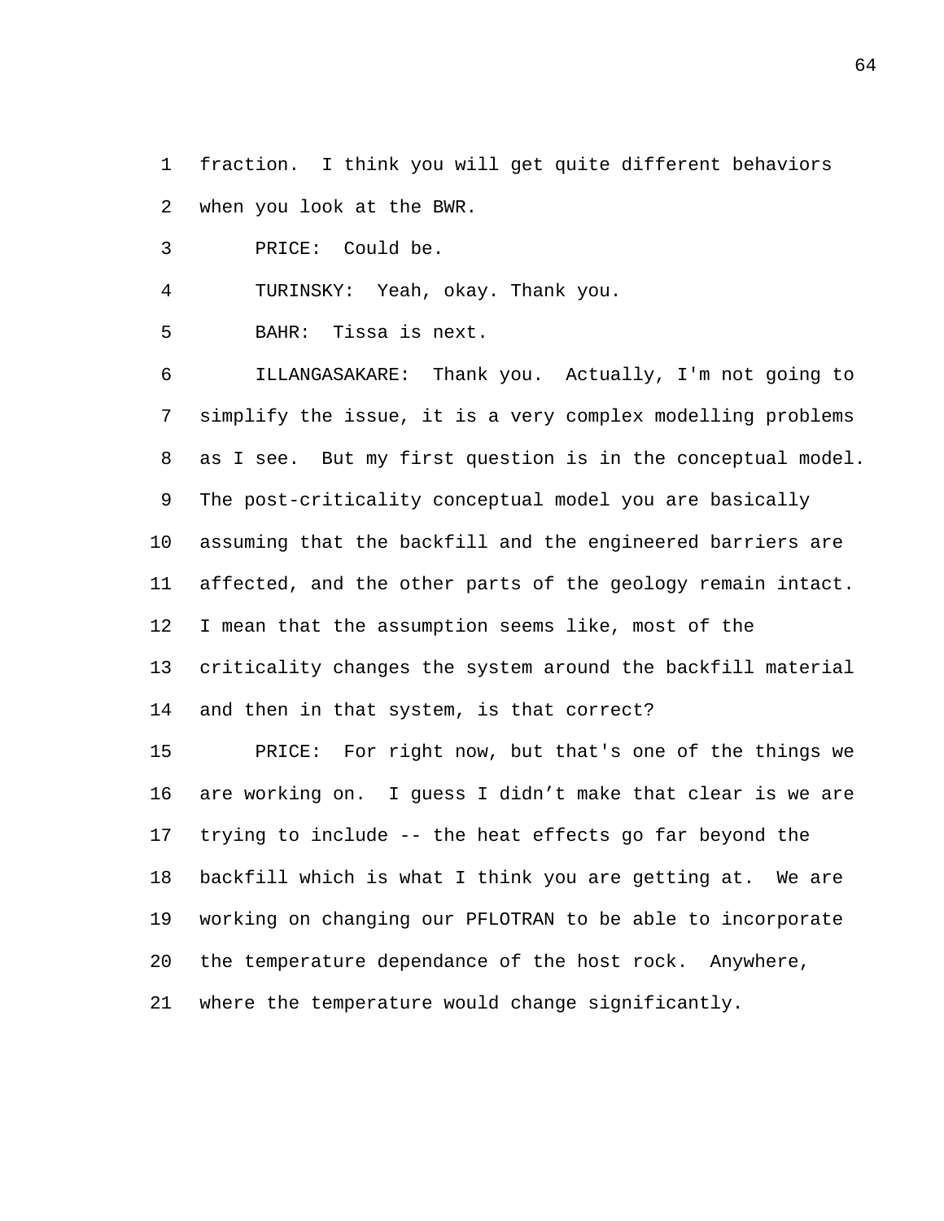fraction. I think you will get quite different behaviors when you look at the BWR.

PRICE: Could be.

TURINSKY: Yeah, okay. Thank you.

BAHR: Tissa is next.

ILLANGASAKARE: Thank you. Actually, I'm not going to simplify the issue, it is a very complex modelling problems as I see. But my first question is in the conceptual model. The post-criticality conceptual model you are basically assuming that the backfill and the engineered barriers are affected, and the other parts of the geology remain intact. I mean that the assumption seems like, most of the criticality changes the system around the backfill material and then in that system, is that correct?

PRICE: For right now, but that's one of the things we are working on. I guess I didn't make that clear is we are trying to include -- the heat effects go far beyond the backfill which is what I think you are getting at. We are working on changing our PFLOTRAN to be able to incorporate the temperature dependance of the host rock. Anywhere, where the temperature would change significantly.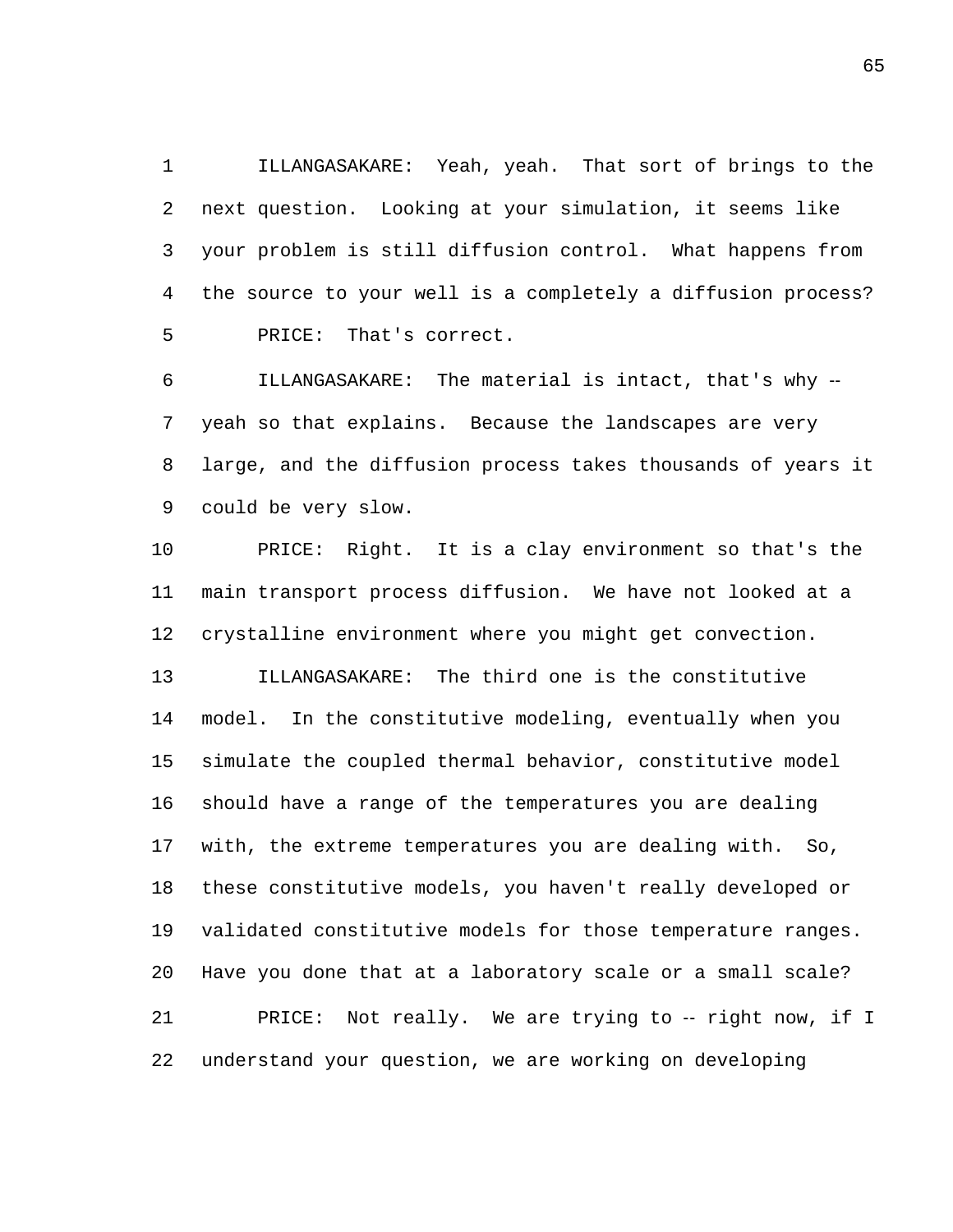ILLANGASAKARE: Yeah, yeah. That sort of brings to the next question. Looking at your simulation, it seems like your problem is still diffusion control. What happens from the source to your well is a completely a diffusion process?

PRICE: That's correct.

ILLANGASAKARE: The material is intact, that's why -- yeah so that explains. Because the landscapes are very large, and the diffusion process takes thousands of years it could be very slow.

PRICE: Right. It is a clay environment so that's the main transport process diffusion. We have not looked at a crystalline environment where you might get convection.

ILLANGASAKARE: The third one is the constitutive model. In the constitutive modeling, eventually when you simulate the coupled thermal behavior, constitutive model should have a range of the temperatures you are dealing with, the extreme temperatures you are dealing with. So, these constitutive models, you haven't really developed or validated constitutive models for those temperature ranges. Have you done that at a laboratory scale or a small scale?

PRICE: Not really. We are trying to -- right now, if I understand your question, we are working on developing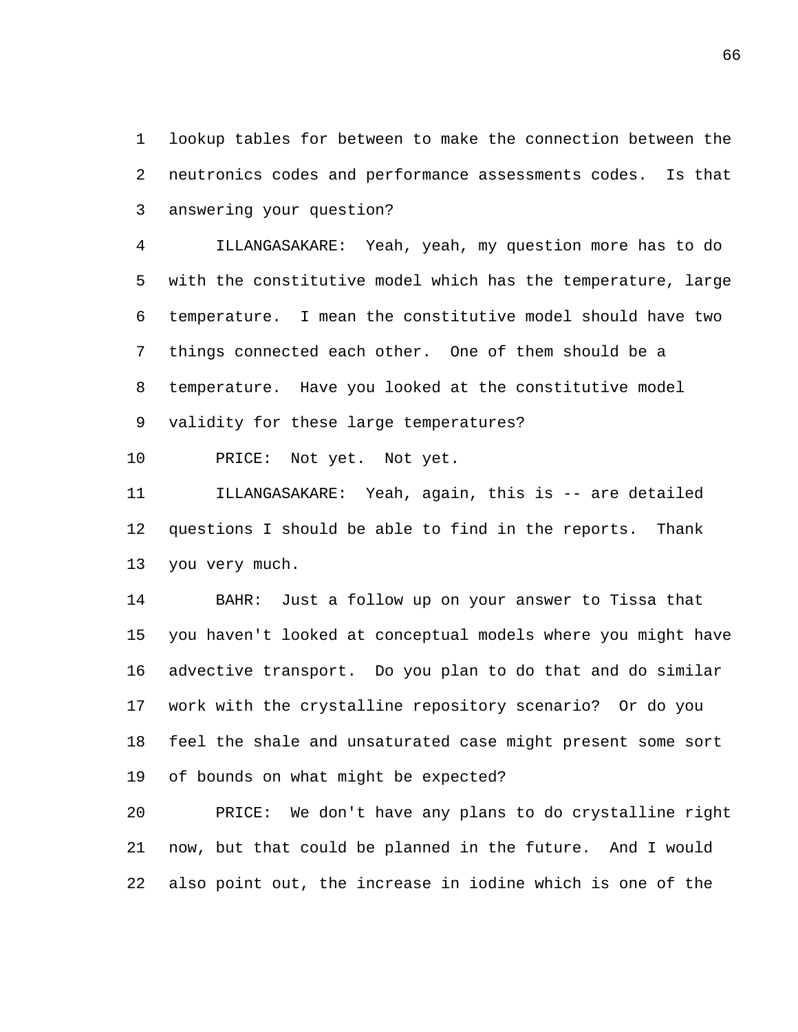lookup tables for between to make the connection between the neutronics codes and performance assessments codes. Is that answering your question?

ILLANGASAKARE: Yeah, yeah, my question more has to do with the constitutive model which has the temperature, large temperature. I mean the constitutive model should have two things connected each other. One of them should be a temperature. Have you looked at the constitutive model validity for these large temperatures?

PRICE: Not yet. Not yet.

ILLANGASAKARE: Yeah, again, this is -- are detailed questions I should be able to find in the reports. Thank you very much.

BAHR: Just a follow up on your answer to Tissa that you haven't looked at conceptual models where you might have advective transport. Do you plan to do that and do similar work with the crystalline repository scenario? Or do you feel the shale and unsaturated case might present some sort of bounds on what might be expected?

PRICE: We don't have any plans to do crystalline right now, but that could be planned in the future. And I would also point out, the increase in iodine which is one of the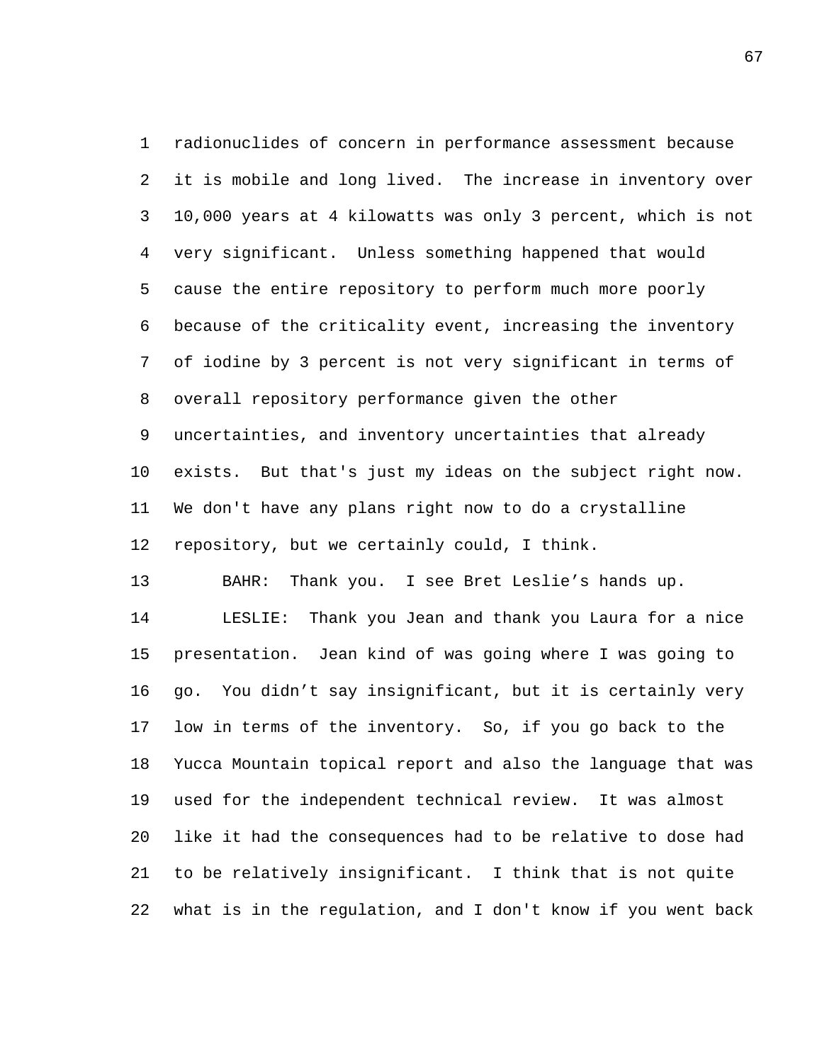radionuclides of concern in performance assessment because it is mobile and long lived. The increase in inventory over 10,000 years at 4 kilowatts was only 3 percent, which is not very significant. Unless something happened that would cause the entire repository to perform much more poorly because of the criticality event, increasing the inventory of iodine by 3 percent is not very significant in terms of overall repository performance given the other uncertainties, and inventory uncertainties that already exists. But that's just my ideas on the subject right now. We don't have any plans right now to do a crystalline repository, but we certainly could, I think.

BAHR: Thank you. I see Bret Leslie’s hands up.

LESLIE: Thank you Jean and thank you Laura for a nice presentation. Jean kind of was going where I was going to go. You didn’t say insignificant, but it is certainly very low in terms of the inventory. So, if you go back to the Yucca Mountain topical report and also the language that was used for the independent technical review. It was almost like it had the consequences had to be relative to dose had to be relatively insignificant. I think that is not quite what is in the regulation, and I don't know if you went back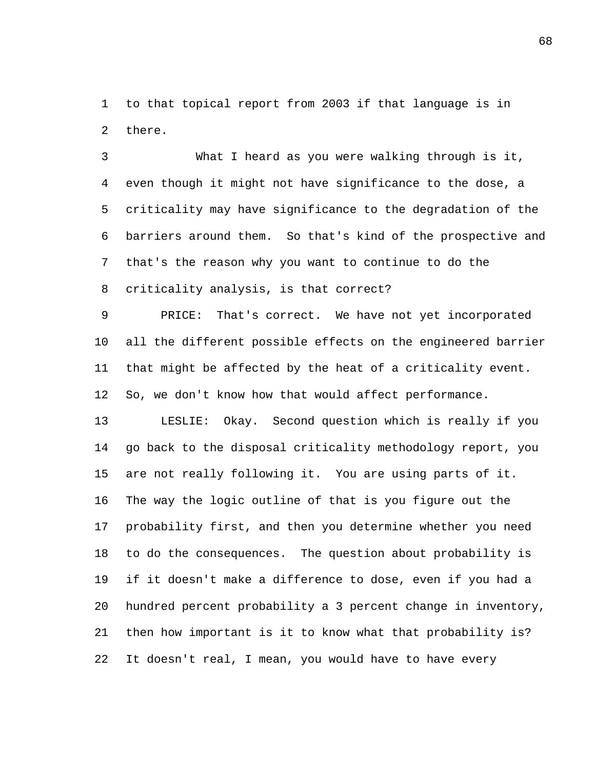to that topical report from 2003 if that language is in there.

What I heard as you were walking through is it, even though it might not have significance to the dose, a criticality may have significance to the degradation of the barriers around them. So that's kind of the prospective and that's the reason why you want to continue to do the criticality analysis, is that correct?

PRICE: That's correct. We have not yet incorporated all the different possible effects on the engineered barrier that might be affected by the heat of a criticality event. So, we don't know how that would affect performance.

LESLIE: Okay. Second question which is really if you go back to the disposal criticality methodology report, you are not really following it. You are using parts of it. The way the logic outline of that is you figure out the probability first, and then you determine whether you need to do the consequences. The question about probability is if it doesn't make a difference to dose, even if you had a hundred percent probability a 3 percent change in inventory, then how important is it to know what that probability is? It doesn't real, I mean, you would have to have every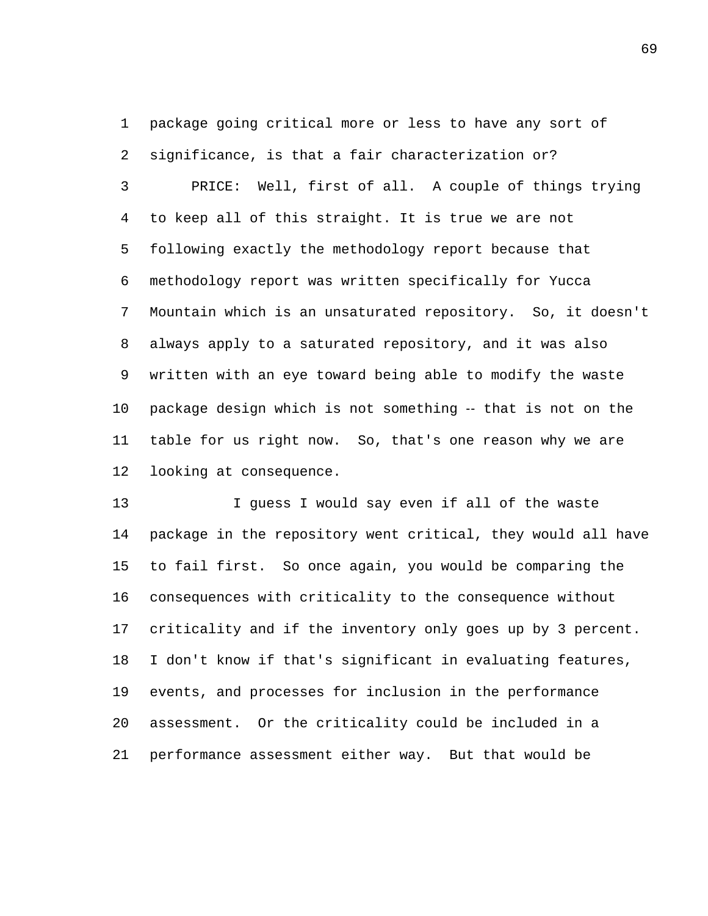package going critical more or less to have any sort of significance, is that a fair characterization or?

PRICE: Well, first of all. A couple of things trying to keep all of this straight. It is true we are not following exactly the methodology report because that methodology report was written specifically for Yucca Mountain which is an unsaturated repository. So, it doesn't always apply to a saturated repository, and it was also written with an eye toward being able to modify the waste package design which is not something -- that is not on the table for us right now. So, that's one reason why we are looking at consequence.

I guess I would say even if all of the waste package in the repository went critical, they would all have to fail first. So once again, you would be comparing the consequences with criticality to the consequence without criticality and if the inventory only goes up by 3 percent. I don't know if that's significant in evaluating features, events, and processes for inclusion in the performance assessment. Or the criticality could be included in a performance assessment either way. But that would be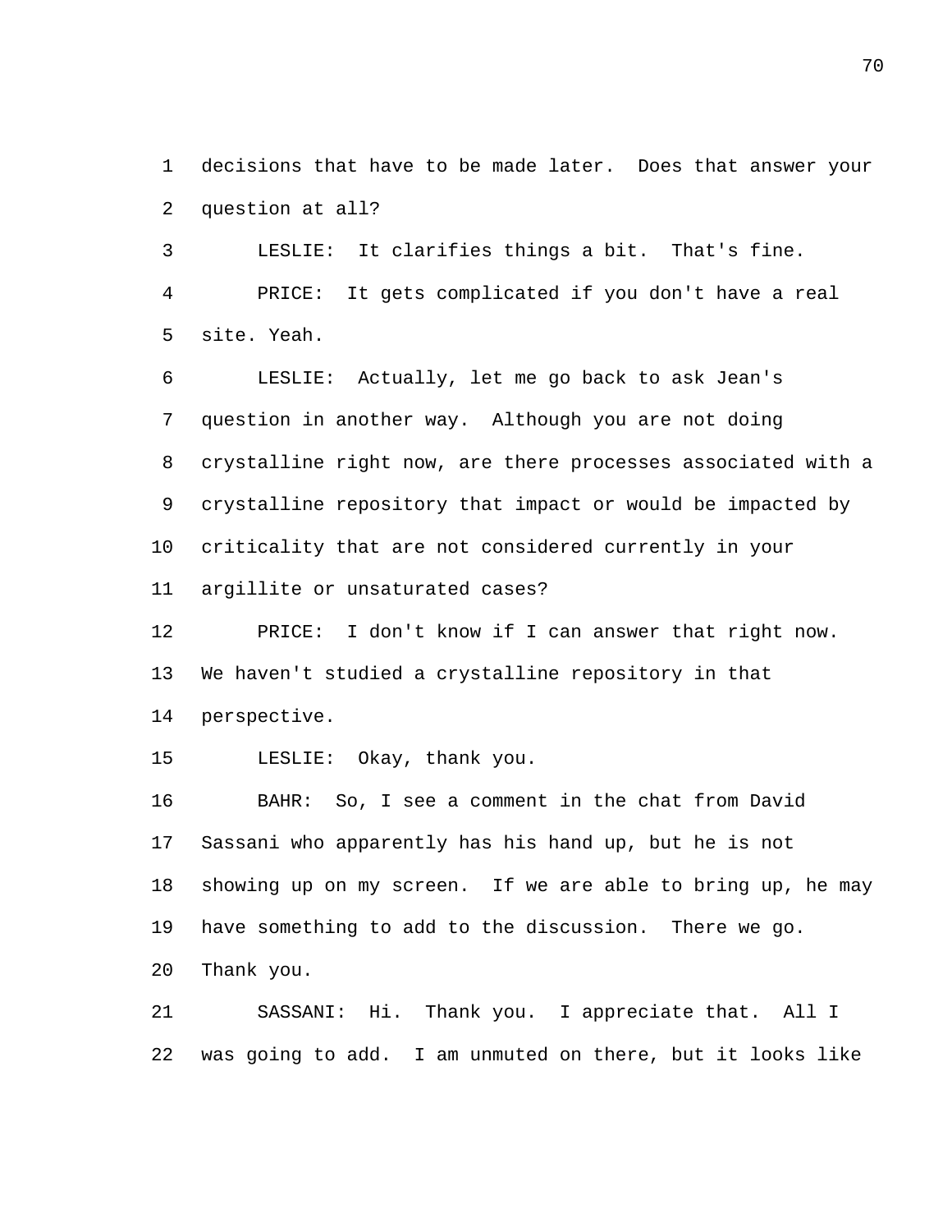decisions that have to be made later. Does that answer your question at all?

LESLIE: It clarifies things a bit. That's fine.

PRICE: It gets complicated if you don't have a real site. Yeah.

LESLIE: Actually, let me go back to ask Jean's question in another way. Although you are not doing crystalline right now, are there processes associated with a crystalline repository that impact or would be impacted by criticality that are not considered currently in your argillite or unsaturated cases?

PRICE: I don't know if I can answer that right now. We haven't studied a crystalline repository in that perspective.

LESLIE: Okay, thank you.

BAHR: So, I see a comment in the chat from David Sassani who apparently has his hand up, but he is not showing up on my screen. If we are able to bring up, he may have something to add to the discussion. There we go. Thank you.

SASSANI: Hi. Thank you. I appreciate that. All I was going to add. I am unmuted on there, but it looks like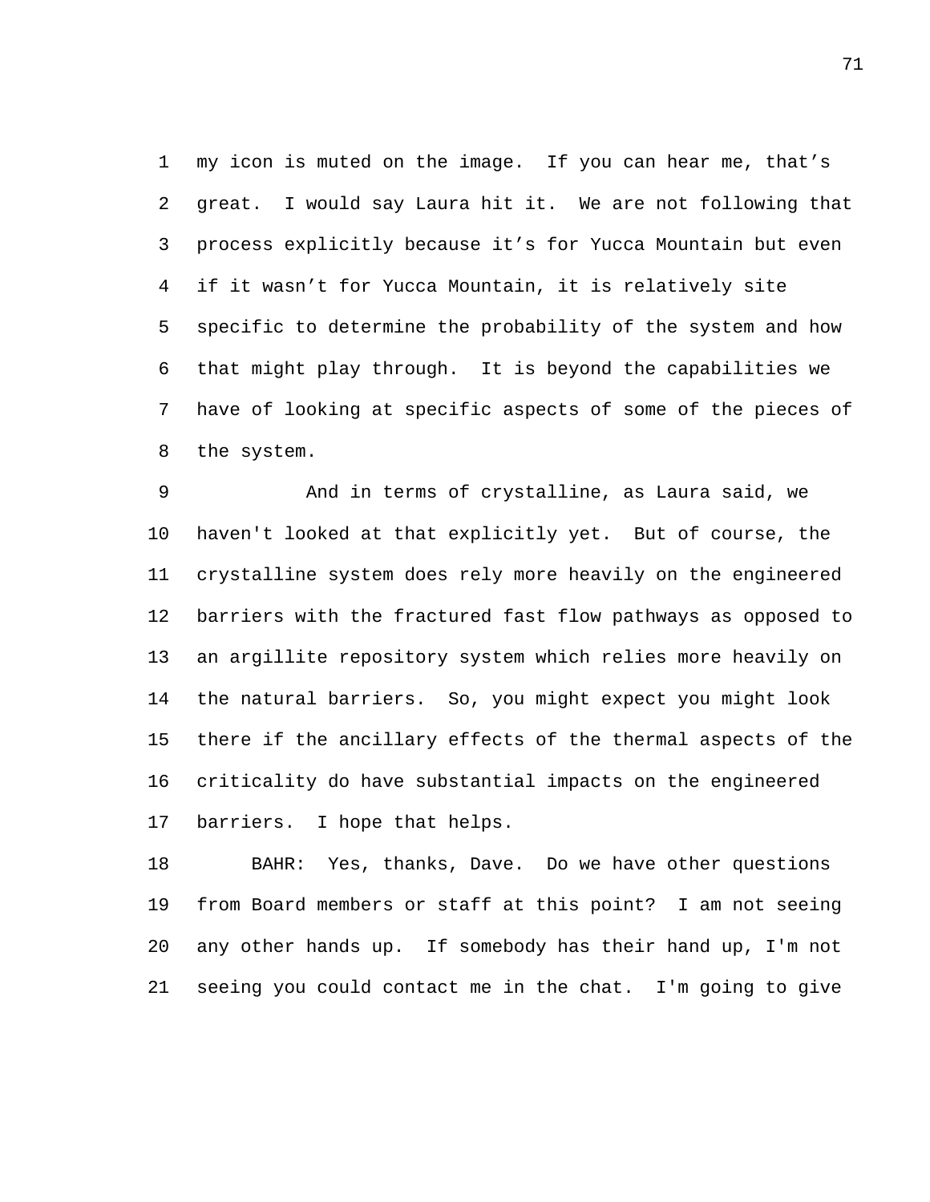my icon is muted on the image. If you can hear me, that's great. I would say Laura hit it. We are not following that process explicitly because it's for Yucca Mountain but even if it wasn't for Yucca Mountain, it is relatively site specific to determine the probability of the system and how that might play through. It is beyond the capabilities we have of looking at specific aspects of some of the pieces of the system.

And in terms of crystalline, as Laura said, we haven't looked at that explicitly yet. But of course, the crystalline system does rely more heavily on the engineered barriers with the fractured fast flow pathways as opposed to an argillite repository system which relies more heavily on the natural barriers. So, you might expect you might look there if the ancillary effects of the thermal aspects of the criticality do have substantial impacts on the engineered barriers. I hope that helps.

BAHR: Yes, thanks, Dave. Do we have other questions from Board members or staff at this point? I am not seeing any other hands up. If somebody has their hand up, I'm not seeing you could contact me in the chat. I'm going to give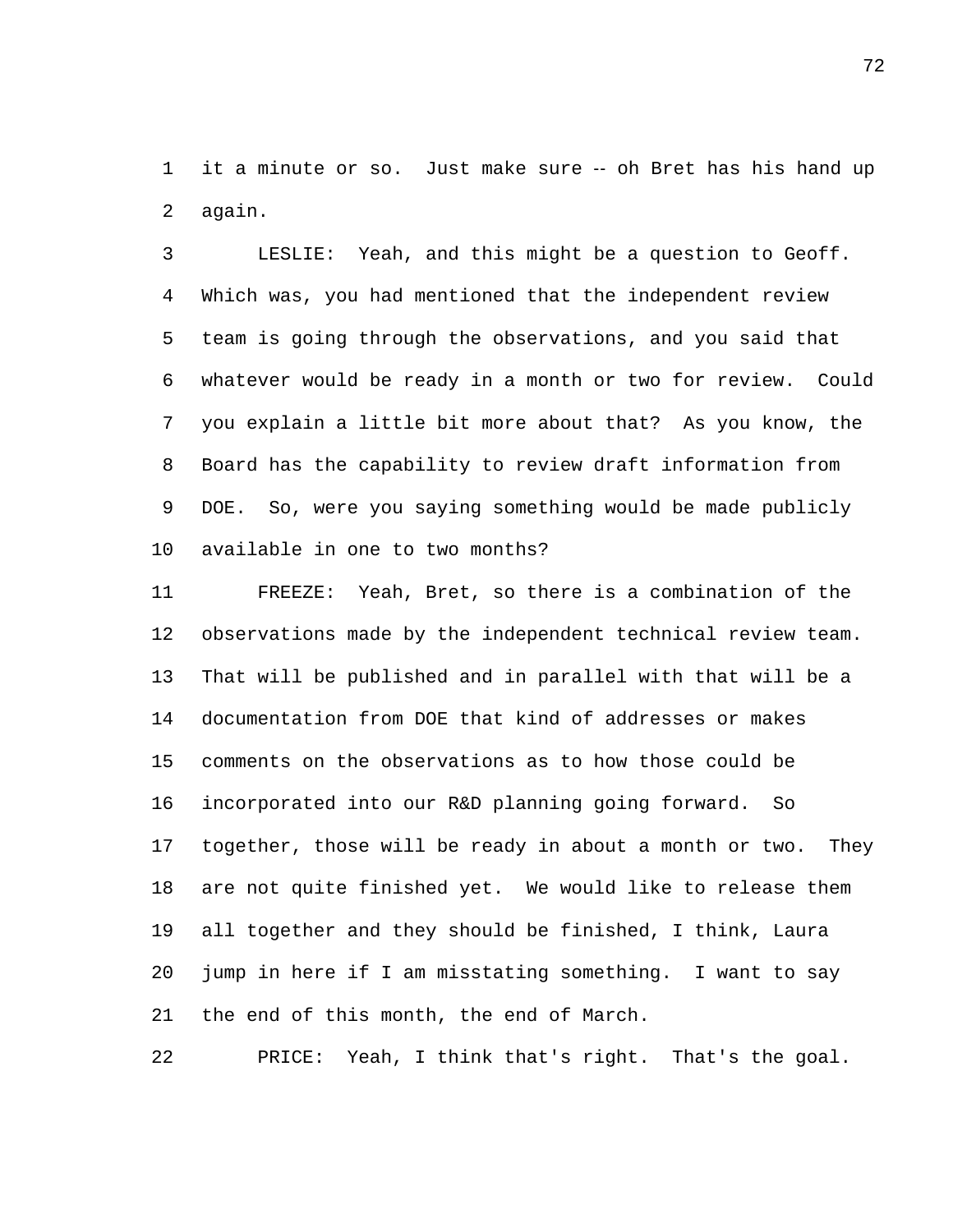it a minute or so. Just make sure -- oh Bret has his hand up again.

LESLIE: Yeah, and this might be a question to Geoff. Which was, you had mentioned that the independent review team is going through the observations, and you said that whatever would be ready in a month or two for review. Could you explain a little bit more about that? As you know, the Board has the capability to review draft information from DOE. So, were you saying something would be made publicly available in one to two months?

FREEZE: Yeah, Bret, so there is a combination of the observations made by the independent technical review team. That will be published and in parallel with that will be a documentation from DOE that kind of addresses or makes comments on the observations as to how those could be incorporated into our R&D planning going forward. So together, those will be ready in about a month or two. They are not quite finished yet. We would like to release them all together and they should be finished, I think, Laura jump in here if I am misstating something. I want to say the end of this month, the end of March.

PRICE: Yeah, I think that's right. That's the goal.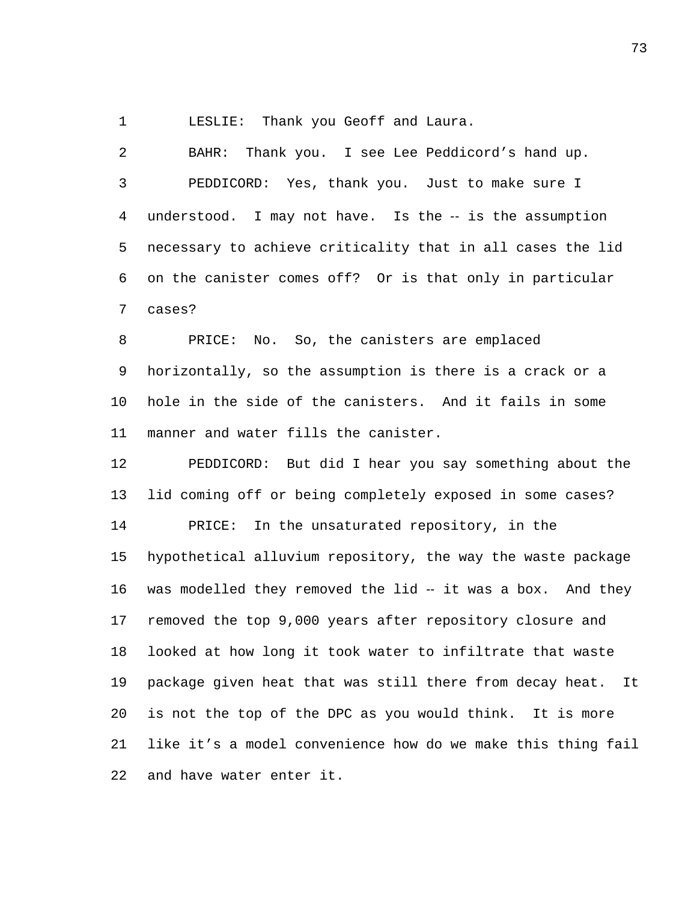LESLIE: Thank you Geoff and Laura.

BAHR: Thank you. I see Lee Peddicord's hand up.

PEDDICORD: Yes, thank you. Just to make sure I understood. I may not have. Is the -- is the assumption necessary to achieve criticality that in all cases the lid on the canister comes off? Or is that only in particular cases?

PRICE: No. So, the canisters are emplaced horizontally, so the assumption is there is a crack or a hole in the side of the canisters. And it fails in some manner and water fills the canister.

PEDDICORD: But did I hear you say something about the lid coming off or being completely exposed in some cases?

PRICE: In the unsaturated repository, in the hypothetical alluvium repository, the way the waste package was modelled they removed the lid -- it was a box. And they removed the top 9,000 years after repository closure and looked at how long it took water to infiltrate that waste package given heat that was still there from decay heat. It is not the top of the DPC as you would think. It is more like it's a model convenience how do we make this thing fail and have water enter it.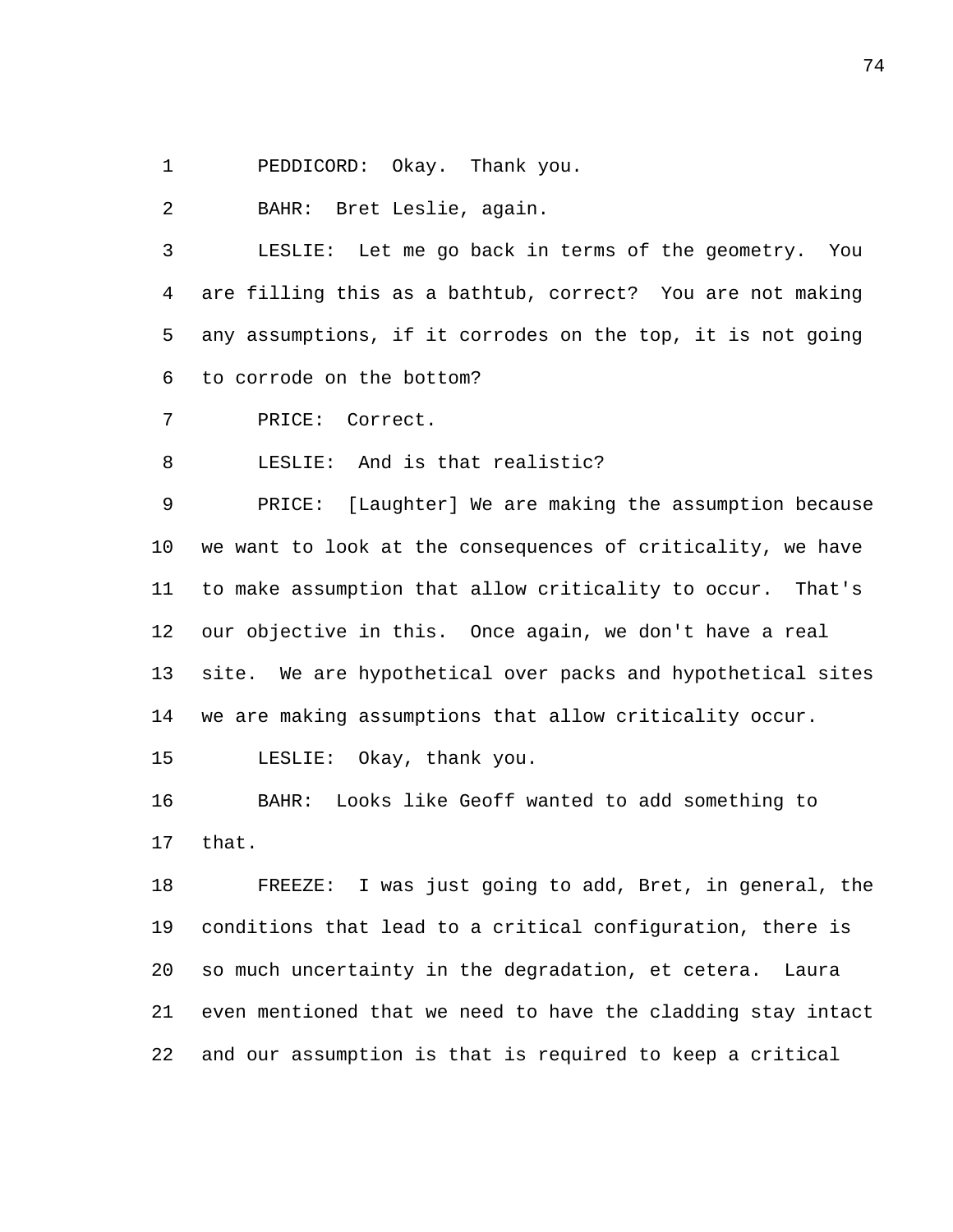PEDDICORD: Okay. Thank you.

BAHR: Bret Leslie, again.

LESLIE: Let me go back in terms of the geometry. You are filling this as a bathtub, correct? You are not making any assumptions, if it corrodes on the top, it is not going to corrode on the bottom?

PRICE: Correct.

LESLIE: And is that realistic?

PRICE: [Laughter] We are making the assumption because we want to look at the consequences of criticality, we have to make assumption that allow criticality to occur. That's our objective in this. Once again, we don't have a real site. We are hypothetical over packs and hypothetical sites we are making assumptions that allow criticality occur.

LESLIE: Okay, thank you.

BAHR: Looks like Geoff wanted to add something to that.

FREEZE: I was just going to add, Bret, in general, the conditions that lead to a critical configuration, there is so much uncertainty in the degradation, et cetera. Laura even mentioned that we need to have the cladding stay intact and our assumption is that is required to keep a critical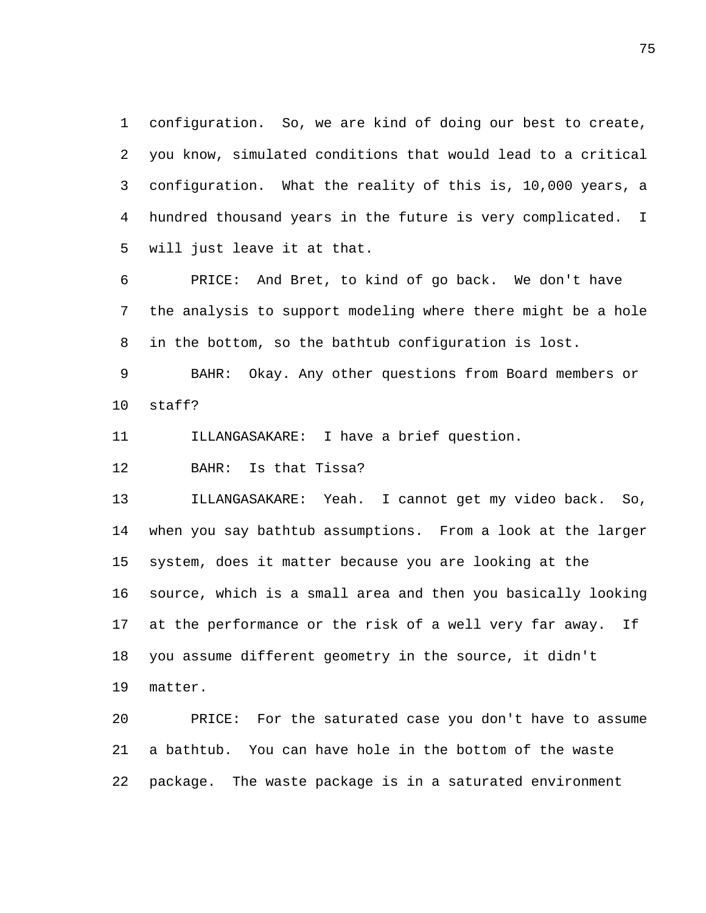configuration. So, we are kind of doing our best to create, you know, simulated conditions that would lead to a critical configuration. What the reality of this is, 10,000 years, a hundred thousand years in the future is very complicated. I will just leave it at that.

PRICE: And Bret, to kind of go back. We don't have the analysis to support modeling where there might be a hole in the bottom, so the bathtub configuration is lost.

BAHR: Okay. Any other questions from Board members or staff?

ILLANGASAKARE: I have a brief question.

BAHR: Is that Tissa?

ILLANGASAKARE: Yeah. I cannot get my video back. So, when you say bathtub assumptions. From a look at the larger system, does it matter because you are looking at the source, which is a small area and then you basically looking at the performance or the risk of a well very far away. If you assume different geometry in the source, it didn't matter.

PRICE: For the saturated case you don't have to assume a bathtub. You can have hole in the bottom of the waste package. The waste package is in a saturated environment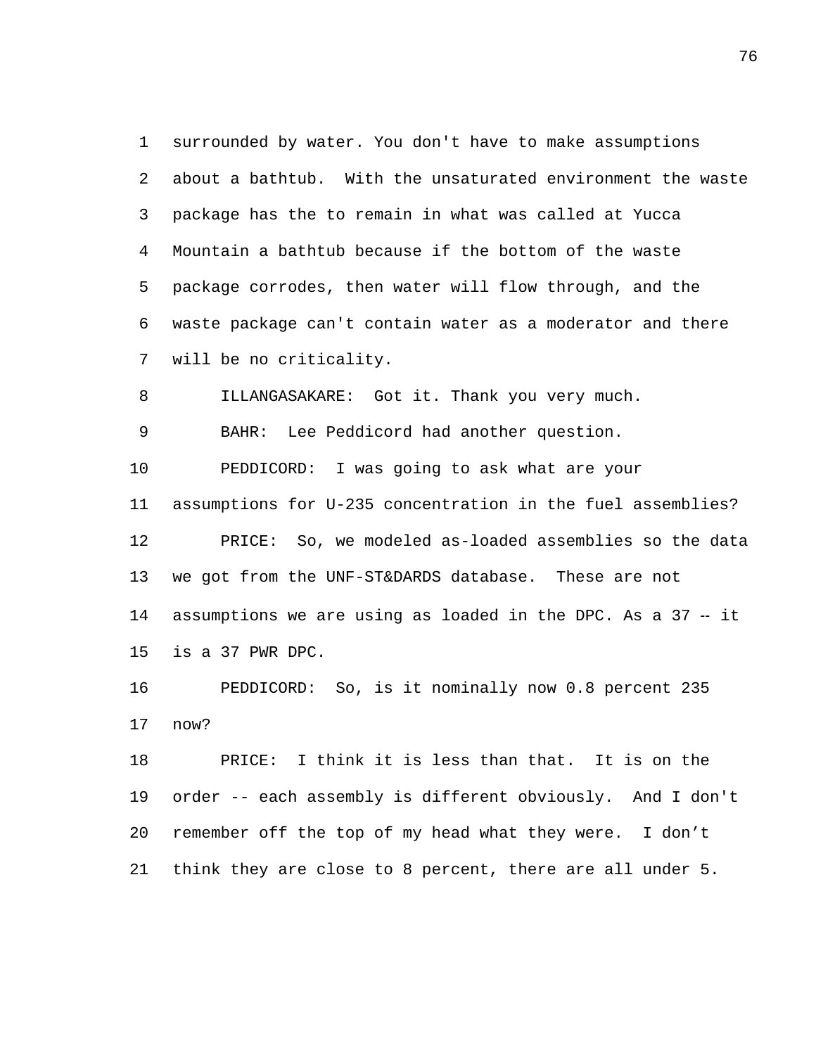surrounded by water. You don't have to make assumptions about a bathtub. With the unsaturated environment the waste package has the to remain in what was called at Yucca Mountain a bathtub because if the bottom of the waste package corrodes, then water will flow through, and the waste package can't contain water as a moderator and there will be no criticality.

ILLANGASAKARE: Got it. Thank you very much.

BAHR: Lee Peddicord had another question.

PEDDICORD: I was going to ask what are your assumptions for U-235 concentration in the fuel assemblies?

PRICE: So, we modeled as-loaded assemblies so the data we got from the UNF-ST&DARDS database. These are not assumptions we are using as loaded in the DPC. As a 37 -- it is a 37 PWR DPC.

PEDDICORD: So, is it nominally now 0.8 percent 235 now?

PRICE: I think it is less than that. It is on the order -- each assembly is different obviously. And I don't remember off the top of my head what they were. I don't think they are close to 8 percent, there are all under 5.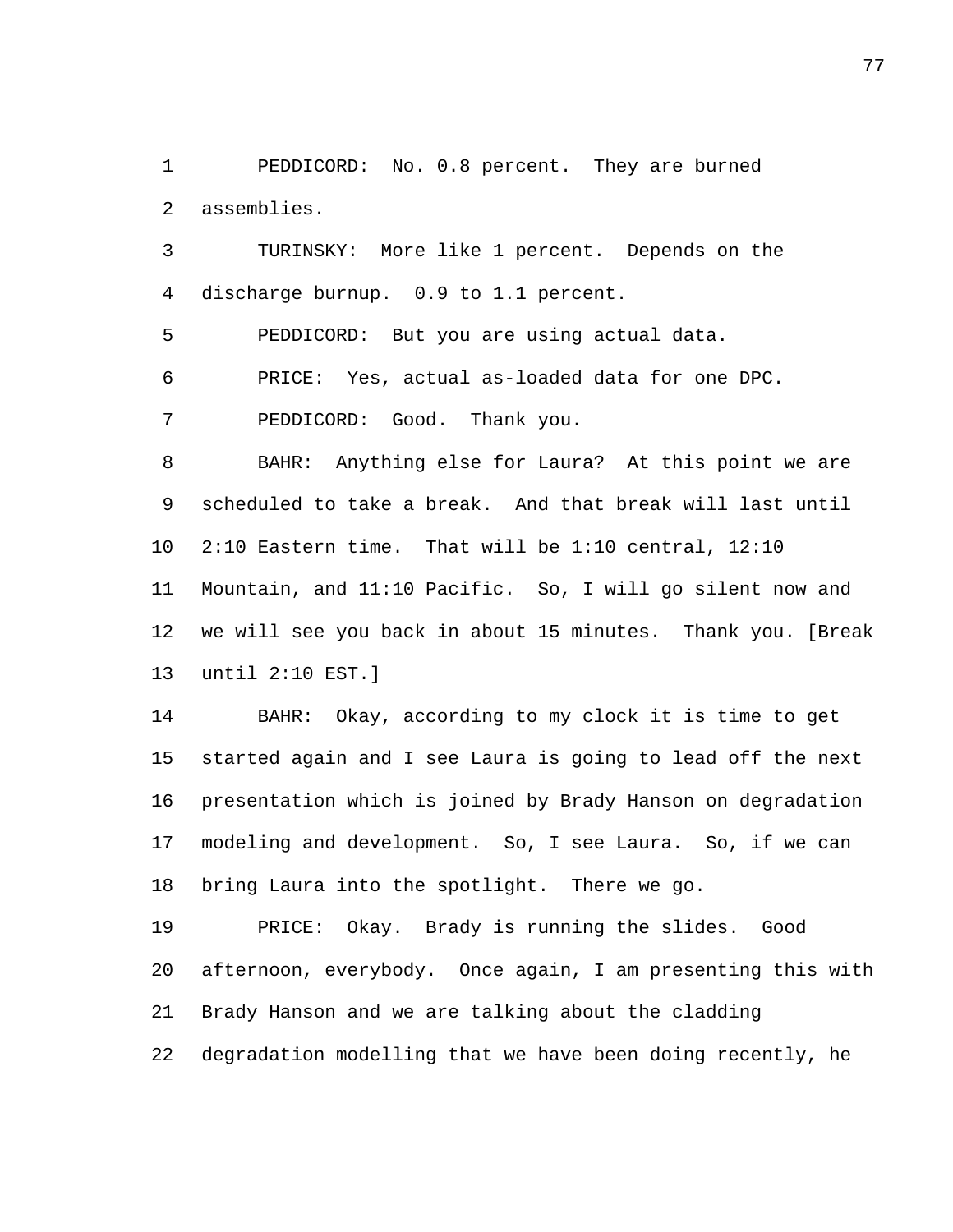PEDDICORD: No. 0.8 percent. They are burned assemblies.

TURINSKY: More like 1 percent. Depends on the discharge burnup. 0.9 to 1.1 percent.

PEDDICORD: But you are using actual data.

PRICE: Yes, actual as-loaded data for one DPC.

PEDDICORD: Good. Thank you.

BAHR: Anything else for Laura? At this point we are scheduled to take a break. And that break will last until 2:10 Eastern time. That will be 1:10 central, 12:10 Mountain, and 11:10 Pacific. So, I will go silent now and we will see you back in about 15 minutes. Thank you. [Break until 2:10 EST.]

BAHR: Okay, according to my clock it is time to get started again and I see Laura is going to lead off the next presentation which is joined by Brady Hanson on degradation modeling and development. So, I see Laura. So, if we can bring Laura into the spotlight. There we go.

PRICE: Okay. Brady is running the slides. Good afternoon, everybody. Once again, I am presenting this with Brady Hanson and we are talking about the cladding degradation modelling that we have been doing recently, he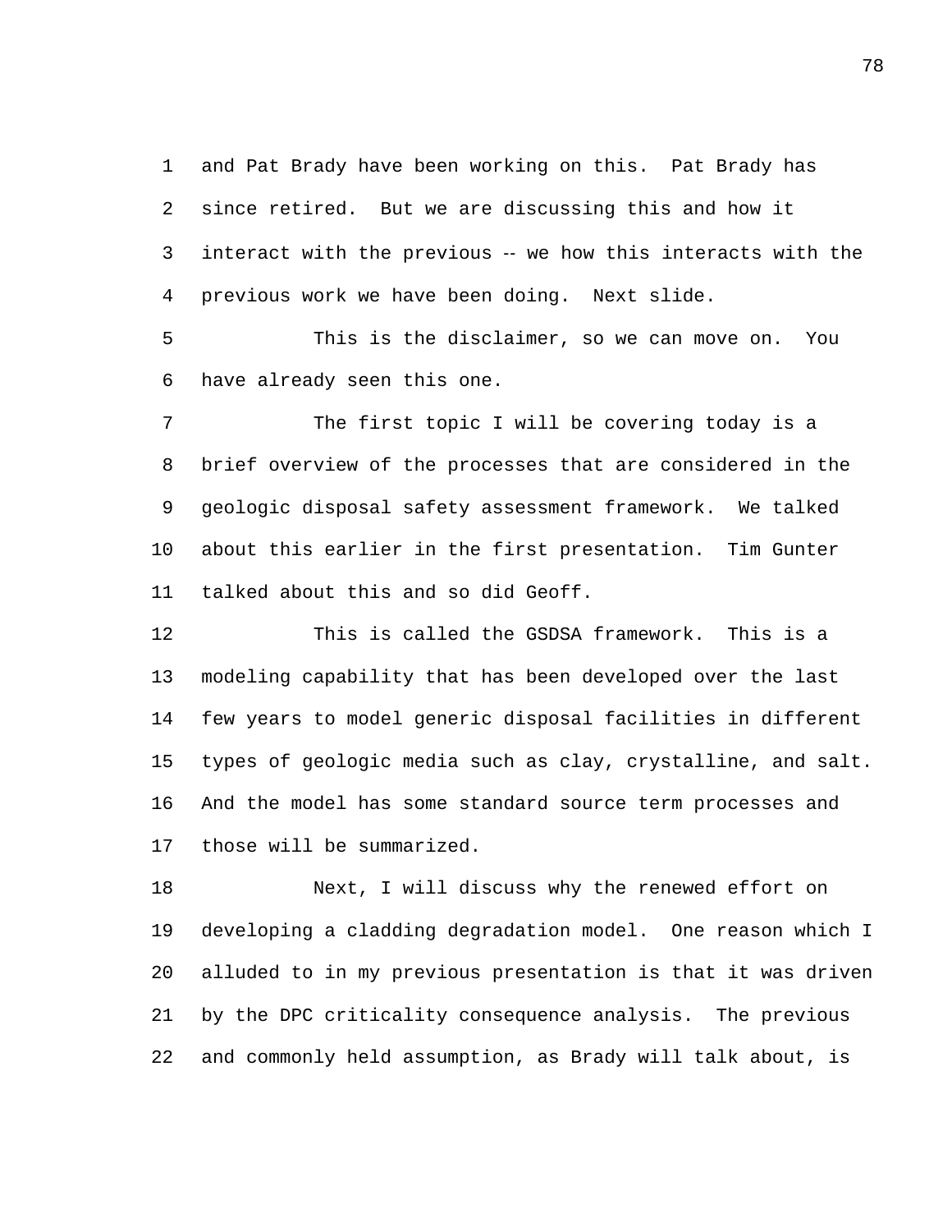and Pat Brady have been working on this. Pat Brady has since retired. But we are discussing this and how it interact with the previous -- we how this interacts with the previous work we have been doing. Next slide.

This is the disclaimer, so we can move on. You have already seen this one.

The first topic I will be covering today is a brief overview of the processes that are considered in the geologic disposal safety assessment framework. We talked about this earlier in the first presentation. Tim Gunter talked about this and so did Geoff.

This is called the GSDSA framework. This is a modeling capability that has been developed over the last few years to model generic disposal facilities in different types of geologic media such as clay, crystalline, and salt. And the model has some standard source term processes and those will be summarized.

Next, I will discuss why the renewed effort on developing a cladding degradation model. One reason which I alluded to in my previous presentation is that it was driven by the DPC criticality consequence analysis. The previous and commonly held assumption, as Brady will talk about, is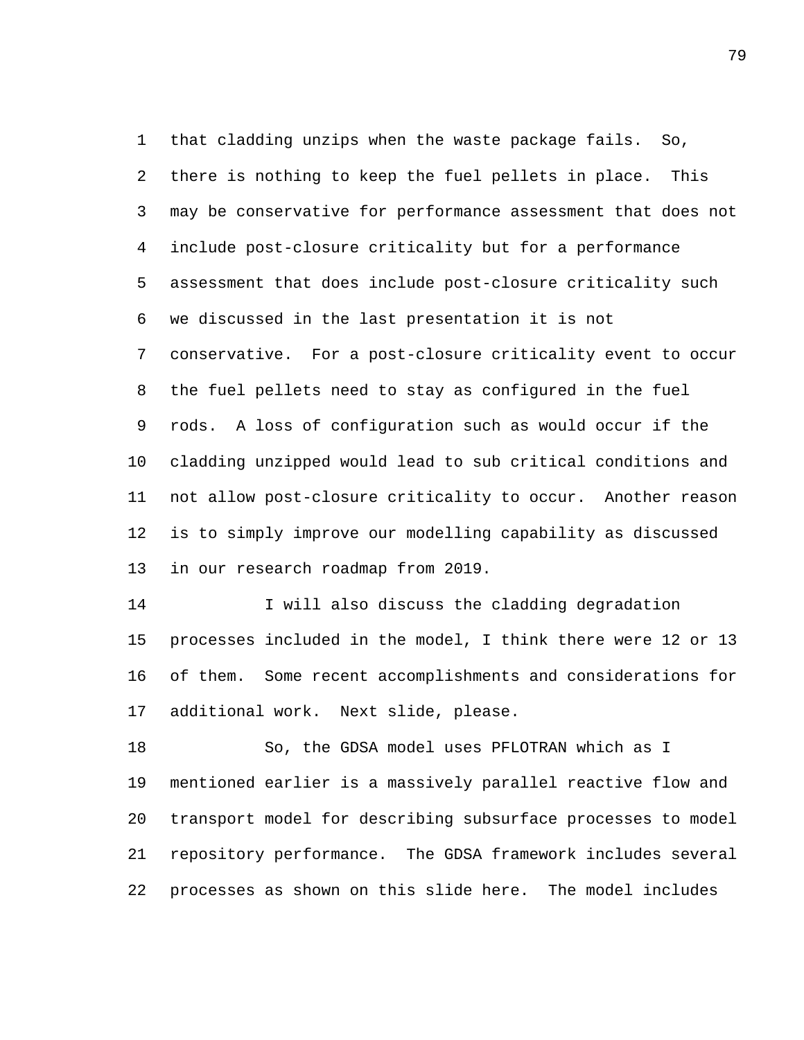that cladding unzips when the waste package fails. So, there is nothing to keep the fuel pellets in place. This may be conservative for performance assessment that does not include post-closure criticality but for a performance assessment that does include post-closure criticality such we discussed in the last presentation it is not conservative. For a post-closure criticality event to occur the fuel pellets need to stay as configured in the fuel rods. A loss of configuration such as would occur if the cladding unzipped would lead to sub critical conditions and not allow post-closure criticality to occur. Another reason is to simply improve our modelling capability as discussed in our research roadmap from 2019.

I will also discuss the cladding degradation processes included in the model, I think there were 12 or 13 of them. Some recent accomplishments and considerations for additional work. Next slide, please.

So, the GDSA model uses PFLOTRAN which as I mentioned earlier is a massively parallel reactive flow and transport model for describing subsurface processes to model repository performance. The GDSA framework includes several processes as shown on this slide here. The model includes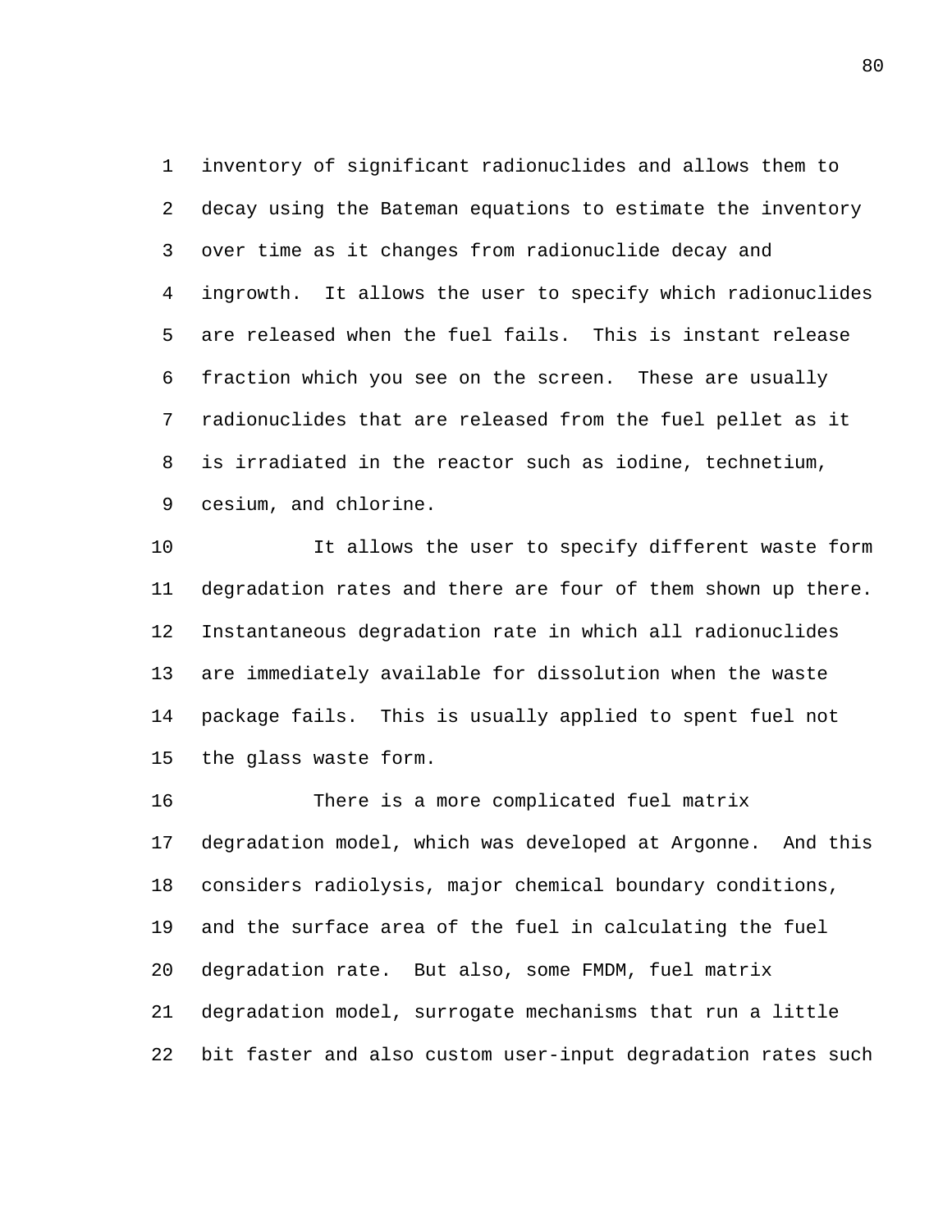inventory of significant radionuclides and allows them to decay using the Bateman equations to estimate the inventory over time as it changes from radionuclide decay and ingrowth. It allows the user to specify which radionuclides are released when the fuel fails. This is instant release fraction which you see on the screen. These are usually radionuclides that are released from the fuel pellet as it is irradiated in the reactor such as iodine, technetium, cesium, and chlorine.

It allows the user to specify different waste form degradation rates and there are four of them shown up there. Instantaneous degradation rate in which all radionuclides are immediately available for dissolution when the waste package fails. This is usually applied to spent fuel not the glass waste form.

There is a more complicated fuel matrix degradation model, which was developed at Argonne. And this considers radiolysis, major chemical boundary conditions, and the surface area of the fuel in calculating the fuel degradation rate. But also, some FMDM, fuel matrix degradation model, surrogate mechanisms that run a little bit faster and also custom user-input degradation rates such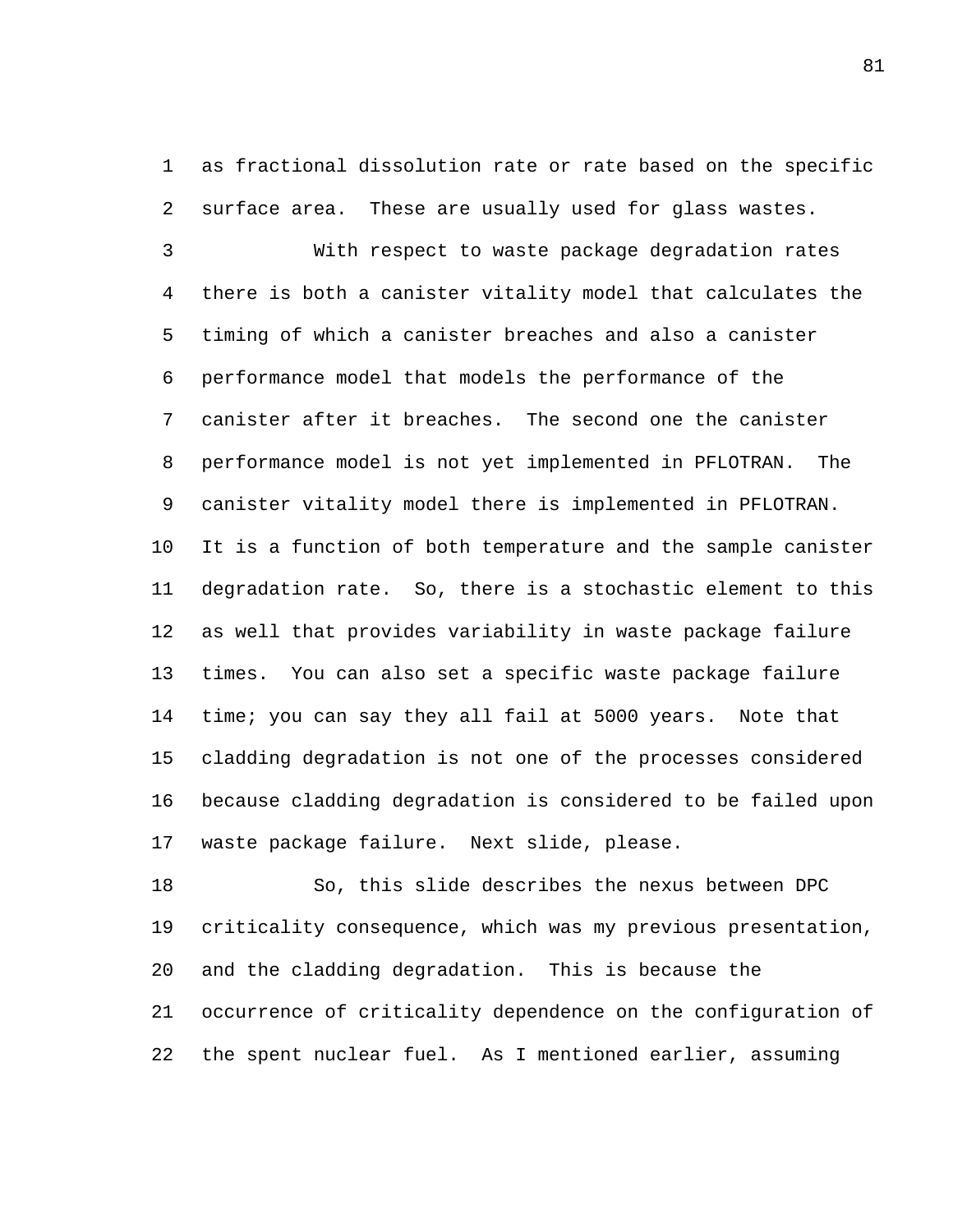as fractional dissolution rate or rate based on the specific surface area. These are usually used for glass wastes.

With respect to waste package degradation rates there is both a canister vitality model that calculates the timing of which a canister breaches and also a canister performance model that models the performance of the canister after it breaches. The second one the canister performance model is not yet implemented in PFLOTRAN. The canister vitality model there is implemented in PFLOTRAN. It is a function of both temperature and the sample canister degradation rate. So, there is a stochastic element to this as well that provides variability in waste package failure times. You can also set a specific waste package failure time; you can say they all fail at 5000 years. Note that cladding degradation is not one of the processes considered because cladding degradation is considered to be failed upon waste package failure. Next slide, please.

So, this slide describes the nexus between DPC criticality consequence, which was my previous presentation, and the cladding degradation. This is because the occurrence of criticality dependence on the configuration of the spent nuclear fuel. As I mentioned earlier, assuming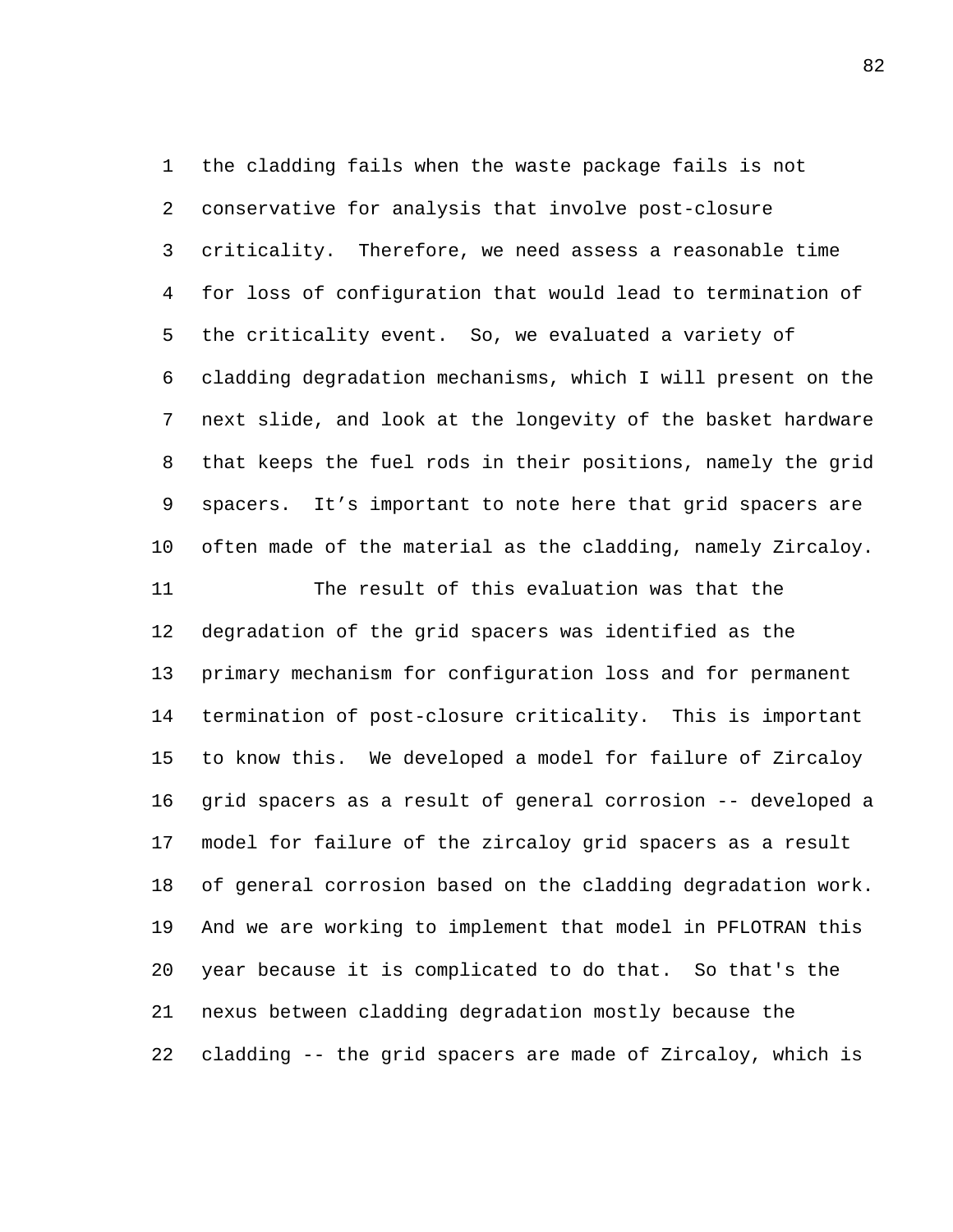the cladding fails when the waste package fails is not conservative for analysis that involve post-closure criticality. Therefore, we need assess a reasonable time for loss of configuration that would lead to termination of the criticality event. So, we evaluated a variety of cladding degradation mechanisms, which I will present on the next slide, and look at the longevity of the basket hardware that keeps the fuel rods in their positions, namely the grid spacers. It's important to note here that grid spacers are often made of the material as the cladding, namely Zircaloy.

The result of this evaluation was that the degradation of the grid spacers was identified as the primary mechanism for configuration loss and for permanent termination of post-closure criticality. This is important to know this. We developed a model for failure of Zircaloy grid spacers as a result of general corrosion -- developed a model for failure of the zircaloy grid spacers as a result of general corrosion based on the cladding degradation work. And we are working to implement that model in PFLOTRAN this year because it is complicated to do that. So that's the nexus between cladding degradation mostly because the cladding -- the grid spacers are made of Zircaloy, which is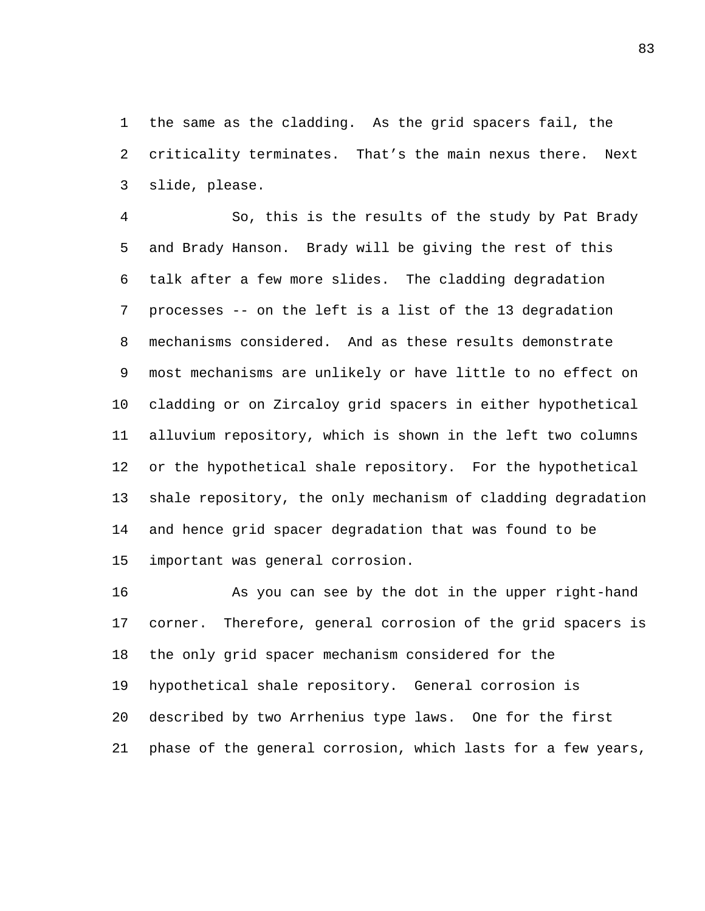the same as the cladding. As the grid spacers fail, the criticality terminates. That's the main nexus there. Next slide, please.

So, this is the results of the study by Pat Brady and Brady Hanson. Brady will be giving the rest of this talk after a few more slides. The cladding degradation processes -- on the left is a list of the 13 degradation mechanisms considered. And as these results demonstrate most mechanisms are unlikely or have little to no effect on cladding or on Zircaloy grid spacers in either hypothetical alluvium repository, which is shown in the left two columns or the hypothetical shale repository. For the hypothetical shale repository, the only mechanism of cladding degradation and hence grid spacer degradation that was found to be important was general corrosion.

As you can see by the dot in the upper right-hand corner. Therefore, general corrosion of the grid spacers is the only grid spacer mechanism considered for the hypothetical shale repository. General corrosion is described by two Arrhenius type laws. One for the first phase of the general corrosion, which lasts for a few years,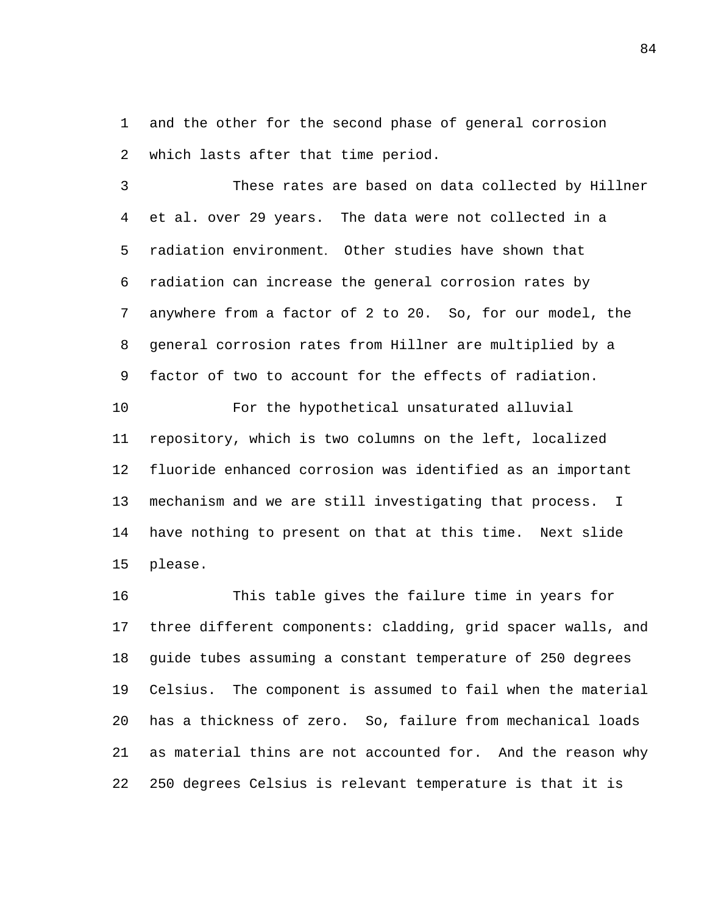and the other for the second phase of general corrosion which lasts after that time period.

These rates are based on data collected by Hillner et al. over 29 years. The data were not collected in a radiation environment. Other studies have shown that radiation can increase the general corrosion rates by anywhere from a factor of 2 to 20. So, for our model, the general corrosion rates from Hillner are multiplied by a factor of two to account for the effects of radiation.

For the hypothetical unsaturated alluvial repository, which is two columns on the left, localized fluoride enhanced corrosion was identified as an important mechanism and we are still investigating that process. I have nothing to present on that at this time. Next slide please.

This table gives the failure time in years for three different components: cladding, grid spacer walls, and guide tubes assuming a constant temperature of 250 degrees Celsius. The component is assumed to fail when the material has a thickness of zero. So, failure from mechanical loads as material thins are not accounted for. And the reason why 250 degrees Celsius is relevant temperature is that it is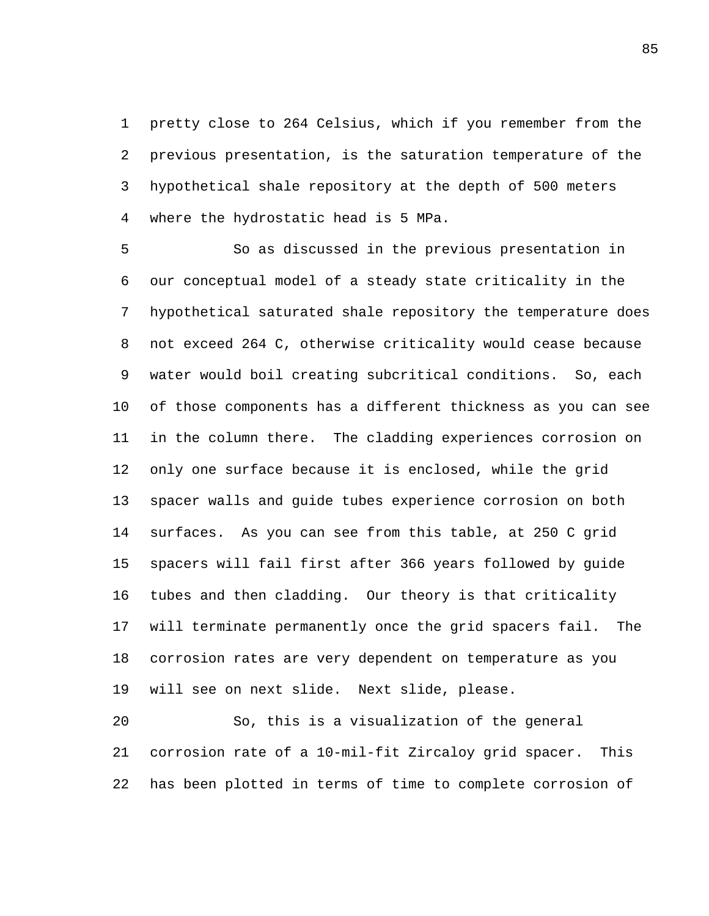pretty close to 264 Celsius, which if you remember from the previous presentation, is the saturation temperature of the hypothetical shale repository at the depth of 500 meters where the hydrostatic head is 5 MPa.

So as discussed in the previous presentation in our conceptual model of a steady state criticality in the hypothetical saturated shale repository the temperature does not exceed 264 C, otherwise criticality would cease because water would boil creating subcritical conditions. So, each of those components has a different thickness as you can see in the column there. The cladding experiences corrosion on only one surface because it is enclosed, while the grid spacer walls and guide tubes experience corrosion on both surfaces. As you can see from this table, at 250 C grid spacers will fail first after 366 years followed by guide tubes and then cladding. Our theory is that criticality will terminate permanently once the grid spacers fail. The corrosion rates are very dependent on temperature as you will see on next slide. Next slide, please.

So, this is a visualization of the general corrosion rate of a 10-mil-fit Zircaloy grid spacer. This has been plotted in terms of time to complete corrosion of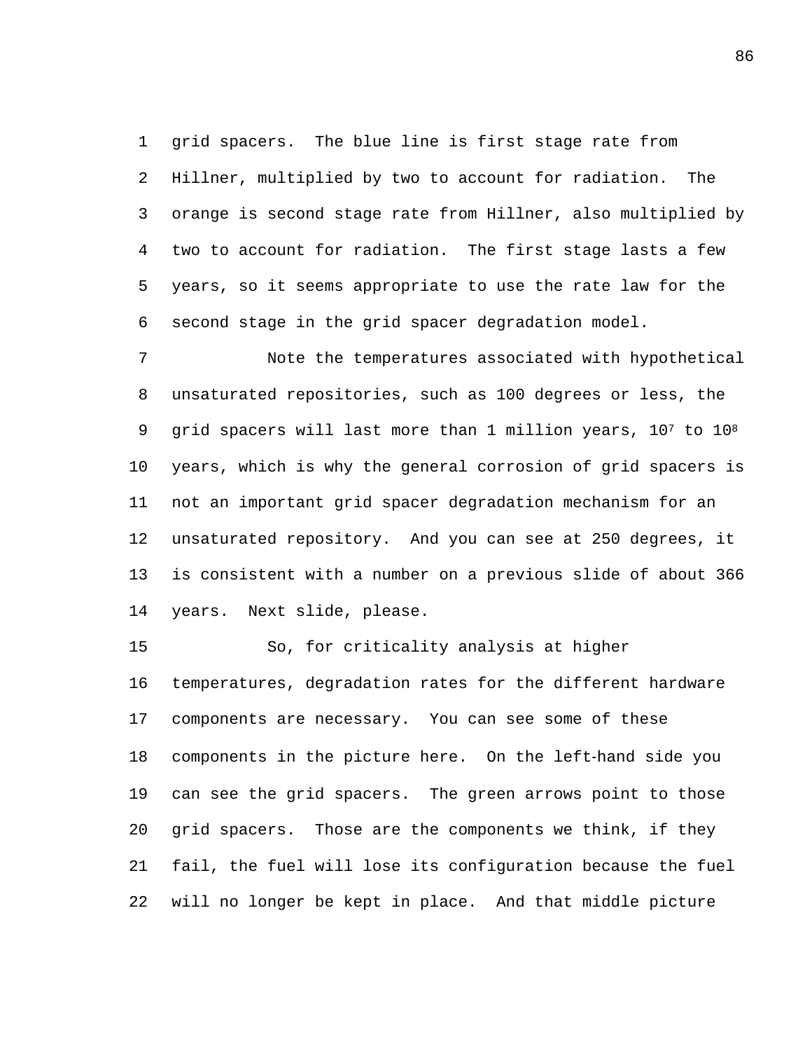grid spacers. The blue line is first stage rate from Hillner, multiplied by two to account for radiation. The orange is second stage rate from Hillner, also multiplied by two to account for radiation. The first stage lasts a few years, so it seems appropriate to use the rate law for the second stage in the grid spacer degradation model.

Note the temperatures associated with hypothetical unsaturated repositories, such as 100 degrees or less, the grid spacers will last more than 1 million years, $10^7$ to $10^8$ years, which is why the general corrosion of grid spacers is not an important grid spacer degradation mechanism for an unsaturated repository. And you can see at 250 degrees, it is consistent with a number on a previous slide of about 366 years. Next slide, please.

So, for criticality analysis at higher temperatures, degradation rates for the different hardware components are necessary. You can see some of these components in the picture here. On the left-hand side you can see the grid spacers. The green arrows point to those grid spacers. Those are the components we think, if they fail, the fuel will lose its configuration because the fuel will no longer be kept in place. And that middle picture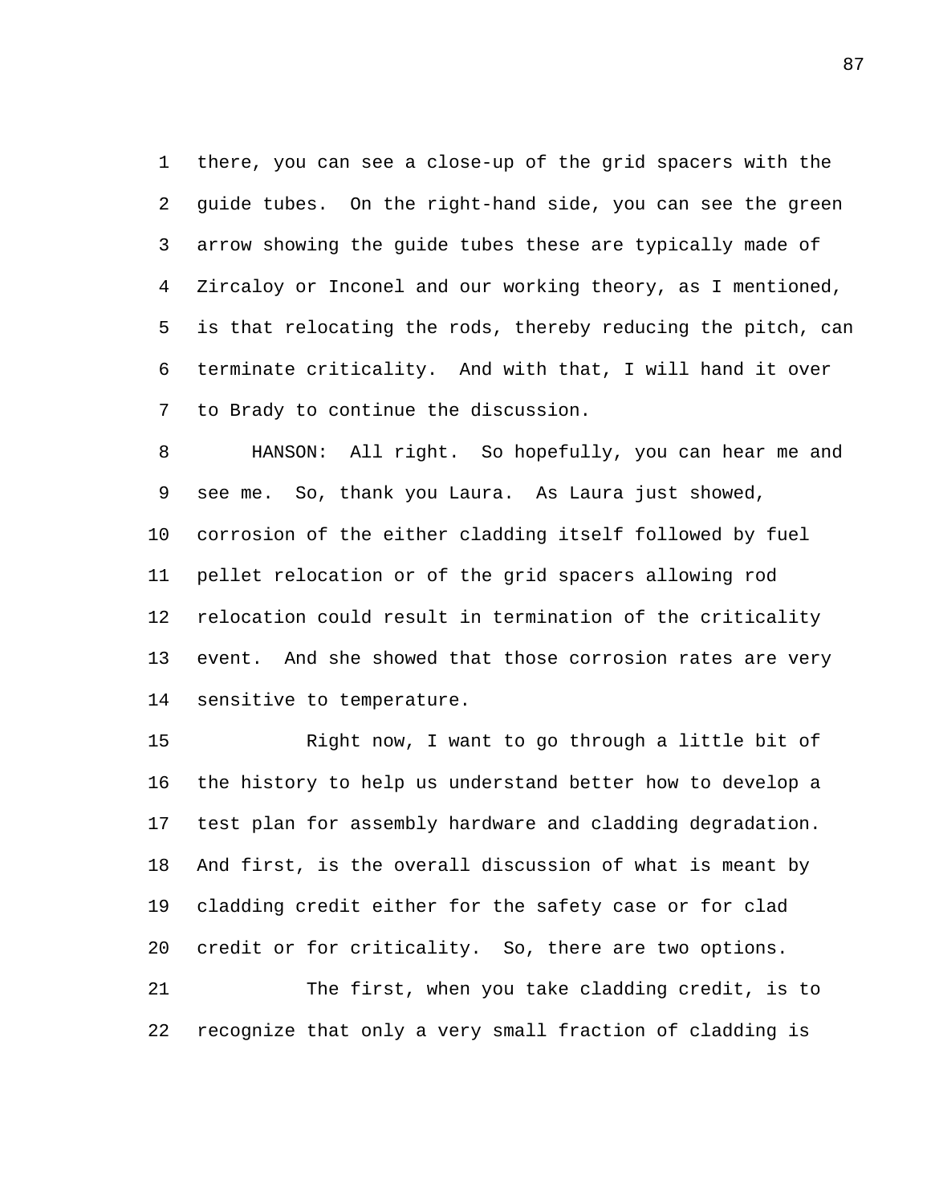there, you can see a close-up of the grid spacers with the guide tubes. On the right-hand side, you can see the green arrow showing the guide tubes these are typically made of Zircaloy or Inconel and our working theory, as I mentioned, is that relocating the rods, thereby reducing the pitch, can terminate criticality. And with that, I will hand it over to Brady to continue the discussion.

HANSON: All right. So hopefully, you can hear me and see me. So, thank you Laura. As Laura just showed, corrosion of the either cladding itself followed by fuel pellet relocation or of the grid spacers allowing rod relocation could result in termination of the criticality event. And she showed that those corrosion rates are very sensitive to temperature.

Right now, I want to go through a little bit of the history to help us understand better how to develop a test plan for assembly hardware and cladding degradation. And first, is the overall discussion of what is meant by cladding credit either for the safety case or for clad credit or for criticality. So, there are two options.

The first, when you take cladding credit, is to recognize that only a very small fraction of cladding is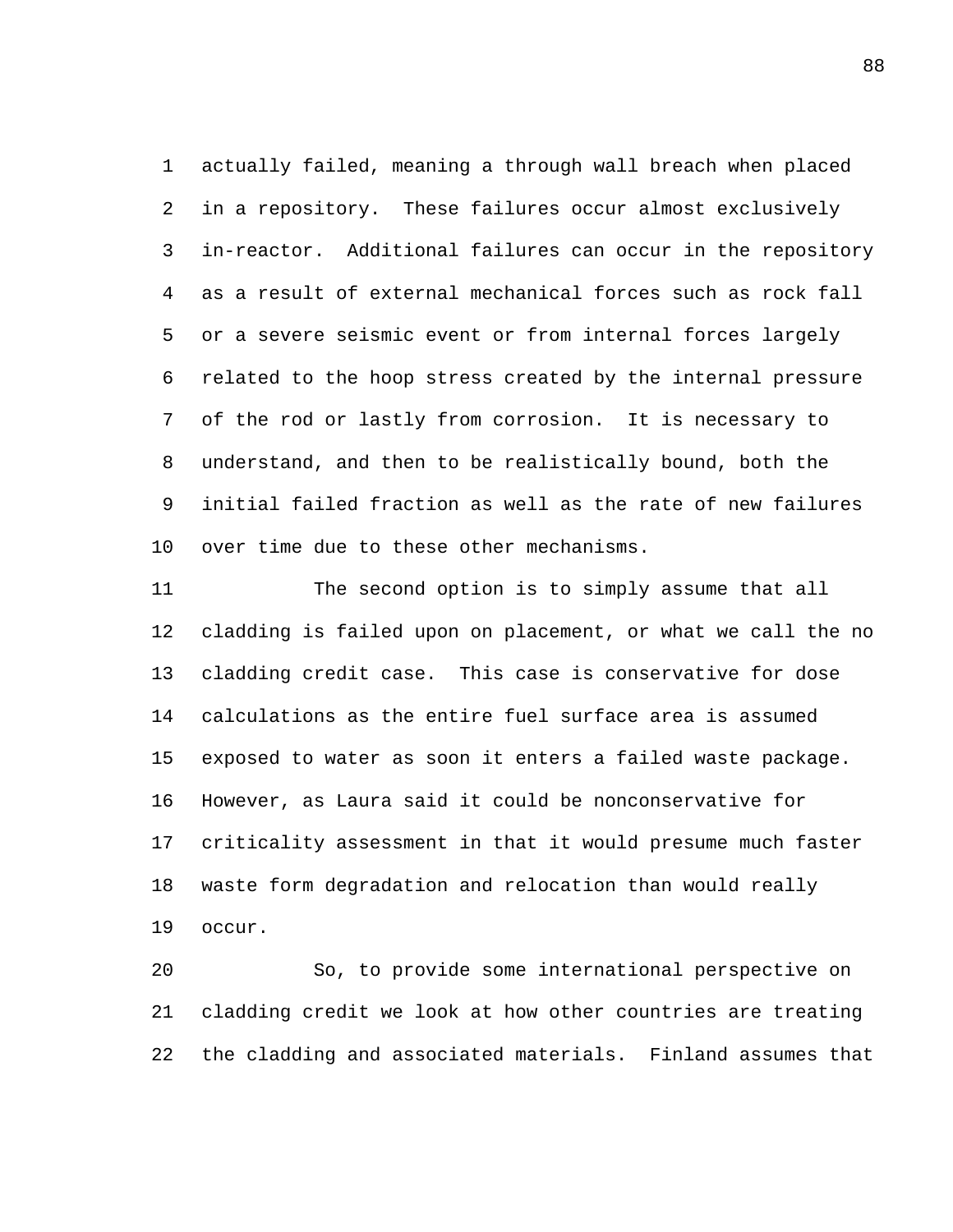actually failed, meaning a through wall breach when placed in a repository. These failures occur almost exclusively in-reactor. Additional failures can occur in the repository as a result of external mechanical forces such as rock fall or a severe seismic event or from internal forces largely related to the hoop stress created by the internal pressure of the rod or lastly from corrosion. It is necessary to understand, and then to be realistically bound, both the initial failed fraction as well as the rate of new failures over time due to these other mechanisms.

The second option is to simply assume that all cladding is failed upon on placement, or what we call the no cladding credit case. This case is conservative for dose calculations as the entire fuel surface area is assumed exposed to water as soon it enters a failed waste package. However, as Laura said it could be nonconservative for criticality assessment in that it would presume much faster waste form degradation and relocation than would really occur.

So, to provide some international perspective on cladding credit we look at how other countries are treating the cladding and associated materials. Finland assumes that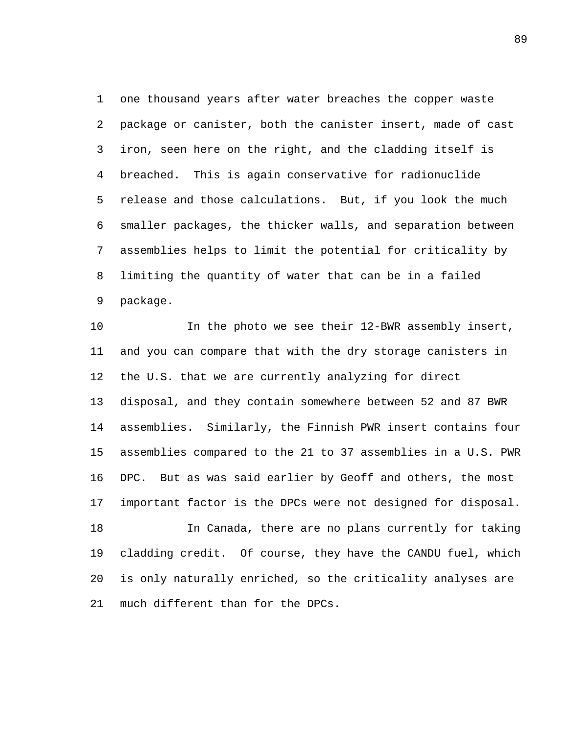one thousand years after water breaches the copper waste package or canister, both the canister insert, made of cast iron, seen here on the right, and the cladding itself is breached. This is again conservative for radionuclide release and those calculations. But, if you look the much smaller packages, the thicker walls, and separation between assemblies helps to limit the potential for criticality by limiting the quantity of water that can be in a failed package.

In the photo we see their 12-BWR assembly insert, and you can compare that with the dry storage canisters in the U.S. that we are currently analyzing for direct disposal, and they contain somewhere between 52 and 87 BWR assemblies. Similarly, the Finnish PWR insert contains four assemblies compared to the 21 to 37 assemblies in a U.S. PWR DPC. But as was said earlier by Geoff and others, the most important factor is the DPCs were not designed for disposal.

In Canada, there are no plans currently for taking cladding credit. Of course, they have the CANDU fuel, which is only naturally enriched, so the criticality analyses are much different than for the DPCs.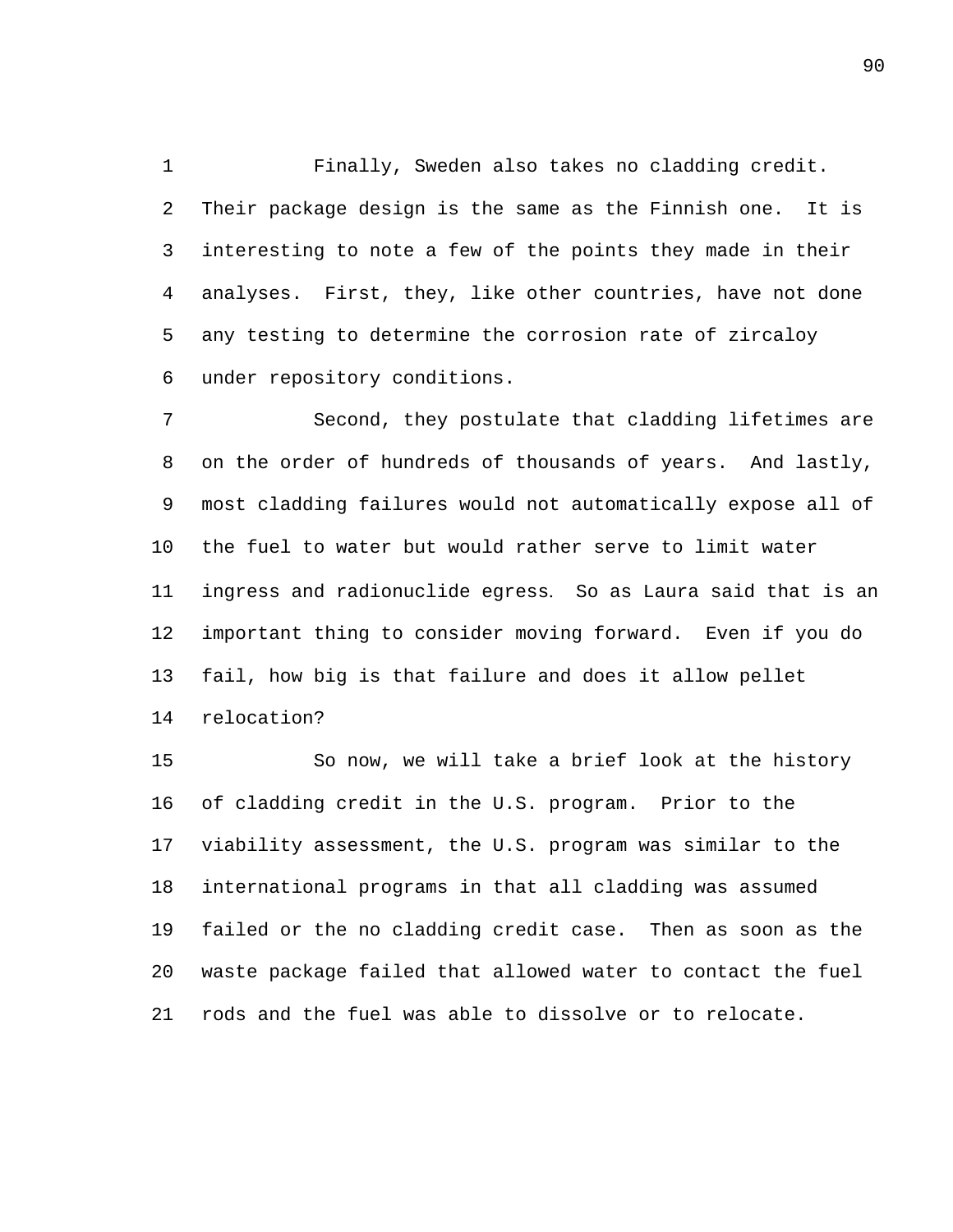Finally, Sweden also takes no cladding credit. Their package design is the same as the Finnish one. It is interesting to note a few of the points they made in their analyses. First, they, like other countries, have not done any testing to determine the corrosion rate of zircaloy under repository conditions.

Second, they postulate that cladding lifetimes are on the order of hundreds of thousands of years. And lastly, most cladding failures would not automatically expose all of the fuel to water but would rather serve to limit water ingress and radionuclide egress. So as Laura said that is an important thing to consider moving forward. Even if you do fail, how big is that failure and does it allow pellet relocation?

So now, we will take a brief look at the history of cladding credit in the U.S. program. Prior to the viability assessment, the U.S. program was similar to the international programs in that all cladding was assumed failed or the no cladding credit case. Then as soon as the waste package failed that allowed water to contact the fuel rods and the fuel was able to dissolve or to relocate.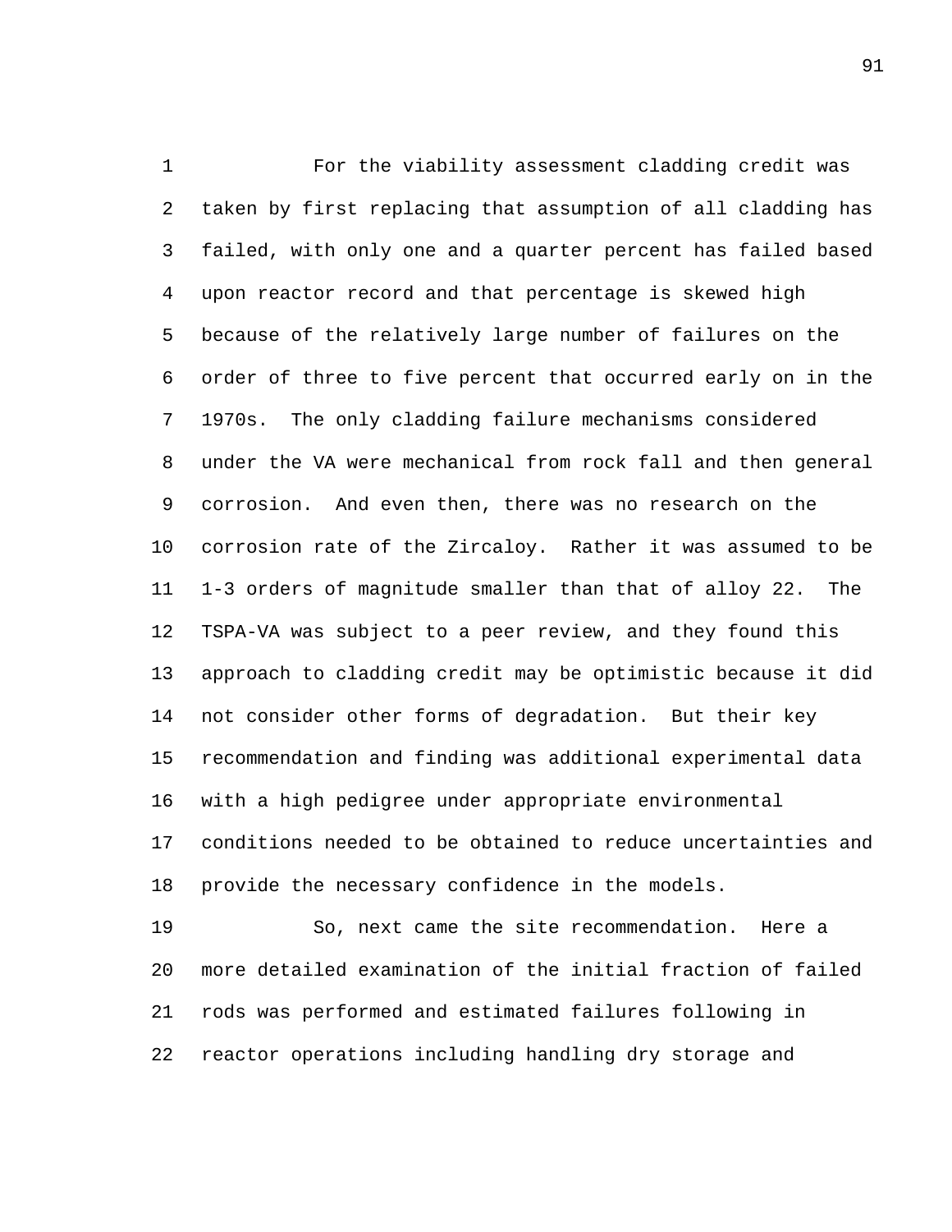For the viability assessment cladding credit was taken by first replacing that assumption of all cladding has failed, with only one and a quarter percent has failed based upon reactor record and that percentage is skewed high because of the relatively large number of failures on the order of three to five percent that occurred early on in the 1970s. The only cladding failure mechanisms considered under the VA were mechanical from rock fall and then general corrosion. And even then, there was no research on the corrosion rate of the Zircaloy. Rather it was assumed to be 1-3 orders of magnitude smaller than that of alloy 22. The TSPA-VA was subject to a peer review, and they found this approach to cladding credit may be optimistic because it did not consider other forms of degradation. But their key recommendation and finding was additional experimental data with a high pedigree under appropriate environmental conditions needed to be obtained to reduce uncertainties and provide the necessary confidence in the models.

So, next came the site recommendation. Here a more detailed examination of the initial fraction of failed rods was performed and estimated failures following in reactor operations including handling dry storage and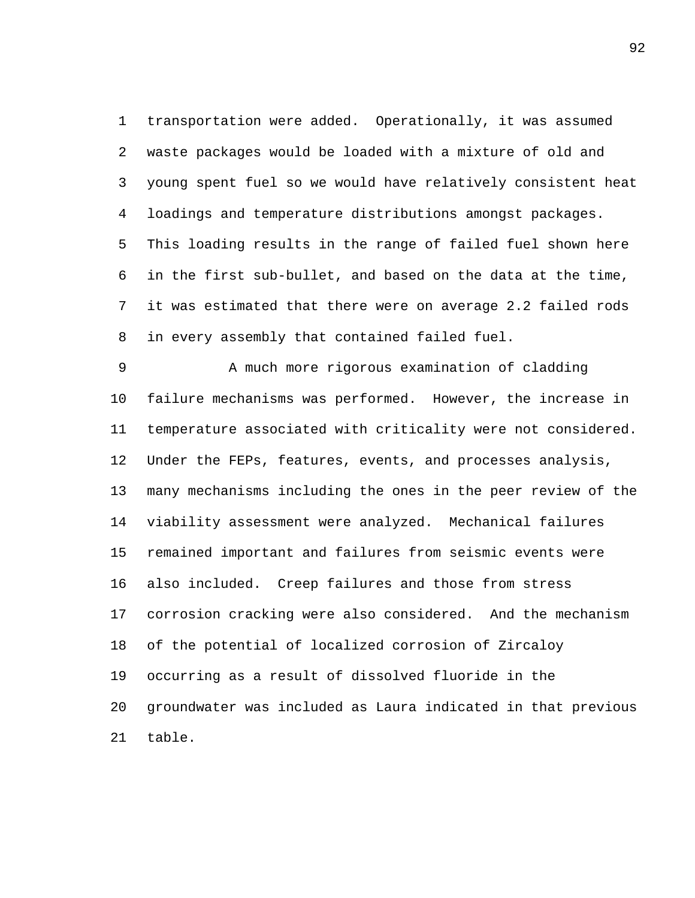transportation were added. Operationally, it was assumed waste packages would be loaded with a mixture of old and young spent fuel so we would have relatively consistent heat loadings and temperature distributions amongst packages. This loading results in the range of failed fuel shown here in the first sub-bullet, and based on the data at the time, it was estimated that there were on average 2.2 failed rods in every assembly that contained failed fuel.

A much more rigorous examination of cladding failure mechanisms was performed. However, the increase in temperature associated with criticality were not considered. Under the FEPs, features, events, and processes analysis, many mechanisms including the ones in the peer review of the viability assessment were analyzed. Mechanical failures remained important and failures from seismic events were also included. Creep failures and those from stress corrosion cracking were also considered. And the mechanism of the potential of localized corrosion of Zircaloy occurring as a result of dissolved fluoride in the groundwater was included as Laura indicated in that previous table.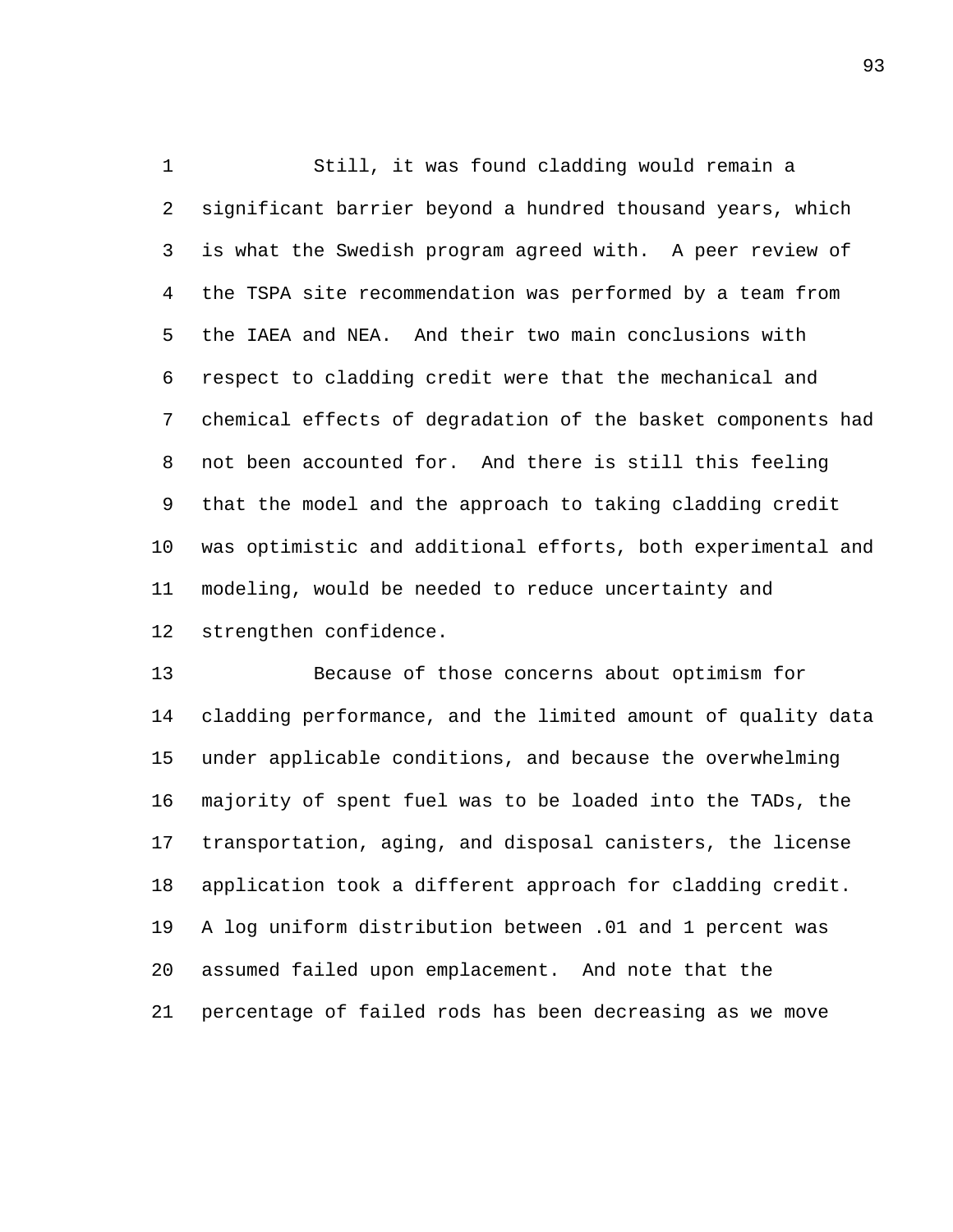Still, it was found cladding would remain a significant barrier beyond a hundred thousand years, which is what the Swedish program agreed with. A peer review of the TSPA site recommendation was performed by a team from the IAEA and NEA. And their two main conclusions with respect to cladding credit were that the mechanical and chemical effects of degradation of the basket components had not been accounted for. And there is still this feeling that the model and the approach to taking cladding credit was optimistic and additional efforts, both experimental and modeling, would be needed to reduce uncertainty and strengthen confidence.

Because of those concerns about optimism for cladding performance, and the limited amount of quality data under applicable conditions, and because the overwhelming majority of spent fuel was to be loaded into the TADs, the transportation, aging, and disposal canisters, the license application took a different approach for cladding credit. A log uniform distribution between .01 and 1 percent was assumed failed upon emplacement. And note that the percentage of failed rods has been decreasing as we move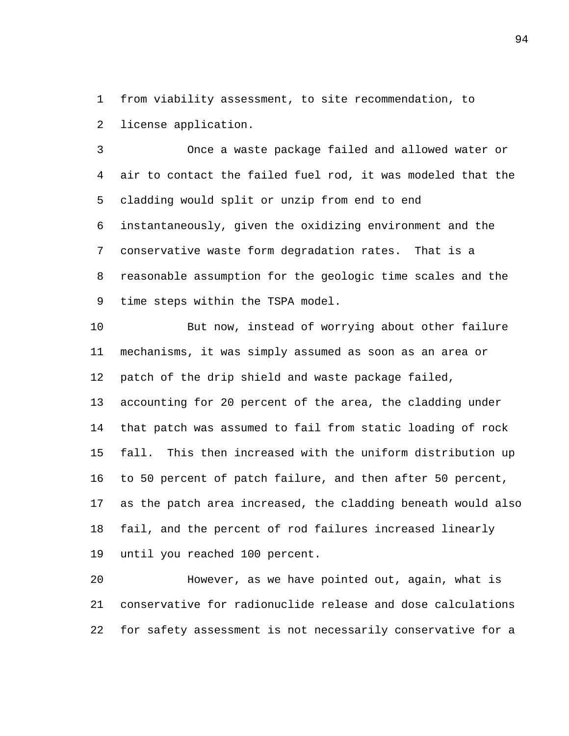from viability assessment, to site recommendation, to license application.

Once a waste package failed and allowed water or air to contact the failed fuel rod, it was modeled that the cladding would split or unzip from end to end instantaneously, given the oxidizing environment and the conservative waste form degradation rates. That is a reasonable assumption for the geologic time scales and the time steps within the TSPA model.

But now, instead of worrying about other failure mechanisms, it was simply assumed as soon as an area or patch of the drip shield and waste package failed, accounting for 20 percent of the area, the cladding under that patch was assumed to fail from static loading of rock fall. This then increased with the uniform distribution up to 50 percent of patch failure, and then after 50 percent, as the patch area increased, the cladding beneath would also fail, and the percent of rod failures increased linearly until you reached 100 percent.

However, as we have pointed out, again, what is conservative for radionuclide release and dose calculations for safety assessment is not necessarily conservative for a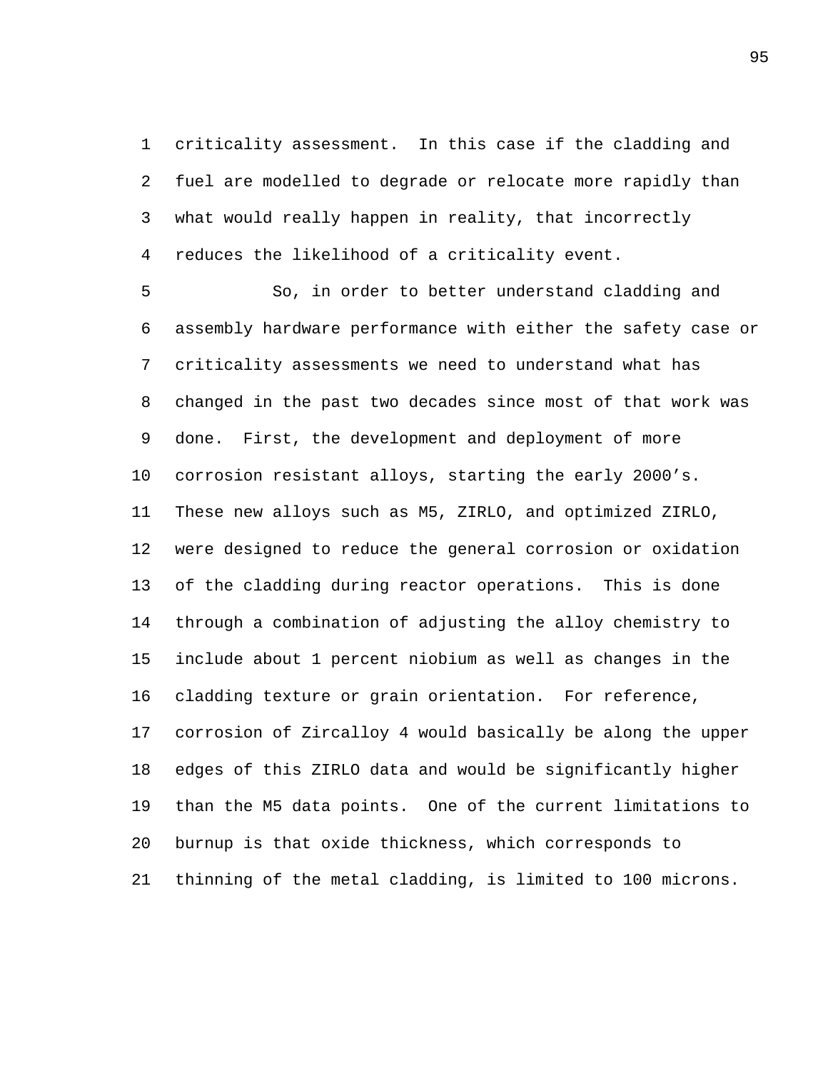criticality assessment. In this case if the cladding and fuel are modelled to degrade or relocate more rapidly than what would really happen in reality, that incorrectly reduces the likelihood of a criticality event.

So, in order to better understand cladding and assembly hardware performance with either the safety case or criticality assessments we need to understand what has changed in the past two decades since most of that work was done. First, the development and deployment of more corrosion resistant alloys, starting the early 2000's. These new alloys such as M5, ZIRLO, and optimized ZIRLO, were designed to reduce the general corrosion or oxidation of the cladding during reactor operations. This is done through a combination of adjusting the alloy chemistry to include about 1 percent niobium as well as changes in the cladding texture or grain orientation. For reference, corrosion of Zircalloy 4 would basically be along the upper edges of this ZIRLO data and would be significantly higher than the M5 data points. One of the current limitations to burnup is that oxide thickness, which corresponds to thinning of the metal cladding, is limited to 100 microns.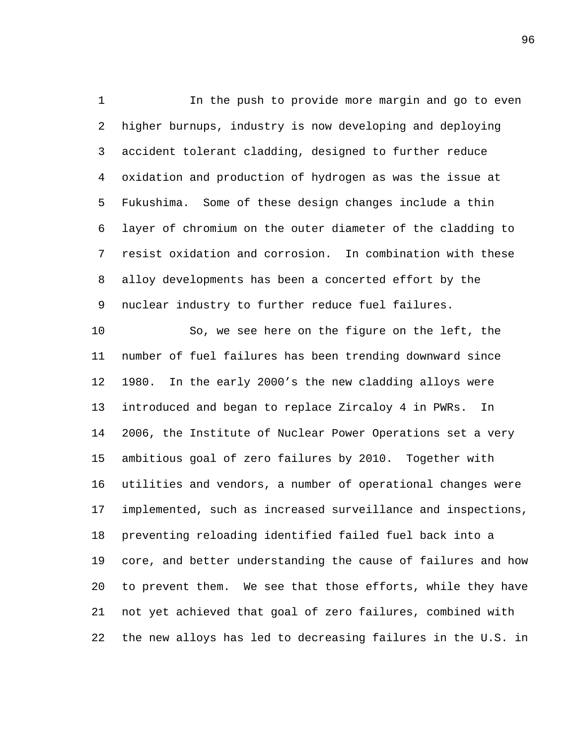In the push to provide more margin and go to even higher burnups, industry is now developing and deploying accident tolerant cladding, designed to further reduce oxidation and production of hydrogen as was the issue at Fukushima. Some of these design changes include a thin layer of chromium on the outer diameter of the cladding to resist oxidation and corrosion. In combination with these alloy developments has been a concerted effort by the nuclear industry to further reduce fuel failures.

So, we see here on the figure on the left, the number of fuel failures has been trending downward since 1980. In the early 2000's the new cladding alloys were introduced and began to replace Zircaloy 4 in PWRs. In 2006, the Institute of Nuclear Power Operations set a very ambitious goal of zero failures by 2010. Together with utilities and vendors, a number of operational changes were implemented, such as increased surveillance and inspections, preventing reloading identified failed fuel back into a core, and better understanding the cause of failures and how to prevent them. We see that those efforts, while they have not yet achieved that goal of zero failures, combined with the new alloys has led to decreasing failures in the U.S. in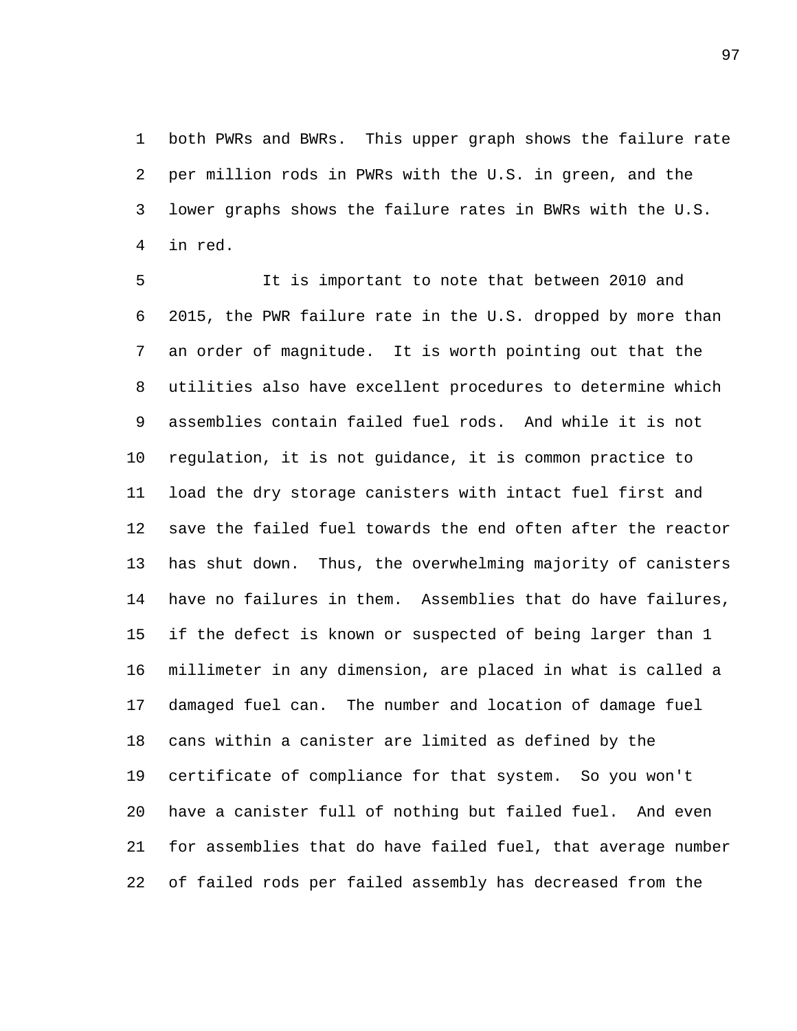both PWRs and BWRs. This upper graph shows the failure rate per million rods in PWRs with the U.S. in green, and the lower graphs shows the failure rates in BWRs with the U.S. in red.

It is important to note that between 2010 and 2015, the PWR failure rate in the U.S. dropped by more than an order of magnitude. It is worth pointing out that the utilities also have excellent procedures to determine which assemblies contain failed fuel rods. And while it is not regulation, it is not guidance, it is common practice to load the dry storage canisters with intact fuel first and save the failed fuel towards the end often after the reactor has shut down. Thus, the overwhelming majority of canisters have no failures in them. Assemblies that do have failures, if the defect is known or suspected of being larger than 1 millimeter in any dimension, are placed in what is called a damaged fuel can. The number and location of damage fuel cans within a canister are limited as defined by the certificate of compliance for that system. So you won't have a canister full of nothing but failed fuel. And even for assemblies that do have failed fuel, that average number of failed rods per failed assembly has decreased from the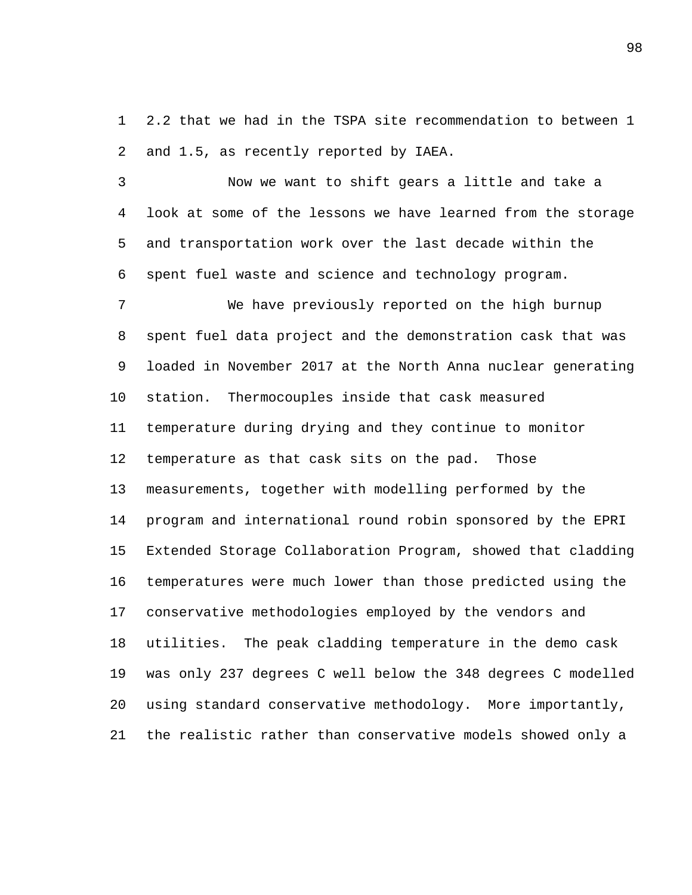2.2 that we had in the TSPA site recommendation to between 1 and 1.5, as recently reported by IAEA.

Now we want to shift gears a little and take a look at some of the lessons we have learned from the storage and transportation work over the last decade within the spent fuel waste and science and technology program.

We have previously reported on the high burnup spent fuel data project and the demonstration cask that was loaded in November 2017 at the North Anna nuclear generating station. Thermocouples inside that cask measured temperature during drying and they continue to monitor temperature as that cask sits on the pad. Those measurements, together with modelling performed by the program and international round robin sponsored by the EPRI Extended Storage Collaboration Program, showed that cladding temperatures were much lower than those predicted using the conservative methodologies employed by the vendors and utilities. The peak cladding temperature in the demo cask was only 237 degrees C well below the 348 degrees C modelled using standard conservative methodology. More importantly, the realistic rather than conservative models showed only a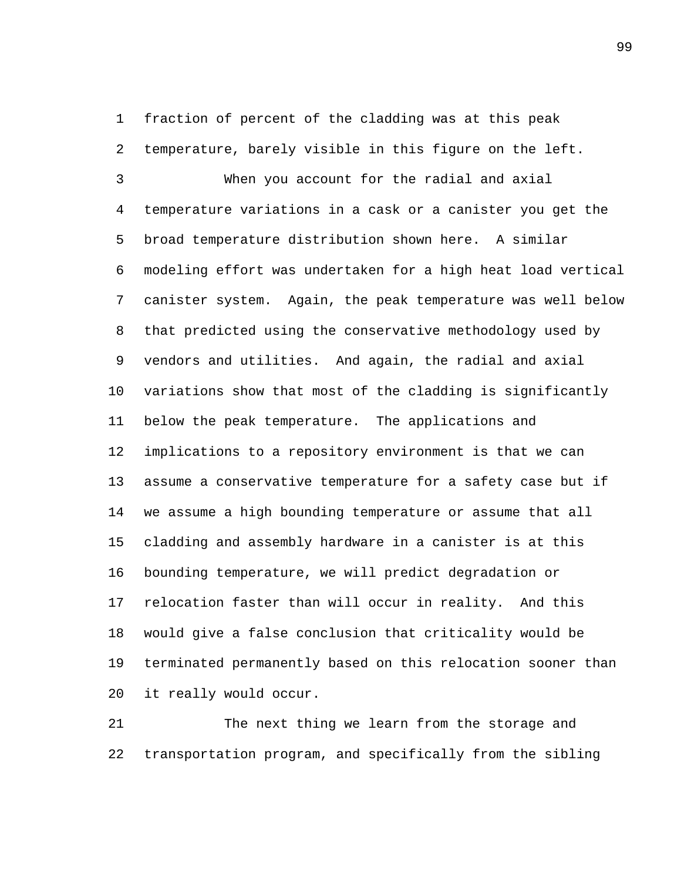fraction of percent of the cladding was at this peak temperature, barely visible in this figure on the left.

When you account for the radial and axial temperature variations in a cask or a canister you get the broad temperature distribution shown here. A similar modeling effort was undertaken for a high heat load vertical canister system. Again, the peak temperature was well below that predicted using the conservative methodology used by vendors and utilities. And again, the radial and axial variations show that most of the cladding is significantly below the peak temperature. The applications and implications to a repository environment is that we can assume a conservative temperature for a safety case but if we assume a high bounding temperature or assume that all cladding and assembly hardware in a canister is at this bounding temperature, we will predict degradation or relocation faster than will occur in reality. And this would give a false conclusion that criticality would be terminated permanently based on this relocation sooner than it really would occur.

The next thing we learn from the storage and transportation program, and specifically from the sibling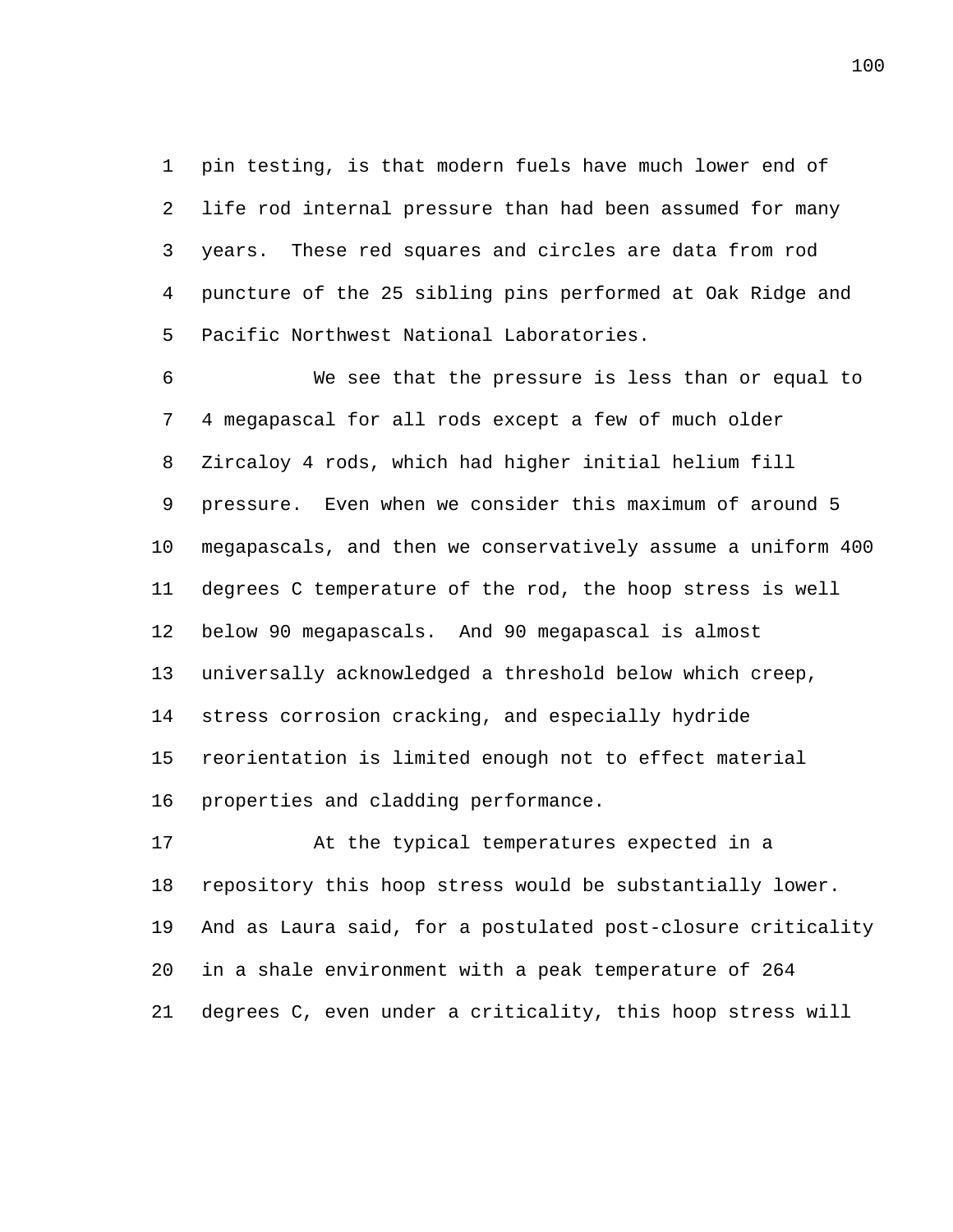pin testing, is that modern fuels have much lower end of life rod internal pressure than had been assumed for many years. These red squares and circles are data from rod puncture of the 25 sibling pins performed at Oak Ridge and Pacific Northwest National Laboratories.

We see that the pressure is less than or equal to 4 megapascal for all rods except a few of much older Zircaloy 4 rods, which had higher initial helium fill pressure. Even when we consider this maximum of around 5 megapascals, and then we conservatively assume a uniform 400 degrees C temperature of the rod, the hoop stress is well below 90 megapascals. And 90 megapascal is almost universally acknowledged a threshold below which creep, stress corrosion cracking, and especially hydride reorientation is limited enough not to effect material properties and cladding performance.

At the typical temperatures expected in a repository this hoop stress would be substantially lower. And as Laura said, for a postulated post-closure criticality in a shale environment with a peak temperature of 264 degrees C, even under a criticality, this hoop stress will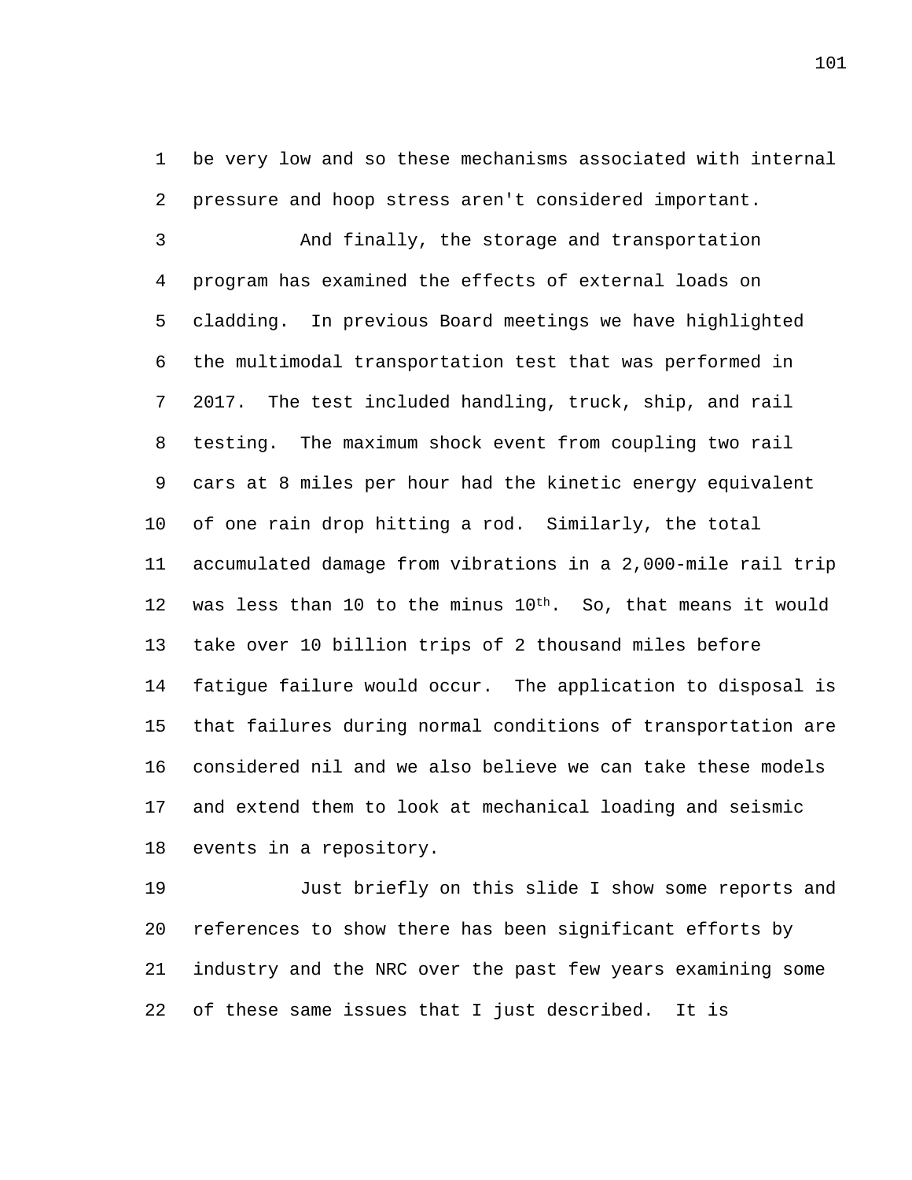be very low and so these mechanisms associated with internal pressure and hoop stress aren't considered important.

And finally, the storage and transportation program has examined the effects of external loads on cladding. In previous Board meetings we have highlighted the multimodal transportation test that was performed in 2017. The test included handling, truck, ship, and rail testing. The maximum shock event from coupling two rail cars at 8 miles per hour had the kinetic energy equivalent of one rain drop hitting a rod. Similarly, the total accumulated damage from vibrations in a 2,000-mile rail trip was less than 10 to the minus $10^{th}$. So, that means it would take over 10 billion trips of 2 thousand miles before fatigue failure would occur. The application to disposal is that failures during normal conditions of transportation are considered nil and we also believe we can take these models and extend them to look at mechanical loading and seismic events in a repository.

Just briefly on this slide I show some reports and references to show there has been significant efforts by industry and the NRC over the past few years examining some of these same issues that I just described. It is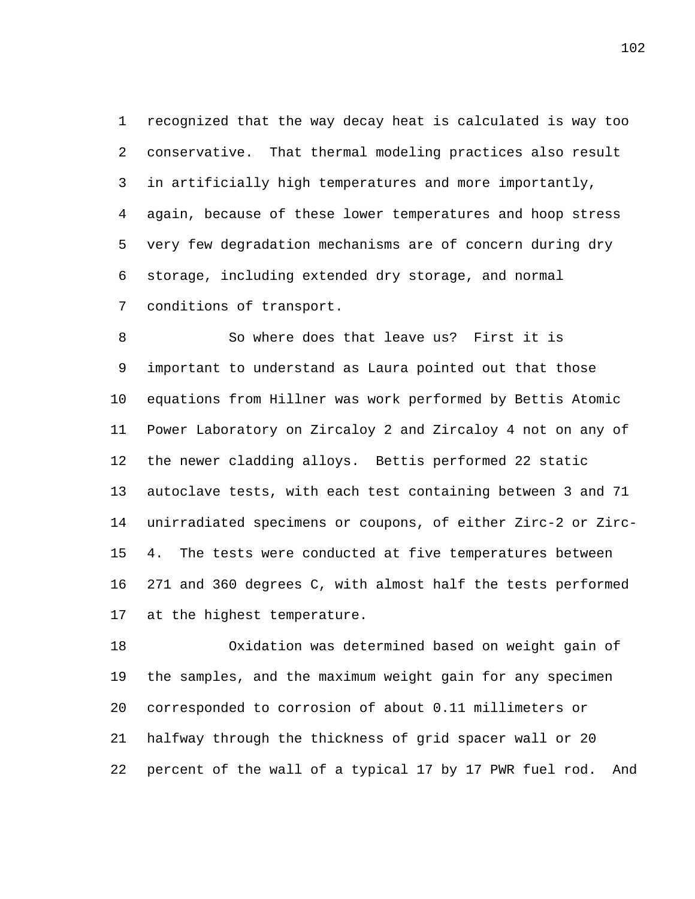recognized that the way decay heat is calculated is way too conservative. That thermal modeling practices also result in artificially high temperatures and more importantly, again, because of these lower temperatures and hoop stress very few degradation mechanisms are of concern during dry storage, including extended dry storage, and normal conditions of transport.

So where does that leave us? First it is important to understand as Laura pointed out that those equations from Hillner was work performed by Bettis Atomic Power Laboratory on Zircaloy 2 and Zircaloy 4 not on any of the newer cladding alloys. Bettis performed 22 static autoclave tests, with each test containing between 3 and 71 unirradiated specimens or coupons, of either Zirc-2 or Zirc-4. The tests were conducted at five temperatures between 271 and 360 degrees C, with almost half the tests performed at the highest temperature.

Oxidation was determined based on weight gain of the samples, and the maximum weight gain for any specimen corresponded to corrosion of about 0.11 millimeters or halfway through the thickness of grid spacer wall or 20 percent of the wall of a typical 17 by 17 PWR fuel rod. And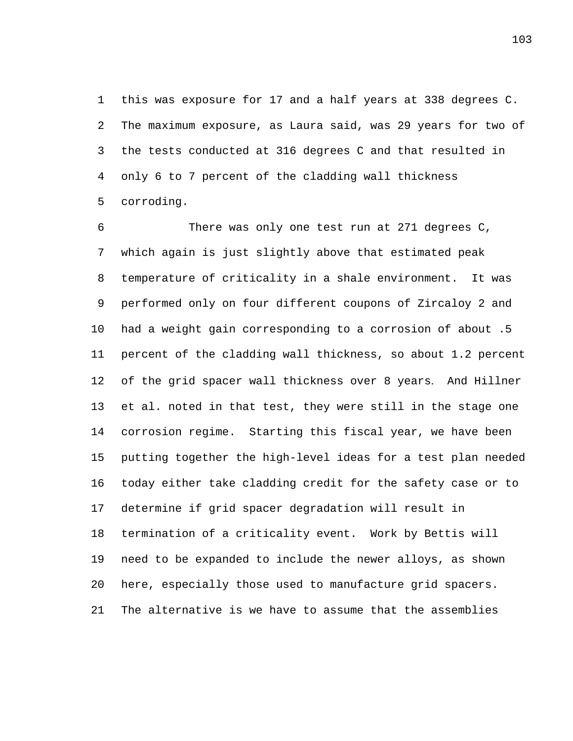this was exposure for 17 and a half years at 338 degrees C. The maximum exposure, as Laura said, was 29 years for two of the tests conducted at 316 degrees C and that resulted in only 6 to 7 percent of the cladding wall thickness corroding.

There was only one test run at 271 degrees C, which again is just slightly above that estimated peak temperature of criticality in a shale environment. It was performed only on four different coupons of Zircaloy 2 and had a weight gain corresponding to a corrosion of about .5 percent of the cladding wall thickness, so about 1.2 percent of the grid spacer wall thickness over 8 years. And Hillner et al. noted in that test, they were still in the stage one corrosion regime. Starting this fiscal year, we have been putting together the high-level ideas for a test plan needed today either take cladding credit for the safety case or to determine if grid spacer degradation will result in termination of a criticality event. Work by Bettis will need to be expanded to include the newer alloys, as shown here, especially those used to manufacture grid spacers. The alternative is we have to assume that the assemblies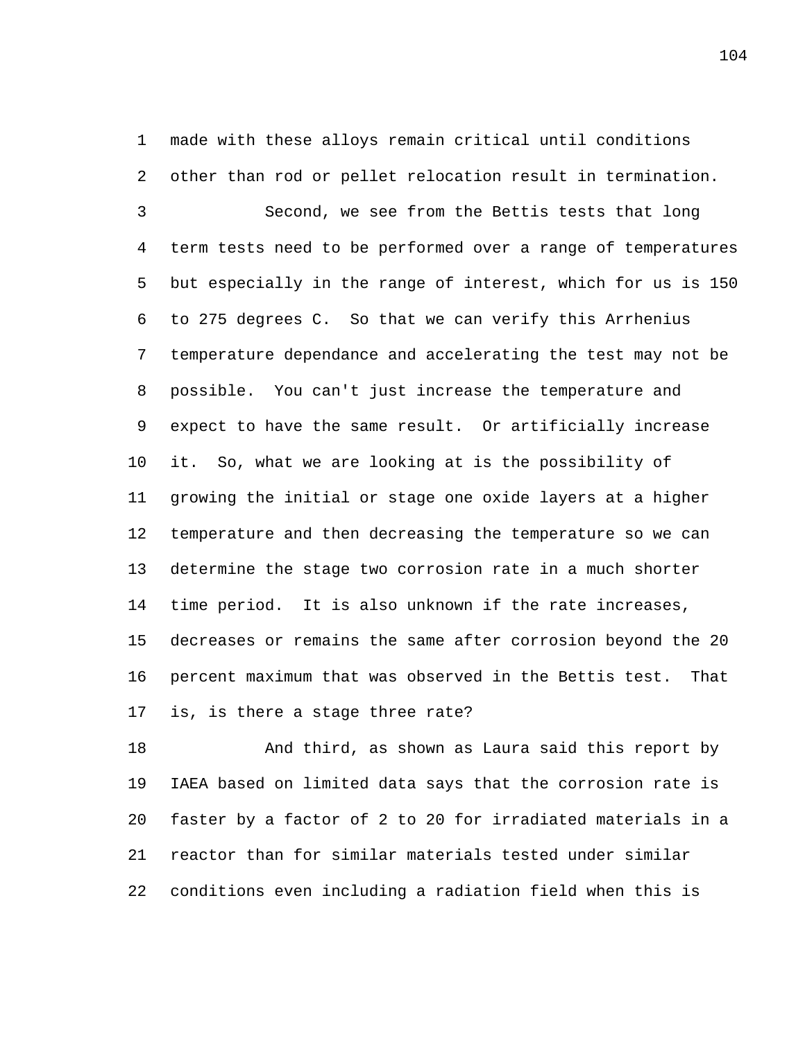made with these alloys remain critical until conditions other than rod or pellet relocation result in termination.

Second, we see from the Bettis tests that long term tests need to be performed over a range of temperatures but especially in the range of interest, which for us is 150 to 275 degrees C. So that we can verify this Arrhenius temperature dependance and accelerating the test may not be possible. You can't just increase the temperature and expect to have the same result. Or artificially increase it. So, what we are looking at is the possibility of growing the initial or stage one oxide layers at a higher temperature and then decreasing the temperature so we can determine the stage two corrosion rate in a much shorter time period. It is also unknown if the rate increases, decreases or remains the same after corrosion beyond the 20 percent maximum that was observed in the Bettis test. That is, is there a stage three rate?

And third, as shown as Laura said this report by IAEA based on limited data says that the corrosion rate is faster by a factor of 2 to 20 for irradiated materials in a reactor than for similar materials tested under similar conditions even including a radiation field when this is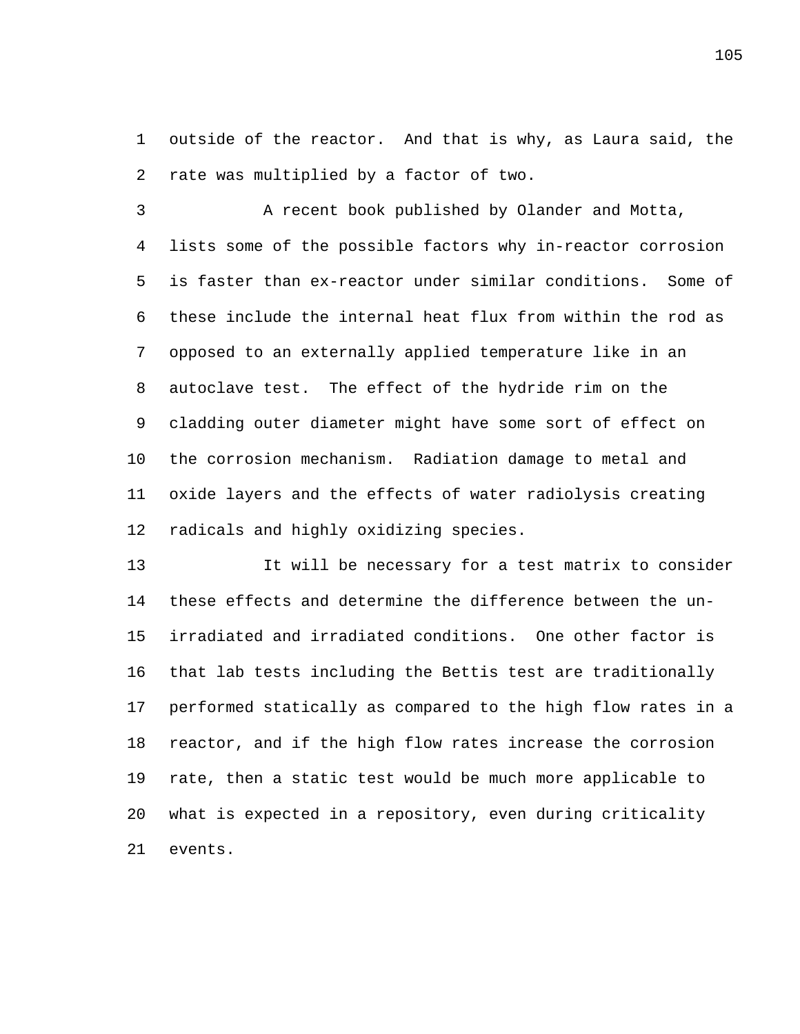outside of the reactor. And that is why, as Laura said, the rate was multiplied by a factor of two.

A recent book published by Olander and Motta, lists some of the possible factors why in-reactor corrosion is faster than ex-reactor under similar conditions. Some of these include the internal heat flux from within the rod as opposed to an externally applied temperature like in an autoclave test. The effect of the hydride rim on the cladding outer diameter might have some sort of effect on the corrosion mechanism. Radiation damage to metal and oxide layers and the effects of water radiolysis creating radicals and highly oxidizing species.

It will be necessary for a test matrix to consider these effects and determine the difference between the un-irradiated and irradiated conditions. One other factor is that lab tests including the Bettis test are traditionally performed statically as compared to the high flow rates in a reactor, and if the high flow rates increase the corrosion rate, then a static test would be much more applicable to what is expected in a repository, even during criticality events.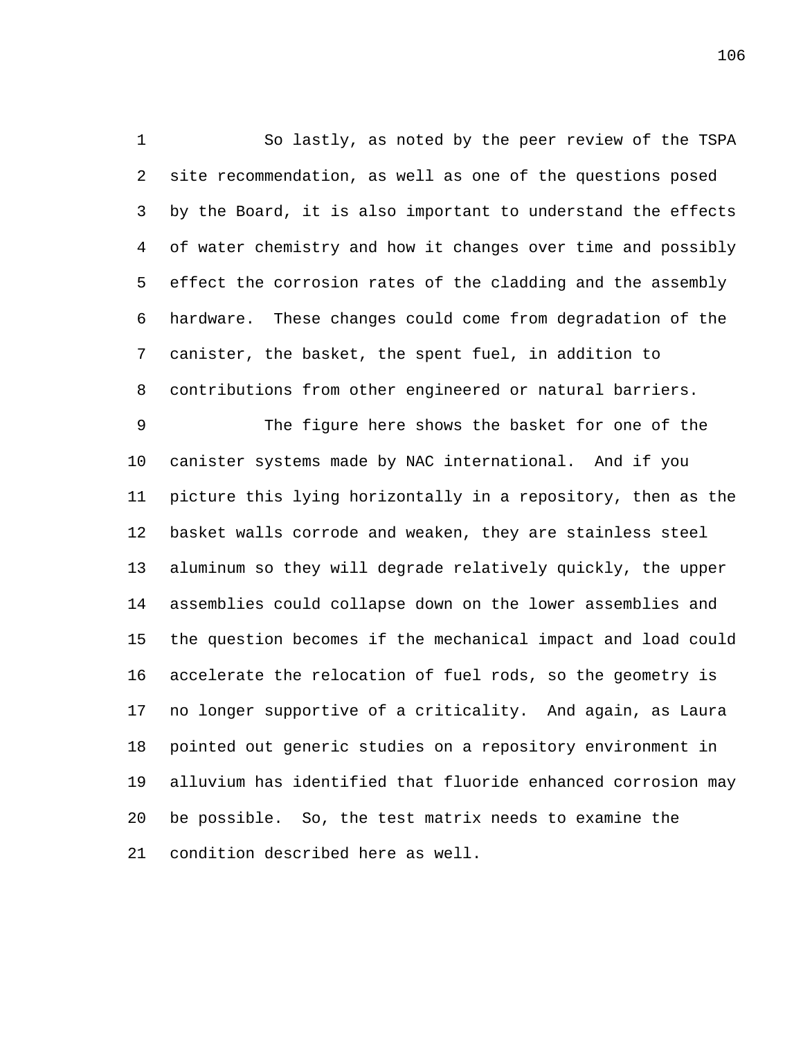So lastly, as noted by the peer review of the TSPA site recommendation, as well as one of the questions posed by the Board, it is also important to understand the effects of water chemistry and how it changes over time and possibly effect the corrosion rates of the cladding and the assembly hardware. These changes could come from degradation of the canister, the basket, the spent fuel, in addition to contributions from other engineered or natural barriers.

The figure here shows the basket for one of the canister systems made by NAC international. And if you picture this lying horizontally in a repository, then as the basket walls corrode and weaken, they are stainless steel aluminum so they will degrade relatively quickly, the upper assemblies could collapse down on the lower assemblies and the question becomes if the mechanical impact and load could accelerate the relocation of fuel rods, so the geometry is no longer supportive of a criticality. And again, as Laura pointed out generic studies on a repository environment in alluvium has identified that fluoride enhanced corrosion may be possible. So, the test matrix needs to examine the condition described here as well.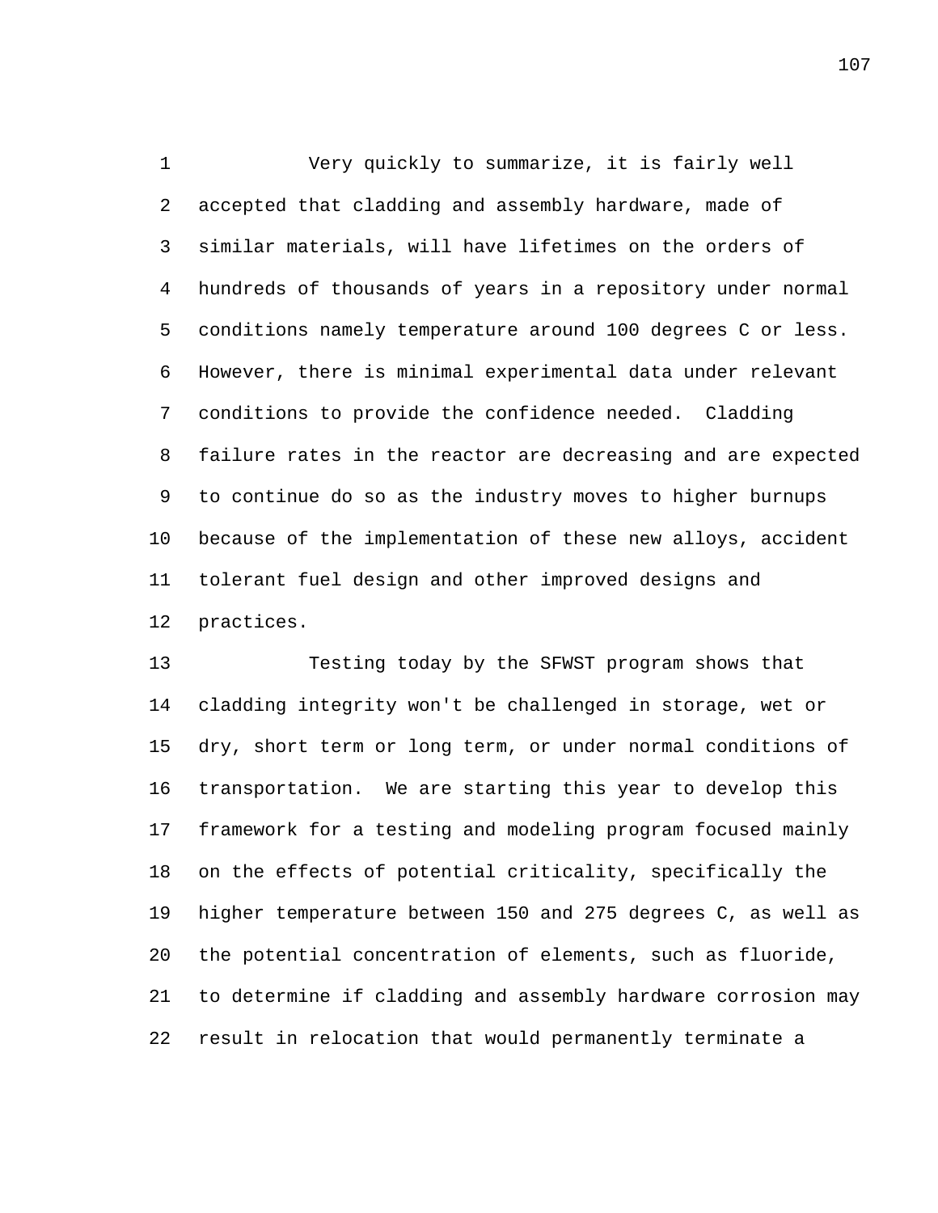Very quickly to summarize, it is fairly well accepted that cladding and assembly hardware, made of similar materials, will have lifetimes on the orders of hundreds of thousands of years in a repository under normal conditions namely temperature around 100 degrees C or less. However, there is minimal experimental data under relevant conditions to provide the confidence needed. Cladding failure rates in the reactor are decreasing and are expected to continue do so as the industry moves to higher burnups because of the implementation of these new alloys, accident tolerant fuel design and other improved designs and practices.

Testing today by the SFWST program shows that cladding integrity won't be challenged in storage, wet or dry, short term or long term, or under normal conditions of transportation. We are starting this year to develop this framework for a testing and modeling program focused mainly on the effects of potential criticality, specifically the higher temperature between 150 and 275 degrees C, as well as the potential concentration of elements, such as fluoride, to determine if cladding and assembly hardware corrosion may result in relocation that would permanently terminate a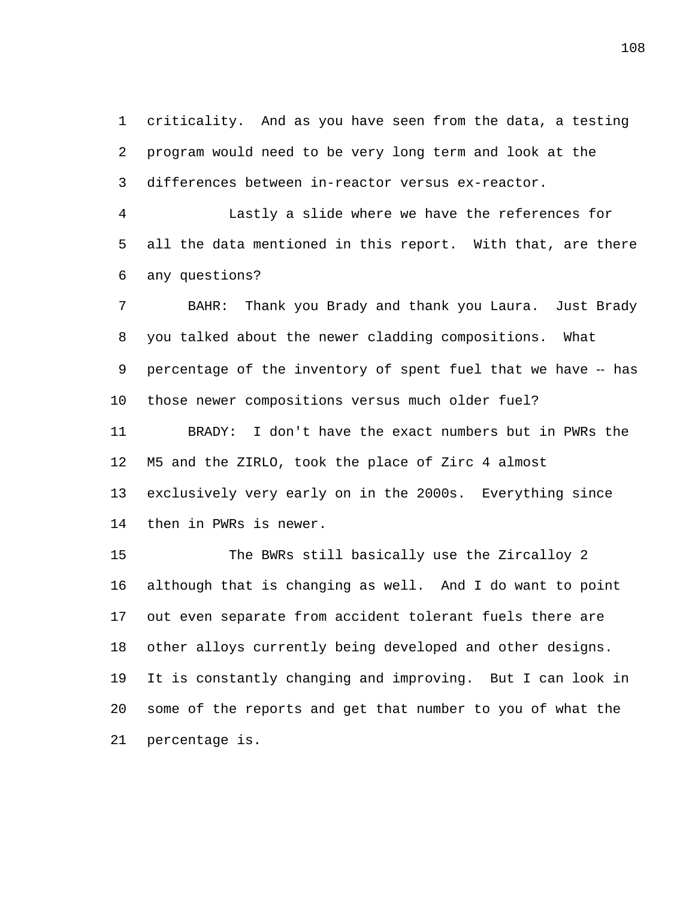criticality. And as you have seen from the data, a testing program would need to be very long term and look at the differences between in-reactor versus ex-reactor.

Lastly a slide where we have the references for all the data mentioned in this report. With that, are there any questions?

BAHR: Thank you Brady and thank you Laura. Just Brady you talked about the newer cladding compositions. What percentage of the inventory of spent fuel that we have -- has those newer compositions versus much older fuel?

BRADY: I don't have the exact numbers but in PWRs the M5 and the ZIRLO, took the place of Zirc 4 almost exclusively very early on in the 2000s. Everything since then in PWRs is newer.

The BWRs still basically use the Zircalloy 2 although that is changing as well. And I do want to point out even separate from accident tolerant fuels there are other alloys currently being developed and other designs. It is constantly changing and improving. But I can look in some of the reports and get that number to you of what the percentage is.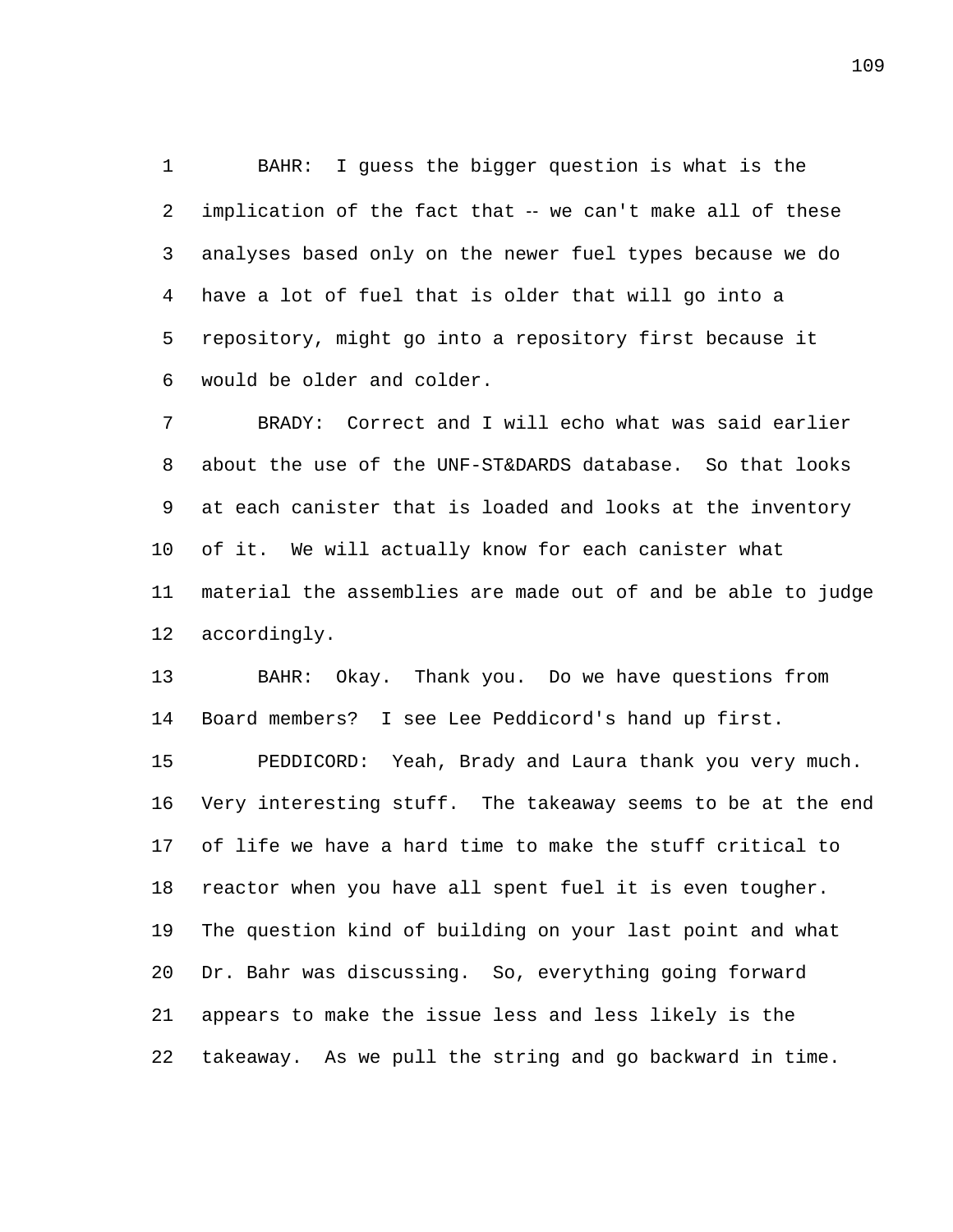BAHR: I guess the bigger question is what is the implication of the fact that -- we can't make all of these analyses based only on the newer fuel types because we do have a lot of fuel that is older that will go into a repository, might go into a repository first because it would be older and colder.

BRADY: Correct and I will echo what was said earlier about the use of the UNF-ST&DARDS database. So that looks at each canister that is loaded and looks at the inventory of it. We will actually know for each canister what material the assemblies are made out of and be able to judge accordingly.

BAHR: Okay. Thank you. Do we have questions from Board members? I see Lee Peddicord's hand up first.

PEDDICORD: Yeah, Brady and Laura thank you very much. Very interesting stuff. The takeaway seems to be at the end of life we have a hard time to make the stuff critical to reactor when you have all spent fuel it is even tougher. The question kind of building on your last point and what Dr. Bahr was discussing. So, everything going forward appears to make the issue less and less likely is the takeaway. As we pull the string and go backward in time.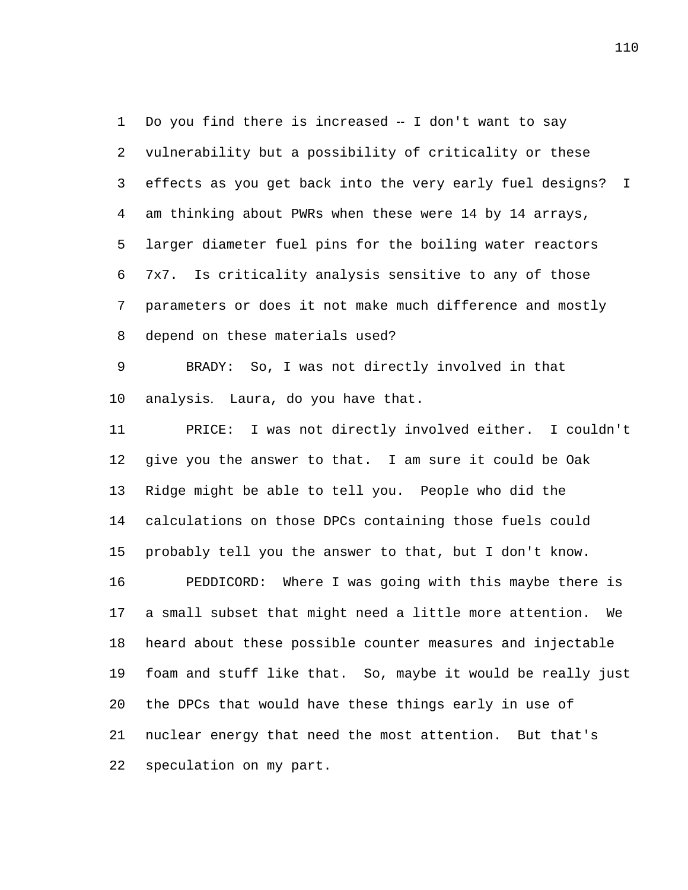Do you find there is increased -- I don't want to say vulnerability but a possibility of criticality or these effects as you get back into the very early fuel designs? I am thinking about PWRs when these were 14 by 14 arrays, larger diameter fuel pins for the boiling water reactors 7x7. Is criticality analysis sensitive to any of those parameters or does it not make much difference and mostly depend on these materials used?

BRADY: So, I was not directly involved in that analysis. Laura, do you have that.

PRICE: I was not directly involved either. I couldn't give you the answer to that. I am sure it could be Oak Ridge might be able to tell you. People who did the calculations on those DPCs containing those fuels could probably tell you the answer to that, but I don't know.

PEDDICORD: Where I was going with this maybe there is a small subset that might need a little more attention. We heard about these possible counter measures and injectable foam and stuff like that. So, maybe it would be really just the DPCs that would have these things early in use of nuclear energy that need the most attention. But that's speculation on my part.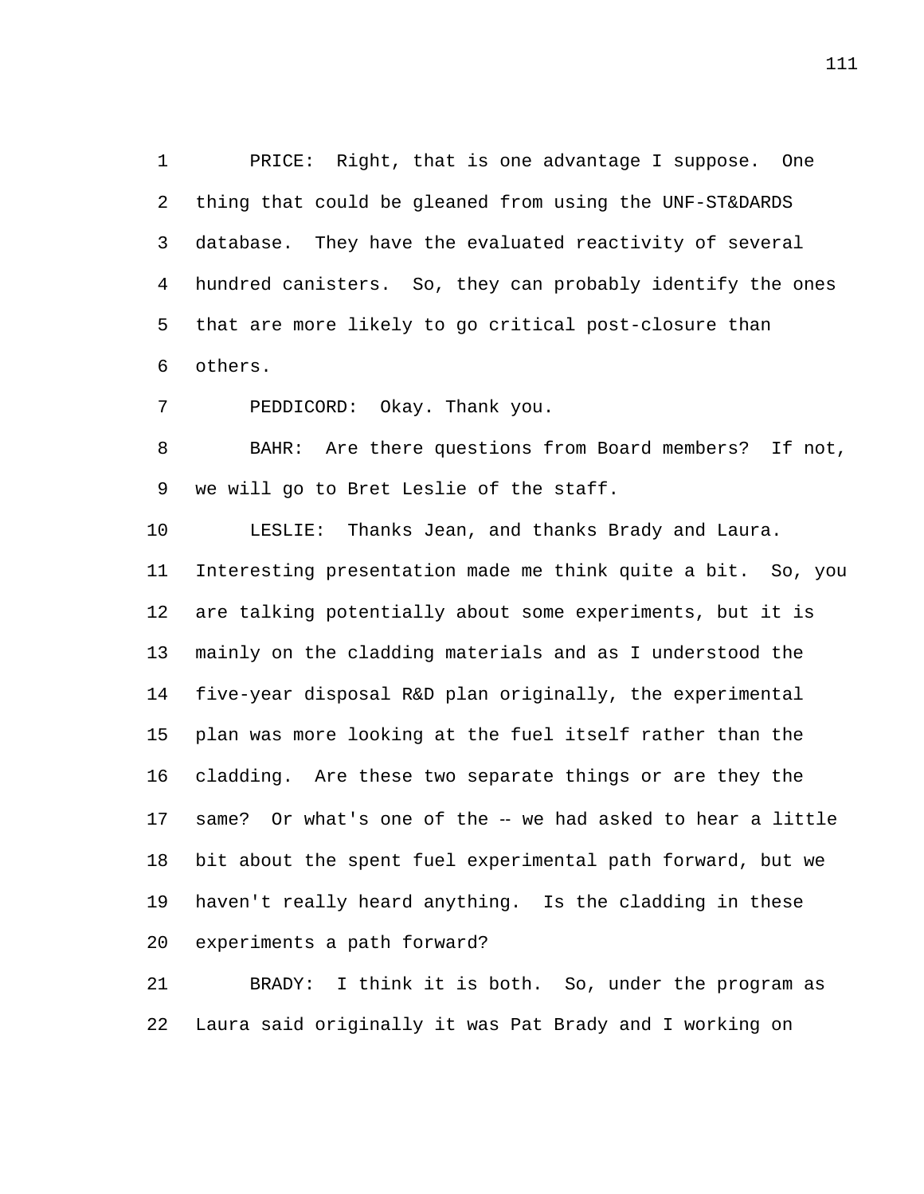PRICE: Right, that is one advantage I suppose. One thing that could be gleaned from using the UNF-ST&DARDS database. They have the evaluated reactivity of several hundred canisters. So, they can probably identify the ones that are more likely to go critical post-closure than others.

PEDDICORD: Okay. Thank you.

BAHR: Are there questions from Board members? If not, we will go to Bret Leslie of the staff.

LESLIE: Thanks Jean, and thanks Brady and Laura. Interesting presentation made me think quite a bit. So, you are talking potentially about some experiments, but it is mainly on the cladding materials and as I understood the five-year disposal R&D plan originally, the experimental plan was more looking at the fuel itself rather than the cladding. Are these two separate things or are they the same? Or what's one of the -- we had asked to hear a little bit about the spent fuel experimental path forward, but we haven't really heard anything. Is the cladding in these experiments a path forward?

BRADY: I think it is both. So, under the program as Laura said originally it was Pat Brady and I working on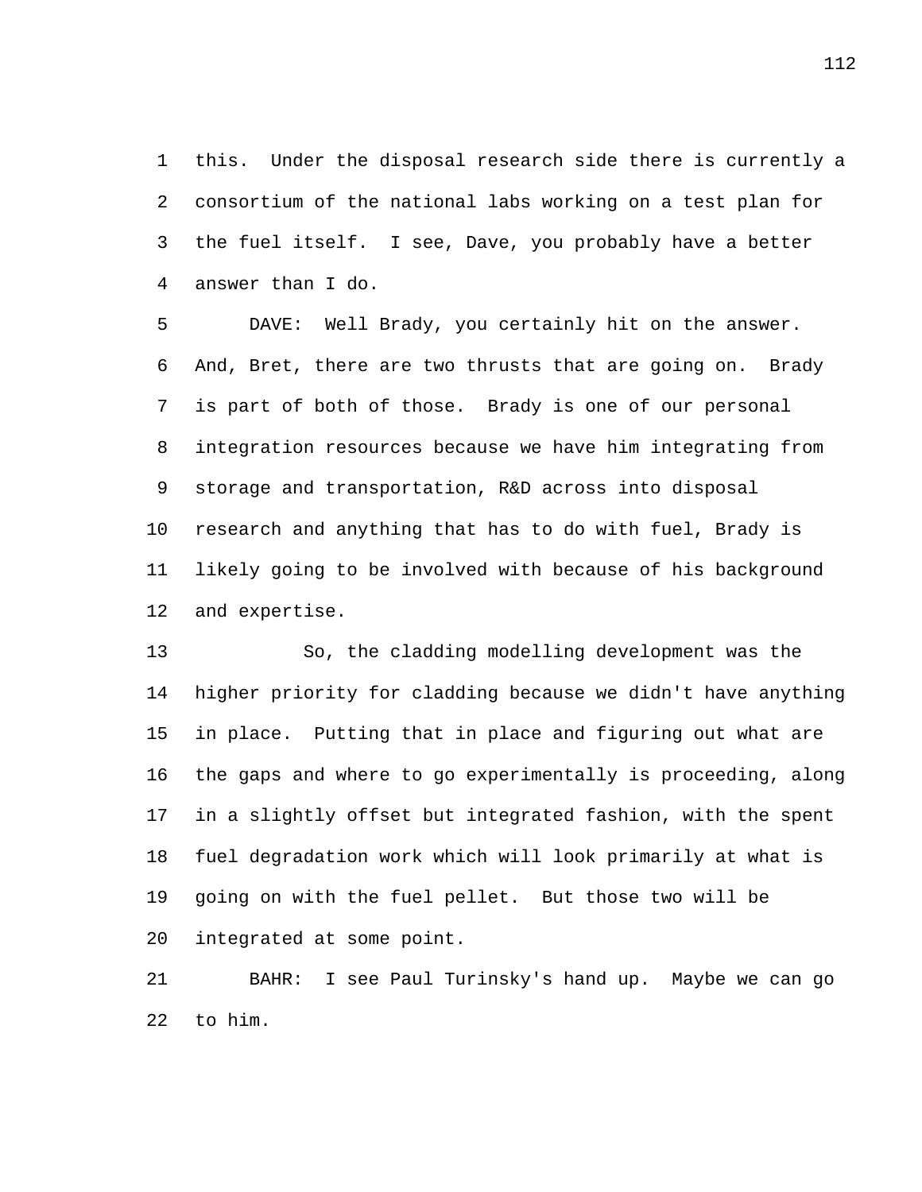this. Under the disposal research side there is currently a consortium of the national labs working on a test plan for the fuel itself. I see, Dave, you probably have a better answer than I do.

DAVE: Well Brady, you certainly hit on the answer. And, Bret, there are two thrusts that are going on. Brady is part of both of those. Brady is one of our personal integration resources because we have him integrating from storage and transportation, R&D across into disposal research and anything that has to do with fuel, Brady is likely going to be involved with because of his background and expertise.

So, the cladding modelling development was the higher priority for cladding because we didn't have anything in place. Putting that in place and figuring out what are the gaps and where to go experimentally is proceeding, along in a slightly offset but integrated fashion, with the spent fuel degradation work which will look primarily at what is going on with the fuel pellet. But those two will be integrated at some point.

BAHR: I see Paul Turinsky's hand up. Maybe we can go to him.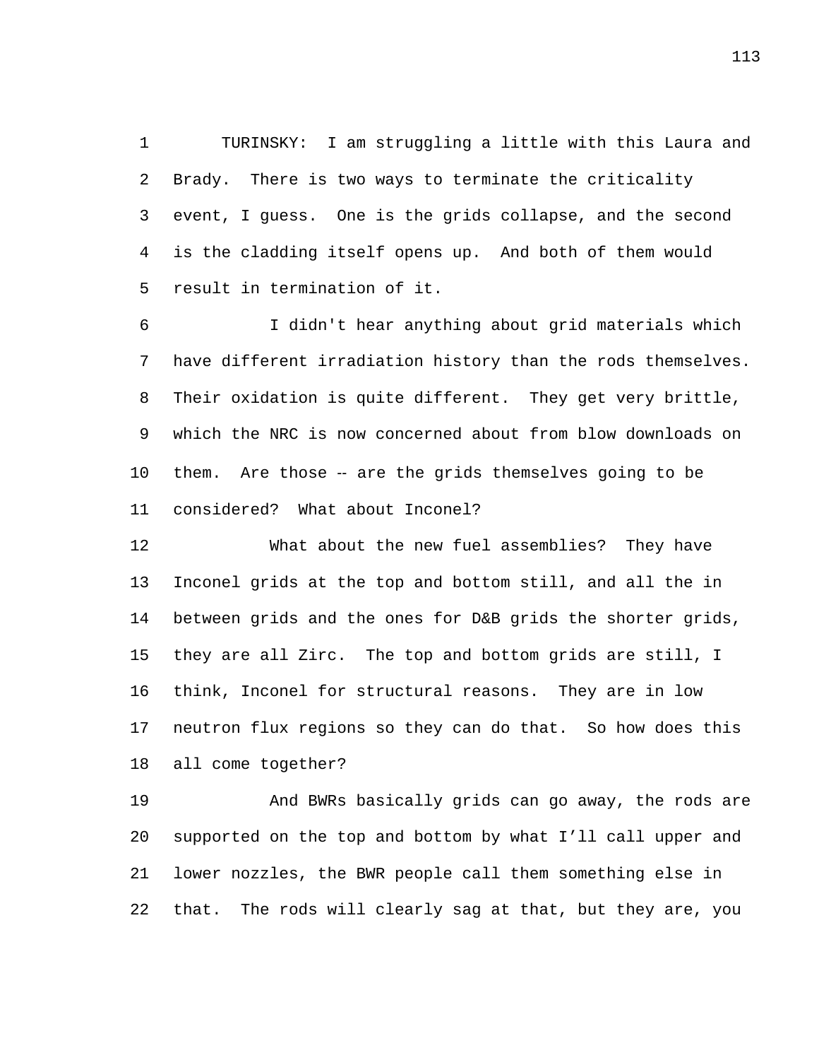TURINSKY: I am struggling a little with this Laura and Brady. There is two ways to terminate the criticality event, I guess. One is the grids collapse, and the second is the cladding itself opens up. And both of them would result in termination of it.

I didn't hear anything about grid materials which have different irradiation history than the rods themselves. Their oxidation is quite different. They get very brittle, which the NRC is now concerned about from blow downloads on them. Are those -- are the grids themselves going to be considered? What about Inconel?

What about the new fuel assemblies? They have Inconel grids at the top and bottom still, and all the in between grids and the ones for D&B grids the shorter grids, they are all Zirc. The top and bottom grids are still, I think, Inconel for structural reasons. They are in low neutron flux regions so they can do that. So how does this all come together?

And BWRs basically grids can go away, the rods are supported on the top and bottom by what I'll call upper and lower nozzles, the BWR people call them something else in that. The rods will clearly sag at that, but they are, you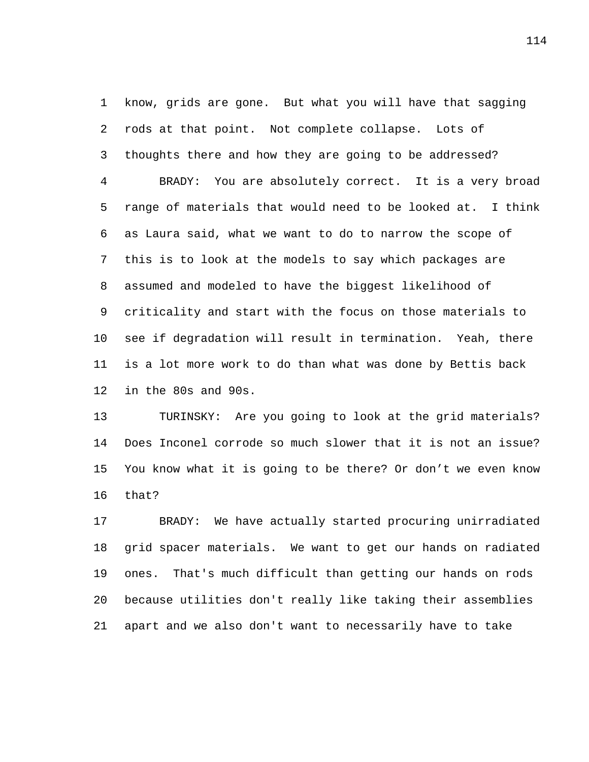know, grids are gone. But what you will have that sagging rods at that point. Not complete collapse. Lots of thoughts there and how they are going to be addressed?

BRADY: You are absolutely correct. It is a very broad range of materials that would need to be looked at. I think as Laura said, what we want to do to narrow the scope of this is to look at the models to say which packages are assumed and modeled to have the biggest likelihood of criticality and start with the focus on those materials to see if degradation will result in termination. Yeah, there is a lot more work to do than what was done by Bettis back in the 80s and 90s.

TURINSKY: Are you going to look at the grid materials? Does Inconel corrode so much slower that it is not an issue? You know what it is going to be there? Or don't we even know that?

BRADY: We have actually started procuring unirradiated grid spacer materials. We want to get our hands on radiated ones. That's much difficult than getting our hands on rods because utilities don't really like taking their assemblies apart and we also don't want to necessarily have to take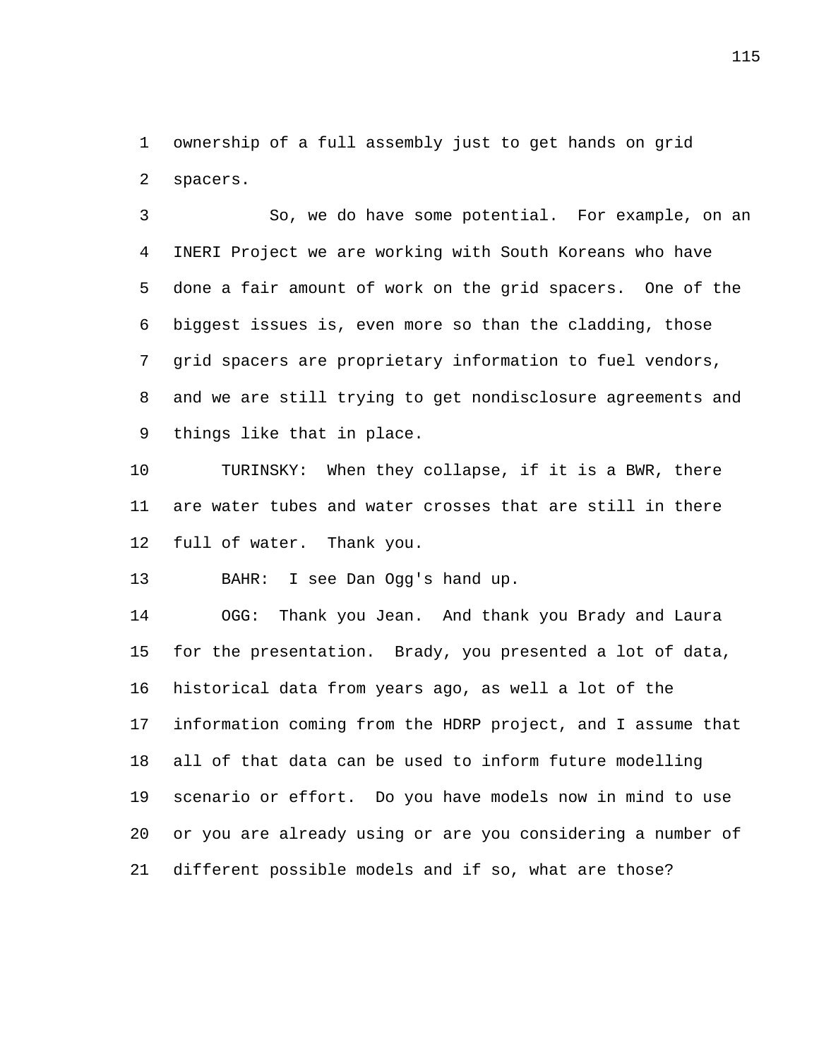ownership of a full assembly just to get hands on grid spacers.

So, we do have some potential. For example, on an INERI Project we are working with South Koreans who have done a fair amount of work on the grid spacers. One of the biggest issues is, even more so than the cladding, those grid spacers are proprietary information to fuel vendors, and we are still trying to get nondisclosure agreements and things like that in place.

TURINSKY: When they collapse, if it is a BWR, there are water tubes and water crosses that are still in there full of water. Thank you.

BAHR: I see Dan Ogg's hand up.

OGG: Thank you Jean. And thank you Brady and Laura for the presentation. Brady, you presented a lot of data, historical data from years ago, as well a lot of the information coming from the HDRP project, and I assume that all of that data can be used to inform future modelling scenario or effort. Do you have models now in mind to use or you are already using or are you considering a number of different possible models and if so, what are those?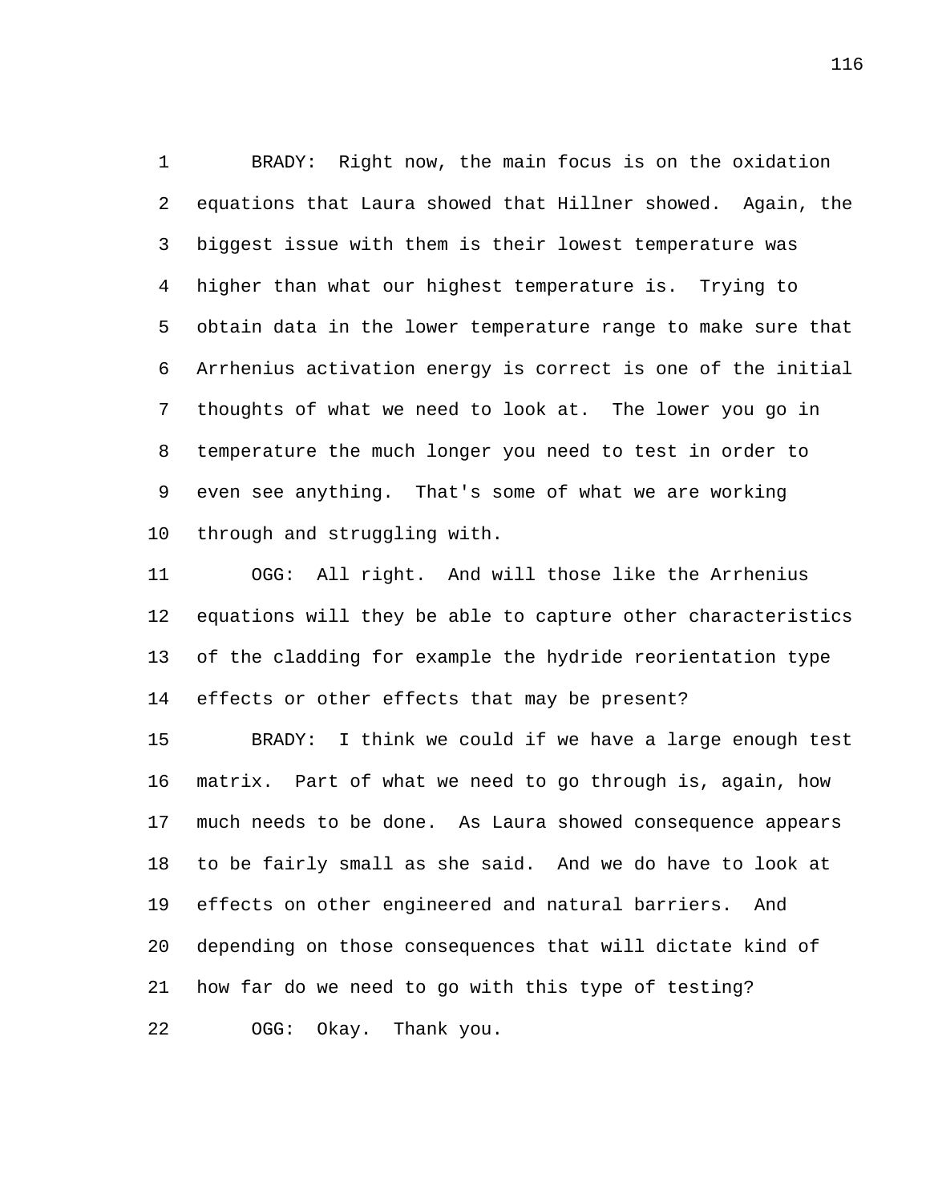BRADY: Right now, the main focus is on the oxidation equations that Laura showed that Hillner showed. Again, the biggest issue with them is their lowest temperature was higher than what our highest temperature is. Trying to obtain data in the lower temperature range to make sure that Arrhenius activation energy is correct is one of the initial thoughts of what we need to look at. The lower you go in temperature the much longer you need to test in order to even see anything. That's some of what we are working through and struggling with.

OGG: All right. And will those like the Arrhenius equations will they be able to capture other characteristics of the cladding for example the hydride reorientation type effects or other effects that may be present?

BRADY: I think we could if we have a large enough test matrix. Part of what we need to go through is, again, how much needs to be done. As Laura showed consequence appears to be fairly small as she said. And we do have to look at effects on other engineered and natural barriers. And depending on those consequences that will dictate kind of how far do we need to go with this type of testing?

OGG: Okay. Thank you.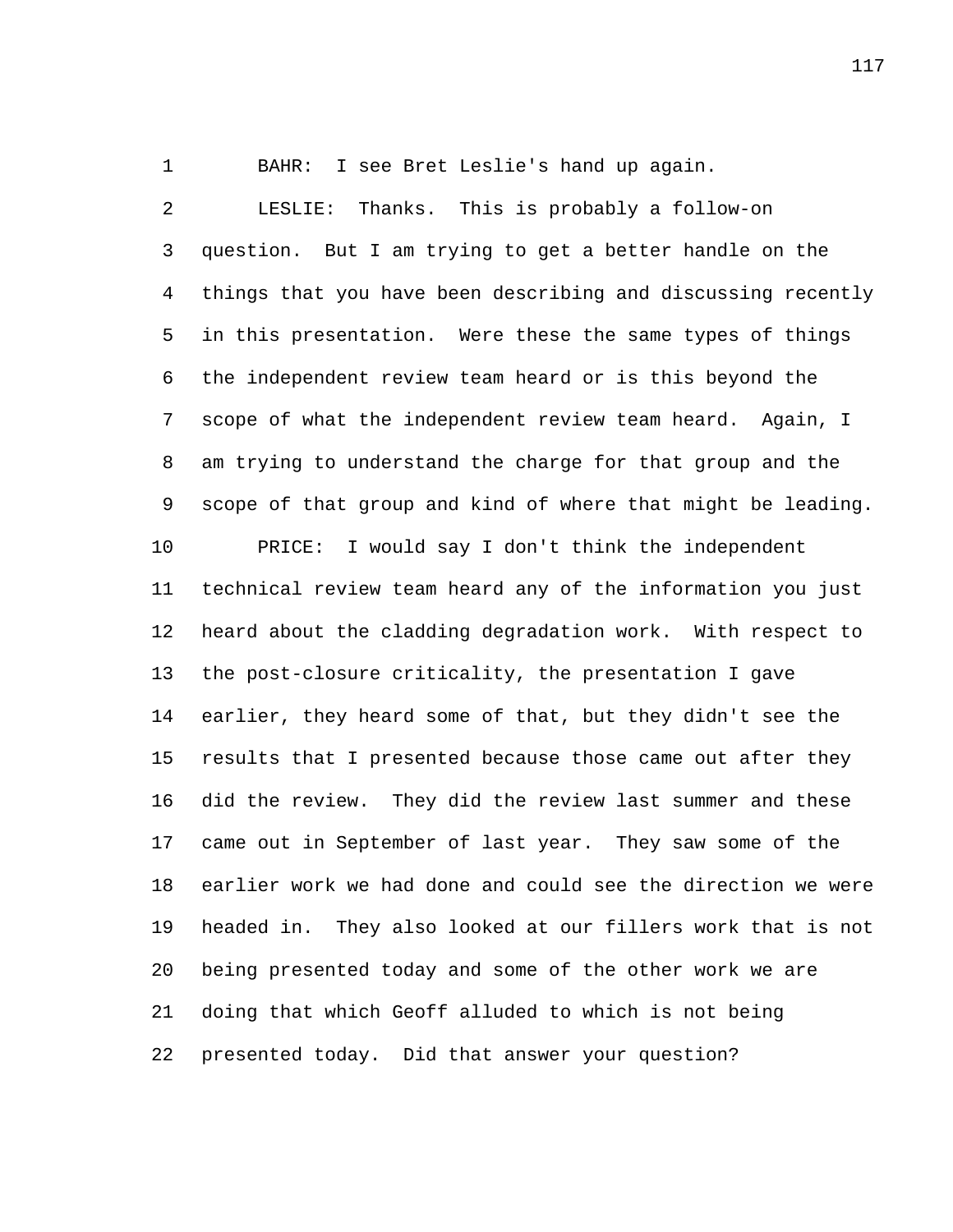BAHR: I see Bret Leslie's hand up again.

LESLIE: Thanks. This is probably a follow-on question. But I am trying to get a better handle on the things that you have been describing and discussing recently in this presentation. Were these the same types of things the independent review team heard or is this beyond the scope of what the independent review team heard. Again, I am trying to understand the charge for that group and the scope of that group and kind of where that might be leading.

PRICE: I would say I don't think the independent technical review team heard any of the information you just heard about the cladding degradation work. With respect to the post-closure criticality, the presentation I gave earlier, they heard some of that, but they didn't see the results that I presented because those came out after they did the review. They did the review last summer and these came out in September of last year. They saw some of the earlier work we had done and could see the direction we were headed in. They also looked at our fillers work that is not being presented today and some of the other work we are doing that which Geoff alluded to which is not being presented today. Did that answer your question?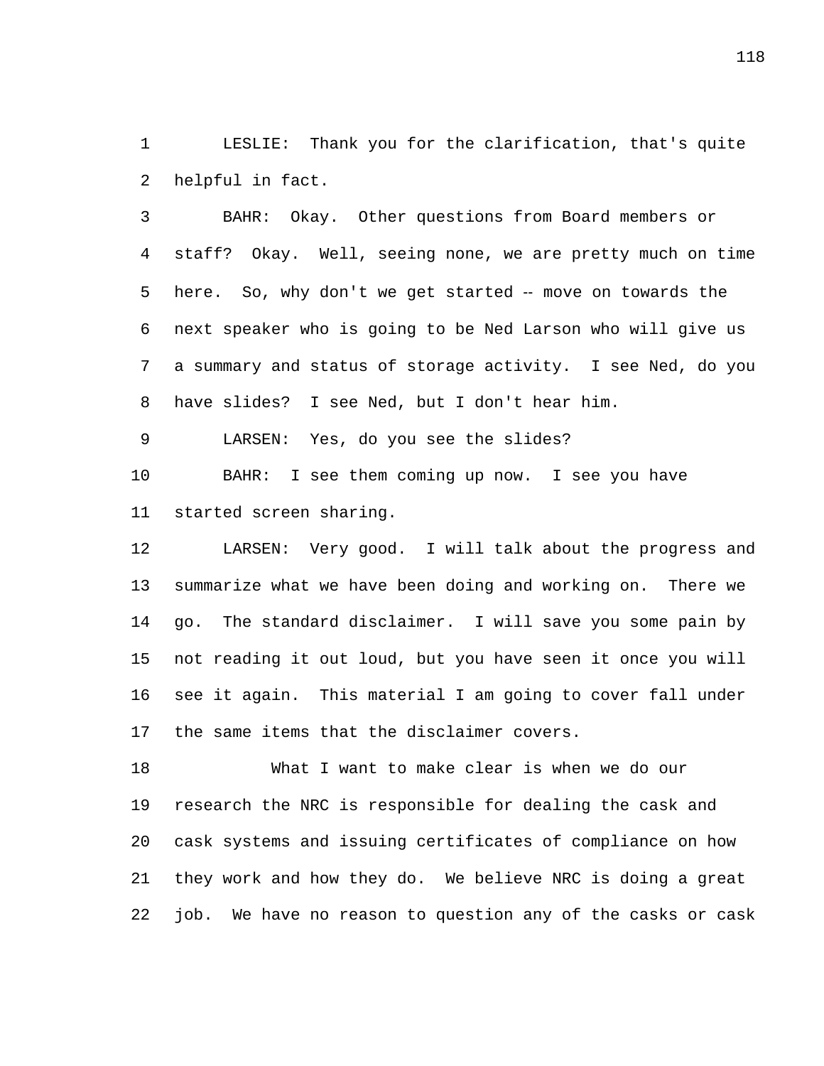LESLIE: Thank you for the clarification, that's quite helpful in fact.

BAHR: Okay. Other questions from Board members or staff? Okay. Well, seeing none, we are pretty much on time here. So, why don't we get started -- move on towards the next speaker who is going to be Ned Larson who will give us a summary and status of storage activity. I see Ned, do you have slides? I see Ned, but I don't hear him.

LARSEN: Yes, do you see the slides?

BAHR: I see them coming up now. I see you have started screen sharing.

LARSEN: Very good. I will talk about the progress and summarize what we have been doing and working on. There we go. The standard disclaimer. I will save you some pain by not reading it out loud, but you have seen it once you will see it again. This material I am going to cover fall under the same items that the disclaimer covers.

What I want to make clear is when we do our research the NRC is responsible for dealing the cask and cask systems and issuing certificates of compliance on how they work and how they do. We believe NRC is doing a great job. We have no reason to question any of the casks or cask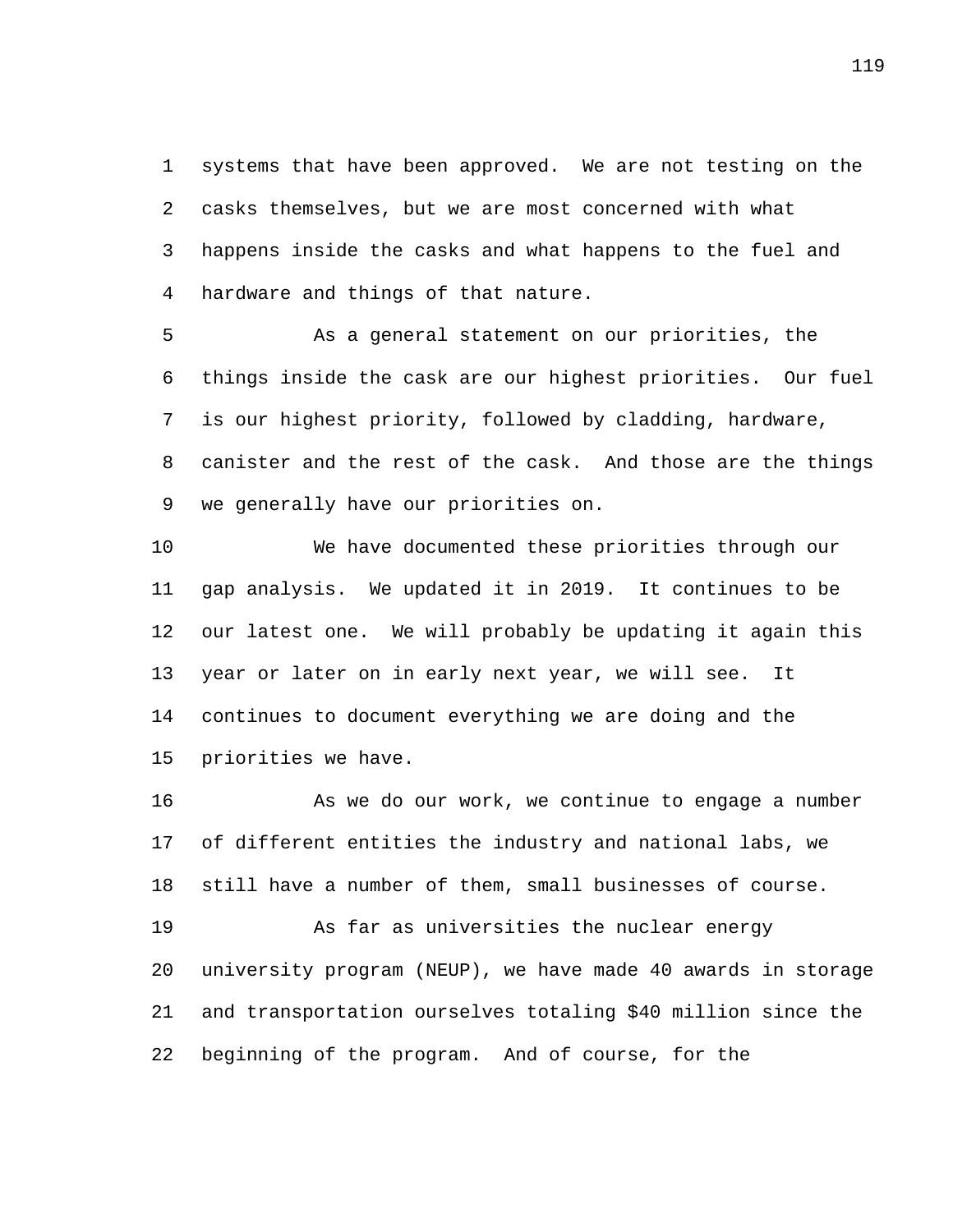systems that have been approved. We are not testing on the casks themselves, but we are most concerned with what happens inside the casks and what happens to the fuel and hardware and things of that nature.

As a general statement on our priorities, the things inside the cask are our highest priorities. Our fuel is our highest priority, followed by cladding, hardware, canister and the rest of the cask. And those are the things we generally have our priorities on.

We have documented these priorities through our gap analysis. We updated it in 2019. It continues to be our latest one. We will probably be updating it again this year or later on in early next year, we will see. It continues to document everything we are doing and the priorities we have.

As we do our work, we continue to engage a number of different entities the industry and national labs, we still have a number of them, small businesses of course.

As far as universities the nuclear energy university program (NEUP), we have made 40 awards in storage and transportation ourselves totaling $40 million since the beginning of the program. And of course, for the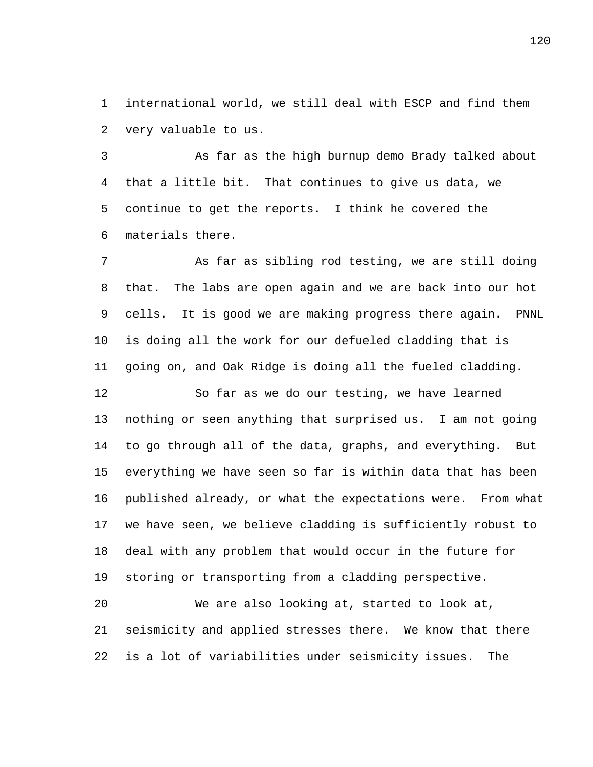international world, we still deal with ESCP and find them very valuable to us.

As far as the high burnup demo Brady talked about that a little bit. That continues to give us data, we continue to get the reports. I think he covered the materials there.

As far as sibling rod testing, we are still doing that. The labs are open again and we are back into our hot cells. It is good we are making progress there again. PNNL is doing all the work for our defueled cladding that is going on, and Oak Ridge is doing all the fueled cladding.

So far as we do our testing, we have learned nothing or seen anything that surprised us. I am not going to go through all of the data, graphs, and everything. But everything we have seen so far is within data that has been published already, or what the expectations were. From what we have seen, we believe cladding is sufficiently robust to deal with any problem that would occur in the future for storing or transporting from a cladding perspective.

We are also looking at, started to look at, seismicity and applied stresses there. We know that there is a lot of variabilities under seismicity issues. The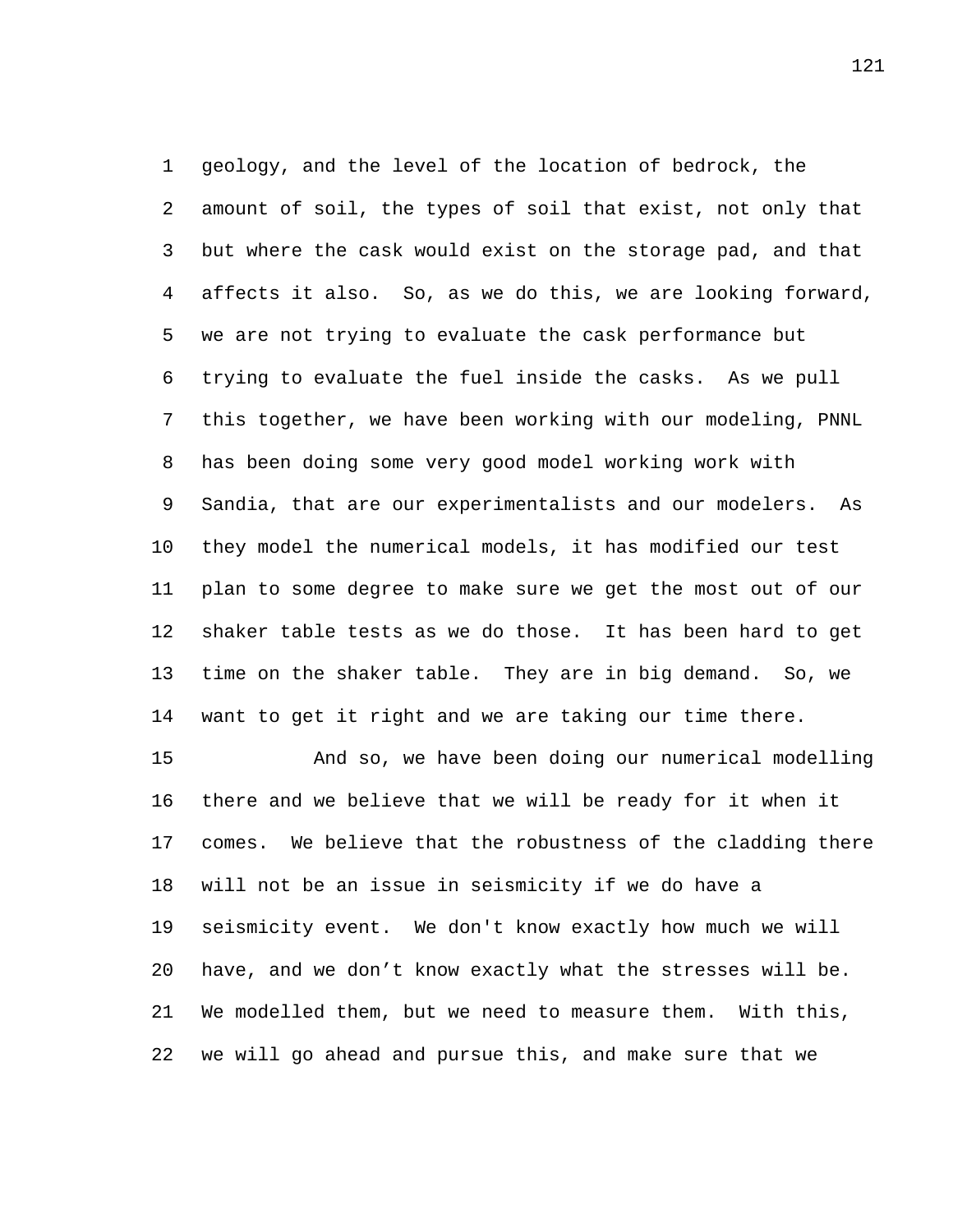geology, and the level of the location of bedrock, the amount of soil, the types of soil that exist, not only that but where the cask would exist on the storage pad, and that affects it also. So, as we do this, we are looking forward, we are not trying to evaluate the cask performance but trying to evaluate the fuel inside the casks. As we pull this together, we have been working with our modeling, PNNL has been doing some very good model working work with Sandia, that are our experimentalists and our modelers. As they model the numerical models, it has modified our test plan to some degree to make sure we get the most out of our shaker table tests as we do those. It has been hard to get time on the shaker table. They are in big demand. So, we want to get it right and we are taking our time there.

And so, we have been doing our numerical modelling there and we believe that we will be ready for it when it comes. We believe that the robustness of the cladding there will not be an issue in seismicity if we do have a seismicity event. We don't know exactly how much we will have, and we don't know exactly what the stresses will be. We modelled them, but we need to measure them. With this, we will go ahead and pursue this, and make sure that we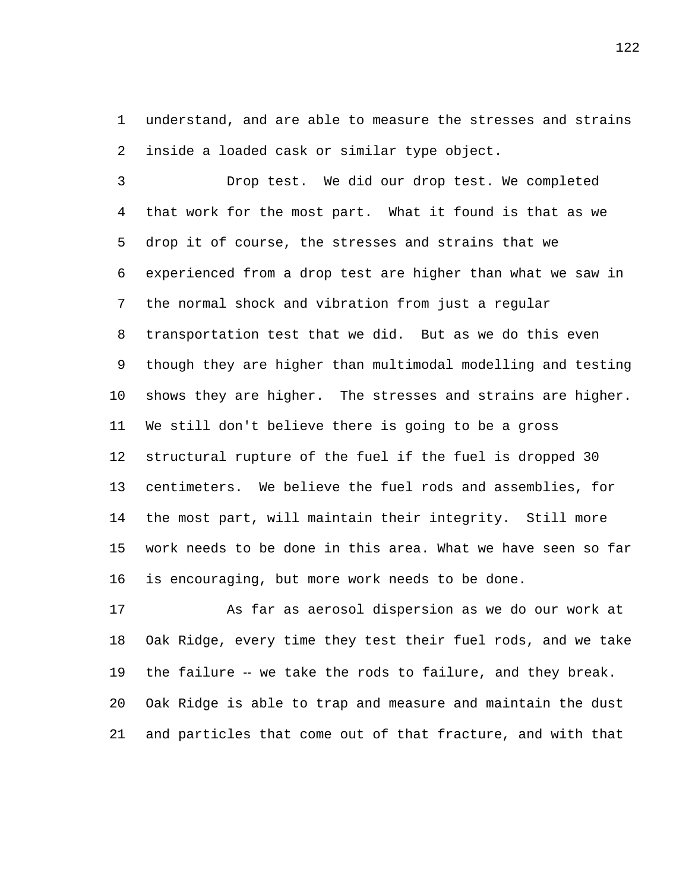understand, and are able to measure the stresses and strains inside a loaded cask or similar type object.

Drop test. We did our drop test. We completed that work for the most part. What it found is that as we drop it of course, the stresses and strains that we experienced from a drop test are higher than what we saw in the normal shock and vibration from just a regular transportation test that we did. But as we do this even though they are higher than multimodal modelling and testing shows they are higher. The stresses and strains are higher. We still don't believe there is going to be a gross structural rupture of the fuel if the fuel is dropped 30 centimeters. We believe the fuel rods and assemblies, for the most part, will maintain their integrity. Still more work needs to be done in this area. What we have seen so far is encouraging, but more work needs to be done.

As far as aerosol dispersion as we do our work at Oak Ridge, every time they test their fuel rods, and we take the failure -- we take the rods to failure, and they break. Oak Ridge is able to trap and measure and maintain the dust and particles that come out of that fracture, and with that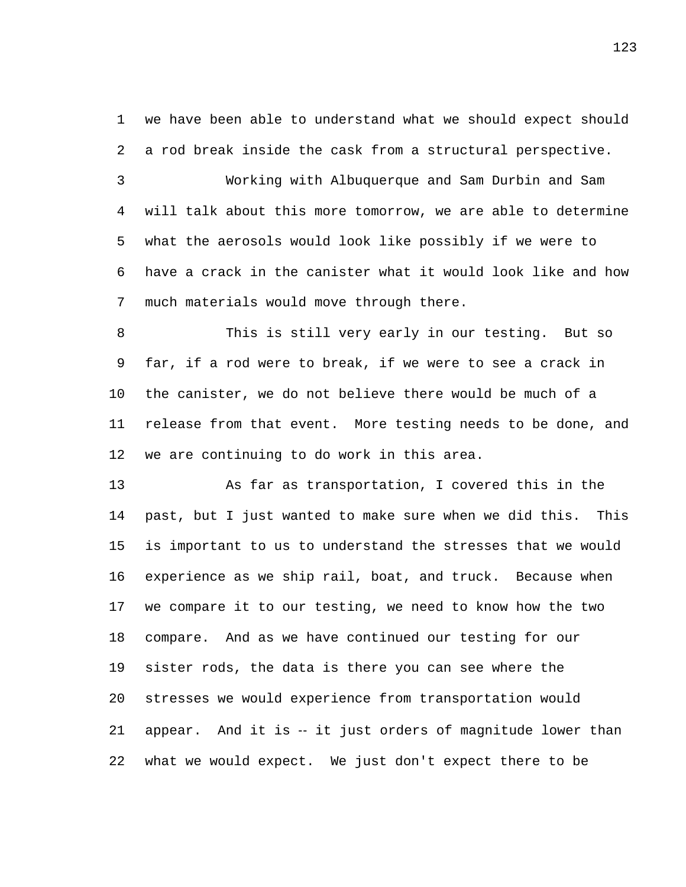we have been able to understand what we should expect should a rod break inside the cask from a structural perspective.

Working with Albuquerque and Sam Durbin and Sam will talk about this more tomorrow, we are able to determine what the aerosols would look like possibly if we were to have a crack in the canister what it would look like and how much materials would move through there.

This is still very early in our testing. But so far, if a rod were to break, if we were to see a crack in the canister, we do not believe there would be much of a release from that event. More testing needs to be done, and we are continuing to do work in this area.

As far as transportation, I covered this in the past, but I just wanted to make sure when we did this. This is important to us to understand the stresses that we would experience as we ship rail, boat, and truck. Because when we compare it to our testing, we need to know how the two compare. And as we have continued our testing for our sister rods, the data is there you can see where the stresses we would experience from transportation would appear. And it is -- it just orders of magnitude lower than what we would expect. We just don't expect there to be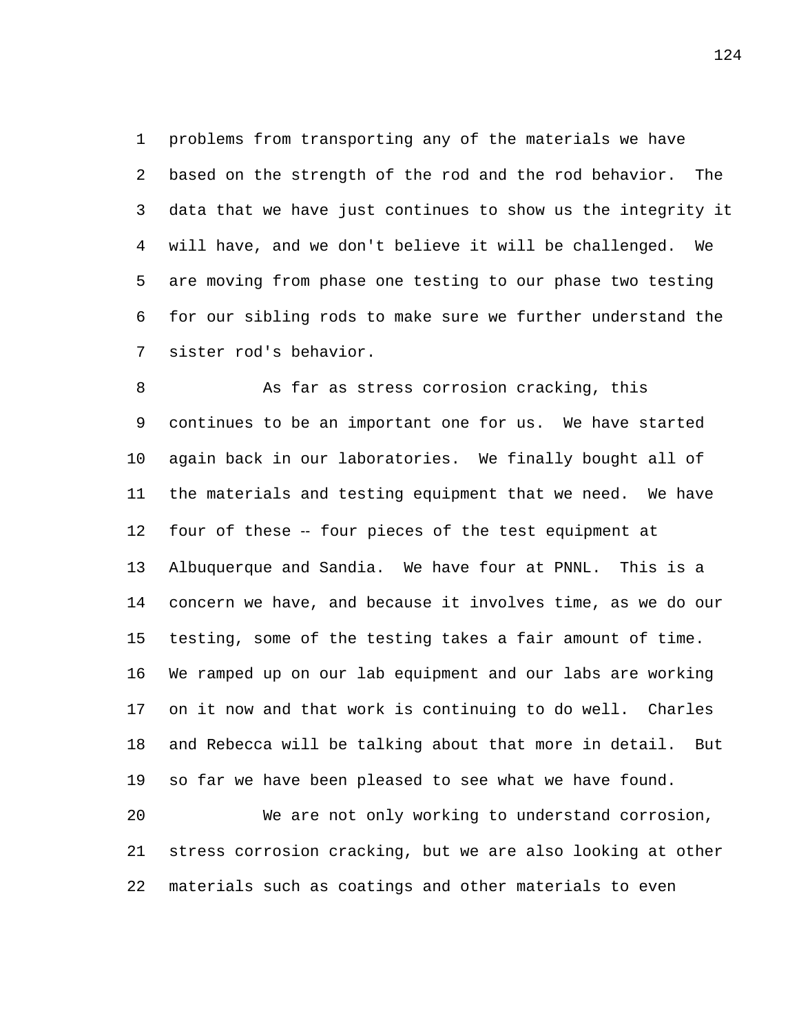problems from transporting any of the materials we have based on the strength of the rod and the rod behavior. The data that we have just continues to show us the integrity it will have, and we don't believe it will be challenged. We are moving from phase one testing to our phase two testing for our sibling rods to make sure we further understand the sister rod's behavior.

As far as stress corrosion cracking, this continues to be an important one for us. We have started again back in our laboratories. We finally bought all of the materials and testing equipment that we need. We have four of these -- four pieces of the test equipment at Albuquerque and Sandia. We have four at PNNL. This is a concern we have, and because it involves time, as we do our testing, some of the testing takes a fair amount of time. We ramped up on our lab equipment and our labs are working on it now and that work is continuing to do well. Charles and Rebecca will be talking about that more in detail. But so far we have been pleased to see what we have found.

We are not only working to understand corrosion, stress corrosion cracking, but we are also looking at other materials such as coatings and other materials to even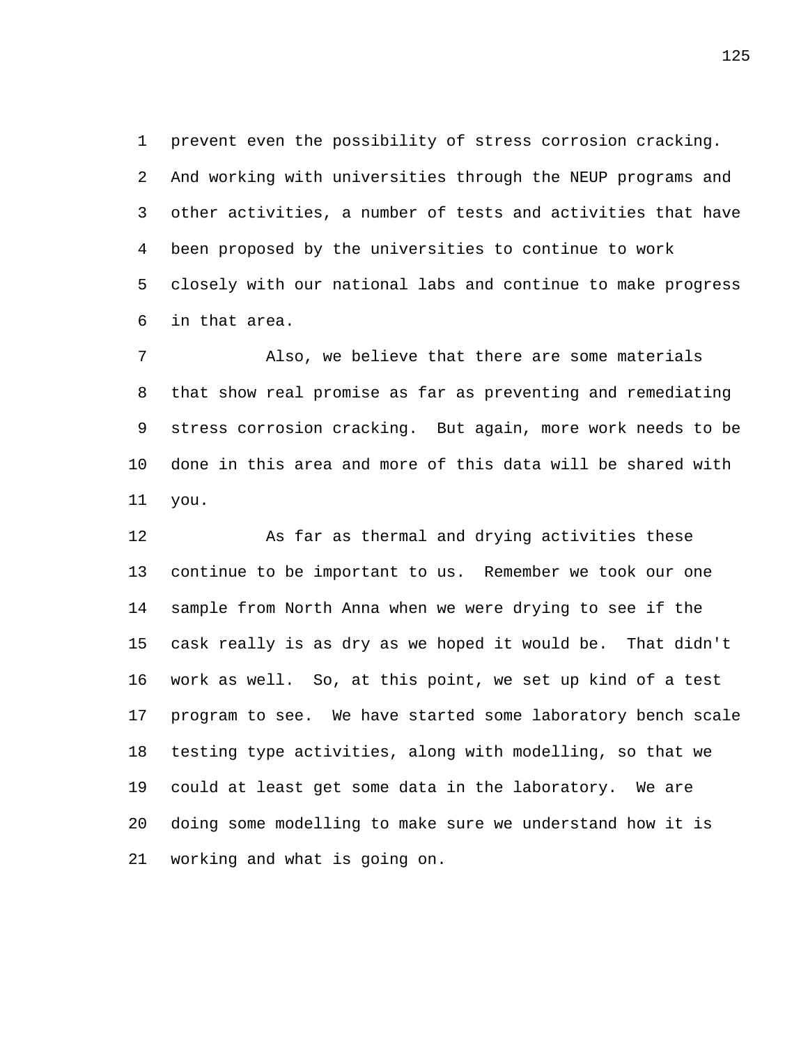prevent even the possibility of stress corrosion cracking. And working with universities through the NEUP programs and other activities, a number of tests and activities that have been proposed by the universities to continue to work closely with our national labs and continue to make progress in that area.

Also, we believe that there are some materials that show real promise as far as preventing and remediating stress corrosion cracking. But again, more work needs to be done in this area and more of this data will be shared with you.

As far as thermal and drying activities these continue to be important to us. Remember we took our one sample from North Anna when we were drying to see if the cask really is as dry as we hoped it would be. That didn't work as well. So, at this point, we set up kind of a test program to see. We have started some laboratory bench scale testing type activities, along with modelling, so that we could at least get some data in the laboratory. We are doing some modelling to make sure we understand how it is working and what is going on.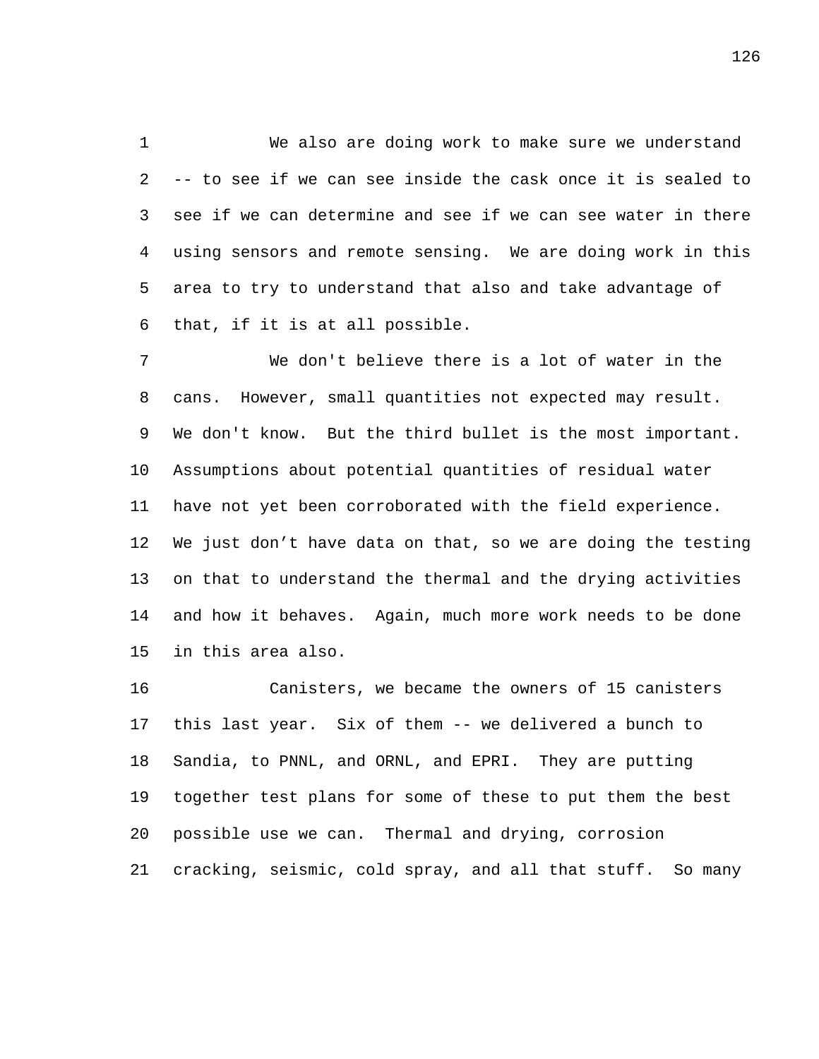We also are doing work to make sure we understand -- to see if we can see inside the cask once it is sealed to see if we can determine and see if we can see water in there using sensors and remote sensing. We are doing work in this area to try to understand that also and take advantage of that, if it is at all possible.

We don't believe there is a lot of water in the cans. However, small quantities not expected may result. We don't know. But the third bullet is the most important. Assumptions about potential quantities of residual water have not yet been corroborated with the field experience. We just don’t have data on that, so we are doing the testing on that to understand the thermal and the drying activities and how it behaves. Again, much more work needs to be done in this area also.

Canisters, we became the owners of 15 canisters this last year. Six of them -- we delivered a bunch to Sandia, to PNNL, and ORNL, and EPRI. They are putting together test plans for some of these to put them the best possible use we can. Thermal and drying, corrosion cracking, seismic, cold spray, and all that stuff. So many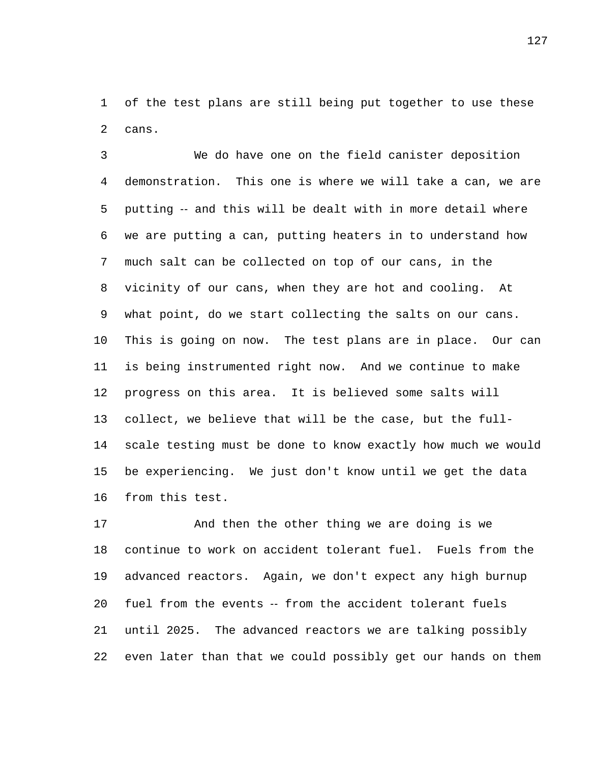of the test plans are still being put together to use these cans.

We do have one on the field canister deposition demonstration. This one is where we will take a can, we are putting -- and this will be dealt with in more detail where we are putting a can, putting heaters in to understand how much salt can be collected on top of our cans, in the vicinity of our cans, when they are hot and cooling. At what point, do we start collecting the salts on our cans. This is going on now. The test plans are in place. Our can is being instrumented right now. And we continue to make progress on this area. It is believed some salts will collect, we believe that will be the case, but the full-scale testing must be done to know exactly how much we would be experiencing. We just don't know until we get the data from this test.

And then the other thing we are doing is we continue to work on accident tolerant fuel. Fuels from the advanced reactors. Again, we don't expect any high burnup fuel from the events -- from the accident tolerant fuels until 2025. The advanced reactors we are talking possibly even later than that we could possibly get our hands on them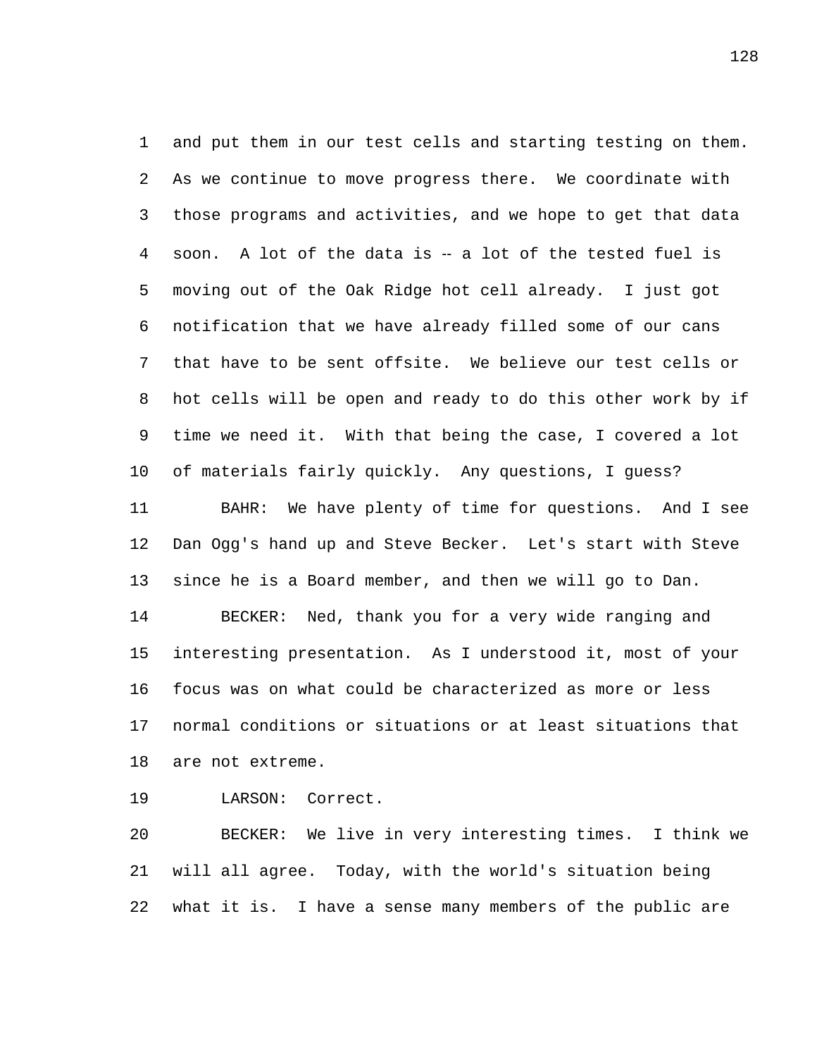and put them in our test cells and starting testing on them. As we continue to move progress there. We coordinate with those programs and activities, and we hope to get that data soon. A lot of the data is -- a lot of the tested fuel is moving out of the Oak Ridge hot cell already. I just got notification that we have already filled some of our cans that have to be sent offsite. We believe our test cells or hot cells will be open and ready to do this other work by if time we need it. With that being the case, I covered a lot of materials fairly quickly. Any questions, I guess?

BAHR: We have plenty of time for questions. And I see Dan Ogg's hand up and Steve Becker. Let's start with Steve since he is a Board member, and then we will go to Dan.

BECKER: Ned, thank you for a very wide ranging and interesting presentation. As I understood it, most of your focus was on what could be characterized as more or less normal conditions or situations or at least situations that are not extreme.

LARSON: Correct.

BECKER: We live in very interesting times. I think we will all agree. Today, with the world's situation being what it is. I have a sense many members of the public are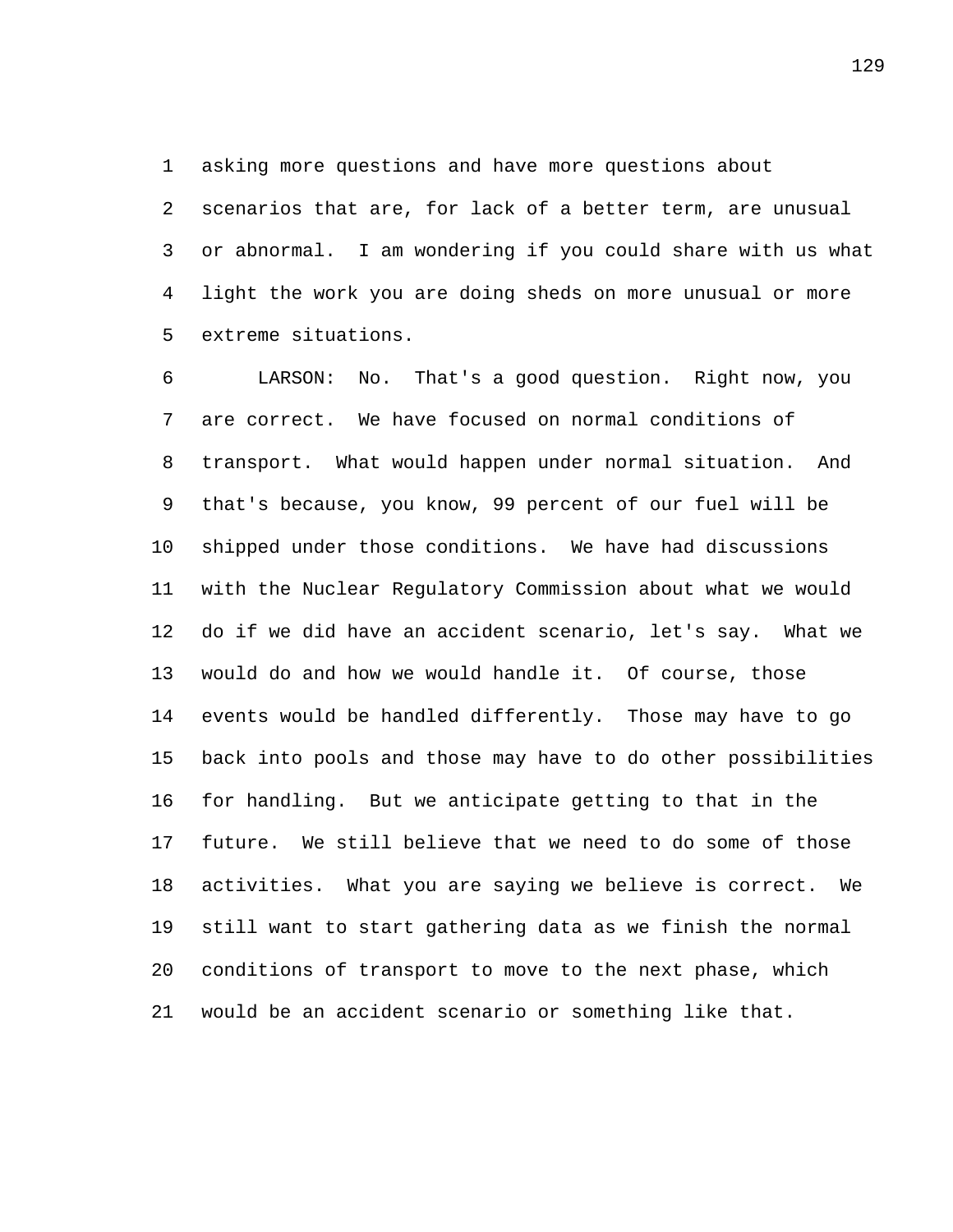asking more questions and have more questions about scenarios that are, for lack of a better term, are unusual or abnormal. I am wondering if you could share with us what light the work you are doing sheds on more unusual or more extreme situations.

LARSON: No. That's a good question. Right now, you are correct. We have focused on normal conditions of transport. What would happen under normal situation. And that's because, you know, 99 percent of our fuel will be shipped under those conditions. We have had discussions with the Nuclear Regulatory Commission about what we would do if we did have an accident scenario, let's say. What we would do and how we would handle it. Of course, those events would be handled differently. Those may have to go back into pools and those may have to do other possibilities for handling. But we anticipate getting to that in the future. We still believe that we need to do some of those activities. What you are saying we believe is correct. We still want to start gathering data as we finish the normal conditions of transport to move to the next phase, which would be an accident scenario or something like that.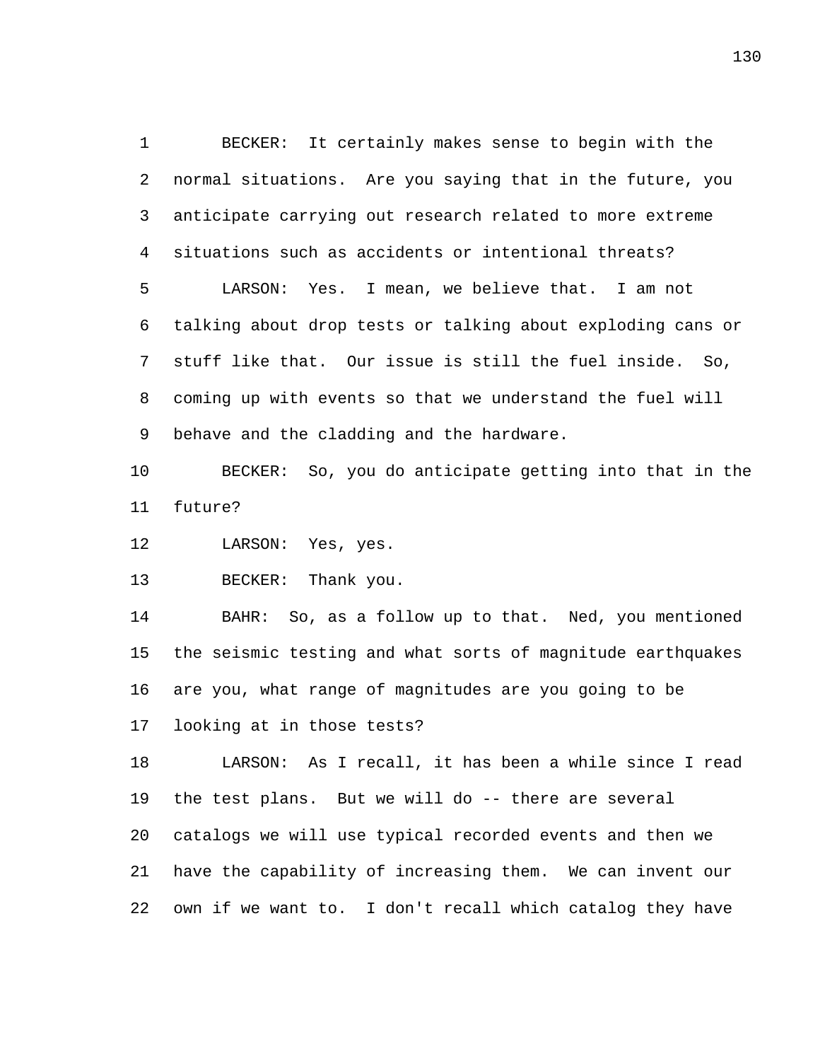BECKER: It certainly makes sense to begin with the normal situations. Are you saying that in the future, you anticipate carrying out research related to more extreme situations such as accidents or intentional threats?

LARSON: Yes. I mean, we believe that. I am not talking about drop tests or talking about exploding cans or stuff like that. Our issue is still the fuel inside. So, coming up with events so that we understand the fuel will behave and the cladding and the hardware.

BECKER: So, you do anticipate getting into that in the future?

LARSON: Yes, yes.

BECKER: Thank you.

BAHR: So, as a follow up to that. Ned, you mentioned the seismic testing and what sorts of magnitude earthquakes are you, what range of magnitudes are you going to be looking at in those tests?

LARSON: As I recall, it has been a while since I read the test plans. But we will do -- there are several catalogs we will use typical recorded events and then we have the capability of increasing them. We can invent our own if we want to. I don't recall which catalog they have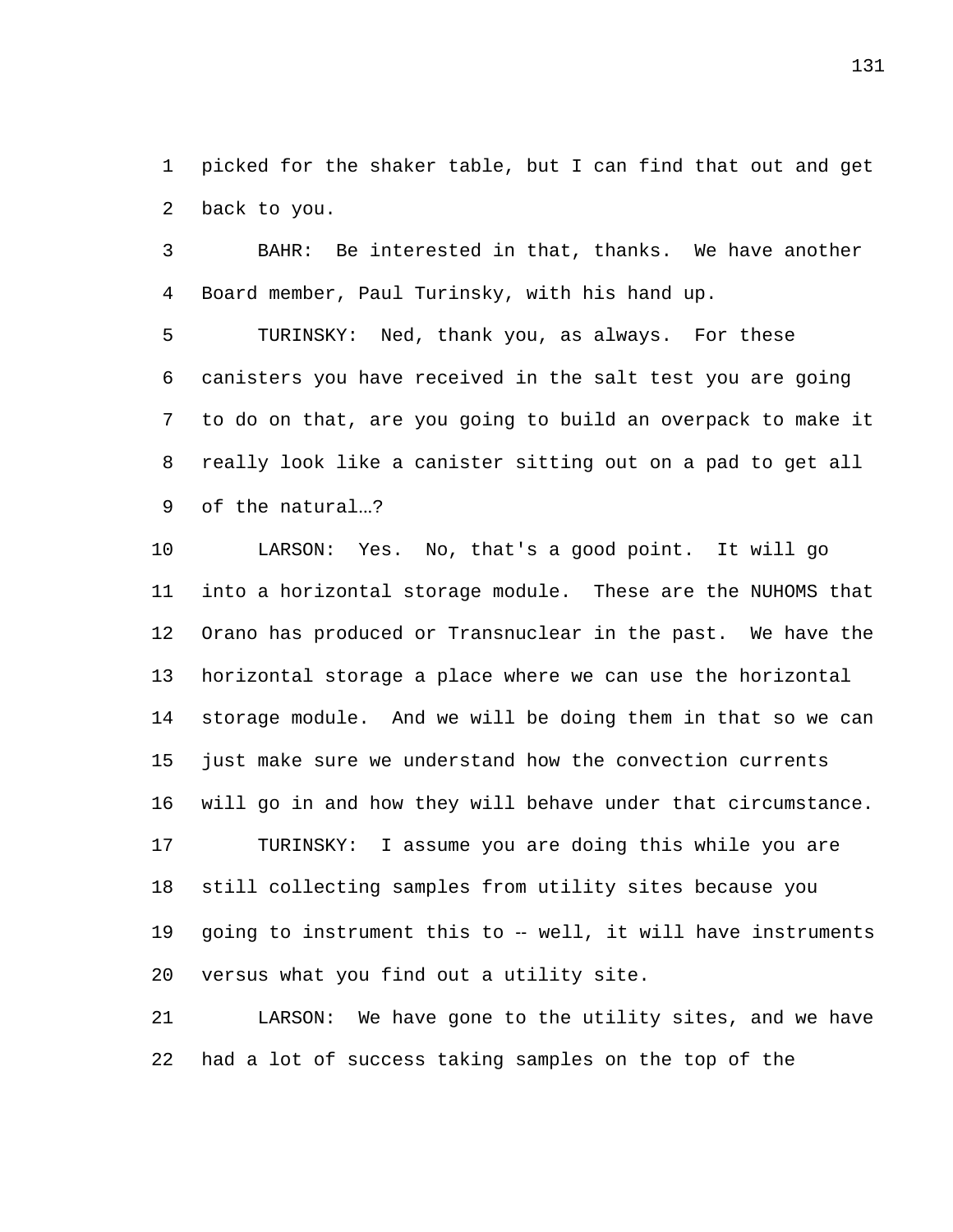picked for the shaker table, but I can find that out and get back to you.

BAHR: Be interested in that, thanks. We have another Board member, Paul Turinsky, with his hand up.

TURINSKY: Ned, thank you, as always. For these canisters you have received in the salt test you are going to do on that, are you going to build an overpack to make it really look like a canister sitting out on a pad to get all of the natural…?

LARSON: Yes. No, that's a good point. It will go into a horizontal storage module. These are the NUHOMS that Orano has produced or Transnuclear in the past. We have the horizontal storage a place where we can use the horizontal storage module. And we will be doing them in that so we can just make sure we understand how the convection currents will go in and how they will behave under that circumstance.

TURINSKY: I assume you are doing this while you are still collecting samples from utility sites because you going to instrument this to -- well, it will have instruments versus what you find out a utility site.

LARSON: We have gone to the utility sites, and we have had a lot of success taking samples on the top of the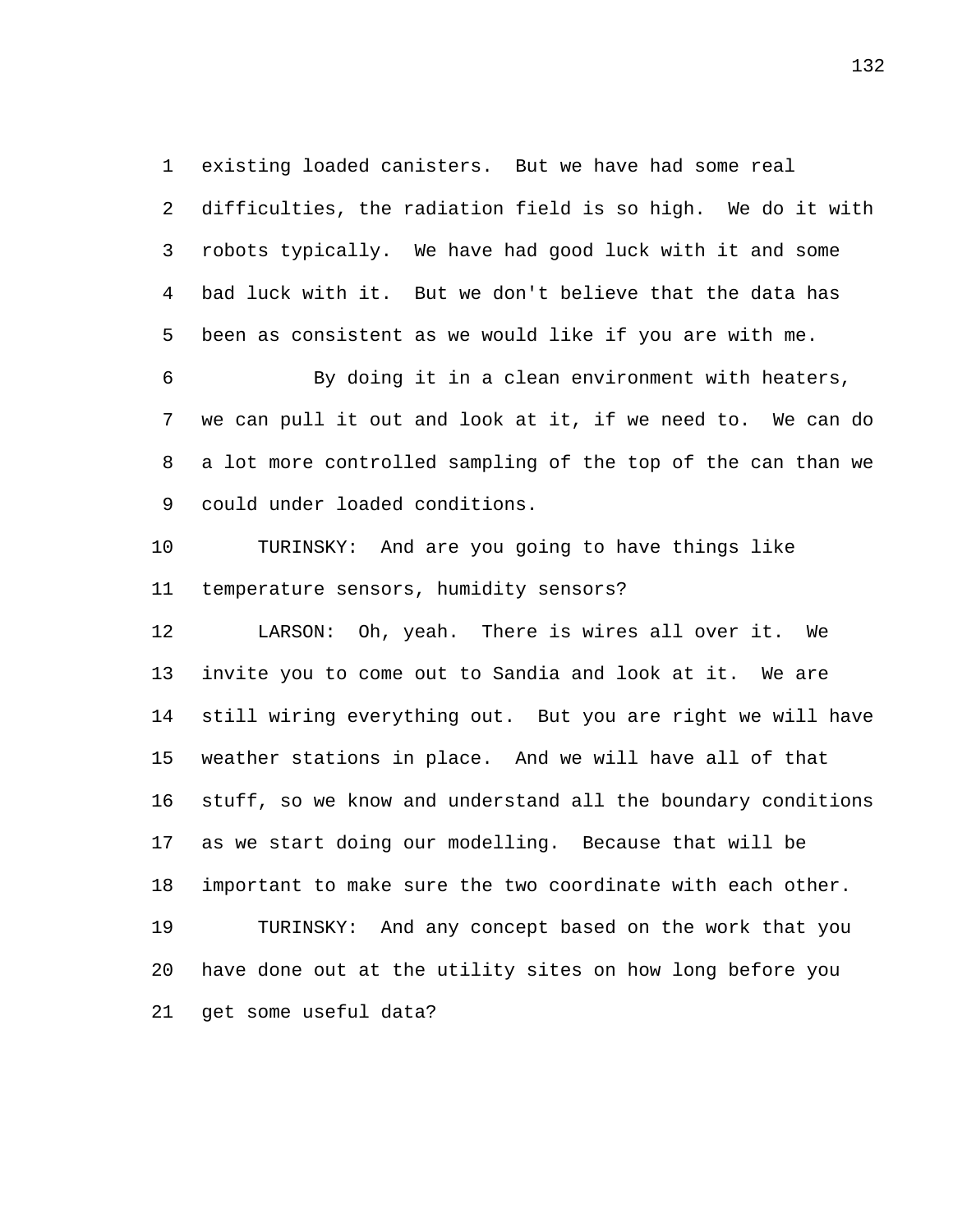existing loaded canisters. But we have had some real difficulties, the radiation field is so high. We do it with robots typically. We have had good luck with it and some bad luck with it. But we don't believe that the data has been as consistent as we would like if you are with me.

By doing it in a clean environment with heaters, we can pull it out and look at it, if we need to. We can do a lot more controlled sampling of the top of the can than we could under loaded conditions.

TURINSKY: And are you going to have things like temperature sensors, humidity sensors?

LARSON: Oh, yeah. There is wires all over it. We invite you to come out to Sandia and look at it. We are still wiring everything out. But you are right we will have weather stations in place. And we will have all of that stuff, so we know and understand all the boundary conditions as we start doing our modelling. Because that will be important to make sure the two coordinate with each other.

TURINSKY: And any concept based on the work that you have done out at the utility sites on how long before you get some useful data?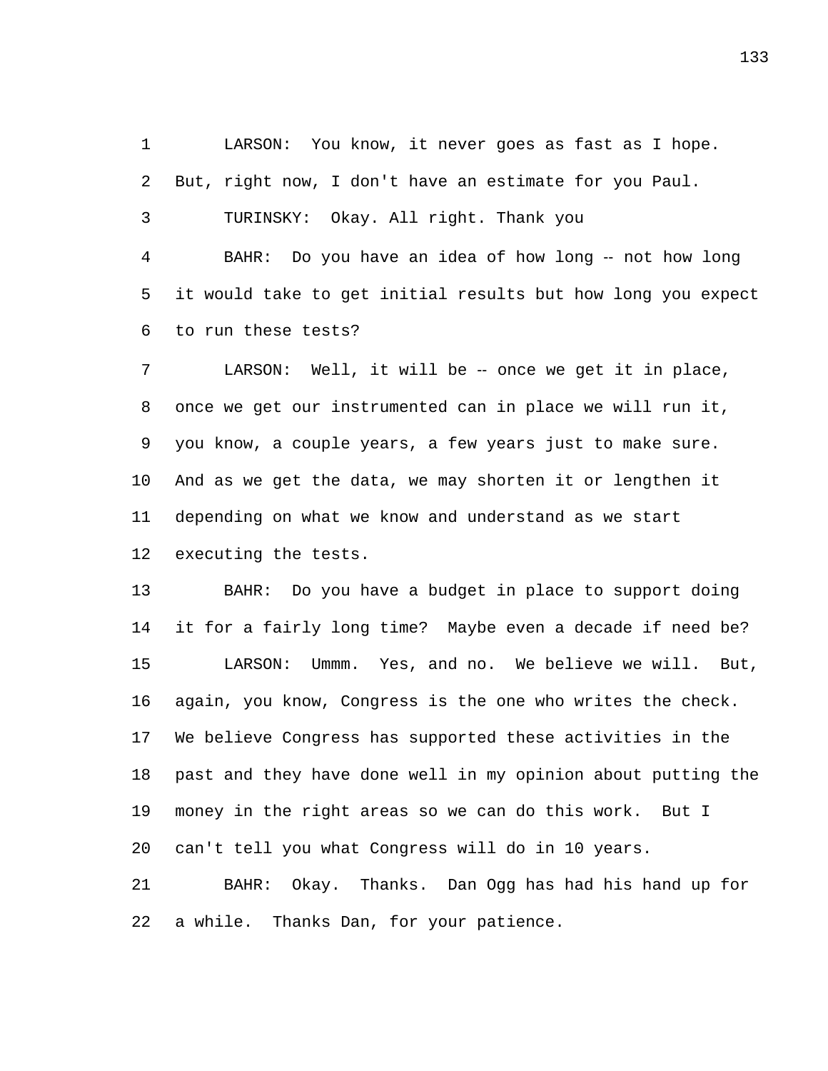LARSON: You know, it never goes as fast as I hope. But, right now, I don't have an estimate for you Paul.

TURINSKY: Okay. All right. Thank you

BAHR: Do you have an idea of how long -- not how long it would take to get initial results but how long you expect to run these tests?

LARSON: Well, it will be -- once we get it in place, once we get our instrumented can in place we will run it, you know, a couple years, a few years just to make sure. And as we get the data, we may shorten it or lengthen it depending on what we know and understand as we start executing the tests.

BAHR: Do you have a budget in place to support doing it for a fairly long time? Maybe even a decade if need be?

LARSON: Ummm. Yes, and no. We believe we will. But, again, you know, Congress is the one who writes the check. We believe Congress has supported these activities in the past and they have done well in my opinion about putting the money in the right areas so we can do this work. But I can't tell you what Congress will do in 10 years.

BAHR: Okay. Thanks. Dan Ogg has had his hand up for a while. Thanks Dan, for your patience.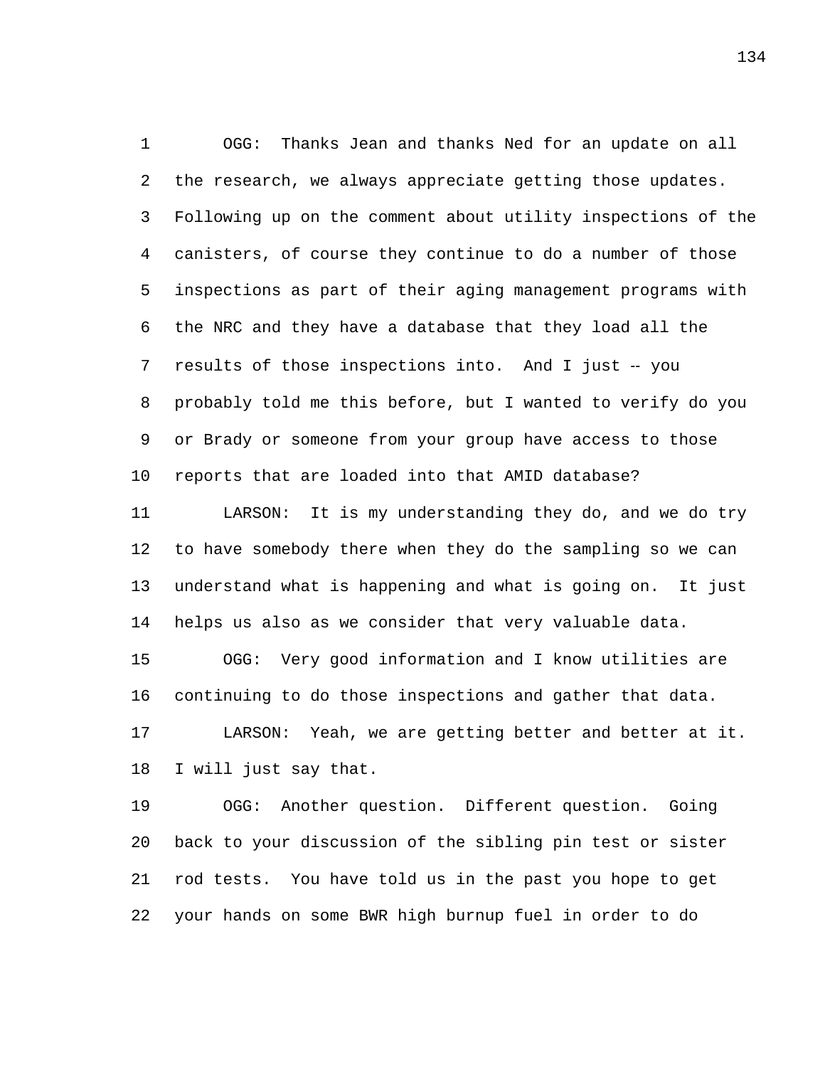OGG: Thanks Jean and thanks Ned for an update on all the research, we always appreciate getting those updates. Following up on the comment about utility inspections of the canisters, of course they continue to do a number of those inspections as part of their aging management programs with the NRC and they have a database that they load all the results of those inspections into. And I just -- you probably told me this before, but I wanted to verify do you or Brady or someone from your group have access to those reports that are loaded into that AMID database?

LARSON: It is my understanding they do, and we do try to have somebody there when they do the sampling so we can understand what is happening and what is going on. It just helps us also as we consider that very valuable data.

OGG: Very good information and I know utilities are continuing to do those inspections and gather that data.

LARSON: Yeah, we are getting better and better at it. I will just say that.

OGG: Another question. Different question. Going back to your discussion of the sibling pin test or sister rod tests. You have told us in the past you hope to get your hands on some BWR high burnup fuel in order to do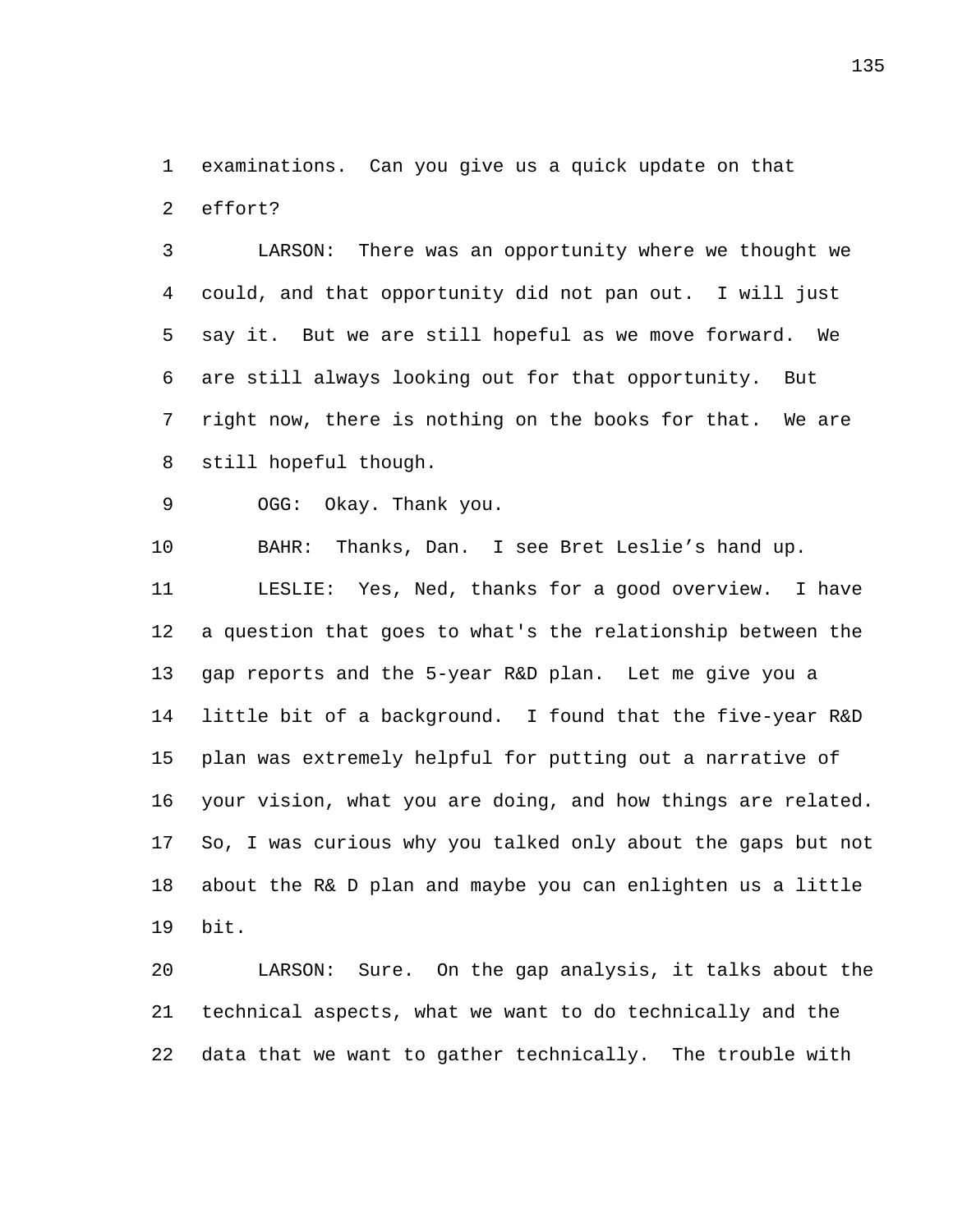examinations. Can you give us a quick update on that effort?

LARSON: There was an opportunity where we thought we could, and that opportunity did not pan out. I will just say it. But we are still hopeful as we move forward. We are still always looking out for that opportunity. But right now, there is nothing on the books for that. We are still hopeful though.

OGG: Okay. Thank you.

BAHR: Thanks, Dan. I see Bret Leslie’s hand up.

LESLIE: Yes, Ned, thanks for a good overview. I have a question that goes to what's the relationship between the gap reports and the 5-year R&D plan. Let me give you a little bit of a background. I found that the five-year R&D plan was extremely helpful for putting out a narrative of your vision, what you are doing, and how things are related. So, I was curious why you talked only about the gaps but not about the R& D plan and maybe you can enlighten us a little bit.

LARSON: Sure. On the gap analysis, it talks about the technical aspects, what we want to do technically and the data that we want to gather technically. The trouble with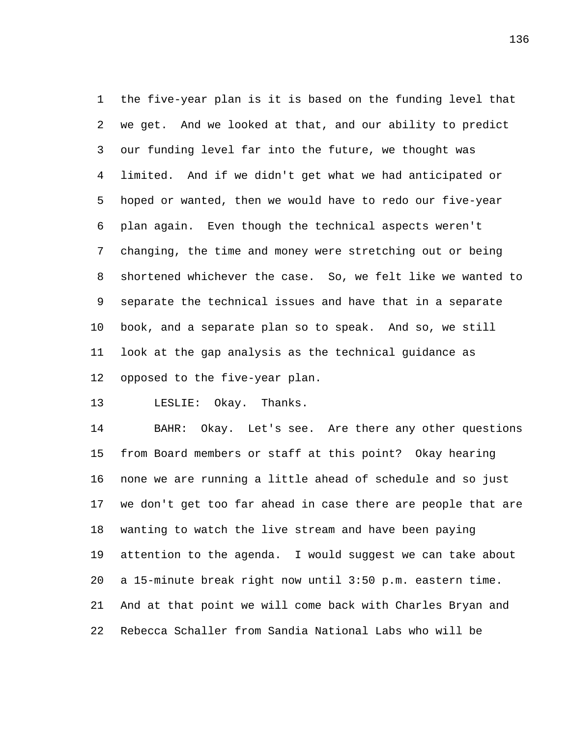the five-year plan is it is based on the funding level that we get. And we looked at that, and our ability to predict our funding level far into the future, we thought was limited. And if we didn't get what we had anticipated or hoped or wanted, then we would have to redo our five-year plan again. Even though the technical aspects weren't changing, the time and money were stretching out or being shortened whichever the case. So, we felt like we wanted to separate the technical issues and have that in a separate book, and a separate plan so to speak. And so, we still look at the gap analysis as the technical guidance as opposed to the five-year plan.

LESLIE: Okay. Thanks.

BAHR: Okay. Let's see. Are there any other questions from Board members or staff at this point? Okay hearing none we are running a little ahead of schedule and so just we don't get too far ahead in case there are people that are wanting to watch the live stream and have been paying attention to the agenda. I would suggest we can take about a 15-minute break right now until 3:50 p.m. eastern time. And at that point we will come back with Charles Bryan and Rebecca Schaller from Sandia National Labs who will be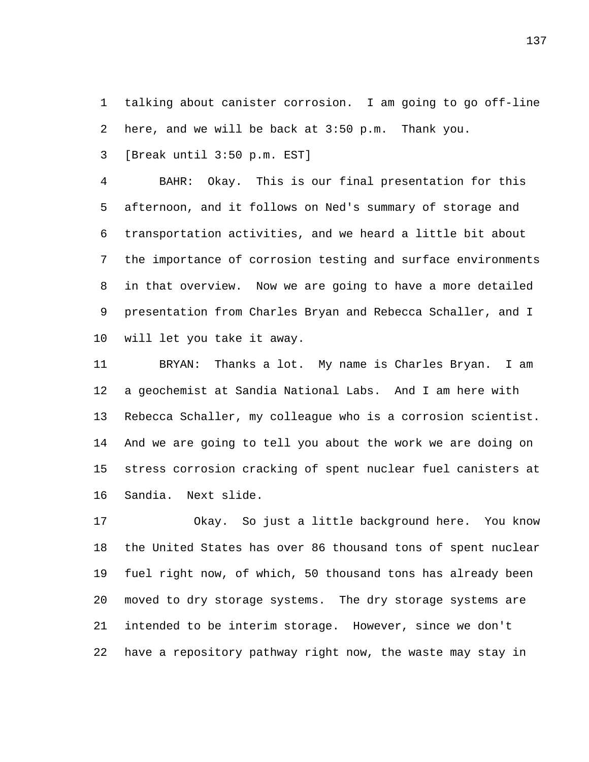talking about canister corrosion. I am going to go off-line here, and we will be back at 3:50 p.m. Thank you.

[Break until 3:50 p.m. EST]

BAHR: Okay. This is our final presentation for this afternoon, and it follows on Ned's summary of storage and transportation activities, and we heard a little bit about the importance of corrosion testing and surface environments in that overview. Now we are going to have a more detailed presentation from Charles Bryan and Rebecca Schaller, and I will let you take it away.

BRYAN: Thanks a lot. My name is Charles Bryan. I am a geochemist at Sandia National Labs. And I am here with Rebecca Schaller, my colleague who is a corrosion scientist. And we are going to tell you about the work we are doing on stress corrosion cracking of spent nuclear fuel canisters at Sandia. Next slide.

Okay. So just a little background here. You know the United States has over 86 thousand tons of spent nuclear fuel right now, of which, 50 thousand tons has already been moved to dry storage systems. The dry storage systems are intended to be interim storage. However, since we don't have a repository pathway right now, the waste may stay in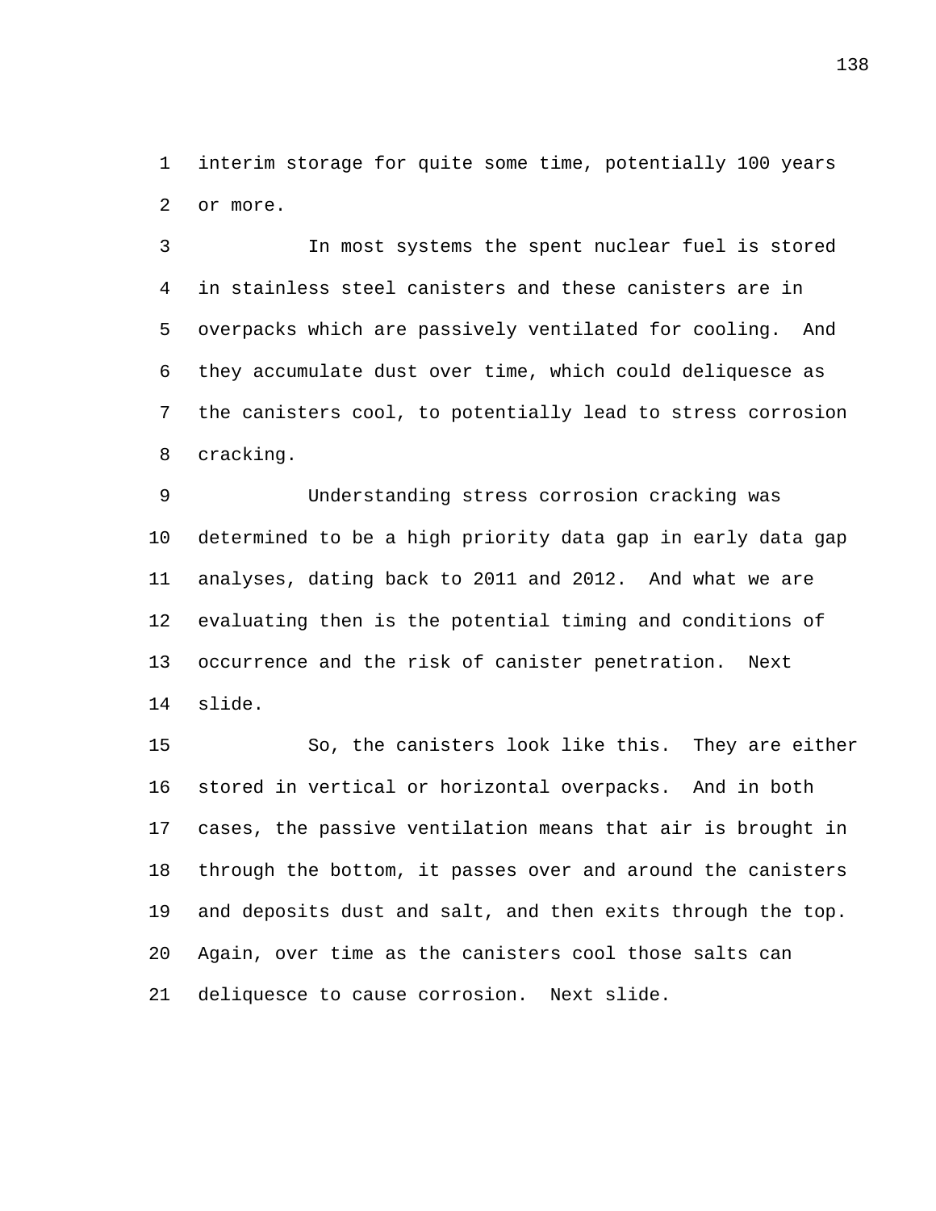interim storage for quite some time, potentially 100 years or more.

In most systems the spent nuclear fuel is stored in stainless steel canisters and these canisters are in overpacks which are passively ventilated for cooling. And they accumulate dust over time, which could deliquesce as the canisters cool, to potentially lead to stress corrosion cracking.

Understanding stress corrosion cracking was determined to be a high priority data gap in early data gap analyses, dating back to 2011 and 2012. And what we are evaluating then is the potential timing and conditions of occurrence and the risk of canister penetration. Next slide.

So, the canisters look like this. They are either stored in vertical or horizontal overpacks. And in both cases, the passive ventilation means that air is brought in through the bottom, it passes over and around the canisters and deposits dust and salt, and then exits through the top. Again, over time as the canisters cool those salts can deliquesce to cause corrosion. Next slide.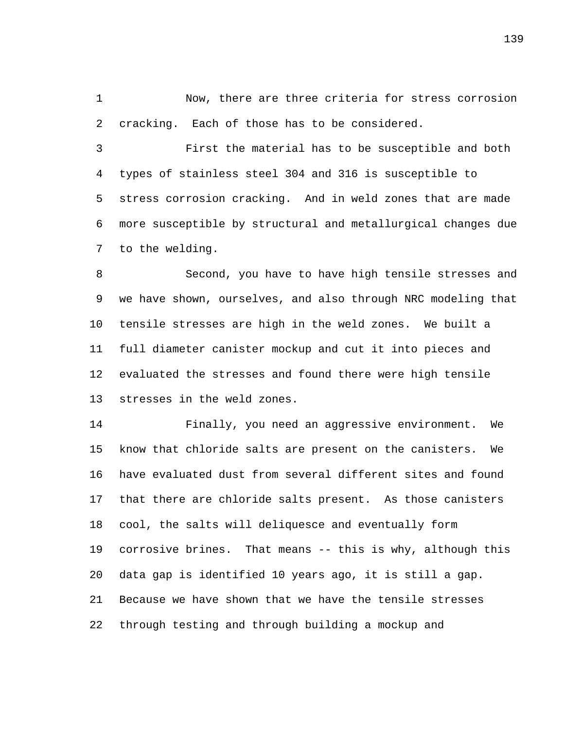Now, there are three criteria for stress corrosion cracking. Each of those has to be considered.

First the material has to be susceptible and both types of stainless steel 304 and 316 is susceptible to stress corrosion cracking. And in weld zones that are made more susceptible by structural and metallurgical changes due to the welding.

Second, you have to have high tensile stresses and we have shown, ourselves, and also through NRC modeling that tensile stresses are high in the weld zones. We built a full diameter canister mockup and cut it into pieces and evaluated the stresses and found there were high tensile stresses in the weld zones.

Finally, you need an aggressive environment. We know that chloride salts are present on the canisters. We have evaluated dust from several different sites and found that there are chloride salts present. As those canisters cool, the salts will deliquesce and eventually form corrosive brines. That means -- this is why, although this data gap is identified 10 years ago, it is still a gap. Because we have shown that we have the tensile stresses through testing and through building a mockup and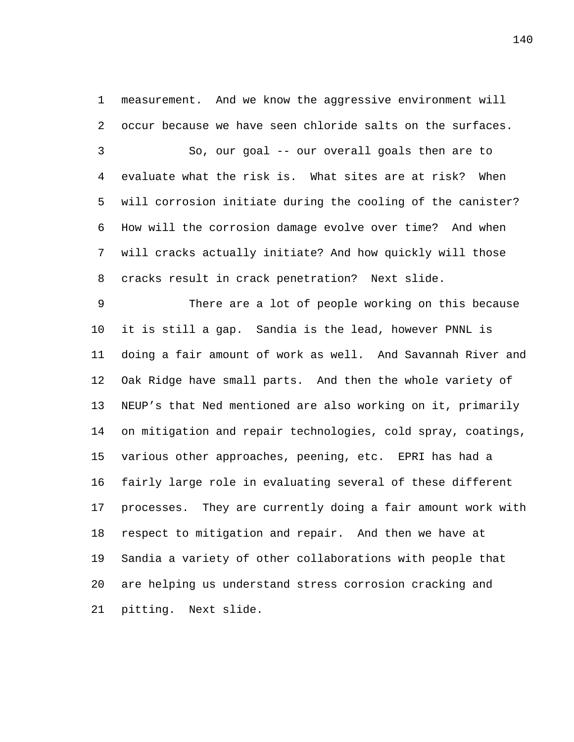measurement. And we know the aggressive environment will occur because we have seen chloride salts on the surfaces.

So, our goal -- our overall goals then are to evaluate what the risk is. What sites are at risk? When will corrosion initiate during the cooling of the canister? How will the corrosion damage evolve over time? And when will cracks actually initiate? And how quickly will those cracks result in crack penetration? Next slide.

There are a lot of people working on this because it is still a gap. Sandia is the lead, however PNNL is doing a fair amount of work as well. And Savannah River and Oak Ridge have small parts. And then the whole variety of NEUP's that Ned mentioned are also working on it, primarily on mitigation and repair technologies, cold spray, coatings, various other approaches, peening, etc. EPRI has had a fairly large role in evaluating several of these different processes. They are currently doing a fair amount work with respect to mitigation and repair. And then we have at Sandia a variety of other collaborations with people that are helping us understand stress corrosion cracking and pitting. Next slide.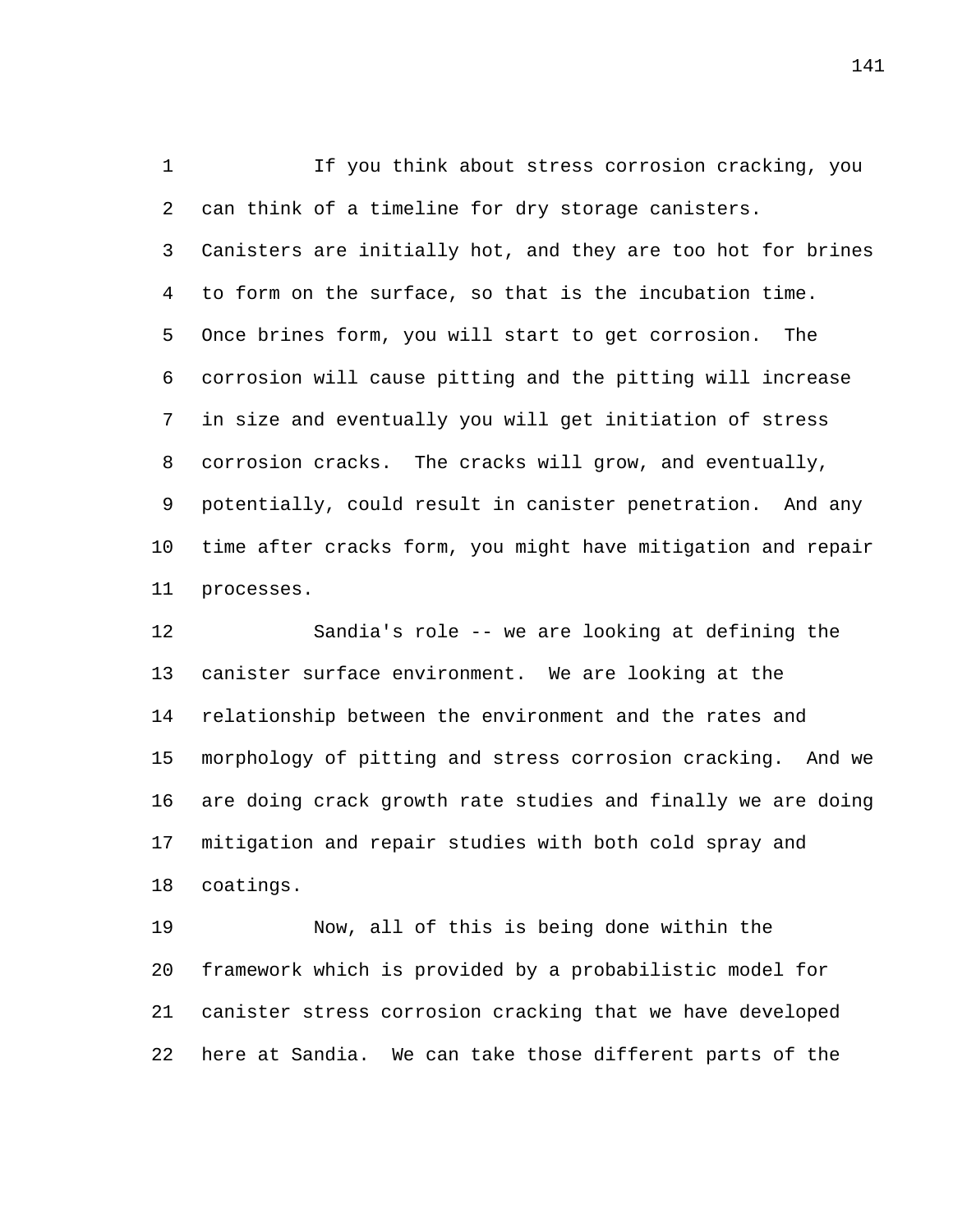If you think about stress corrosion cracking, you can think of a timeline for dry storage canisters. Canisters are initially hot, and they are too hot for brines to form on the surface, so that is the incubation time. Once brines form, you will start to get corrosion. The corrosion will cause pitting and the pitting will increase in size and eventually you will get initiation of stress corrosion cracks. The cracks will grow, and eventually, potentially, could result in canister penetration. And any time after cracks form, you might have mitigation and repair processes.

Sandia's role -- we are looking at defining the canister surface environment. We are looking at the relationship between the environment and the rates and morphology of pitting and stress corrosion cracking. And we are doing crack growth rate studies and finally we are doing mitigation and repair studies with both cold spray and coatings.

Now, all of this is being done within the framework which is provided by a probabilistic model for canister stress corrosion cracking that we have developed here at Sandia. We can take those different parts of the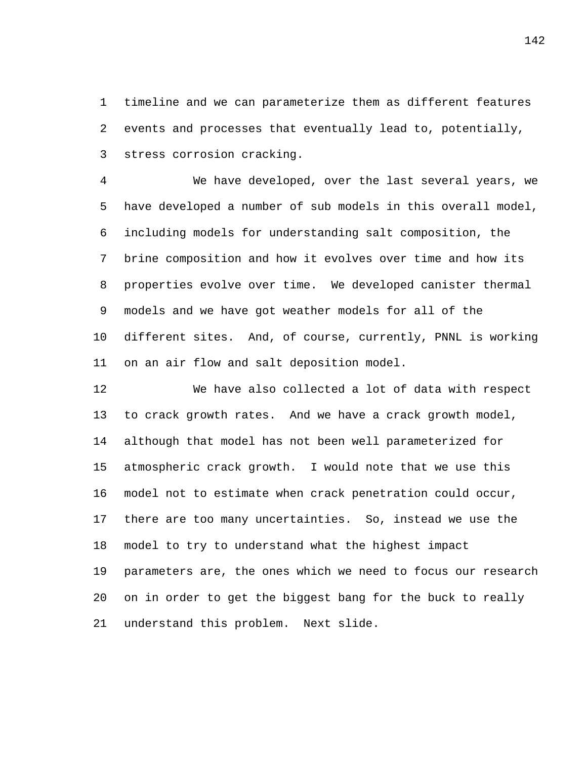timeline and we can parameterize them as different features events and processes that eventually lead to, potentially, stress corrosion cracking.

We have developed, over the last several years, we have developed a number of sub models in this overall model, including models for understanding salt composition, the brine composition and how it evolves over time and how its properties evolve over time. We developed canister thermal models and we have got weather models for all of the different sites. And, of course, currently, PNNL is working on an air flow and salt deposition model.

We have also collected a lot of data with respect to crack growth rates. And we have a crack growth model, although that model has not been well parameterized for atmospheric crack growth. I would note that we use this model not to estimate when crack penetration could occur, there are too many uncertainties. So, instead we use the model to try to understand what the highest impact parameters are, the ones which we need to focus our research on in order to get the biggest bang for the buck to really understand this problem. Next slide.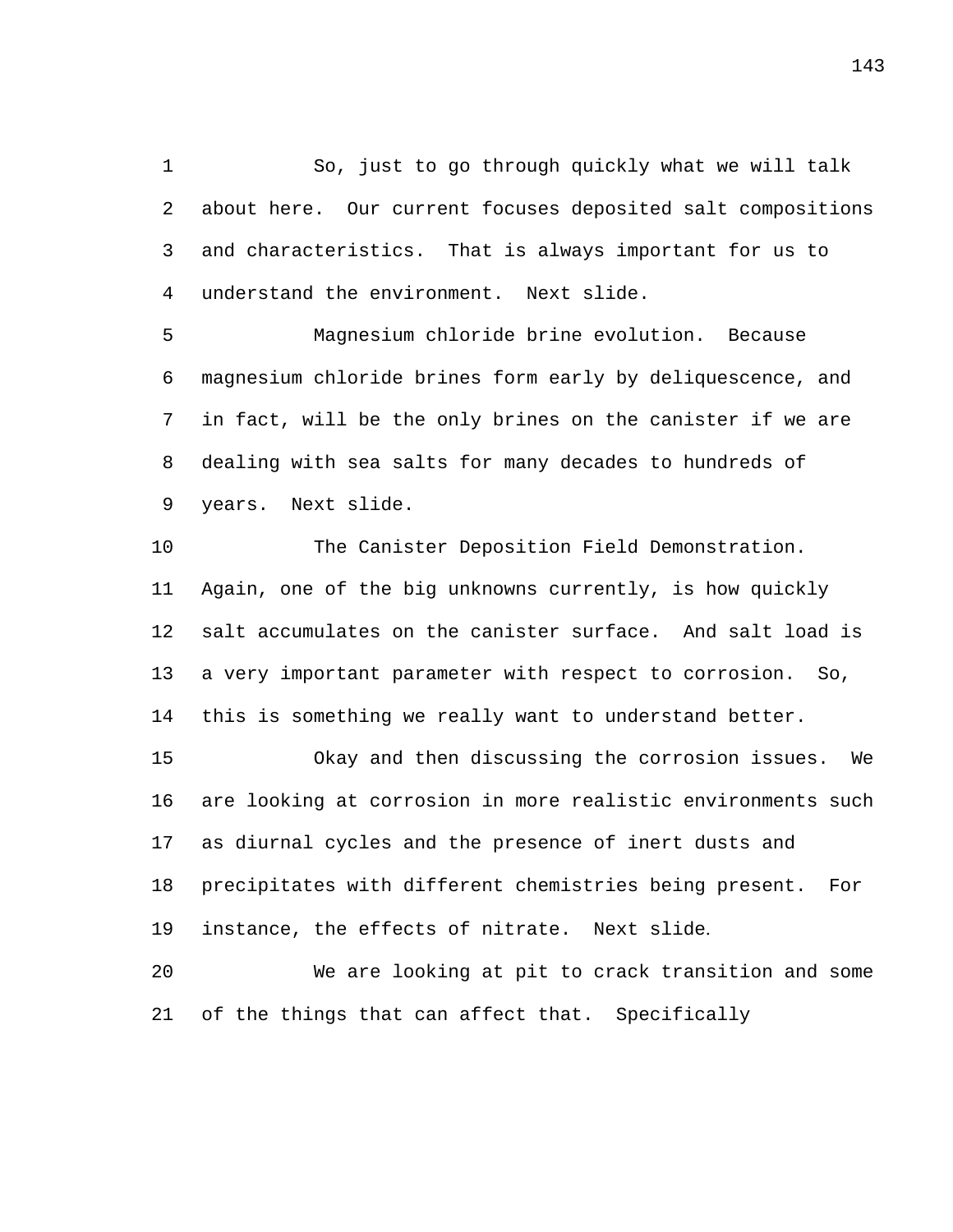So, just to go through quickly what we will talk about here. Our current focuses deposited salt compositions and characteristics. That is always important for us to understand the environment. Next slide.

Magnesium chloride brine evolution. Because magnesium chloride brines form early by deliquescence, and in fact, will be the only brines on the canister if we are dealing with sea salts for many decades to hundreds of years. Next slide.

The Canister Deposition Field Demonstration. Again, one of the big unknowns currently, is how quickly salt accumulates on the canister surface. And salt load is a very important parameter with respect to corrosion. So, this is something we really want to understand better.

Okay and then discussing the corrosion issues. We are looking at corrosion in more realistic environments such as diurnal cycles and the presence of inert dusts and precipitates with different chemistries being present. For instance, the effects of nitrate. Next slide.

We are looking at pit to crack transition and some of the things that can affect that. Specifically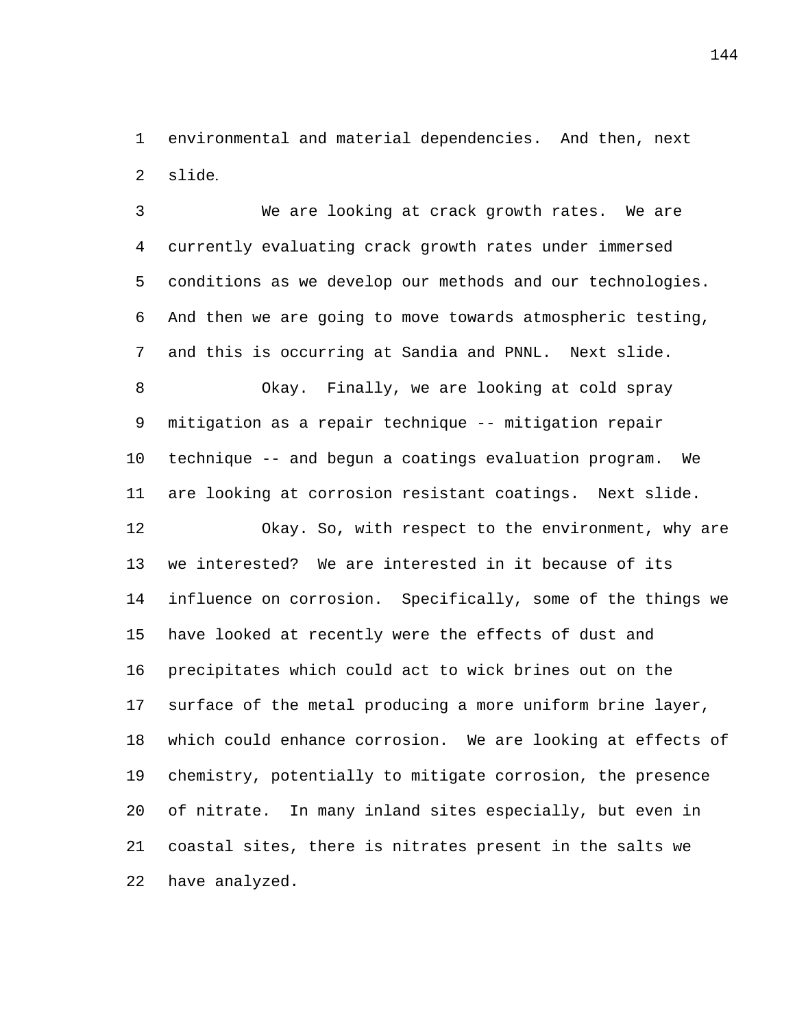environmental and material dependencies. And then, next slide.

We are looking at crack growth rates. We are currently evaluating crack growth rates under immersed conditions as we develop our methods and our technologies. And then we are going to move towards atmospheric testing, and this is occurring at Sandia and PNNL. Next slide.

Okay. Finally, we are looking at cold spray mitigation as a repair technique -- mitigation repair technique -- and begun a coatings evaluation program. We are looking at corrosion resistant coatings. Next slide.

Okay. So, with respect to the environment, why are we interested? We are interested in it because of its influence on corrosion. Specifically, some of the things we have looked at recently were the effects of dust and precipitates which could act to wick brines out on the surface of the metal producing a more uniform brine layer, which could enhance corrosion. We are looking at effects of chemistry, potentially to mitigate corrosion, the presence of nitrate. In many inland sites especially, but even in coastal sites, there is nitrates present in the salts we have analyzed.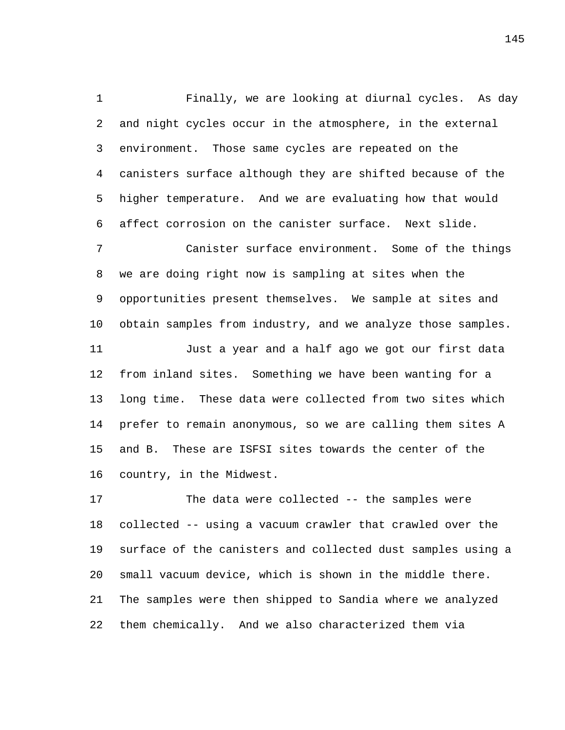Finally, we are looking at diurnal cycles. As day and night cycles occur in the atmosphere, in the external environment. Those same cycles are repeated on the canisters surface although they are shifted because of the higher temperature. And we are evaluating how that would affect corrosion on the canister surface. Next slide.

Canister surface environment. Some of the things we are doing right now is sampling at sites when the opportunities present themselves. We sample at sites and obtain samples from industry, and we analyze those samples.

Just a year and a half ago we got our first data from inland sites. Something we have been wanting for a long time. These data were collected from two sites which prefer to remain anonymous, so we are calling them sites A and B. These are ISFSI sites towards the center of the country, in the Midwest.

The data were collected -- the samples were collected -- using a vacuum crawler that crawled over the surface of the canisters and collected dust samples using a small vacuum device, which is shown in the middle there. The samples were then shipped to Sandia where we analyzed them chemically. And we also characterized them via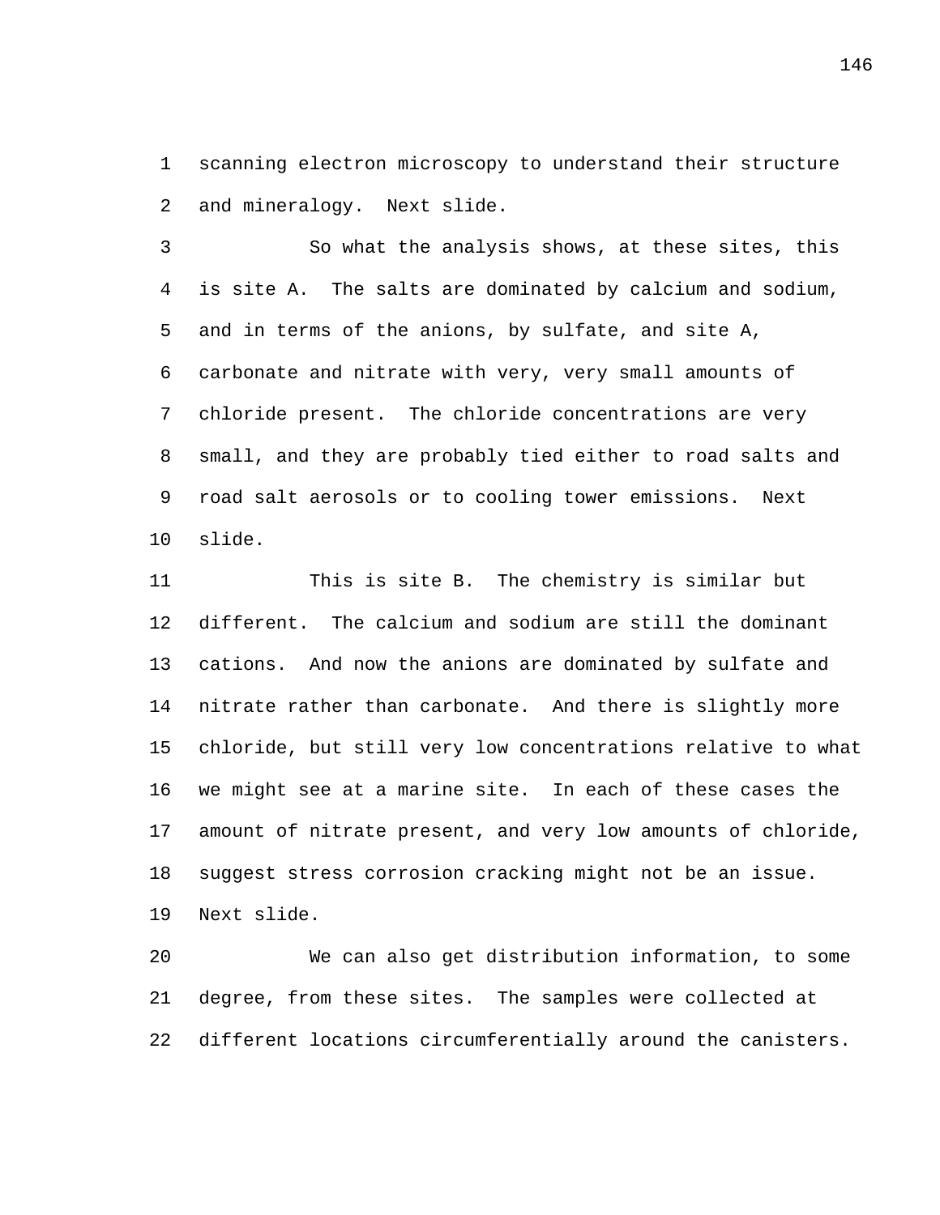scanning electron microscopy to understand their structure and mineralogy. Next slide.

So what the analysis shows, at these sites, this is site A. The salts are dominated by calcium and sodium, and in terms of the anions, by sulfate, and site A, carbonate and nitrate with very, very small amounts of chloride present. The chloride concentrations are very small, and they are probably tied either to road salts and road salt aerosols or to cooling tower emissions. Next slide.

This is site B. The chemistry is similar but different. The calcium and sodium are still the dominant cations. And now the anions are dominated by sulfate and nitrate rather than carbonate. And there is slightly more chloride, but still very low concentrations relative to what we might see at a marine site. In each of these cases the amount of nitrate present, and very low amounts of chloride, suggest stress corrosion cracking might not be an issue. Next slide.

We can also get distribution information, to some degree, from these sites. The samples were collected at different locations circumferentially around the canisters.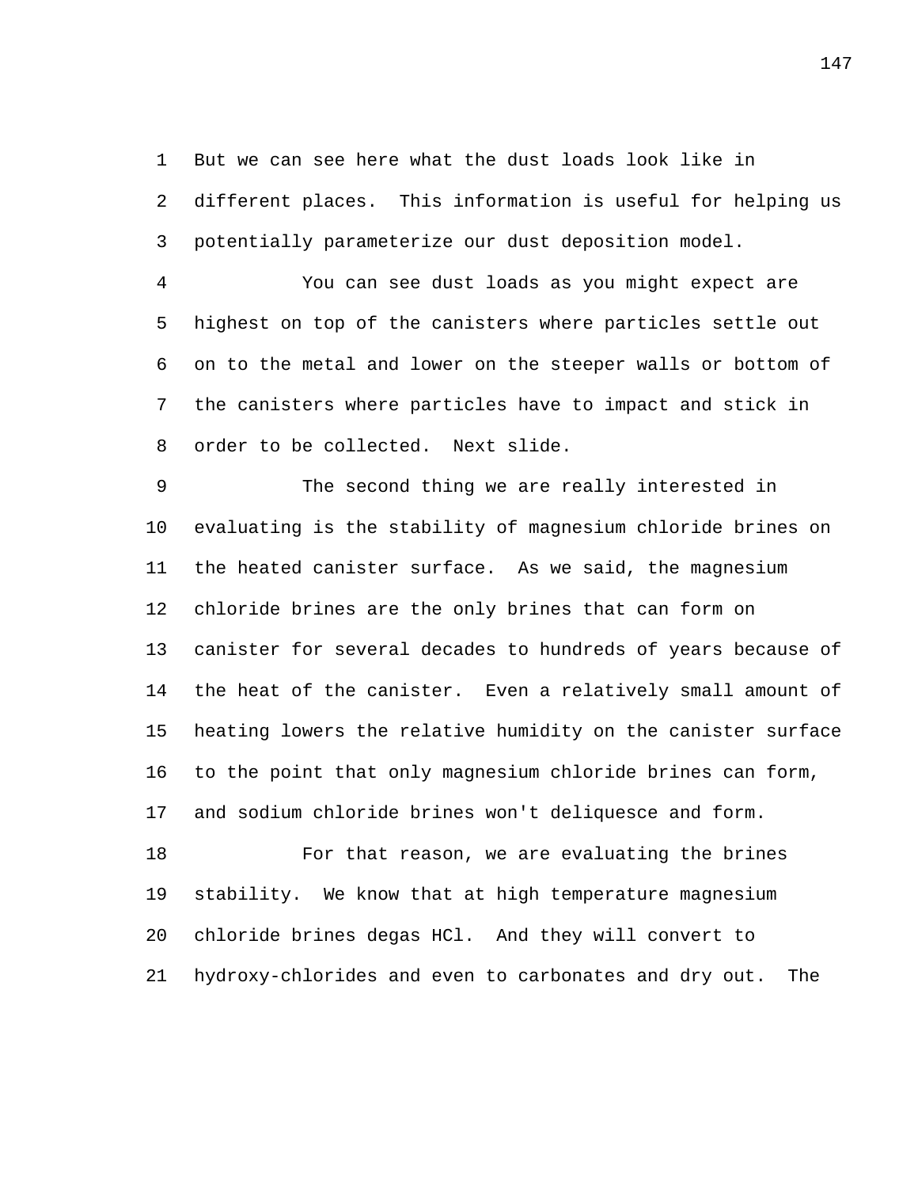But we can see here what the dust loads look like in different places. This information is useful for helping us potentially parameterize our dust deposition model.

You can see dust loads as you might expect are highest on top of the canisters where particles settle out on to the metal and lower on the steeper walls or bottom of the canisters where particles have to impact and stick in order to be collected. Next slide.

The second thing we are really interested in evaluating is the stability of magnesium chloride brines on the heated canister surface. As we said, the magnesium chloride brines are the only brines that can form on canister for several decades to hundreds of years because of the heat of the canister. Even a relatively small amount of heating lowers the relative humidity on the canister surface to the point that only magnesium chloride brines can form, and sodium chloride brines won't deliquesce and form.

For that reason, we are evaluating the brines stability. We know that at high temperature magnesium chloride brines degas HCl. And they will convert to hydroxy-chlorides and even to carbonates and dry out. The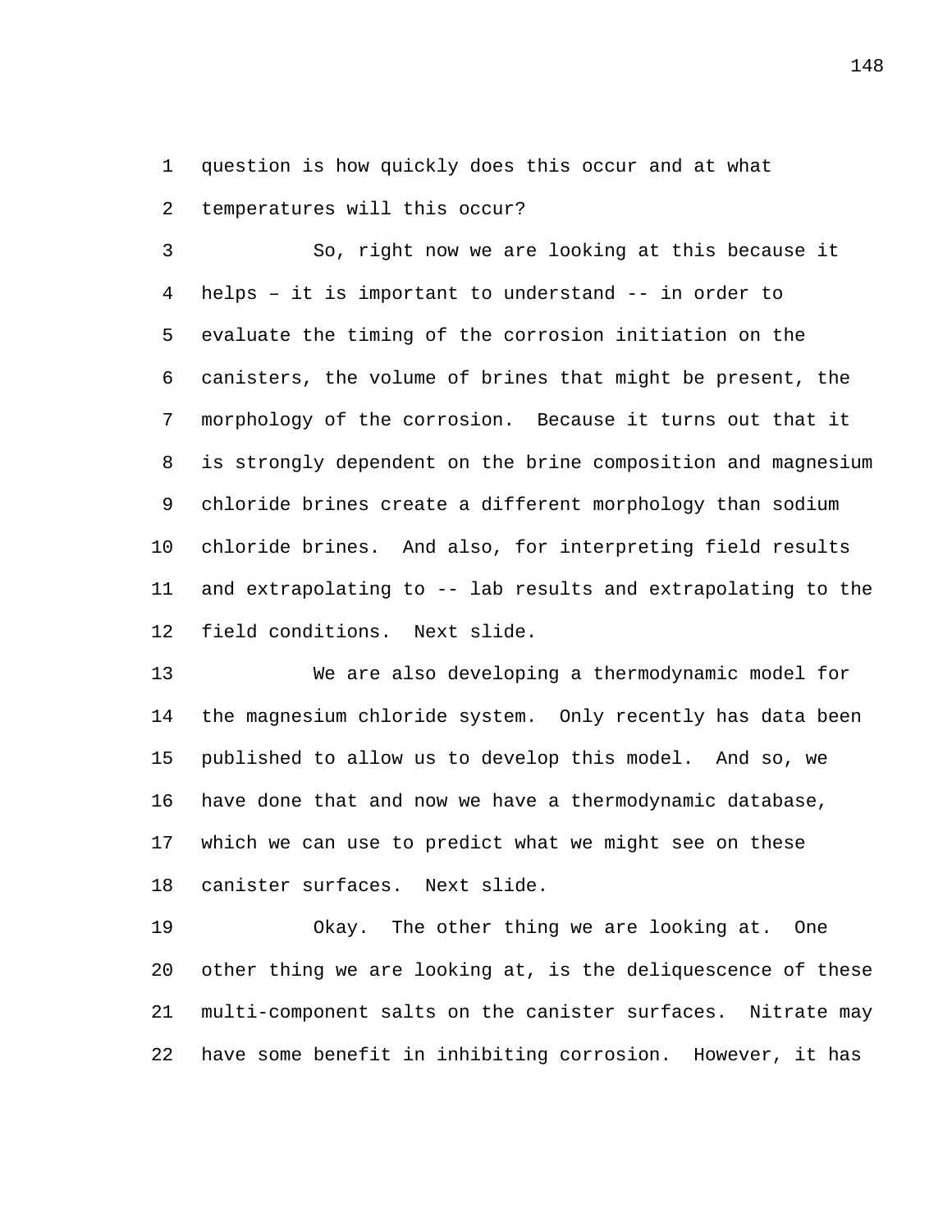question is how quickly does this occur and at what temperatures will this occur?

So, right now we are looking at this because it helps – it is important to understand -- in order to evaluate the timing of the corrosion initiation on the canisters, the volume of brines that might be present, the morphology of the corrosion. Because it turns out that it is strongly dependent on the brine composition and magnesium chloride brines create a different morphology than sodium chloride brines. And also, for interpreting field results and extrapolating to -- lab results and extrapolating to the field conditions. Next slide.

We are also developing a thermodynamic model for the magnesium chloride system. Only recently has data been published to allow us to develop this model. And so, we have done that and now we have a thermodynamic database, which we can use to predict what we might see on these canister surfaces. Next slide.

Okay. The other thing we are looking at. One other thing we are looking at, is the deliquescence of these multi-component salts on the canister surfaces. Nitrate may have some benefit in inhibiting corrosion. However, it has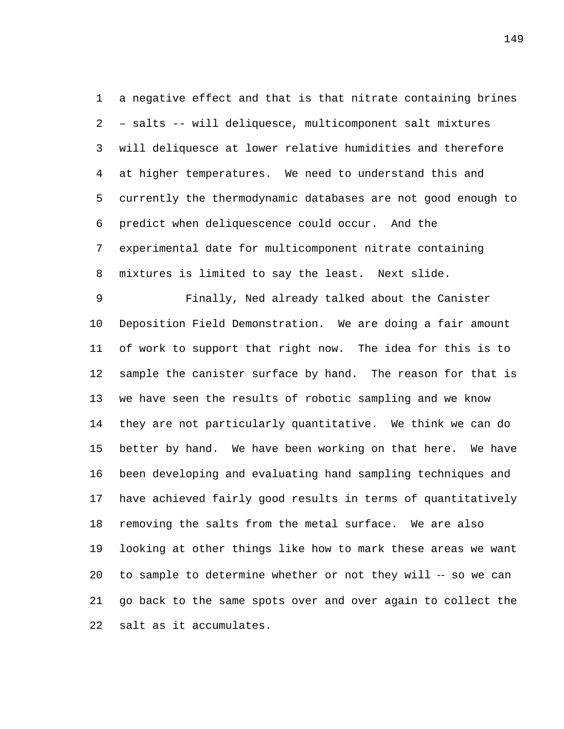a negative effect and that is that nitrate containing brines – salts -- will deliquesce, multicomponent salt mixtures will deliquesce at lower relative humidities and therefore at higher temperatures. We need to understand this and currently the thermodynamic databases are not good enough to predict when deliquescence could occur. And the experimental date for multicomponent nitrate containing mixtures is limited to say the least. Next slide.

Finally, Ned already talked about the Canister Deposition Field Demonstration. We are doing a fair amount of work to support that right now. The idea for this is to sample the canister surface by hand. The reason for that is we have seen the results of robotic sampling and we know they are not particularly quantitative. We think we can do better by hand. We have been working on that here. We have been developing and evaluating hand sampling techniques and have achieved fairly good results in terms of quantitatively removing the salts from the metal surface. We are also looking at other things like how to mark these areas we want to sample to determine whether or not they will -- so we can go back to the same spots over and over again to collect the salt as it accumulates.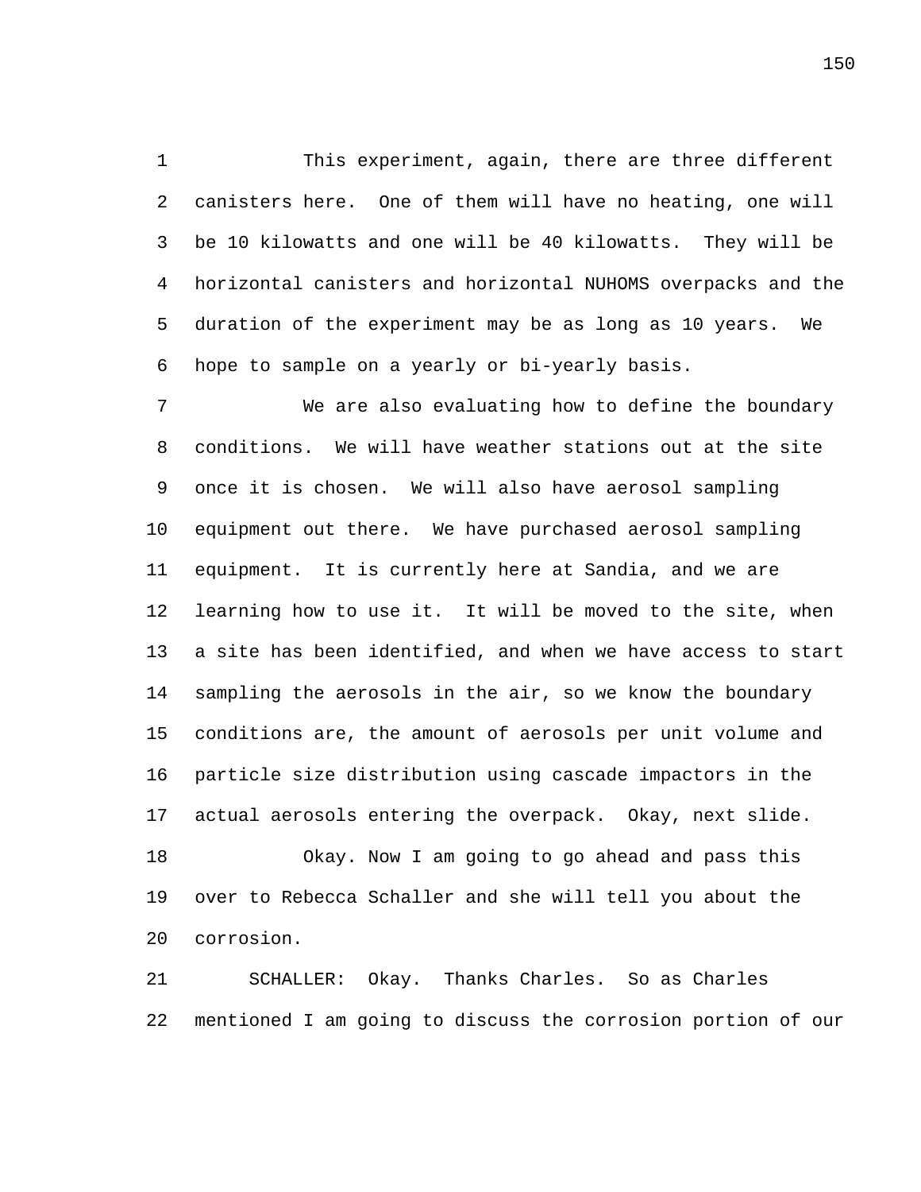This experiment, again, there are three different canisters here. One of them will have no heating, one will be 10 kilowatts and one will be 40 kilowatts. They will be horizontal canisters and horizontal NUHOMS overpacks and the duration of the experiment may be as long as 10 years. We hope to sample on a yearly or bi-yearly basis.

We are also evaluating how to define the boundary conditions. We will have weather stations out at the site once it is chosen. We will also have aerosol sampling equipment out there. We have purchased aerosol sampling equipment. It is currently here at Sandia, and we are learning how to use it. It will be moved to the site, when a site has been identified, and when we have access to start sampling the aerosols in the air, so we know the boundary conditions are, the amount of aerosols per unit volume and particle size distribution using cascade impactors in the actual aerosols entering the overpack. Okay, next slide.

Okay. Now I am going to go ahead and pass this over to Rebecca Schaller and she will tell you about the corrosion.

SCHALLER: Okay. Thanks Charles. So as Charles mentioned I am going to discuss the corrosion portion of our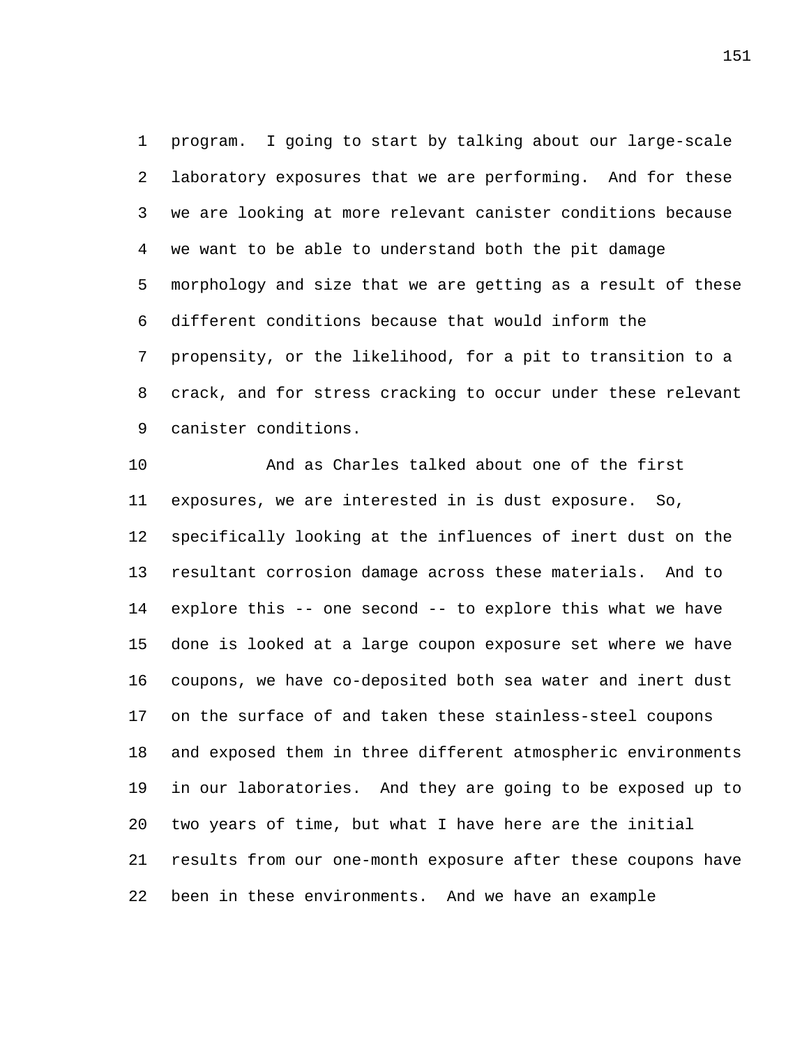program. I going to start by talking about our large-scale laboratory exposures that we are performing. And for these we are looking at more relevant canister conditions because we want to be able to understand both the pit damage morphology and size that we are getting as a result of these different conditions because that would inform the propensity, or the likelihood, for a pit to transition to a crack, and for stress cracking to occur under these relevant canister conditions.

And as Charles talked about one of the first exposures, we are interested in is dust exposure. So, specifically looking at the influences of inert dust on the resultant corrosion damage across these materials. And to explore this -- one second -- to explore this what we have done is looked at a large coupon exposure set where we have coupons, we have co-deposited both sea water and inert dust on the surface of and taken these stainless-steel coupons and exposed them in three different atmospheric environments in our laboratories. And they are going to be exposed up to two years of time, but what I have here are the initial results from our one-month exposure after these coupons have been in these environments. And we have an example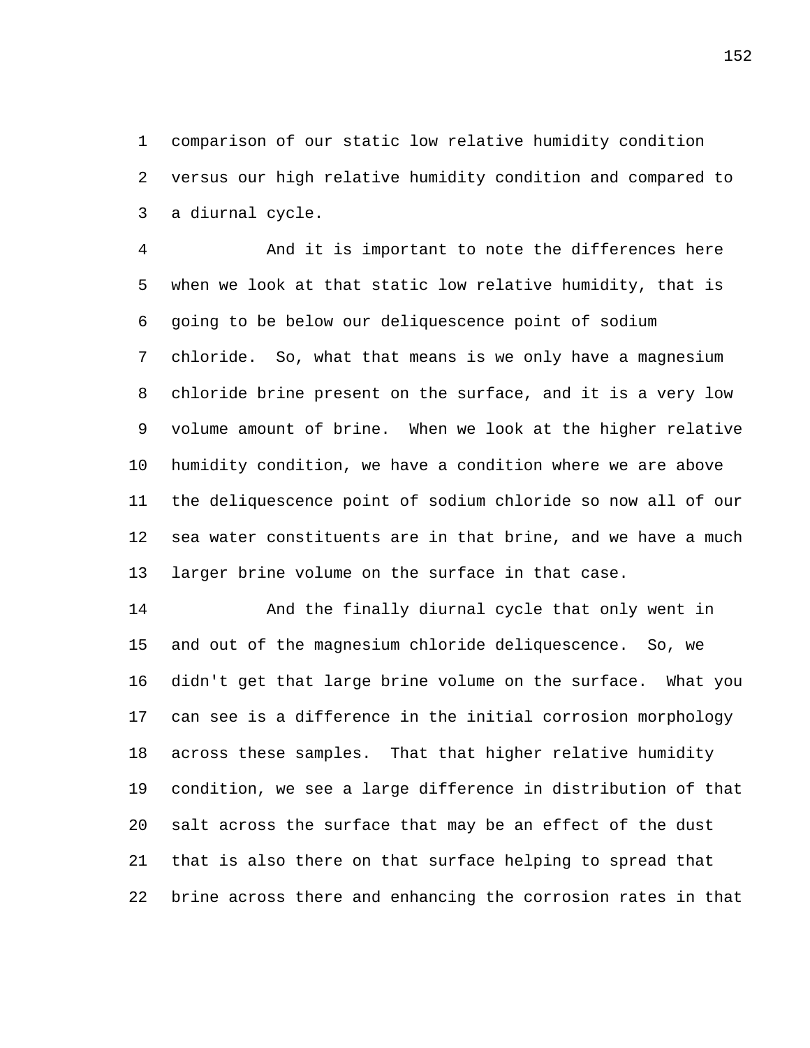comparison of our static low relative humidity condition versus our high relative humidity condition and compared to a diurnal cycle.

And it is important to note the differences here when we look at that static low relative humidity, that is going to be below our deliquescence point of sodium chloride. So, what that means is we only have a magnesium chloride brine present on the surface, and it is a very low volume amount of brine. When we look at the higher relative humidity condition, we have a condition where we are above the deliquescence point of sodium chloride so now all of our sea water constituents are in that brine, and we have a much larger brine volume on the surface in that case.

And the finally diurnal cycle that only went in and out of the magnesium chloride deliquescence. So, we didn't get that large brine volume on the surface. What you can see is a difference in the initial corrosion morphology across these samples. That that higher relative humidity condition, we see a large difference in distribution of that salt across the surface that may be an effect of the dust that is also there on that surface helping to spread that brine across there and enhancing the corrosion rates in that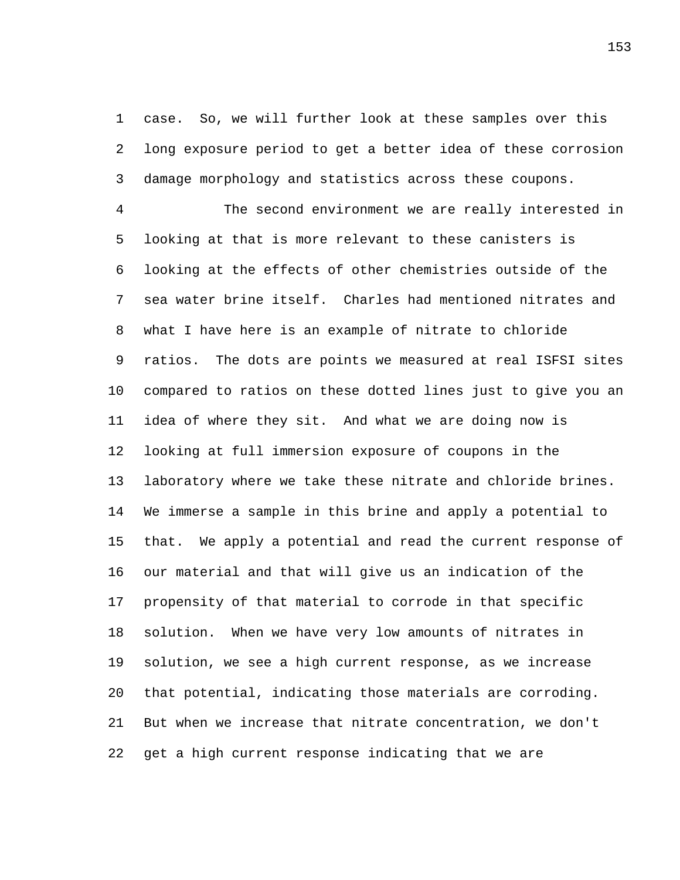case. So, we will further look at these samples over this long exposure period to get a better idea of these corrosion damage morphology and statistics across these coupons.

The second environment we are really interested in looking at that is more relevant to these canisters is looking at the effects of other chemistries outside of the sea water brine itself. Charles had mentioned nitrates and what I have here is an example of nitrate to chloride ratios. The dots are points we measured at real ISFSI sites compared to ratios on these dotted lines just to give you an idea of where they sit. And what we are doing now is looking at full immersion exposure of coupons in the laboratory where we take these nitrate and chloride brines. We immerse a sample in this brine and apply a potential to that. We apply a potential and read the current response of our material and that will give us an indication of the propensity of that material to corrode in that specific solution. When we have very low amounts of nitrates in solution, we see a high current response, as we increase that potential, indicating those materials are corroding. But when we increase that nitrate concentration, we don't get a high current response indicating that we are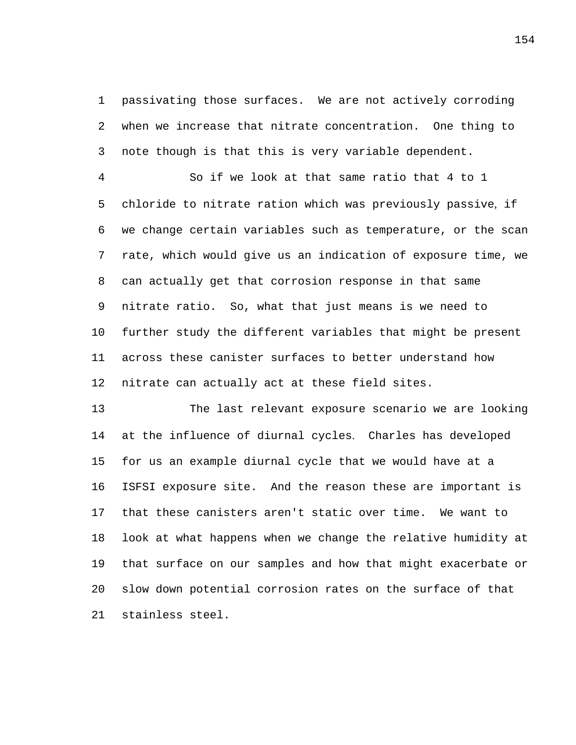passivating those surfaces. We are not actively corroding when we increase that nitrate concentration. One thing to note though is that this is very variable dependent.

So if we look at that same ratio that 4 to 1 chloride to nitrate ration which was previously passive, if we change certain variables such as temperature, or the scan rate, which would give us an indication of exposure time, we can actually get that corrosion response in that same nitrate ratio. So, what that just means is we need to further study the different variables that might be present across these canister surfaces to better understand how nitrate can actually act at these field sites.

The last relevant exposure scenario we are looking at the influence of diurnal cycles. Charles has developed for us an example diurnal cycle that we would have at a ISFSI exposure site. And the reason these are important is that these canisters aren't static over time. We want to look at what happens when we change the relative humidity at that surface on our samples and how that might exacerbate or slow down potential corrosion rates on the surface of that stainless steel.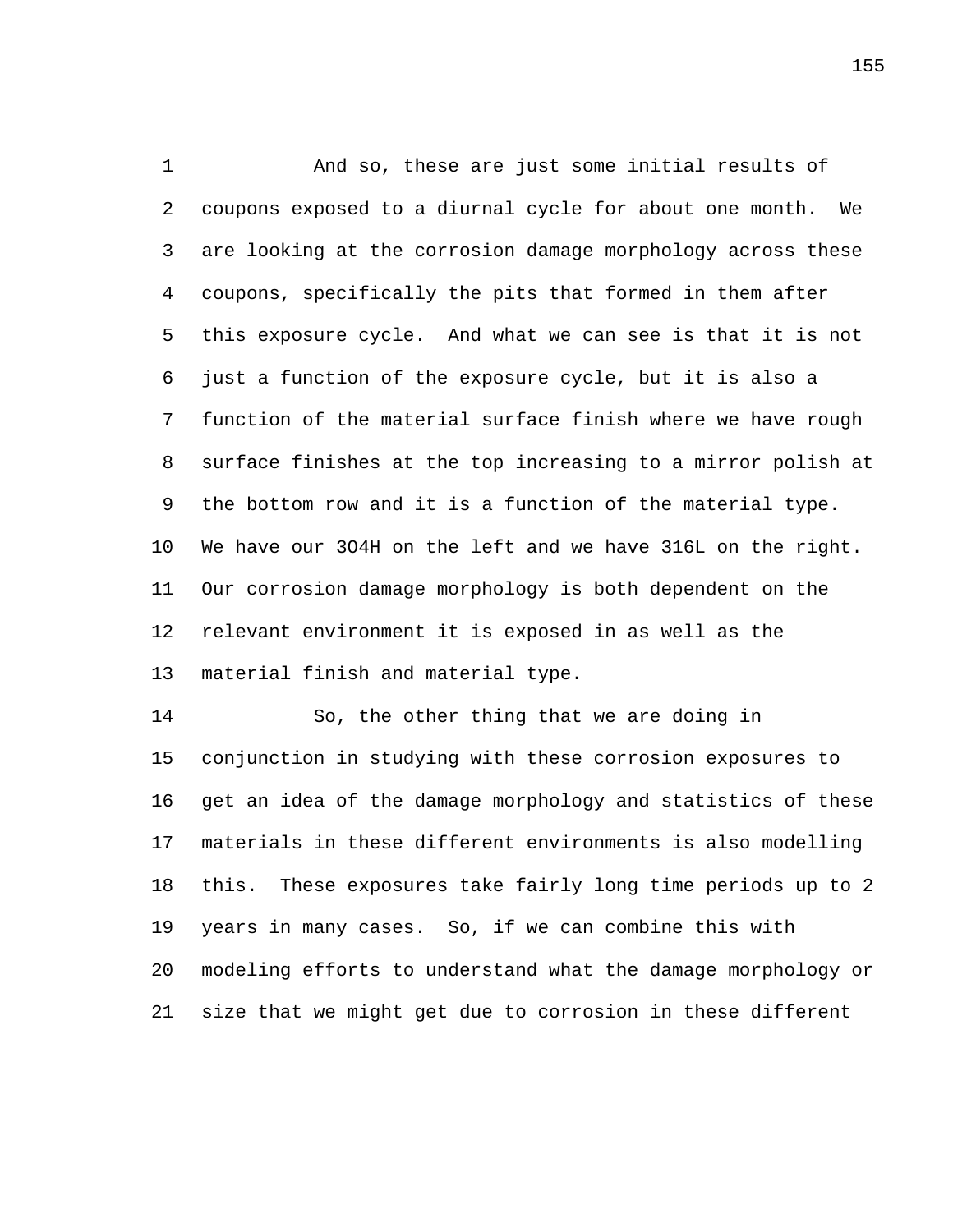And so, these are just some initial results of coupons exposed to a diurnal cycle for about one month. We are looking at the corrosion damage morphology across these coupons, specifically the pits that formed in them after this exposure cycle. And what we can see is that it is not just a function of the exposure cycle, but it is also a function of the material surface finish where we have rough surface finishes at the top increasing to a mirror polish at the bottom row and it is a function of the material type. We have our 3O4H on the left and we have 316L on the right. Our corrosion damage morphology is both dependent on the relevant environment it is exposed in as well as the material finish and material type.

So, the other thing that we are doing in conjunction in studying with these corrosion exposures to get an idea of the damage morphology and statistics of these materials in these different environments is also modelling this. These exposures take fairly long time periods up to 2 years in many cases. So, if we can combine this with modeling efforts to understand what the damage morphology or size that we might get due to corrosion in these different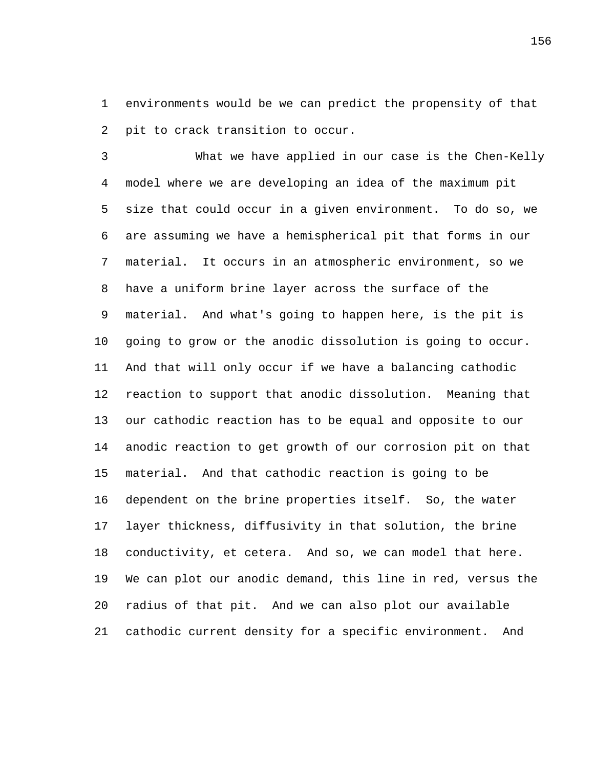environments would be we can predict the propensity of that pit to crack transition to occur.

What we have applied in our case is the Chen-Kelly model where we are developing an idea of the maximum pit size that could occur in a given environment. To do so, we are assuming we have a hemispherical pit that forms in our material. It occurs in an atmospheric environment, so we have a uniform brine layer across the surface of the material. And what's going to happen here, is the pit is going to grow or the anodic dissolution is going to occur. And that will only occur if we have a balancing cathodic reaction to support that anodic dissolution. Meaning that our cathodic reaction has to be equal and opposite to our anodic reaction to get growth of our corrosion pit on that material. And that cathodic reaction is going to be dependent on the brine properties itself. So, the water layer thickness, diffusivity in that solution, the brine conductivity, et cetera. And so, we can model that here. We can plot our anodic demand, this line in red, versus the radius of that pit. And we can also plot our available cathodic current density for a specific environment. And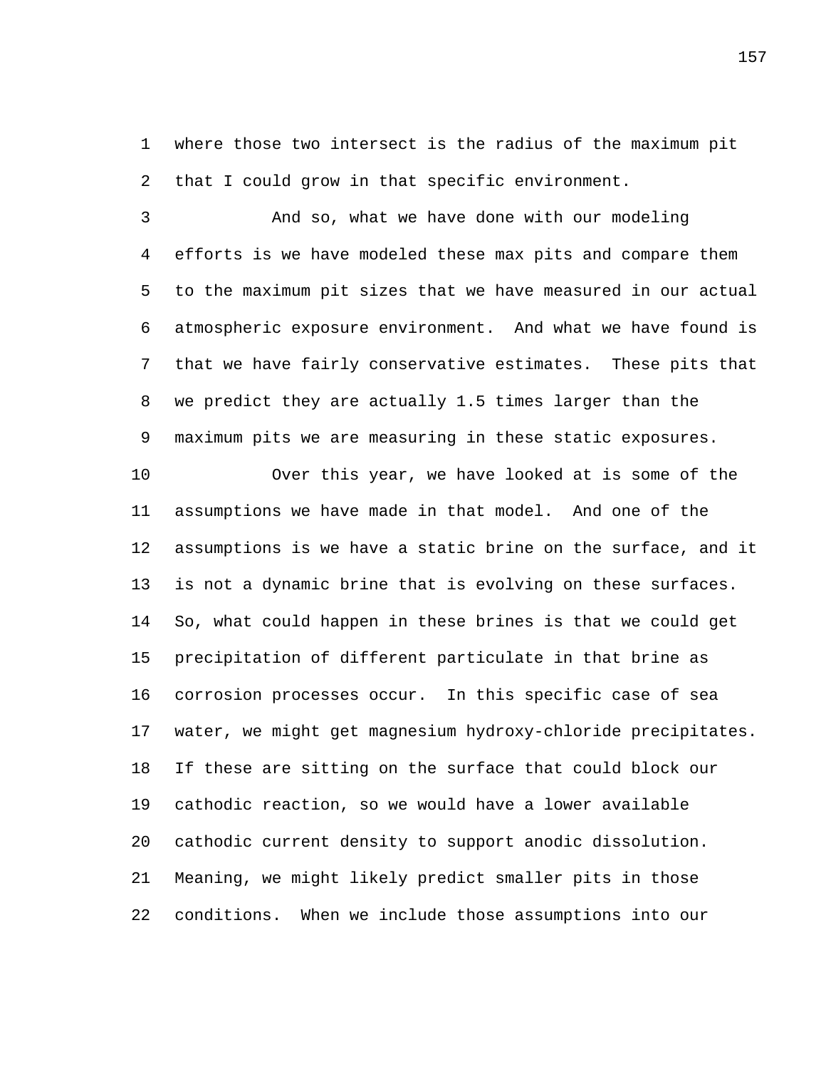where those two intersect is the radius of the maximum pit that I could grow in that specific environment.

And so, what we have done with our modeling efforts is we have modeled these max pits and compare them to the maximum pit sizes that we have measured in our actual atmospheric exposure environment. And what we have found is that we have fairly conservative estimates. These pits that we predict they are actually 1.5 times larger than the maximum pits we are measuring in these static exposures.

Over this year, we have looked at is some of the assumptions we have made in that model. And one of the assumptions is we have a static brine on the surface, and it is not a dynamic brine that is evolving on these surfaces. So, what could happen in these brines is that we could get precipitation of different particulate in that brine as corrosion processes occur. In this specific case of sea water, we might get magnesium hydroxy-chloride precipitates. If these are sitting on the surface that could block our cathodic reaction, so we would have a lower available cathodic current density to support anodic dissolution. Meaning, we might likely predict smaller pits in those conditions. When we include those assumptions into our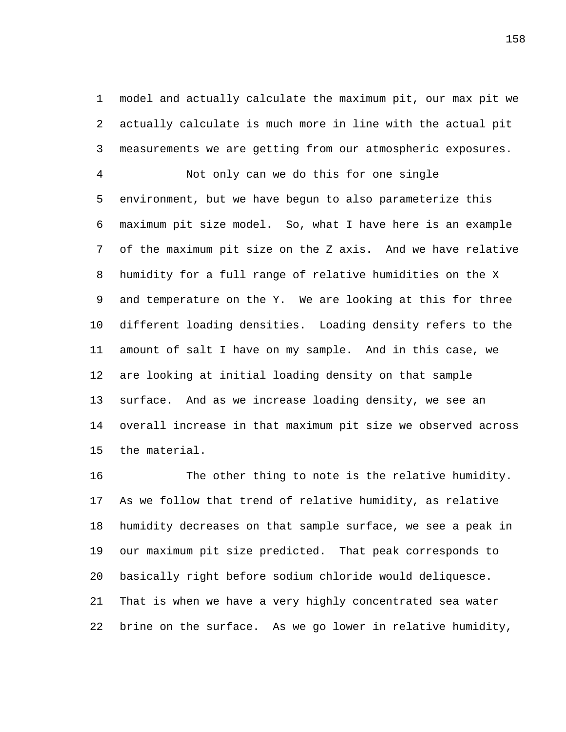model and actually calculate the maximum pit, our max pit we actually calculate is much more in line with the actual pit measurements we are getting from our atmospheric exposures.

Not only can we do this for one single environment, but we have begun to also parameterize this maximum pit size model. So, what I have here is an example of the maximum pit size on the Z axis. And we have relative humidity for a full range of relative humidities on the X and temperature on the Y. We are looking at this for three different loading densities. Loading density refers to the amount of salt I have on my sample. And in this case, we are looking at initial loading density on that sample surface. And as we increase loading density, we see an overall increase in that maximum pit size we observed across the material.

The other thing to note is the relative humidity. As we follow that trend of relative humidity, as relative humidity decreases on that sample surface, we see a peak in our maximum pit size predicted. That peak corresponds to basically right before sodium chloride would deliquesce. That is when we have a very highly concentrated sea water brine on the surface. As we go lower in relative humidity,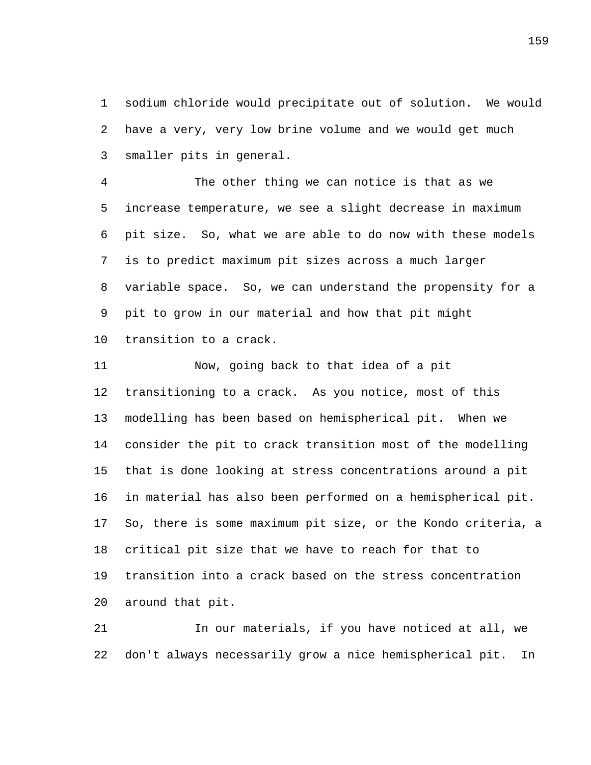sodium chloride would precipitate out of solution. We would have a very, very low brine volume and we would get much smaller pits in general.

The other thing we can notice is that as we increase temperature, we see a slight decrease in maximum pit size. So, what we are able to do now with these models is to predict maximum pit sizes across a much larger variable space. So, we can understand the propensity for a pit to grow in our material and how that pit might transition to a crack.

Now, going back to that idea of a pit transitioning to a crack. As you notice, most of this modelling has been based on hemispherical pit. When we consider the pit to crack transition most of the modelling that is done looking at stress concentrations around a pit in material has also been performed on a hemispherical pit. So, there is some maximum pit size, or the Kondo criteria, a critical pit size that we have to reach for that to transition into a crack based on the stress concentration around that pit.

In our materials, if you have noticed at all, we don't always necessarily grow a nice hemispherical pit. In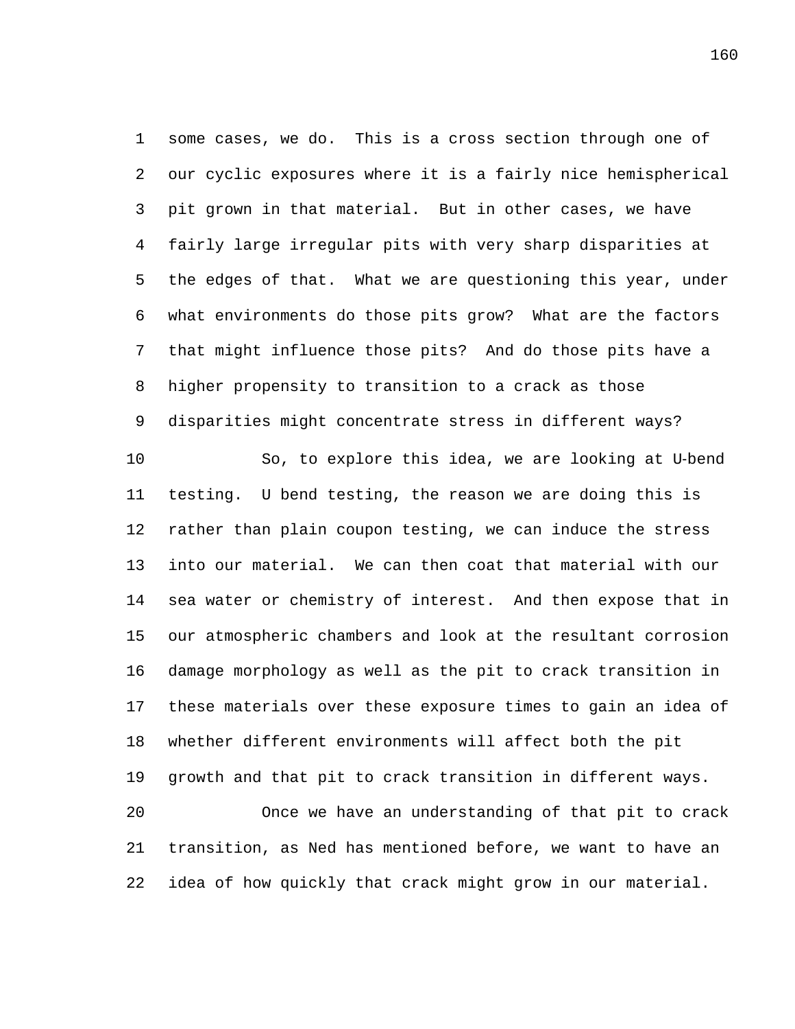some cases, we do. This is a cross section through one of our cyclic exposures where it is a fairly nice hemispherical pit grown in that material. But in other cases, we have fairly large irregular pits with very sharp disparities at the edges of that. What we are questioning this year, under what environments do those pits grow? What are the factors that might influence those pits? And do those pits have a higher propensity to transition to a crack as those disparities might concentrate stress in different ways?

So, to explore this idea, we are looking at U-bend testing. U bend testing, the reason we are doing this is rather than plain coupon testing, we can induce the stress into our material. We can then coat that material with our sea water or chemistry of interest. And then expose that in our atmospheric chambers and look at the resultant corrosion damage morphology as well as the pit to crack transition in these materials over these exposure times to gain an idea of whether different environments will affect both the pit growth and that pit to crack transition in different ways.

Once we have an understanding of that pit to crack transition, as Ned has mentioned before, we want to have an idea of how quickly that crack might grow in our material.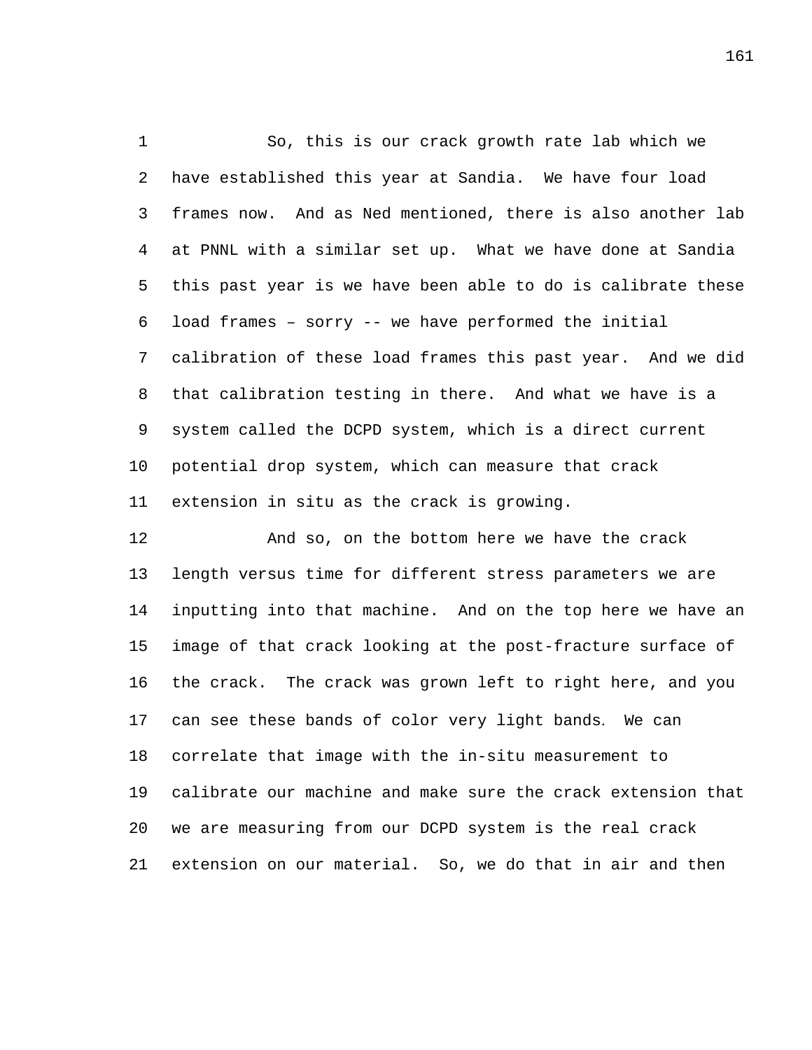So, this is our crack growth rate lab which we have established this year at Sandia. We have four load frames now. And as Ned mentioned, there is also another lab at PNNL with a similar set up. What we have done at Sandia this past year is we have been able to do is calibrate these load frames – sorry -- we have performed the initial calibration of these load frames this past year. And we did that calibration testing in there. And what we have is a system called the DCPD system, which is a direct current potential drop system, which can measure that crack extension in situ as the crack is growing.

And so, on the bottom here we have the crack length versus time for different stress parameters we are inputting into that machine. And on the top here we have an image of that crack looking at the post-fracture surface of the crack. The crack was grown left to right here, and you can see these bands of color very light bands. We can correlate that image with the in-situ measurement to calibrate our machine and make sure the crack extension that we are measuring from our DCPD system is the real crack extension on our material. So, we do that in air and then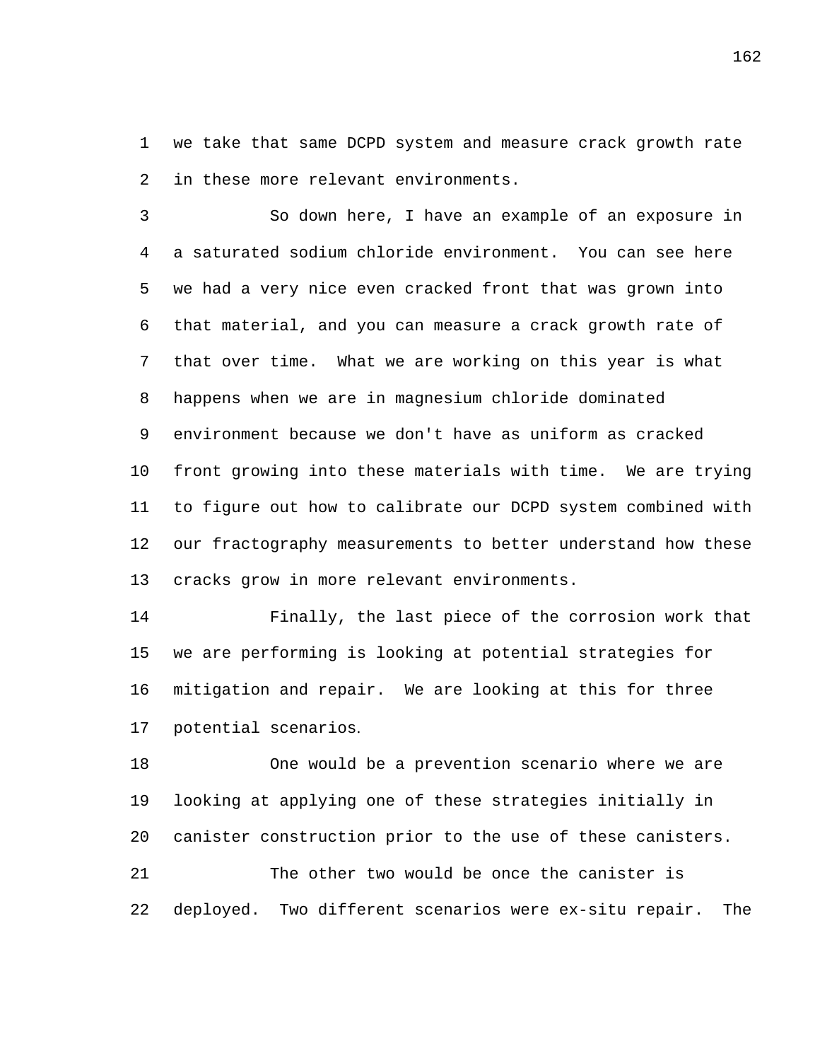we take that same DCPD system and measure crack growth rate in these more relevant environments.

So down here, I have an example of an exposure in a saturated sodium chloride environment. You can see here we had a very nice even cracked front that was grown into that material, and you can measure a crack growth rate of that over time. What we are working on this year is what happens when we are in magnesium chloride dominated environment because we don't have as uniform as cracked front growing into these materials with time. We are trying to figure out how to calibrate our DCPD system combined with our fractography measurements to better understand how these cracks grow in more relevant environments.

Finally, the last piece of the corrosion work that we are performing is looking at potential strategies for mitigation and repair. We are looking at this for three potential scenarios.

One would be a prevention scenario where we are looking at applying one of these strategies initially in canister construction prior to the use of these canisters.

The other two would be once the canister is deployed. Two different scenarios were ex-situ repair. The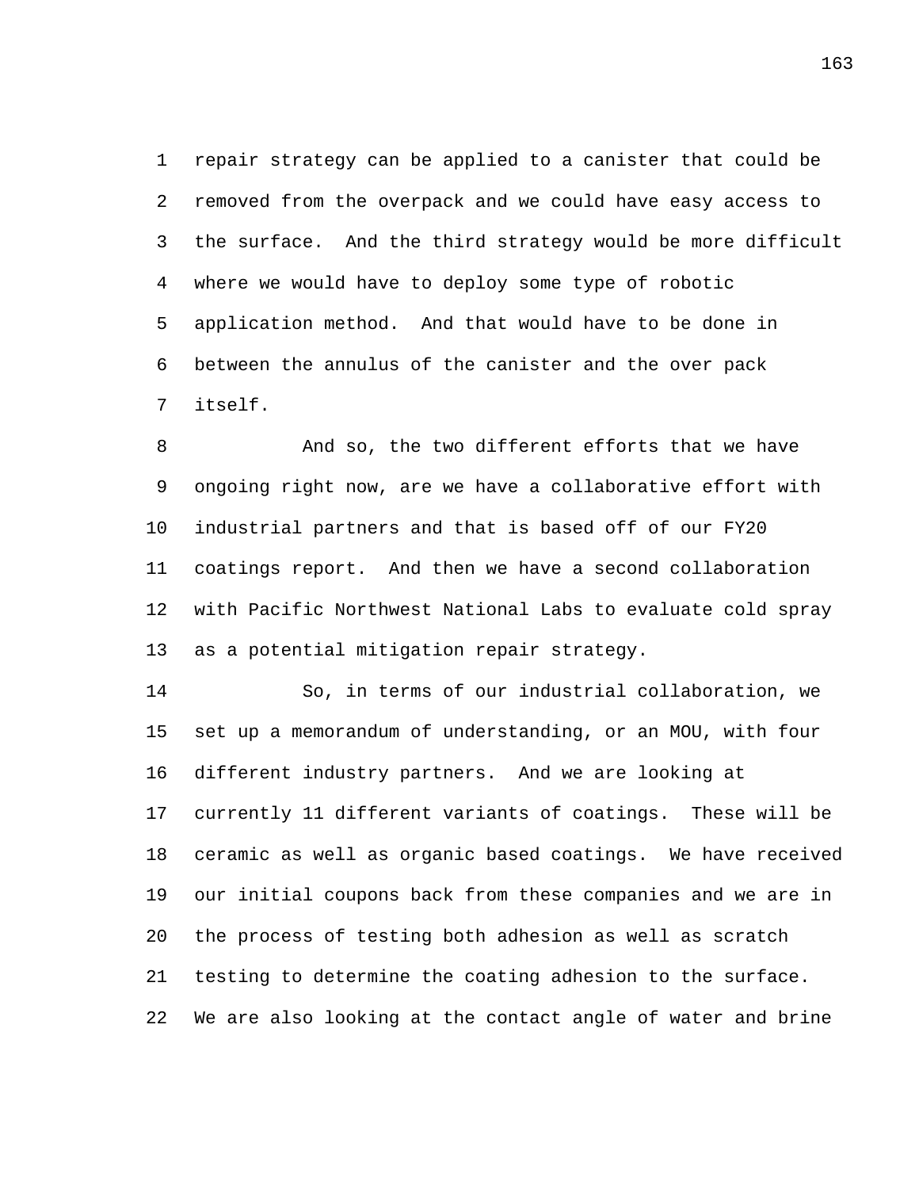repair strategy can be applied to a canister that could be removed from the overpack and we could have easy access to the surface. And the third strategy would be more difficult where we would have to deploy some type of robotic application method. And that would have to be done in between the annulus of the canister and the over pack itself.

And so, the two different efforts that we have ongoing right now, are we have a collaborative effort with industrial partners and that is based off of our FY20 coatings report. And then we have a second collaboration with Pacific Northwest National Labs to evaluate cold spray as a potential mitigation repair strategy.

So, in terms of our industrial collaboration, we set up a memorandum of understanding, or an MOU, with four different industry partners. And we are looking at currently 11 different variants of coatings. These will be ceramic as well as organic based coatings. We have received our initial coupons back from these companies and we are in the process of testing both adhesion as well as scratch testing to determine the coating adhesion to the surface. We are also looking at the contact angle of water and brine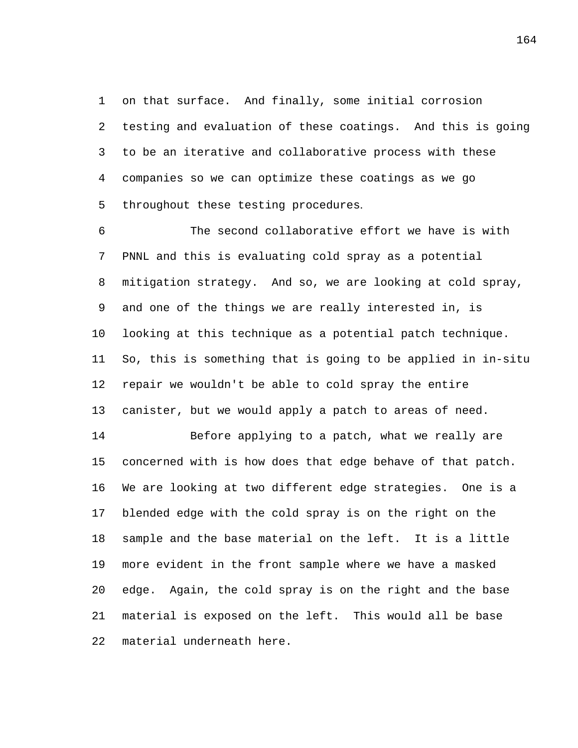on that surface. And finally, some initial corrosion testing and evaluation of these coatings. And this is going to be an iterative and collaborative process with these companies so we can optimize these coatings as we go throughout these testing procedures.

The second collaborative effort we have is with PNNL and this is evaluating cold spray as a potential mitigation strategy. And so, we are looking at cold spray, and one of the things we are really interested in, is looking at this technique as a potential patch technique. So, this is something that is going to be applied in in-situ repair we wouldn't be able to cold spray the entire canister, but we would apply a patch to areas of need.

Before applying to a patch, what we really are concerned with is how does that edge behave of that patch. We are looking at two different edge strategies. One is a blended edge with the cold spray is on the right on the sample and the base material on the left. It is a little more evident in the front sample where we have a masked edge. Again, the cold spray is on the right and the base material is exposed on the left. This would all be base material underneath here.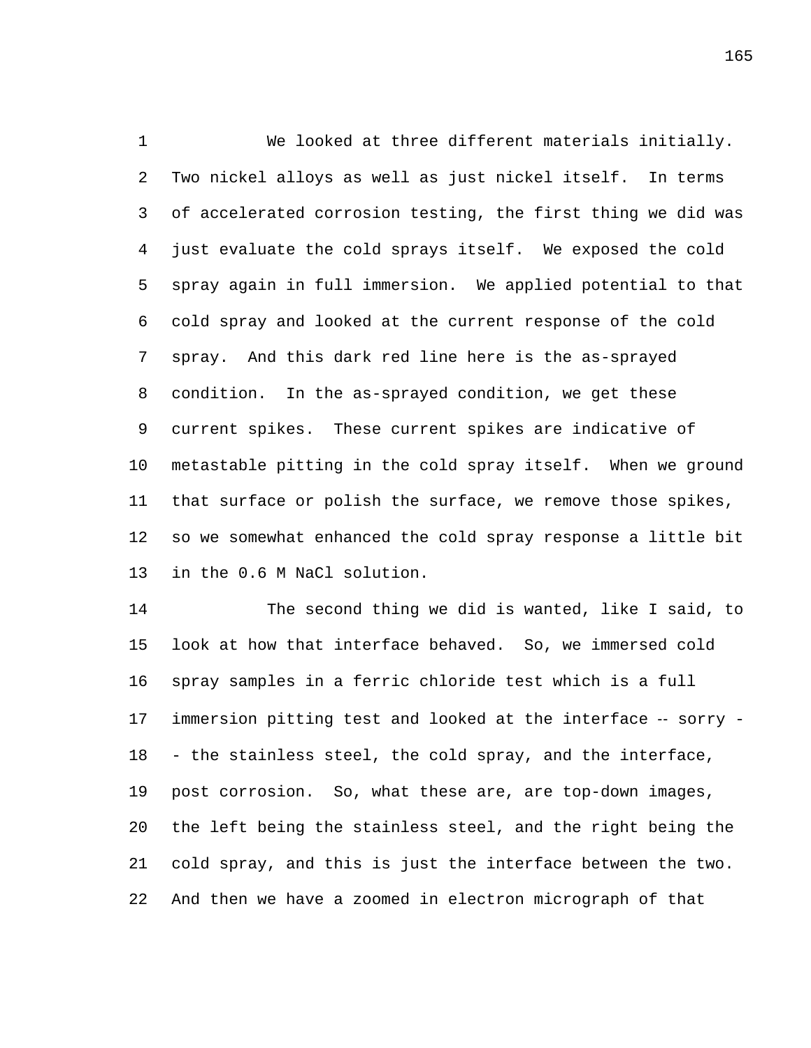We looked at three different materials initially. Two nickel alloys as well as just nickel itself. In terms of accelerated corrosion testing, the first thing we did was just evaluate the cold sprays itself. We exposed the cold spray again in full immersion. We applied potential to that cold spray and looked at the current response of the cold spray. And this dark red line here is the as-sprayed condition. In the as-sprayed condition, we get these current spikes. These current spikes are indicative of metastable pitting in the cold spray itself. When we ground that surface or polish the surface, we remove those spikes, so we somewhat enhanced the cold spray response a little bit in the 0.6 M NaCl solution.

The second thing we did is wanted, like I said, to look at how that interface behaved. So, we immersed cold spray samples in a ferric chloride test which is a full immersion pitting test and looked at the interface -- sorry -- the stainless steel, the cold spray, and the interface, post corrosion. So, what these are, are top-down images, the left being the stainless steel, and the right being the cold spray, and this is just the interface between the two. And then we have a zoomed in electron micrograph of that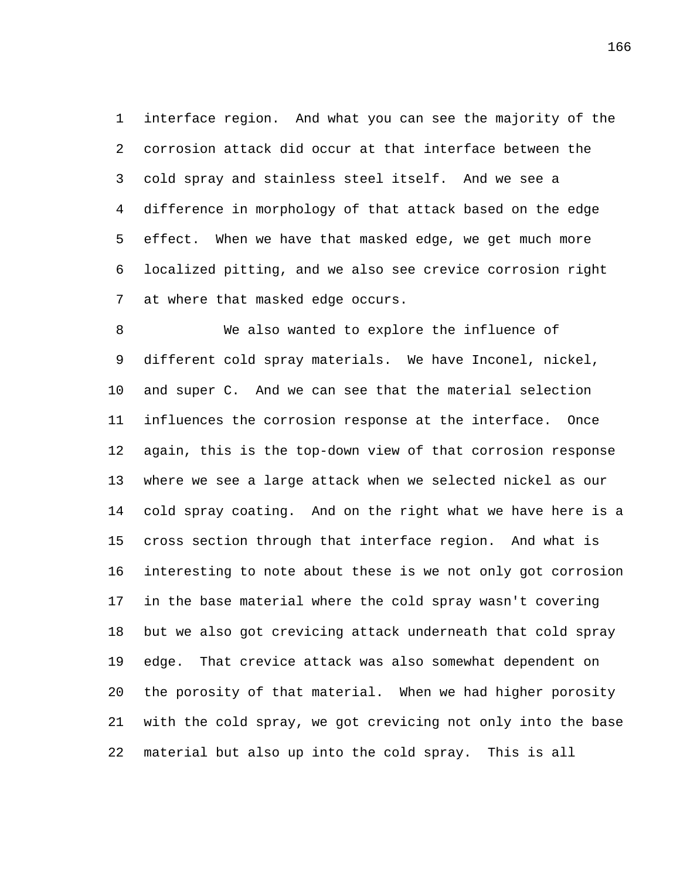interface region. And what you can see the majority of the corrosion attack did occur at that interface between the cold spray and stainless steel itself. And we see a difference in morphology of that attack based on the edge effect. When we have that masked edge, we get much more localized pitting, and we also see crevice corrosion right at where that masked edge occurs.

We also wanted to explore the influence of different cold spray materials. We have Inconel, nickel, and super C. And we can see that the material selection influences the corrosion response at the interface. Once again, this is the top-down view of that corrosion response where we see a large attack when we selected nickel as our cold spray coating. And on the right what we have here is a cross section through that interface region. And what is interesting to note about these is we not only got corrosion in the base material where the cold spray wasn't covering but we also got crevicing attack underneath that cold spray edge. That crevice attack was also somewhat dependent on the porosity of that material. When we had higher porosity with the cold spray, we got crevicing not only into the base material but also up into the cold spray. This is all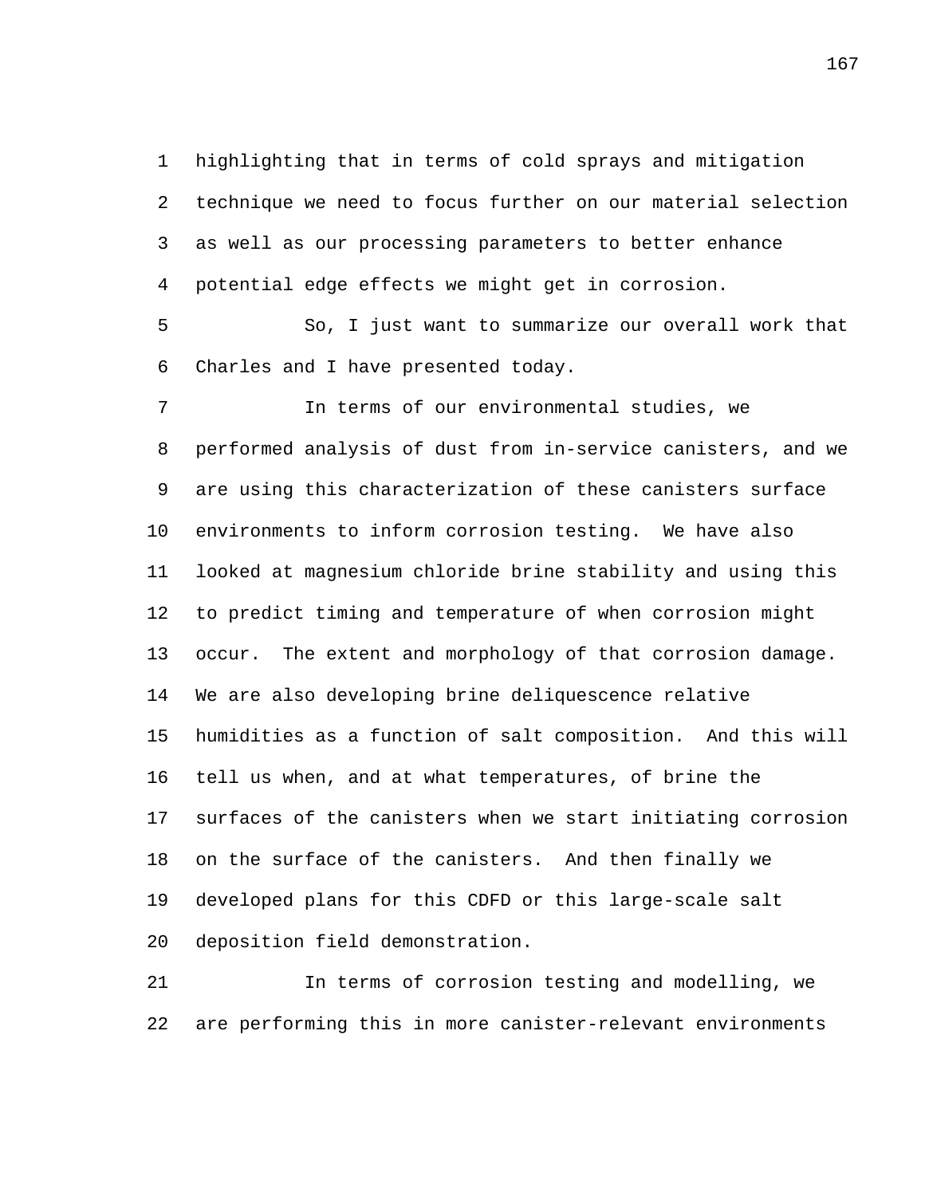highlighting that in terms of cold sprays and mitigation technique we need to focus further on our material selection as well as our processing parameters to better enhance potential edge effects we might get in corrosion.

So, I just want to summarize our overall work that Charles and I have presented today.

In terms of our environmental studies, we performed analysis of dust from in-service canisters, and we are using this characterization of these canisters surface environments to inform corrosion testing. We have also looked at magnesium chloride brine stability and using this to predict timing and temperature of when corrosion might occur. The extent and morphology of that corrosion damage. We are also developing brine deliquescence relative humidities as a function of salt composition. And this will tell us when, and at what temperatures, of brine the surfaces of the canisters when we start initiating corrosion on the surface of the canisters. And then finally we developed plans for this CDFD or this large-scale salt deposition field demonstration.

In terms of corrosion testing and modelling, we are performing this in more canister-relevant environments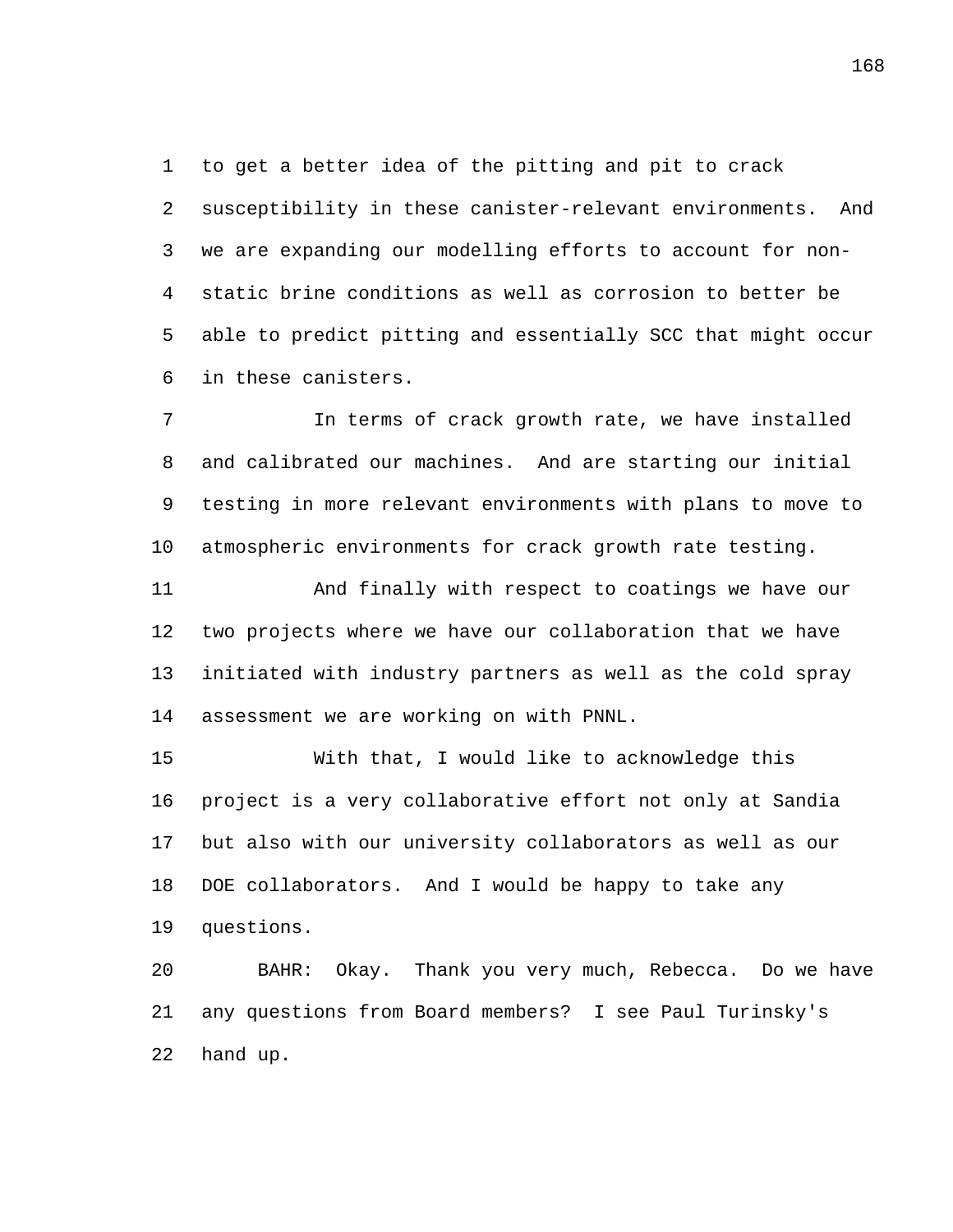to get a better idea of the pitting and pit to crack susceptibility in these canister-relevant environments. And we are expanding our modelling efforts to account for non-static brine conditions as well as corrosion to better be able to predict pitting and essentially SCC that might occur in these canisters.

In terms of crack growth rate, we have installed and calibrated our machines. And are starting our initial testing in more relevant environments with plans to move to atmospheric environments for crack growth rate testing.

And finally with respect to coatings we have our two projects where we have our collaboration that we have initiated with industry partners as well as the cold spray assessment we are working on with PNNL.

With that, I would like to acknowledge this project is a very collaborative effort not only at Sandia but also with our university collaborators as well as our DOE collaborators. And I would be happy to take any questions.

BAHR: Okay. Thank you very much, Rebecca. Do we have any questions from Board members? I see Paul Turinsky's hand up.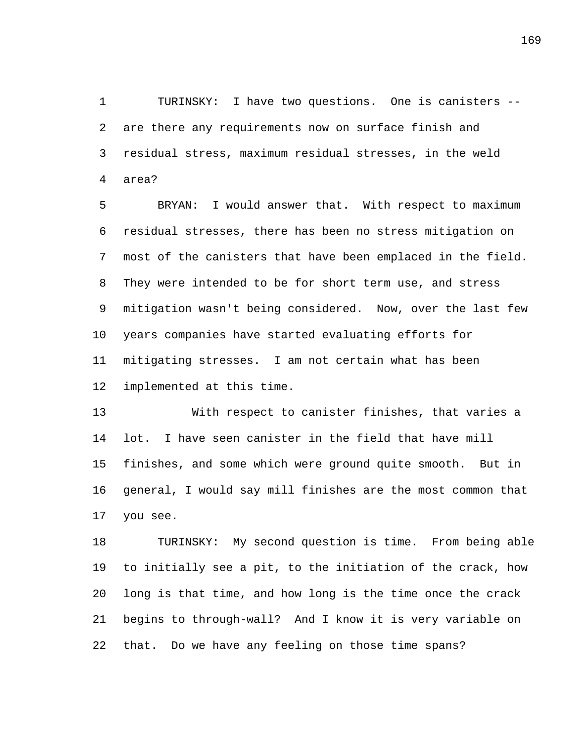TURINSKY: I have two questions. One is canisters -- are there any requirements now on surface finish and residual stress, maximum residual stresses, in the weld area?

BRYAN: I would answer that. With respect to maximum residual stresses, there has been no stress mitigation on most of the canisters that have been emplaced in the field. They were intended to be for short term use, and stress mitigation wasn't being considered. Now, over the last few years companies have started evaluating efforts for mitigating stresses. I am not certain what has been implemented at this time.

With respect to canister finishes, that varies a lot. I have seen canister in the field that have mill finishes, and some which were ground quite smooth. But in general, I would say mill finishes are the most common that you see.

TURINSKY: My second question is time. From being able to initially see a pit, to the initiation of the crack, how long is that time, and how long is the time once the crack begins to through-wall? And I know it is very variable on that. Do we have any feeling on those time spans?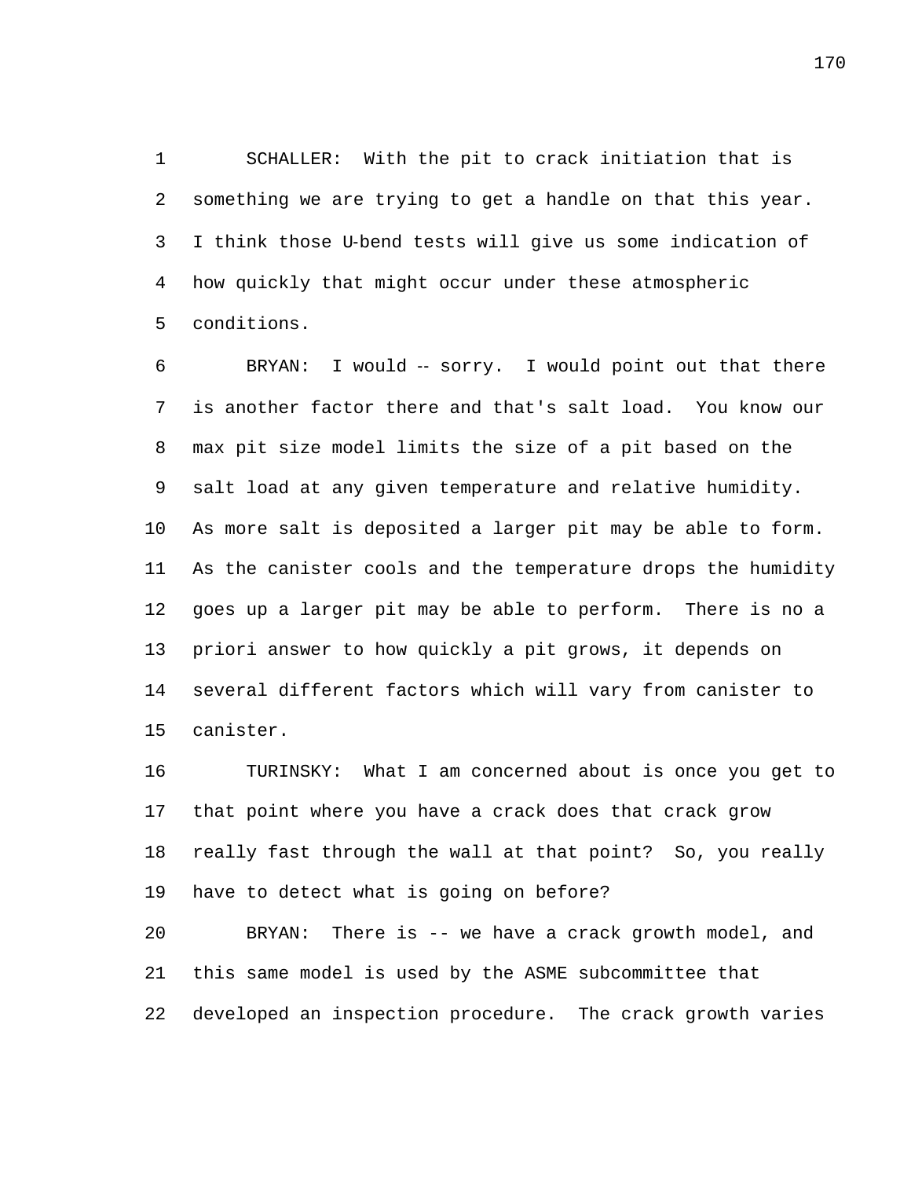SCHALLER: With the pit to crack initiation that is something we are trying to get a handle on that this year. I think those U-bend tests will give us some indication of how quickly that might occur under these atmospheric conditions.

BRYAN: I would -- sorry. I would point out that there is another factor there and that's salt load. You know our max pit size model limits the size of a pit based on the salt load at any given temperature and relative humidity. As more salt is deposited a larger pit may be able to form. As the canister cools and the temperature drops the humidity goes up a larger pit may be able to perform. There is no a priori answer to how quickly a pit grows, it depends on several different factors which will vary from canister to canister.

TURINSKY: What I am concerned about is once you get to that point where you have a crack does that crack grow really fast through the wall at that point? So, you really have to detect what is going on before?

BRYAN: There is -- we have a crack growth model, and this same model is used by the ASME subcommittee that developed an inspection procedure. The crack growth varies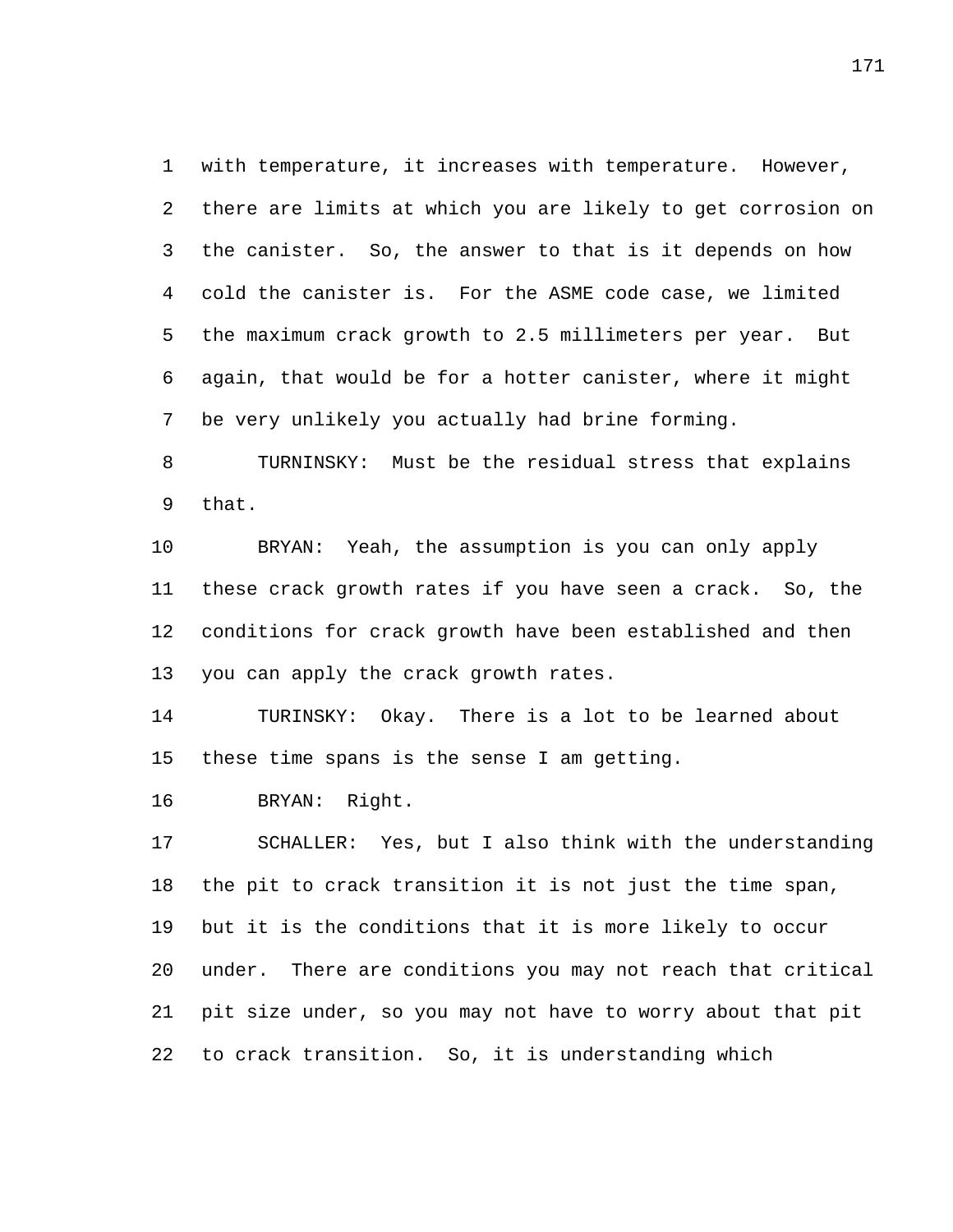with temperature, it increases with temperature. However, there are limits at which you are likely to get corrosion on the canister. So, the answer to that is it depends on how cold the canister is. For the ASME code case, we limited the maximum crack growth to 2.5 millimeters per year. But again, that would be for a hotter canister, where it might be very unlikely you actually had brine forming.

TURNINSKY: Must be the residual stress that explains that.

BRYAN: Yeah, the assumption is you can only apply these crack growth rates if you have seen a crack. So, the conditions for crack growth have been established and then you can apply the crack growth rates.

TURNINSKY: Okay. There is a lot to be learned about these time spans is the sense I am getting.

BRYAN: Right.

SCHALLER: Yes, but I also think with the understanding the pit to crack transition it is not just the time span, but it is the conditions that it is more likely to occur under. There are conditions you may not reach that critical pit size under, so you may not have to worry about that pit to crack transition. So, it is understanding which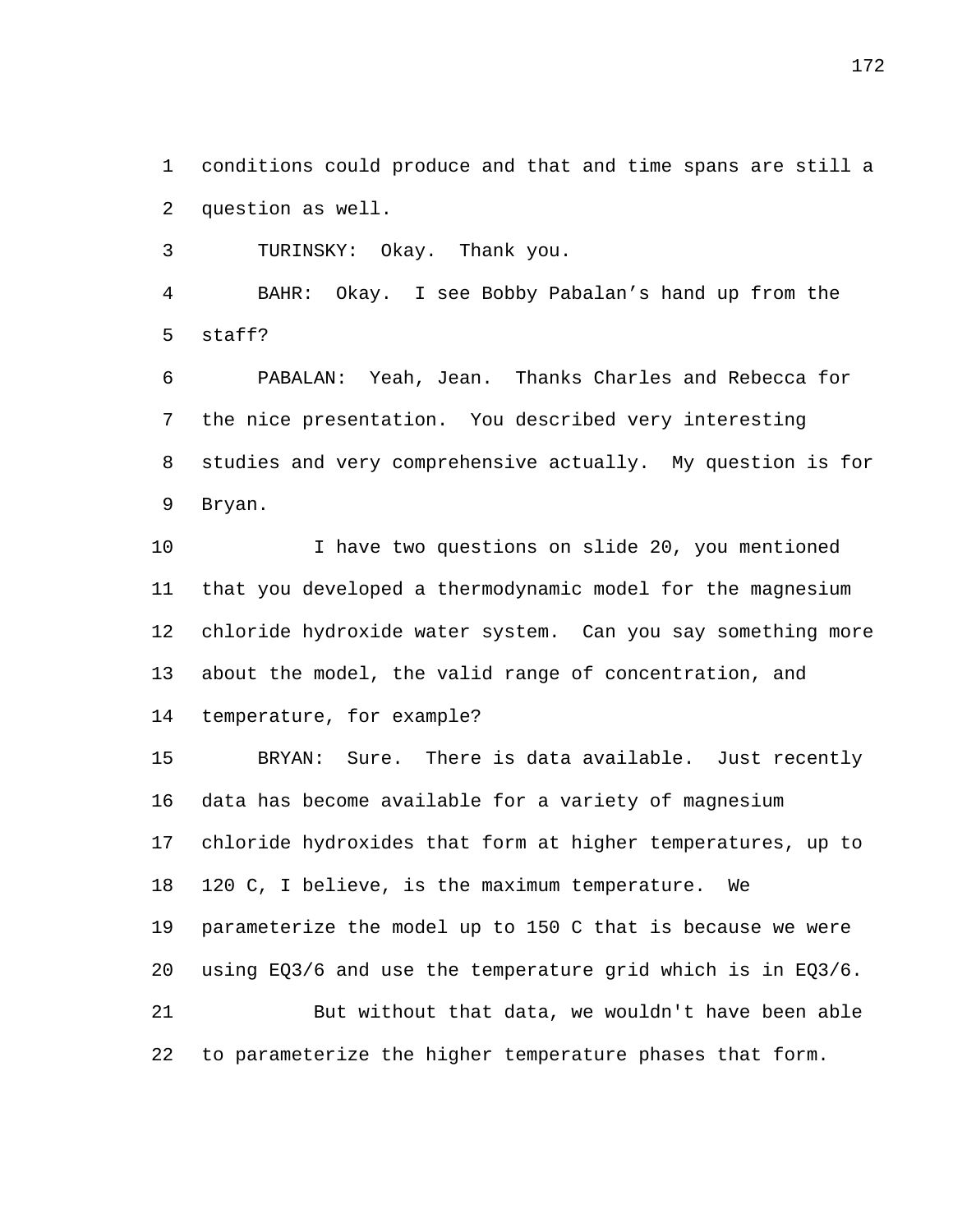conditions could produce and that and time spans are still a question as well.

TURINSKY: Okay. Thank you.

BAHR: Okay. I see Bobby Pabalan's hand up from the staff?

PABALAN: Yeah, Jean. Thanks Charles and Rebecca for the nice presentation. You described very interesting studies and very comprehensive actually. My question is for Bryan.

I have two questions on slide 20, you mentioned that you developed a thermodynamic model for the magnesium chloride hydroxide water system. Can you say something more about the model, the valid range of concentration, and temperature, for example?

BRYAN: Sure. There is data available. Just recently data has become available for a variety of magnesium chloride hydroxides that form at higher temperatures, up to 120 C, I believe, is the maximum temperature. We parameterize the model up to 150 C that is because we were using EQ3/6 and use the temperature grid which is in EQ3/6.

But without that data, we wouldn't have been able to parameterize the higher temperature phases that form.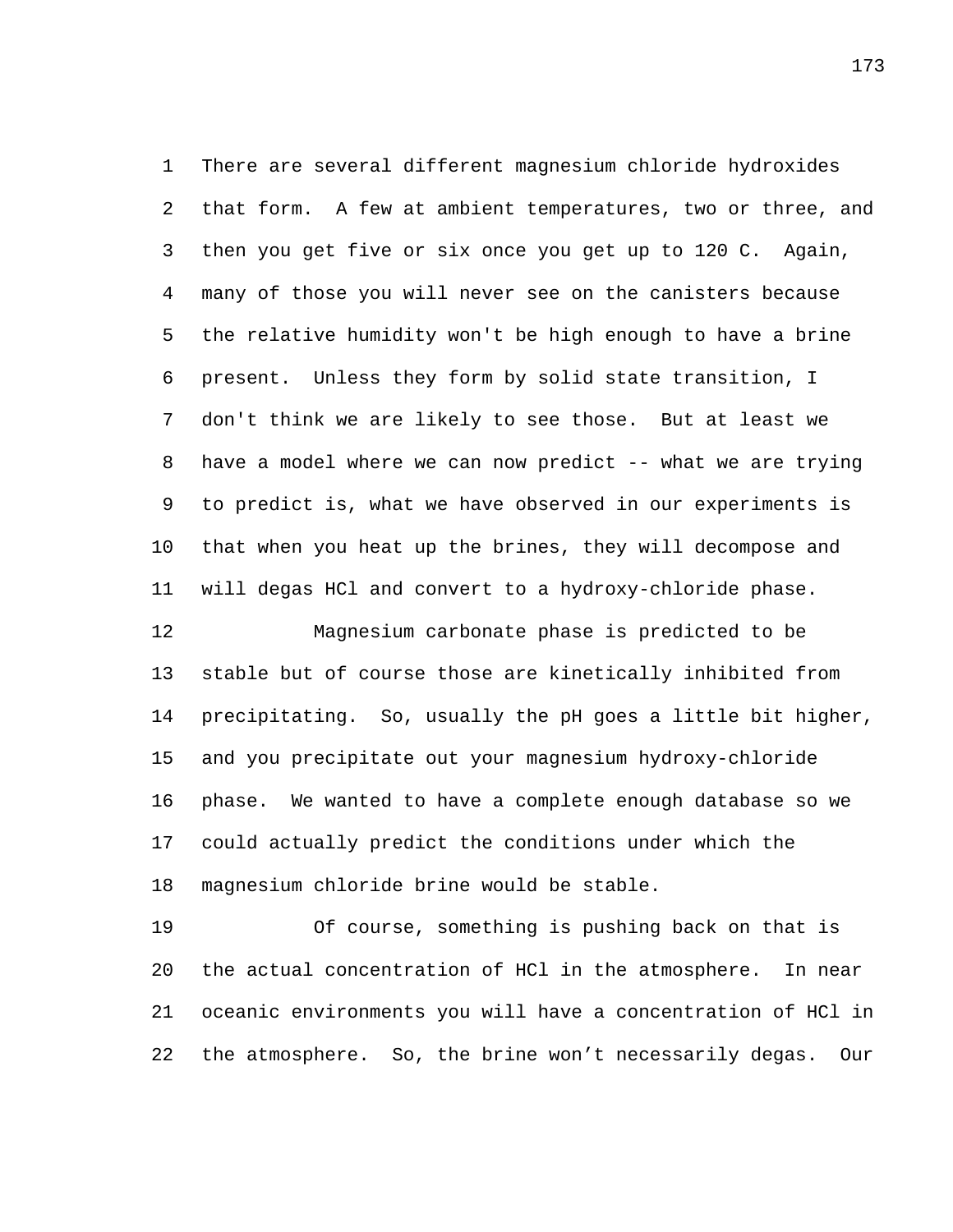There are several different magnesium chloride hydroxides that form. A few at ambient temperatures, two or three, and then you get five or six once you get up to 120 C. Again, many of those you will never see on the canisters because the relative humidity won't be high enough to have a brine present. Unless they form by solid state transition, I don't think we are likely to see those. But at least we have a model where we can now predict -- what we are trying to predict is, what we have observed in our experiments is that when you heat up the brines, they will decompose and will degas HCl and convert to a hydroxy-chloride phase.

Magnesium carbonate phase is predicted to be stable but of course those are kinetically inhibited from precipitating. So, usually the pH goes a little bit higher, and you precipitate out your magnesium hydroxy-chloride phase. We wanted to have a complete enough database so we could actually predict the conditions under which the magnesium chloride brine would be stable.

Of course, something is pushing back on that is the actual concentration of HCl in the atmosphere. In near oceanic environments you will have a concentration of HCl in the atmosphere. So, the brine won't necessarily degas. Our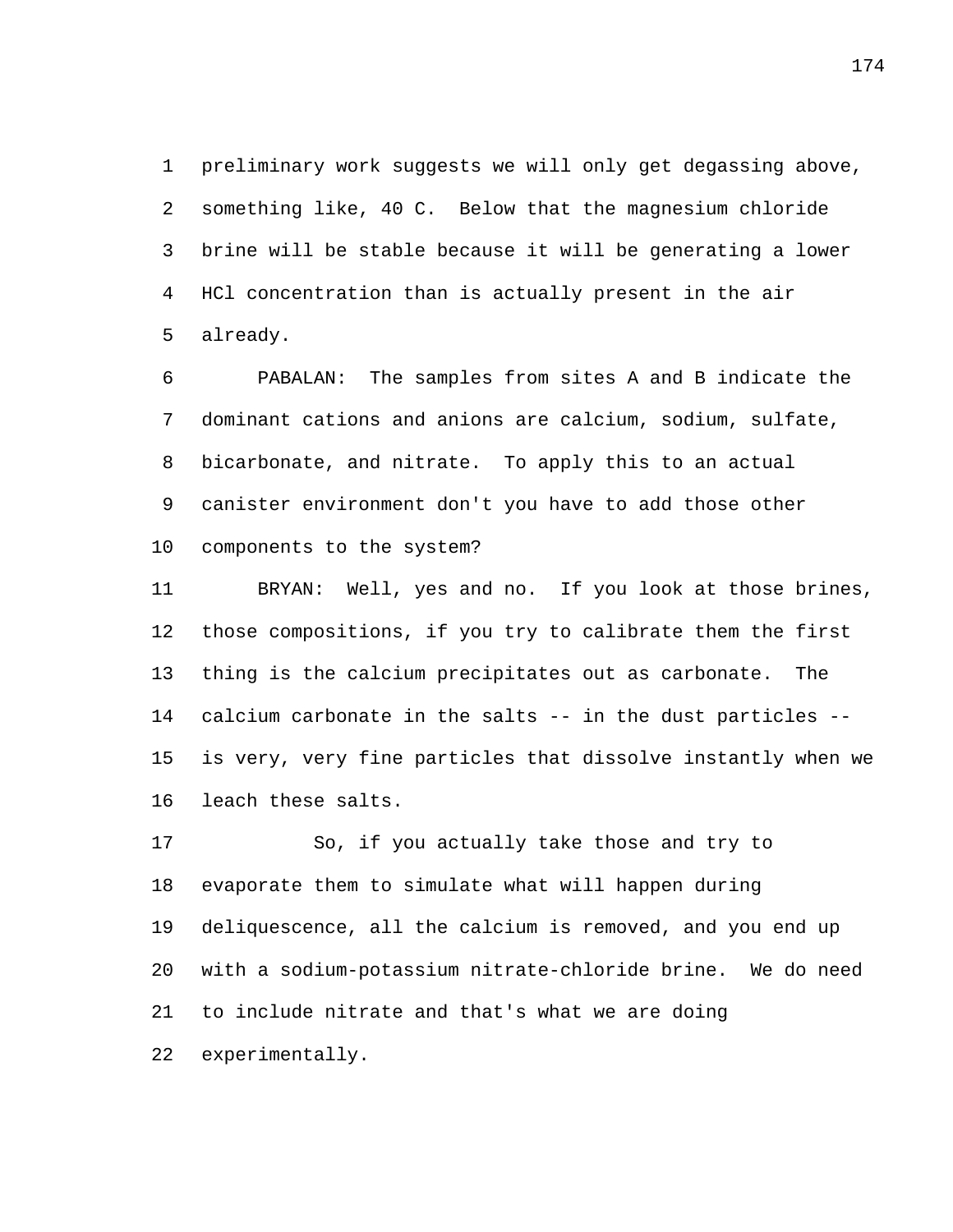preliminary work suggests we will only get degassing above, something like, 40 C. Below that the magnesium chloride brine will be stable because it will be generating a lower HCl concentration than is actually present in the air already.

PABALAN: The samples from sites A and B indicate the dominant cations and anions are calcium, sodium, sulfate, bicarbonate, and nitrate. To apply this to an actual canister environment don't you have to add those other components to the system?

BRYAN: Well, yes and no. If you look at those brines, those compositions, if you try to calibrate them the first thing is the calcium precipitates out as carbonate. The calcium carbonate in the salts -- in the dust particles -- is very, very fine particles that dissolve instantly when we leach these salts.

So, if you actually take those and try to evaporate them to simulate what will happen during deliquescence, all the calcium is removed, and you end up with a sodium-potassium nitrate-chloride brine. We do need to include nitrate and that's what we are doing experimentally.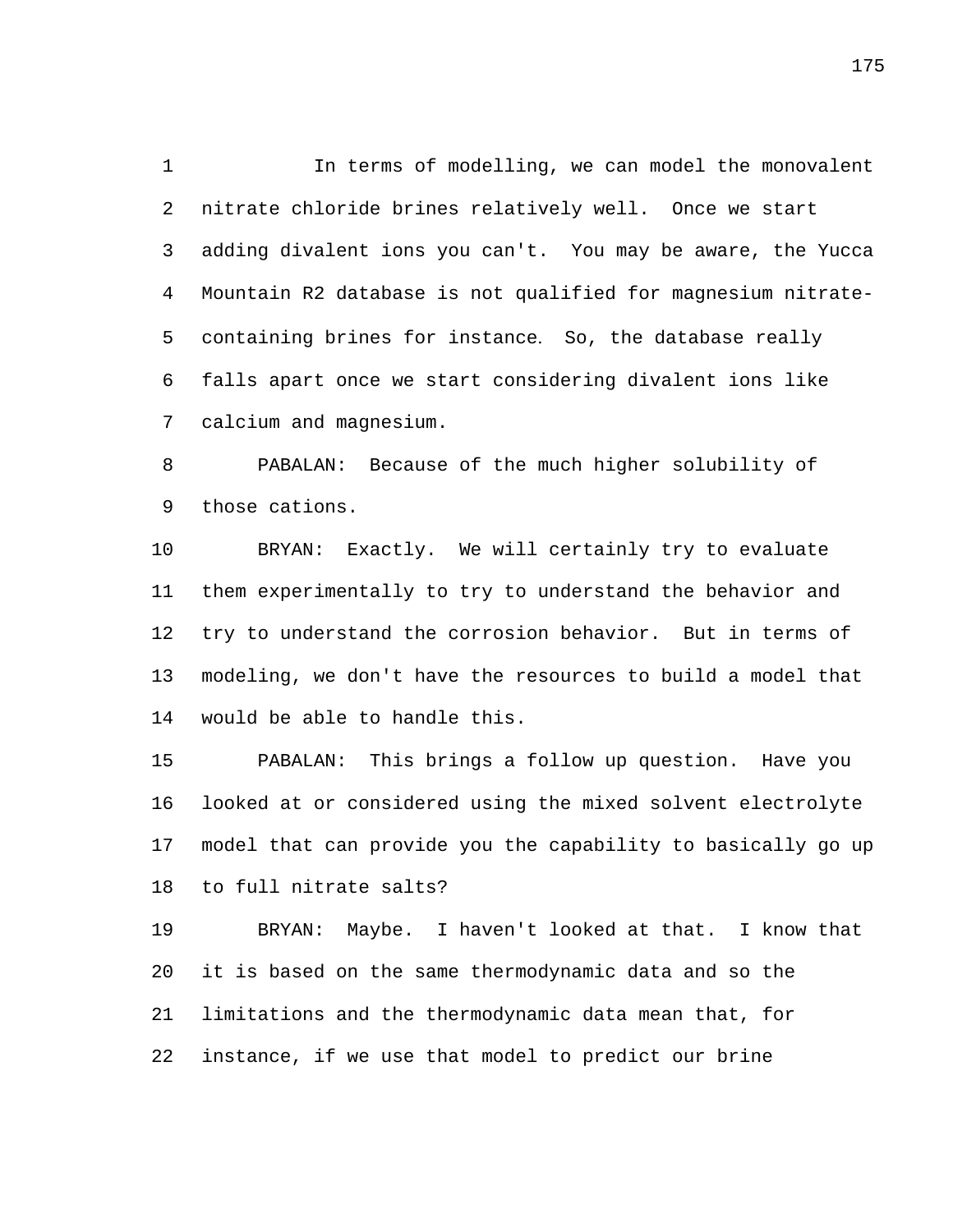In terms of modelling, we can model the monovalent nitrate chloride brines relatively well. Once we start adding divalent ions you can't. You may be aware, the Yucca Mountain R2 database is not qualified for magnesium nitrate-containing brines for instance. So, the database really falls apart once we start considering divalent ions like calcium and magnesium.

PABALAN: Because of the much higher solubility of those cations.

BRYAN: Exactly. We will certainly try to evaluate them experimentally to try to understand the behavior and try to understand the corrosion behavior. But in terms of modeling, we don't have the resources to build a model that would be able to handle this.

PABALAN: This brings a follow up question. Have you looked at or considered using the mixed solvent electrolyte model that can provide you the capability to basically go up to full nitrate salts?

BRYAN: Maybe. I haven't looked at that. I know that it is based on the same thermodynamic data and so the limitations and the thermodynamic data mean that, for instance, if we use that model to predict our brine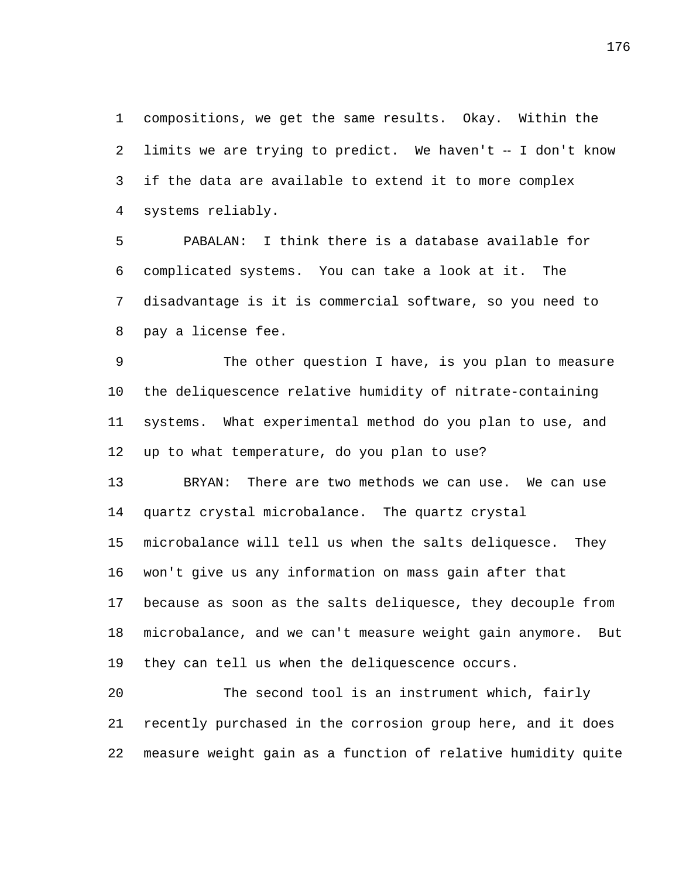compositions, we get the same results. Okay. Within the limits we are trying to predict. We haven't -- I don't know if the data are available to extend it to more complex systems reliably.

PABALAN: I think there is a database available for complicated systems. You can take a look at it. The disadvantage is it is commercial software, so you need to pay a license fee.

The other question I have, is you plan to measure the deliquescence relative humidity of nitrate-containing systems. What experimental method do you plan to use, and up to what temperature, do you plan to use?

BRYAN: There are two methods we can use. We can use quartz crystal microbalance. The quartz crystal microbalance will tell us when the salts deliquesce. They won't give us any information on mass gain after that because as soon as the salts deliquesce, they decouple from microbalance, and we can't measure weight gain anymore. But they can tell us when the deliquescence occurs.

The second tool is an instrument which, fairly recently purchased in the corrosion group here, and it does measure weight gain as a function of relative humidity quite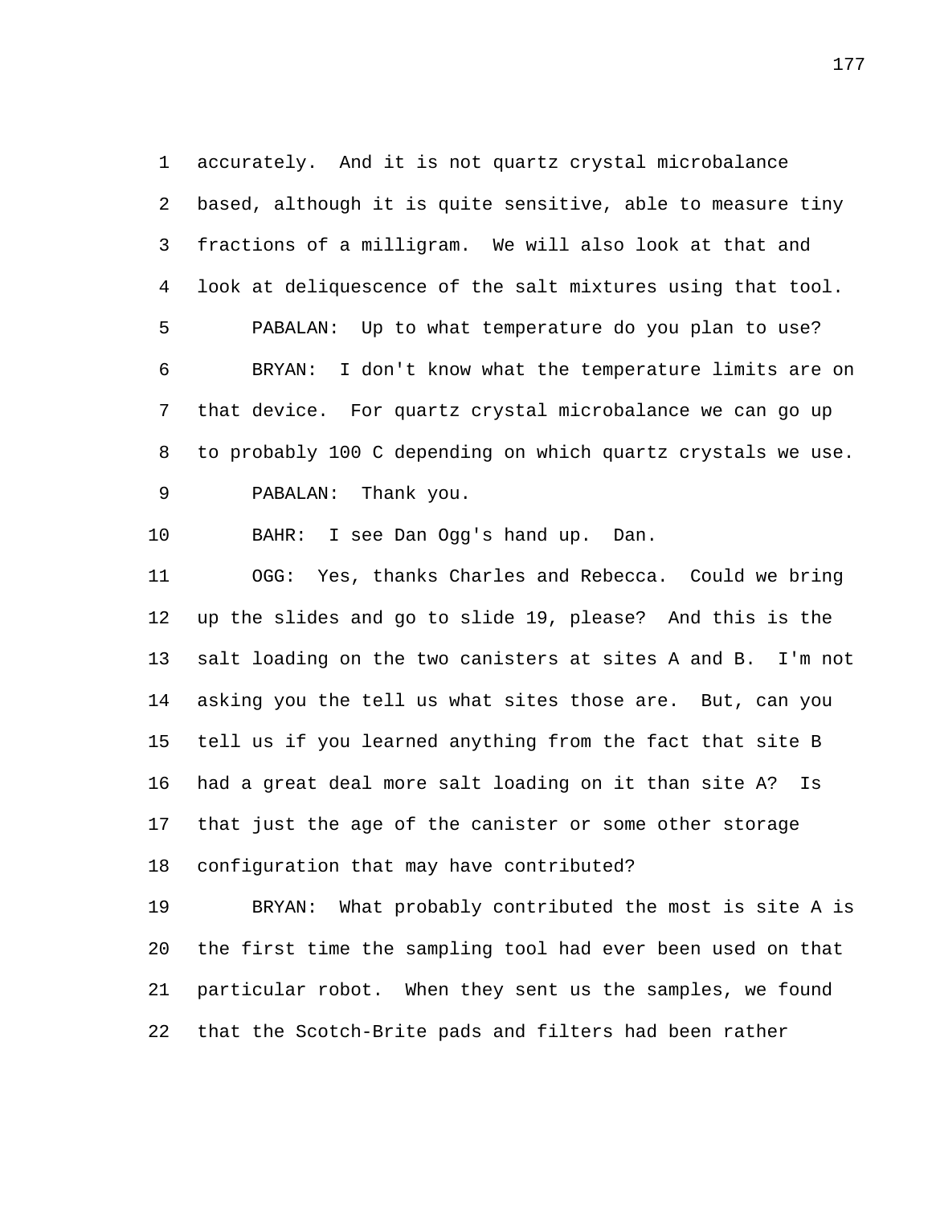accurately. And it is not quartz crystal microbalance based, although it is quite sensitive, able to measure tiny fractions of a milligram. We will also look at that and look at deliquescence of the salt mixtures using that tool.

PABALAN: Up to what temperature do you plan to use?

BRYAN: I don't know what the temperature limits are on that device. For quartz crystal microbalance we can go up to probably 100 C depending on which quartz crystals we use.

PABALAN: Thank you.

BAHR: I see Dan Ogg's hand up. Dan.

OGG: Yes, thanks Charles and Rebecca. Could we bring up the slides and go to slide 19, please? And this is the salt loading on the two canisters at sites A and B. I'm not asking you the tell us what sites those are. But, can you tell us if you learned anything from the fact that site B had a great deal more salt loading on it than site A? Is that just the age of the canister or some other storage configuration that may have contributed?

BRYAN: What probably contributed the most is site A is the first time the sampling tool had ever been used on that particular robot. When they sent us the samples, we found that the Scotch-Brite pads and filters had been rather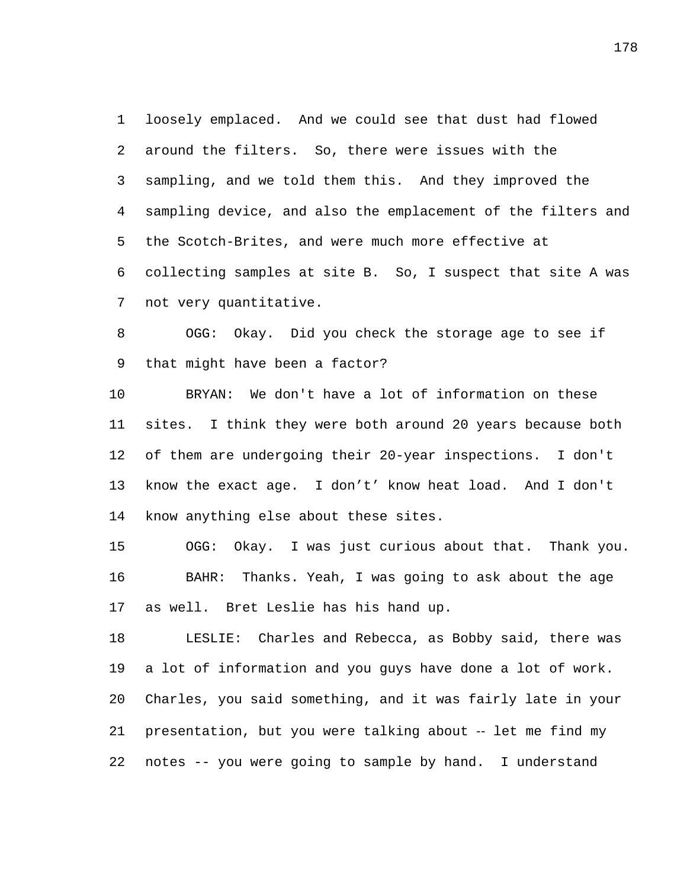loosely emplaced. And we could see that dust had flowed around the filters. So, there were issues with the sampling, and we told them this. And they improved the sampling device, and also the emplacement of the filters and the Scotch-Brites, and were much more effective at collecting samples at site B. So, I suspect that site A was not very quantitative.

OGG: Okay. Did you check the storage age to see if that might have been a factor?

BRYAN: We don't have a lot of information on these sites. I think they were both around 20 years because both of them are undergoing their 20-year inspections. I don't know the exact age. I don’t’ know heat load. And I don't know anything else about these sites.

OGG: Okay. I was just curious about that. Thank you.

BAHR: Thanks. Yeah, I was going to ask about the age as well. Bret Leslie has his hand up.

LESLIE: Charles and Rebecca, as Bobby said, there was a lot of information and you guys have done a lot of work. Charles, you said something, and it was fairly late in your presentation, but you were talking about -- let me find my notes -- you were going to sample by hand. I understand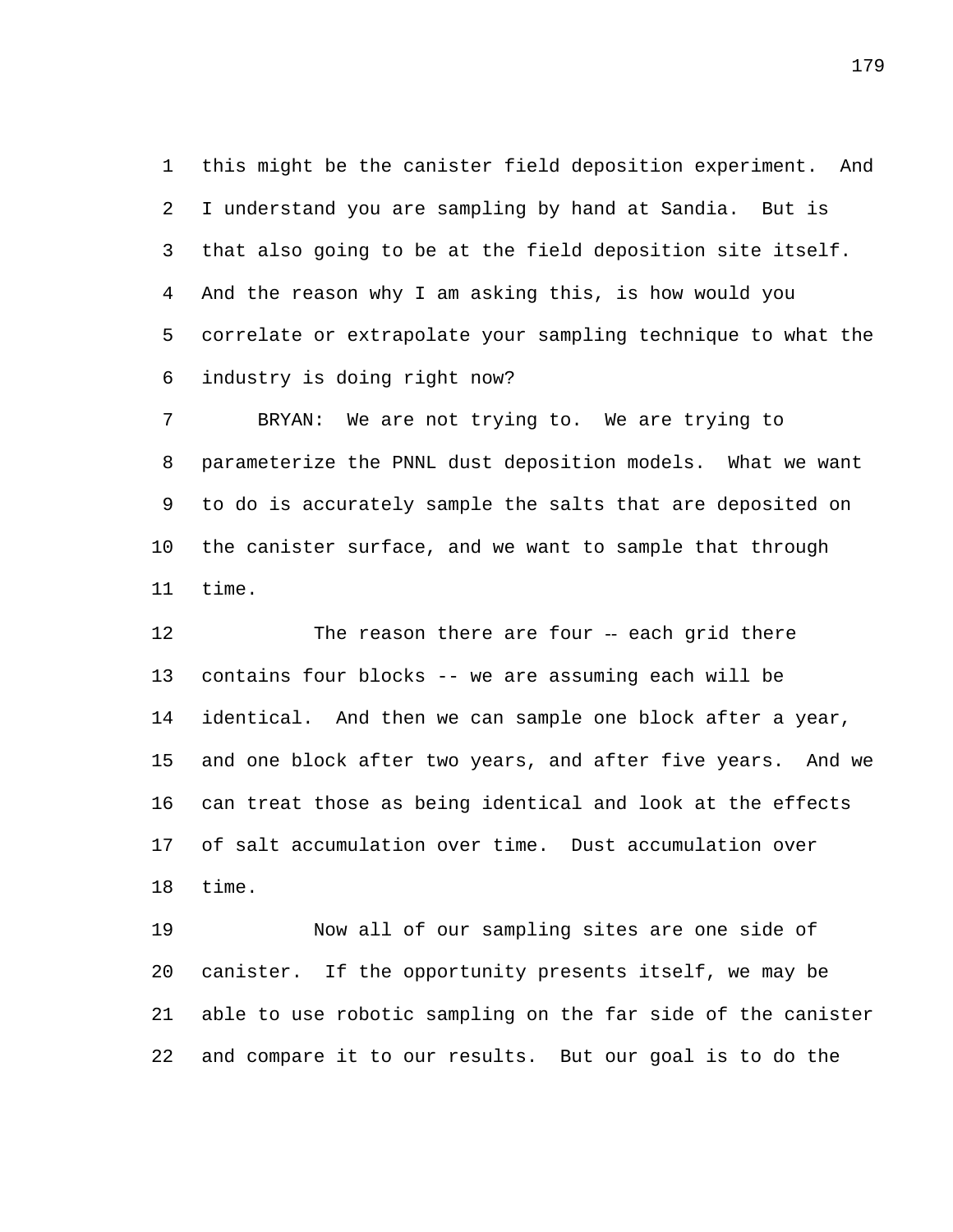this might be the canister field deposition experiment. And I understand you are sampling by hand at Sandia. But is that also going to be at the field deposition site itself. And the reason why I am asking this, is how would you correlate or extrapolate your sampling technique to what the industry is doing right now?

BRYAN: We are not trying to. We are trying to parameterize the PNNL dust deposition models. What we want to do is accurately sample the salts that are deposited on the canister surface, and we want to sample that through time.

The reason there are four -- each grid there contains four blocks -- we are assuming each will be identical. And then we can sample one block after a year, and one block after two years, and after five years. And we can treat those as being identical and look at the effects of salt accumulation over time. Dust accumulation over time.

Now all of our sampling sites are one side of canister. If the opportunity presents itself, we may be able to use robotic sampling on the far side of the canister and compare it to our results. But our goal is to do the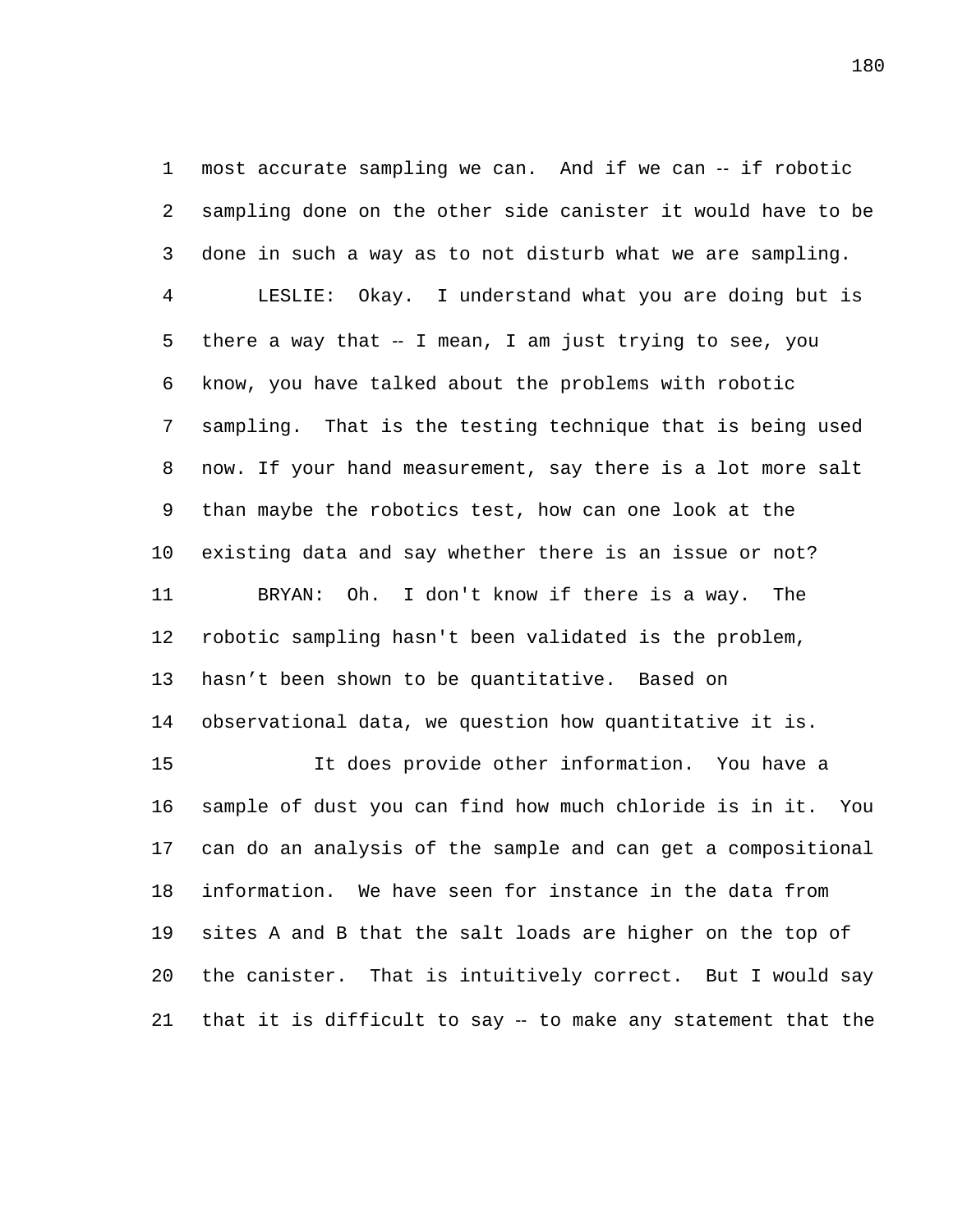most accurate sampling we can. And if we can -- if robotic sampling done on the other side canister it would have to be done in such a way as to not disturb what we are sampling.

LESLIE: Okay. I understand what you are doing but is there a way that -- I mean, I am just trying to see, you know, you have talked about the problems with robotic sampling. That is the testing technique that is being used now. If your hand measurement, say there is a lot more salt than maybe the robotics test, how can one look at the existing data and say whether there is an issue or not?

BRYAN: Oh. I don't know if there is a way. The robotic sampling hasn't been validated is the problem, hasn't been shown to be quantitative. Based on observational data, we question how quantitative it is.

It does provide other information. You have a sample of dust you can find how much chloride is in it. You can do an analysis of the sample and can get a compositional information. We have seen for instance in the data from sites A and B that the salt loads are higher on the top of the canister. That is intuitively correct. But I would say that it is difficult to say -- to make any statement that the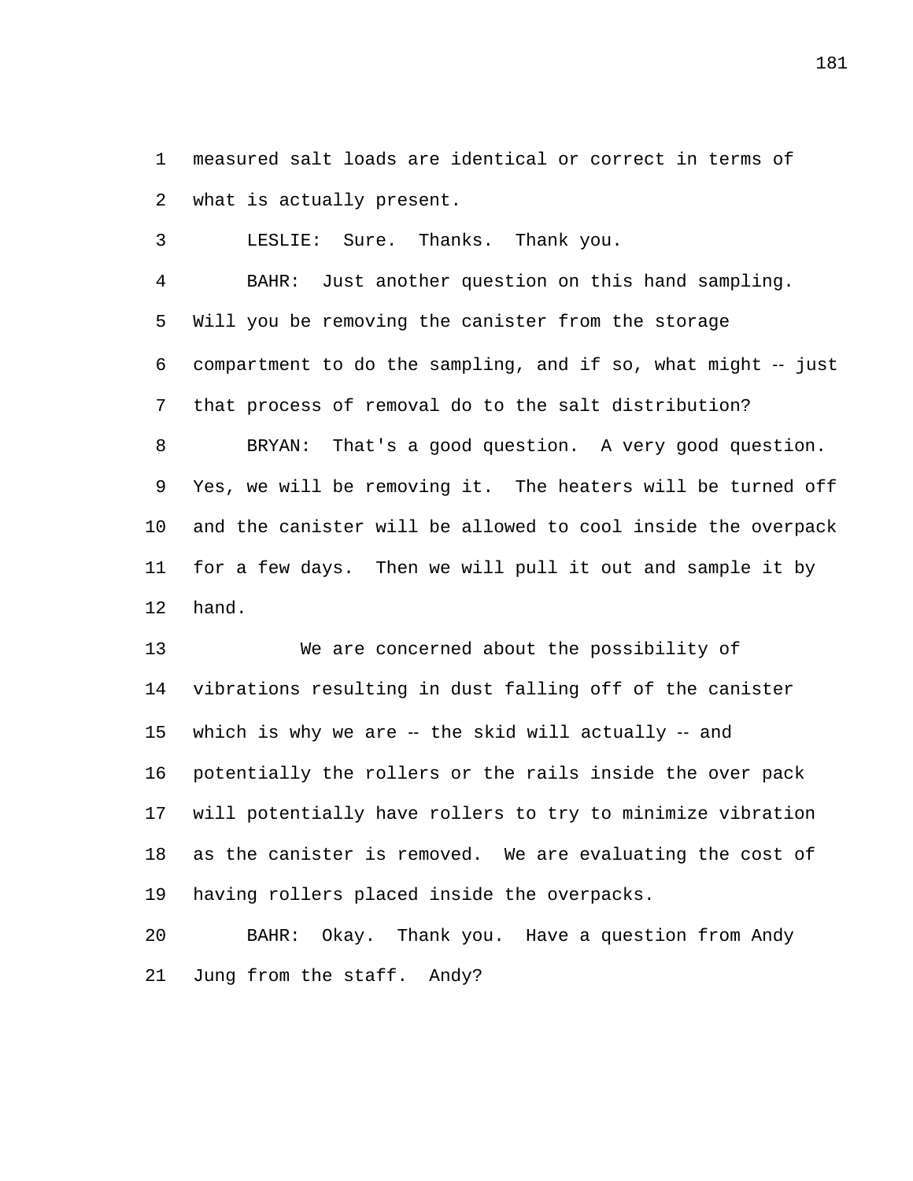measured salt loads are identical or correct in terms of what is actually present.

LESLIE: Sure. Thanks. Thank you.

BAHR: Just another question on this hand sampling. Will you be removing the canister from the storage compartment to do the sampling, and if so, what might -- just that process of removal do to the salt distribution?

BRYAN: That's a good question. A very good question. Yes, we will be removing it. The heaters will be turned off and the canister will be allowed to cool inside the overpack for a few days. Then we will pull it out and sample it by hand.

We are concerned about the possibility of vibrations resulting in dust falling off of the canister which is why we are -- the skid will actually -- and potentially the rollers or the rails inside the over pack will potentially have rollers to try to minimize vibration as the canister is removed. We are evaluating the cost of having rollers placed inside the overpacks.

BAHR: Okay. Thank you. Have a question from Andy Jung from the staff. Andy?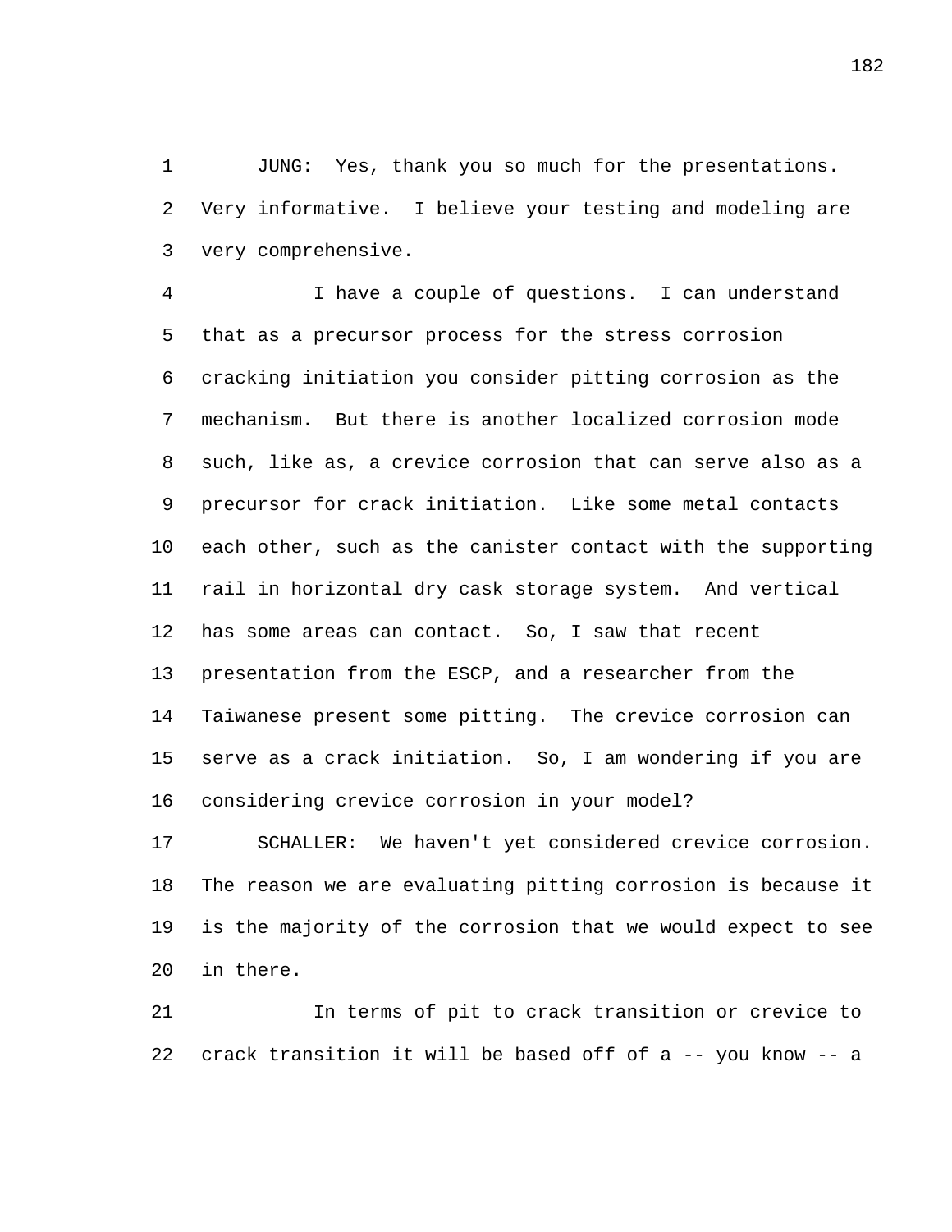JUNG: Yes, thank you so much for the presentations. Very informative. I believe your testing and modeling are very comprehensive.

I have a couple of questions. I can understand that as a precursor process for the stress corrosion cracking initiation you consider pitting corrosion as the mechanism. But there is another localized corrosion mode such, like as, a crevice corrosion that can serve also as a precursor for crack initiation. Like some metal contacts each other, such as the canister contact with the supporting rail in horizontal dry cask storage system. And vertical has some areas can contact. So, I saw that recent presentation from the ESCP, and a researcher from the Taiwanese present some pitting. The crevice corrosion can serve as a crack initiation. So, I am wondering if you are considering crevice corrosion in your model?

SCHALLER: We haven't yet considered crevice corrosion. The reason we are evaluating pitting corrosion is because it is the majority of the corrosion that we would expect to see in there.

In terms of pit to crack transition or crevice to crack transition it will be based off of a -- you know -- a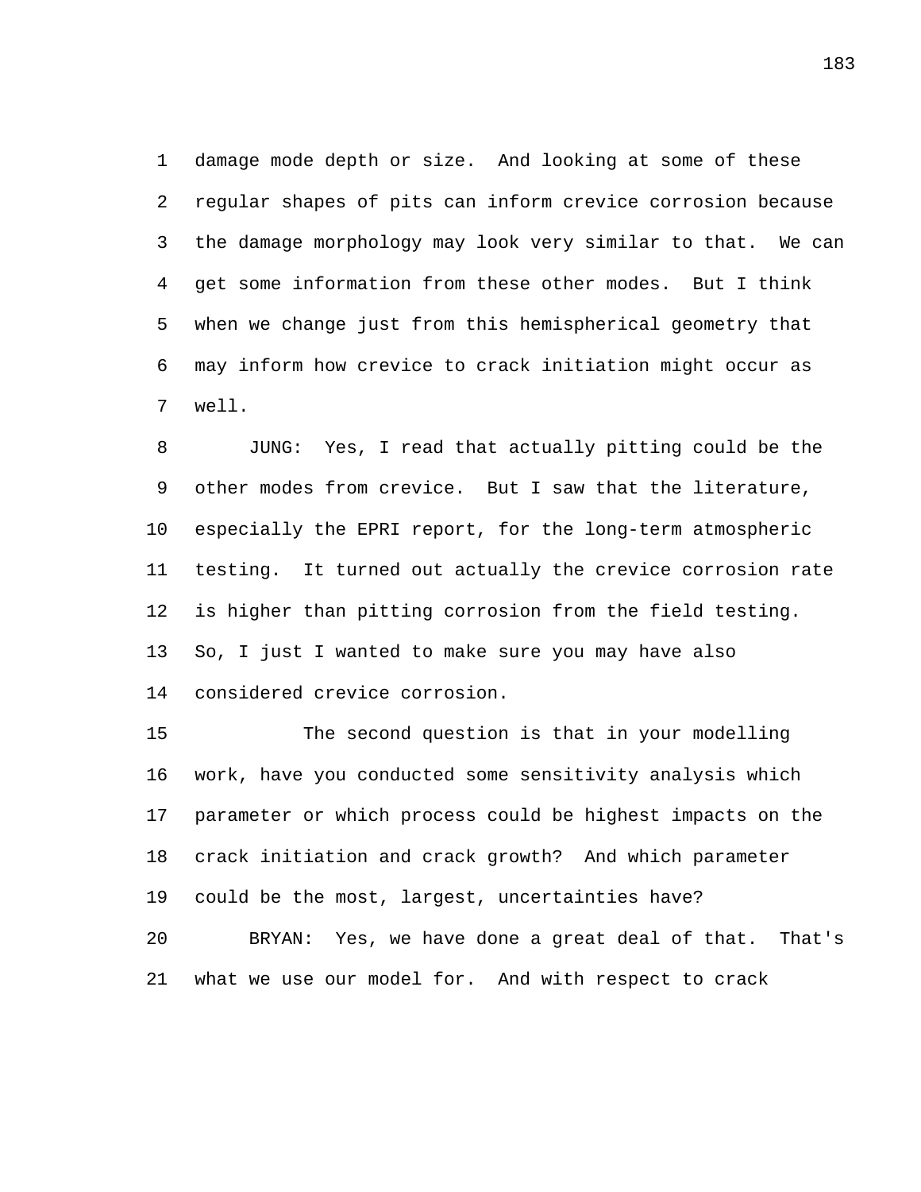damage mode depth or size. And looking at some of these regular shapes of pits can inform crevice corrosion because the damage morphology may look very similar to that. We can get some information from these other modes. But I think when we change just from this hemispherical geometry that may inform how crevice to crack initiation might occur as well.

JUNG: Yes, I read that actually pitting could be the other modes from crevice. But I saw that the literature, especially the EPRI report, for the long-term atmospheric testing. It turned out actually the crevice corrosion rate is higher than pitting corrosion from the field testing. So, I just I wanted to make sure you may have also considered crevice corrosion.

The second question is that in your modelling work, have you conducted some sensitivity analysis which parameter or which process could be highest impacts on the crack initiation and crack growth? And which parameter could be the most, largest, uncertainties have?

BRYAN: Yes, we have done a great deal of that. That's what we use our model for. And with respect to crack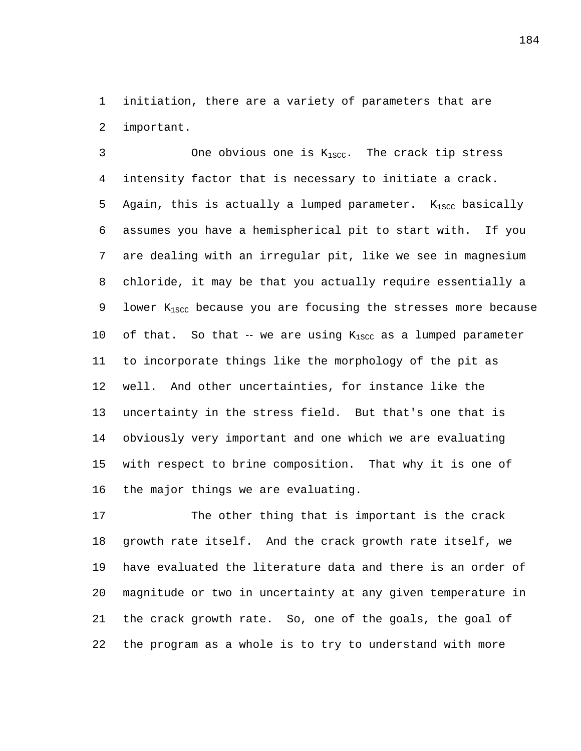initiation, there are a variety of parameters that are important.

One obvious one is $K_{1SCC}$. The crack tip stress intensity factor that is necessary to initiate a crack. Again, this is actually a lumped parameter. $K_{1SCC}$ basically assumes you have a hemispherical pit to start with. If you are dealing with an irregular pit, like we see in magnesium chloride, it may be that you actually require essentially a lower $K_{1SCC}$ because you are focusing the stresses more because of that. So that -- we are using $K_{1SCC}$ as a lumped parameter to incorporate things like the morphology of the pit as well. And other uncertainties, for instance like the uncertainty in the stress field. But that's one that is obviously very important and one which we are evaluating with respect to brine composition. That why it is one of the major things we are evaluating.

The other thing that is important is the crack growth rate itself. And the crack growth rate itself, we have evaluated the literature data and there is an order of magnitude or two in uncertainty at any given temperature in the crack growth rate. So, one of the goals, the goal of the program as a whole is to try to understand with more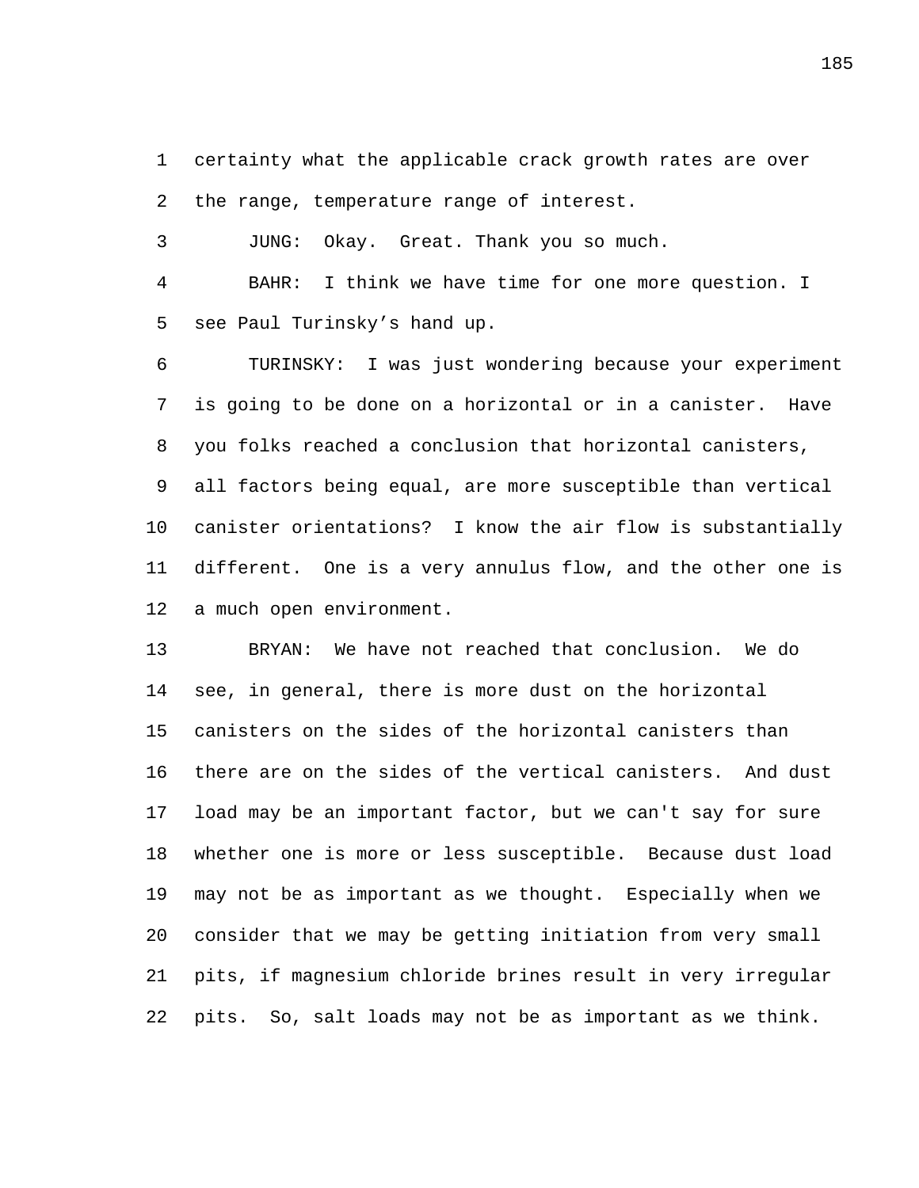certainty what the applicable crack growth rates are over the range, temperature range of interest.

JUNG: Okay. Great. Thank you so much.

BAHR: I think we have time for one more question. I see Paul Turinsky’s hand up.

TURINSKY: I was just wondering because your experiment is going to be done on a horizontal or in a canister. Have you folks reached a conclusion that horizontal canisters, all factors being equal, are more susceptible than vertical canister orientations? I know the air flow is substantially different. One is a very annulus flow, and the other one is a much open environment.

BRYAN: We have not reached that conclusion. We do see, in general, there is more dust on the horizontal canisters on the sides of the horizontal canisters than there are on the sides of the vertical canisters. And dust load may be an important factor, but we can't say for sure whether one is more or less susceptible. Because dust load may not be as important as we thought. Especially when we consider that we may be getting initiation from very small pits, if magnesium chloride brines result in very irregular pits. So, salt loads may not be as important as we think.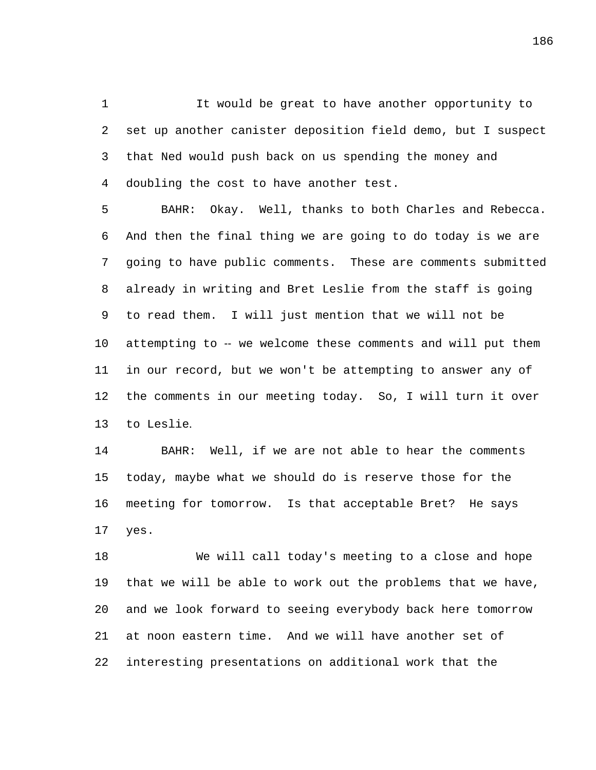It would be great to have another opportunity to set up another canister deposition field demo, but I suspect that Ned would push back on us spending the money and doubling the cost to have another test.

BAHR: Okay. Well, thanks to both Charles and Rebecca. And then the final thing we are going to do today is we are going to have public comments. These are comments submitted already in writing and Bret Leslie from the staff is going to read them. I will just mention that we will not be attempting to -- we welcome these comments and will put them in our record, but we won't be attempting to answer any of the comments in our meeting today. So, I will turn it over to Leslie.

BAHR: Well, if we are not able to hear the comments today, maybe what we should do is reserve those for the meeting for tomorrow. Is that acceptable Bret? He says yes.

We will call today's meeting to a close and hope that we will be able to work out the problems that we have, and we look forward to seeing everybody back here tomorrow at noon eastern time. And we will have another set of interesting presentations on additional work that the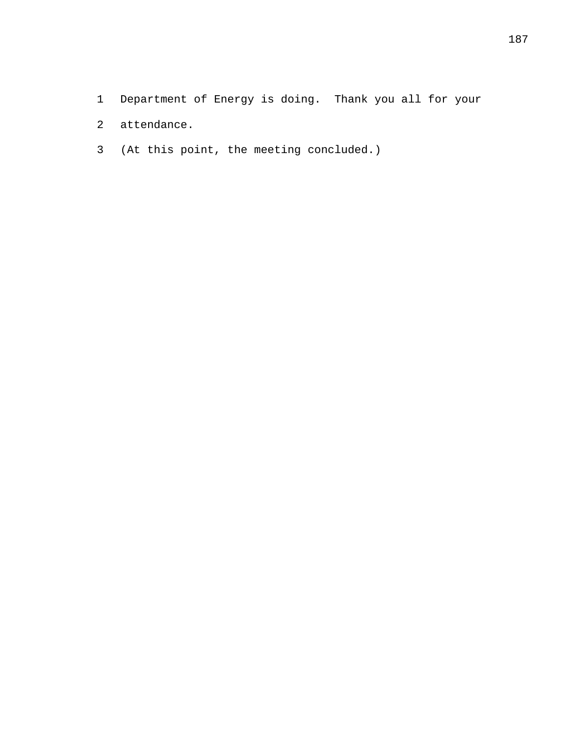Department of Energy is doing. Thank you all for your attendance.

(At this point, the meeting concluded.)